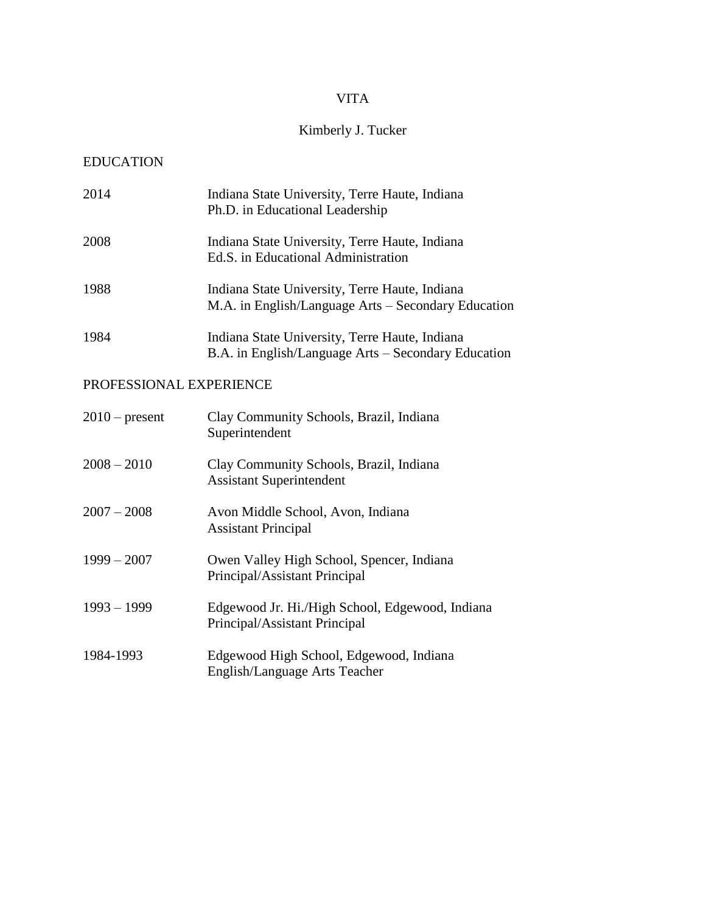# VITA

## Kimberly J. Tucker

### EDUCATION

| | |
|---|---|
| 2014 | Indiana State University, Terre Haute, Indiana<br>Ph.D. in Educational Leadership |
| 2008 | Indiana State University, Terre Haute, Indiana<br>Ed.S. in Educational Administration |
| 1988 | Indiana State University, Terre Haute, Indiana<br>M.A. in English/Language Arts – Secondary Education |
| 1984 | Indiana State University, Terre Haute, Indiana<br>B.A. in English/Language Arts – Secondary Education |

### PROFESSIONAL EXPERIENCE

| | |
|---|---|
| 2010 – present | Clay Community Schools, Brazil, Indiana<br>Superintendent |
| 2008 – 2010 | Clay Community Schools, Brazil, Indiana<br>Assistant Superintendent |
| 2007 – 2008 | Avon Middle School, Avon, Indiana<br>Assistant Principal |
| 1999 – 2007 | Owen Valley High School, Spencer, Indiana<br>Principal/Assistant Principal |
| 1993 – 1999 | Edgewood Jr. Hi./High School, Edgewood, Indiana<br>Principal/Assistant Principal |
| 1984-1993 | Edgewood High School, Edgewood, Indiana<br>English/Language Arts Teacher |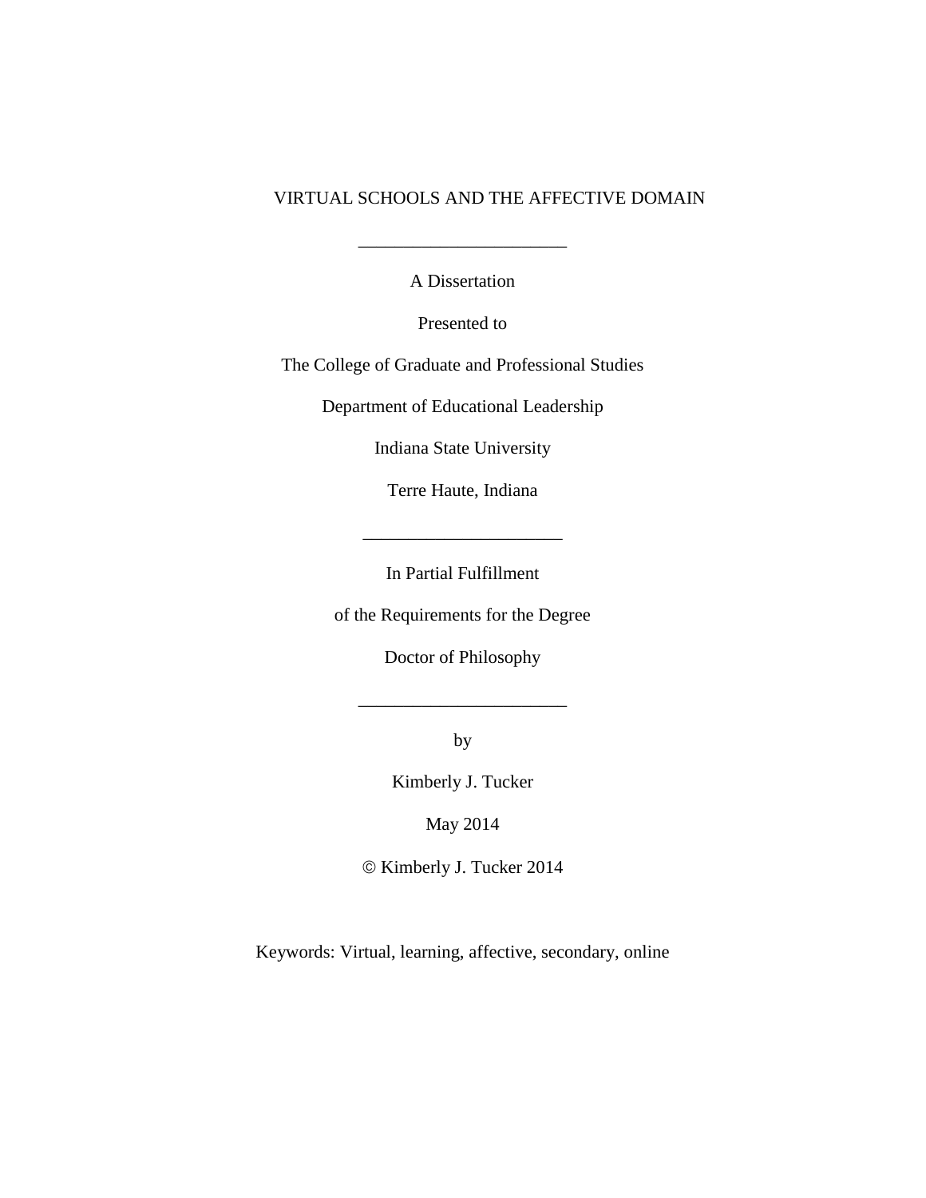# VIRTUAL SCHOOLS AND THE AFFECTIVE DOMAIN

_______________________

A Dissertation

Presented to

The College of Graduate and Professional Studies

Department of Educational Leadership

Indiana State University

Terre Haute, Indiana

______________________

In Partial Fulfillment

of the Requirements for the Degree

Doctor of Philosophy

_______________________

by

Kimberly J. Tucker

May 2014

© Kimberly J. Tucker 2014

Keywords: Virtual, learning, affective, secondary, online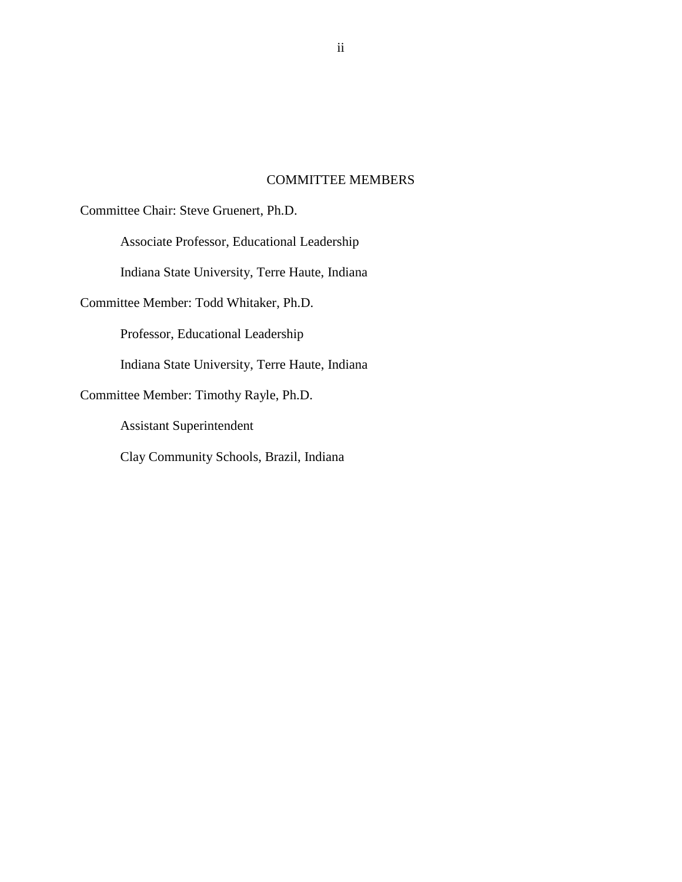## COMMITTEE MEMBERS

Committee Chair: Steve Gruenert, Ph.D.

Associate Professor, Educational Leadership

Indiana State University, Terre Haute, Indiana

Committee Member: Todd Whitaker, Ph.D.

Professor, Educational Leadership

Indiana State University, Terre Haute, Indiana

Committee Member: Timothy Rayle, Ph.D.

Assistant Superintendent

Clay Community Schools, Brazil, Indiana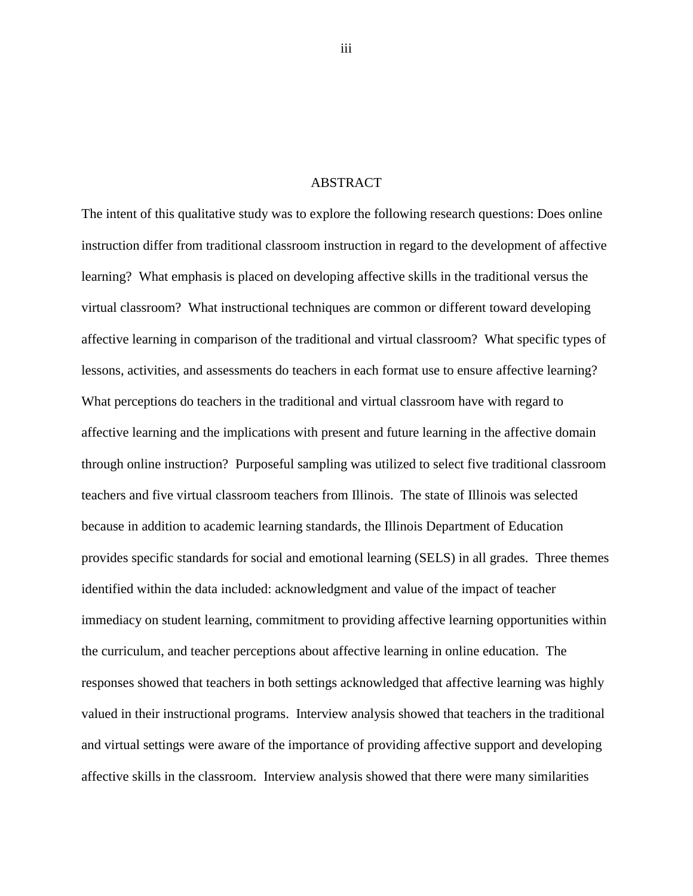# ABSTRACT

The intent of this qualitative study was to explore the following research questions: Does online instruction differ from traditional classroom instruction in regard to the development of affective learning? What emphasis is placed on developing affective skills in the traditional versus the virtual classroom? What instructional techniques are common or different toward developing affective learning in comparison of the traditional and virtual classroom? What specific types of lessons, activities, and assessments do teachers in each format use to ensure affective learning? What perceptions do teachers in the traditional and virtual classroom have with regard to affective learning and the implications with present and future learning in the affective domain through online instruction? Purposeful sampling was utilized to select five traditional classroom teachers and five virtual classroom teachers from Illinois. The state of Illinois was selected because in addition to academic learning standards, the Illinois Department of Education provides specific standards for social and emotional learning (SELS) in all grades. Three themes identified within the data included: acknowledgment and value of the impact of teacher immediacy on student learning, commitment to providing affective learning opportunities within the curriculum, and teacher perceptions about affective learning in online education. The responses showed that teachers in both settings acknowledged that affective learning was highly valued in their instructional programs. Interview analysis showed that teachers in the traditional and virtual settings were aware of the importance of providing affective support and developing affective skills in the classroom. Interview analysis showed that there were many similarities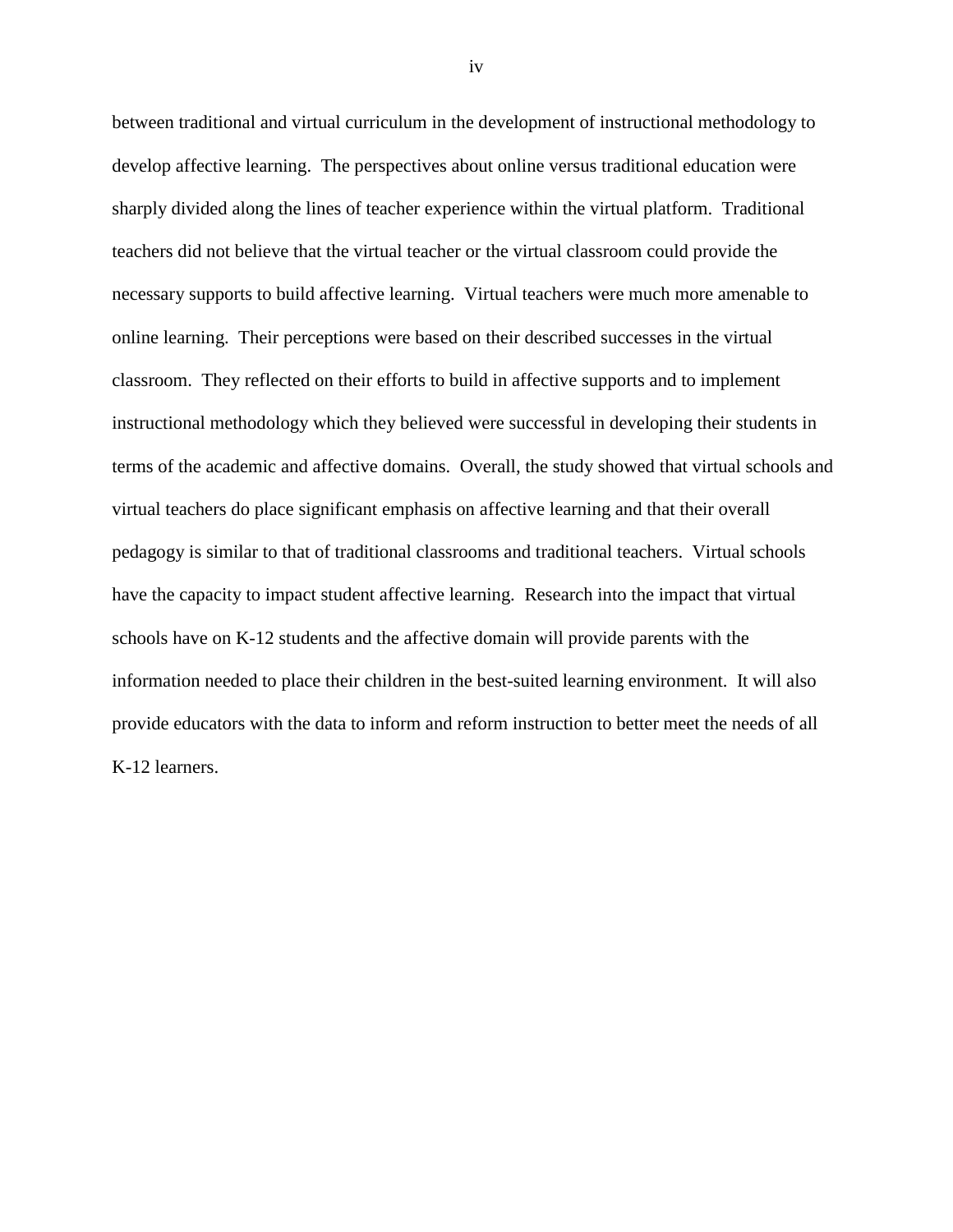between traditional and virtual curriculum in the development of instructional methodology to develop affective learning. The perspectives about online versus traditional education were sharply divided along the lines of teacher experience within the virtual platform. Traditional teachers did not believe that the virtual teacher or the virtual classroom could provide the necessary supports to build affective learning. Virtual teachers were much more amenable to online learning. Their perceptions were based on their described successes in the virtual classroom. They reflected on their efforts to build in affective supports and to implement instructional methodology which they believed were successful in developing their students in terms of the academic and affective domains. Overall, the study showed that virtual schools and virtual teachers do place significant emphasis on affective learning and that their overall pedagogy is similar to that of traditional classrooms and traditional teachers. Virtual schools have the capacity to impact student affective learning. Research into the impact that virtual schools have on K-12 students and the affective domain will provide parents with the information needed to place their children in the best-suited learning environment. It will also provide educators with the data to inform and reform instruction to better meet the needs of all K-12 learners.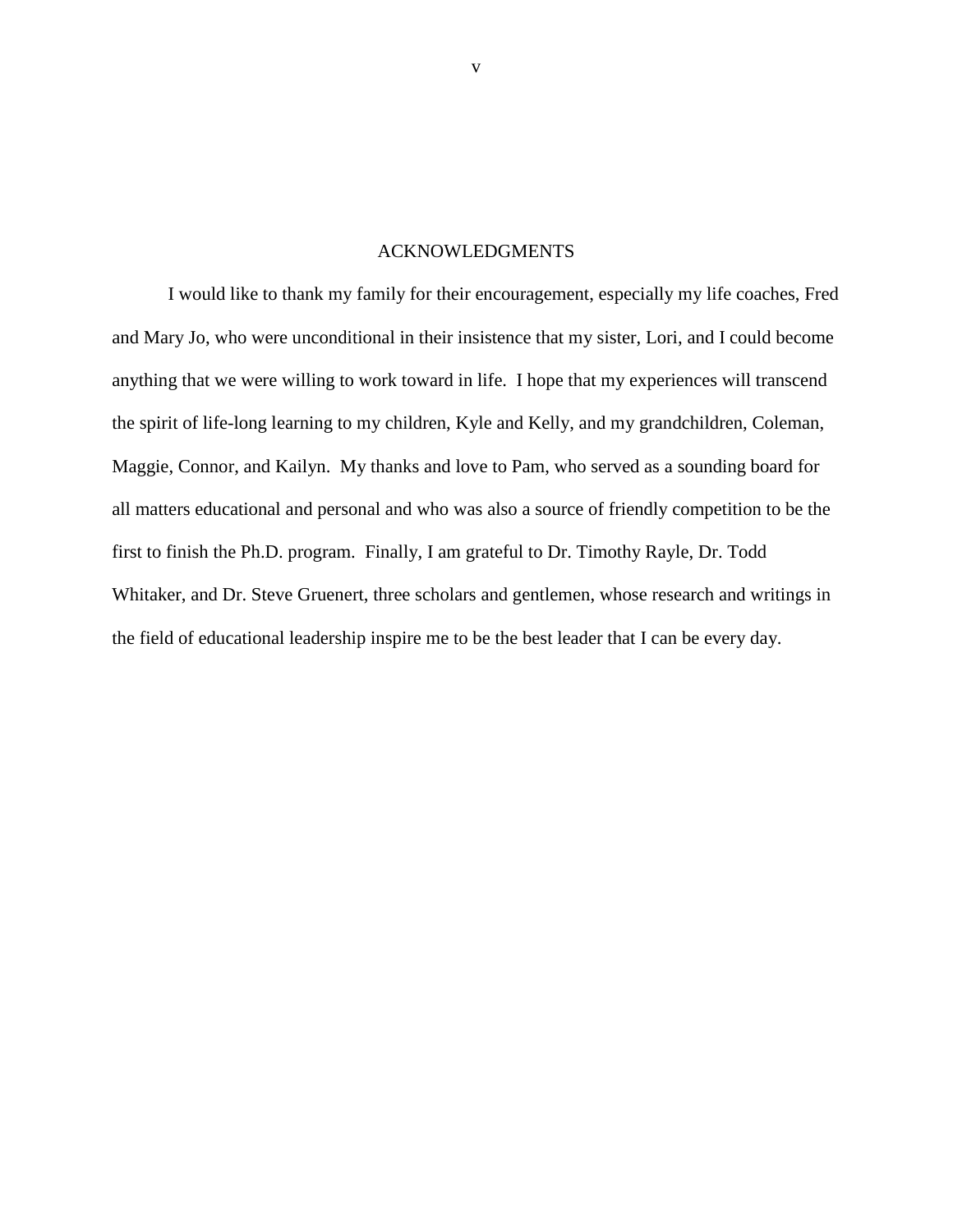# ACKNOWLEDGMENTS

I would like to thank my family for their encouragement, especially my life coaches, Fred and Mary Jo, who were unconditional in their insistence that my sister, Lori, and I could become anything that we were willing to work toward in life. I hope that my experiences will transcend the spirit of life-long learning to my children, Kyle and Kelly, and my grandchildren, Coleman, Maggie, Connor, and Kailyn. My thanks and love to Pam, who served as a sounding board for all matters educational and personal and who was also a source of friendly competition to be the first to finish the Ph.D. program. Finally, I am grateful to Dr. Timothy Rayle, Dr. Todd Whitaker, and Dr. Steve Gruenert, three scholars and gentlemen, whose research and writings in the field of educational leadership inspire me to be the best leader that I can be every day.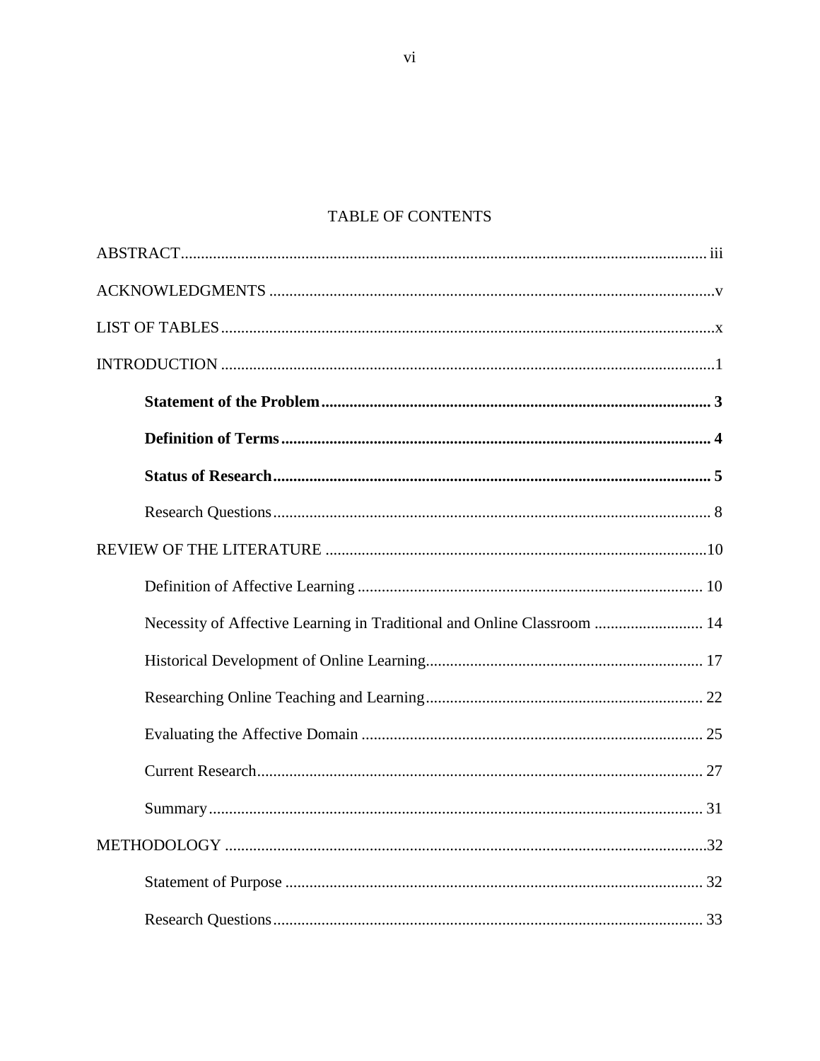# TABLE OF CONTENTS

ABSTRACT .......... iii

ACKNOWLEDGMENTS .......... v

LIST OF TABLES .......... x

INTRODUCTION .......... 1

- **Statement of the Problem .......... 3**
- **Definition of Terms .......... 4**
- **Status of Research .......... 5**
- Research Questions .......... 8

REVIEW OF THE LITERATURE .......... 10

- Definition of Affective Learning .......... 10
- Necessity of Affective Learning in Traditional and Online Classroom .......... 14
- Historical Development of Online Learning .......... 17
- Researching Online Teaching and Learning .......... 22
- Evaluating the Affective Domain .......... 25
- Current Research .......... 27
- Summary .......... 31

METHODOLOGY .......... 32

- Statement of Purpose .......... 32
- Research Questions .......... 33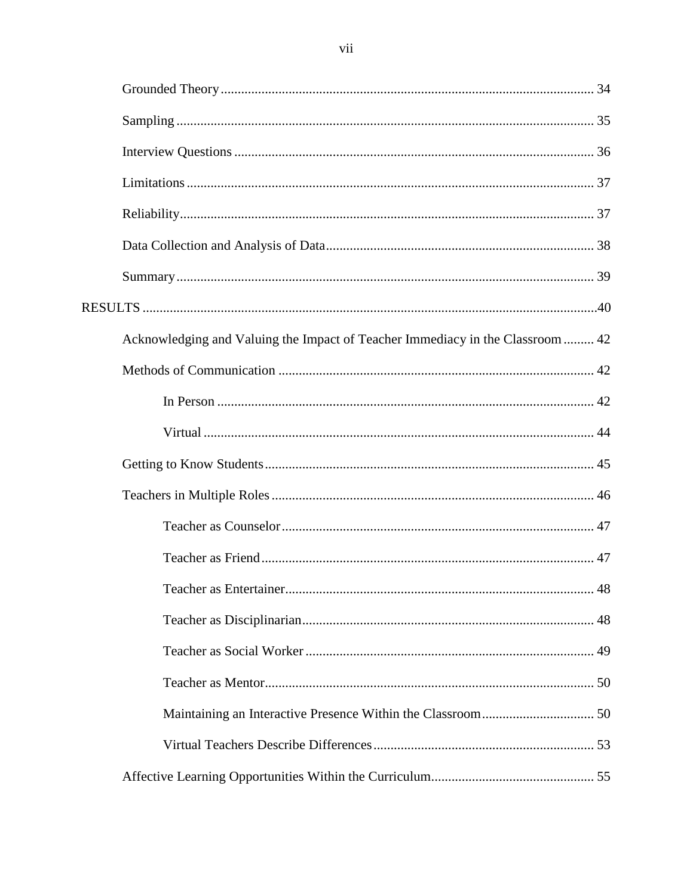Grounded Theory ........................................................................................................ 34

Sampling .................................................................................................................... 35

Interview Questions ................................................................................................... 36

Limitations ................................................................................................................. 37

Reliability .................................................................................................................. 37

Data Collection and Analysis of Data ....................................................................... 38

Summary .................................................................................................................... 39

RESULTS ........................................................................................................................... 40

Acknowledging and Valuing the Impact of Teacher Immediacy in the Classroom ......... 42

Methods of Communication ...................................................................................... 42

In Person ............................................................................................................... 42

Virtual ................................................................................................................... 44

Getting to Know Students .......................................................................................... 45

Teachers in Multiple Roles ........................................................................................ 46

Teacher as Counselor ............................................................................................ 47

Teacher as Friend .................................................................................................. 47

Teacher as Entertainer ........................................................................................... 48

Teacher as Disciplinarian ...................................................................................... 48

Teacher as Social Worker ...................................................................................... 49

Teacher as Mentor ................................................................................................. 50

Maintaining an Interactive Presence Within the Classroom ................................. 50

Virtual Teachers Describe Differences .................................................................. 53

Affective Learning Opportunities Within the Curriculum ............................................... 55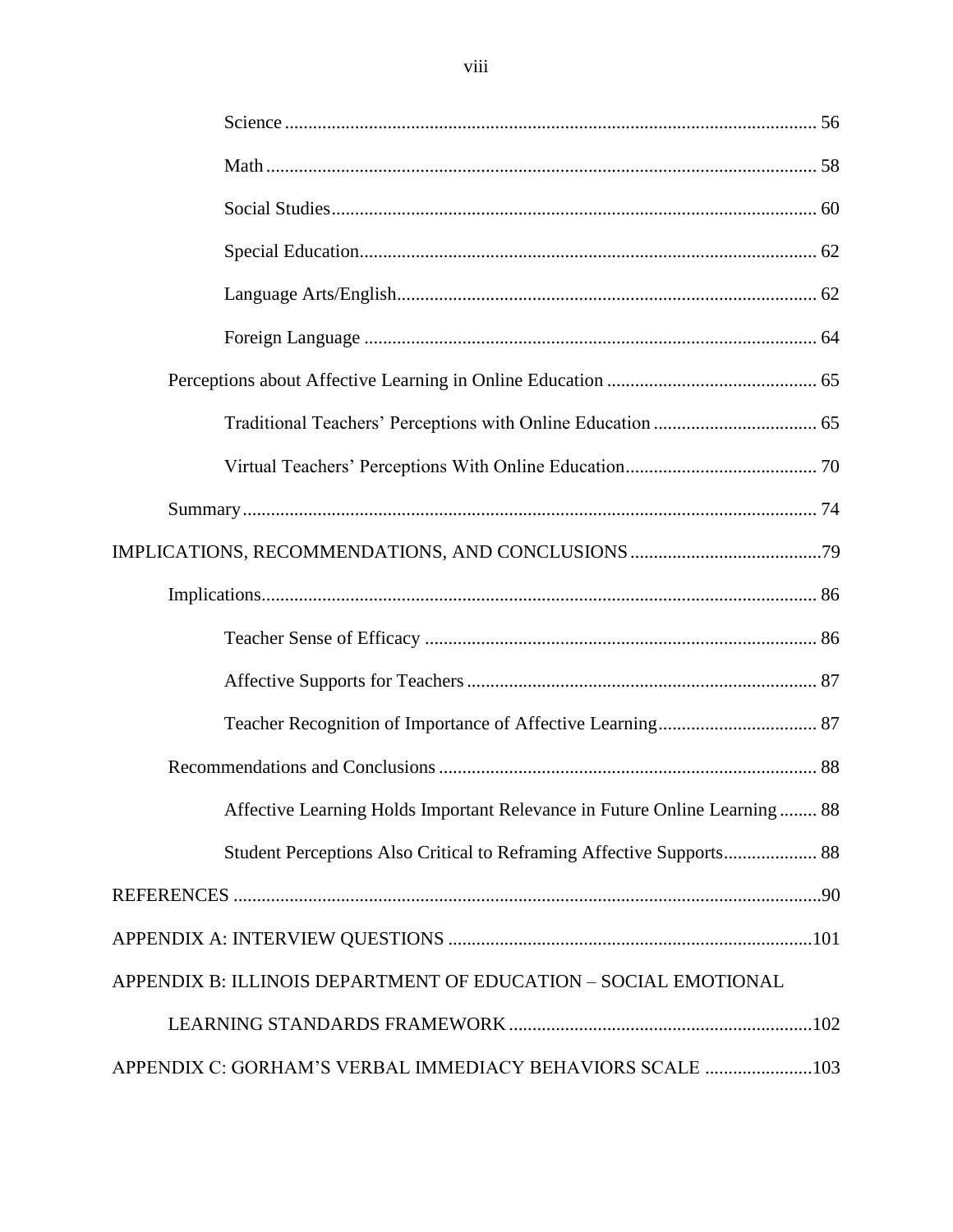Science ..... 56

Math ..... 58

Social Studies ..... 60

Special Education ..... 62

Language Arts/English ..... 62

Foreign Language ..... 64

Perceptions about Affective Learning in Online Education ..... 65

Traditional Teachers' Perceptions with Online Education ..... 65

Virtual Teachers' Perceptions With Online Education ..... 70

Summary ..... 74

IMPLICATIONS, RECOMMENDATIONS, AND CONCLUSIONS ..... 79

Implications ..... 86

Teacher Sense of Efficacy ..... 86

Affective Supports for Teachers ..... 87

Teacher Recognition of Importance of Affective Learning ..... 87

Recommendations and Conclusions ..... 88

Affective Learning Holds Important Relevance in Future Online Learning ..... 88

Student Perceptions Also Critical to Reframing Affective Supports ..... 88

REFERENCES ..... 90

APPENDIX A: INTERVIEW QUESTIONS ..... 101

APPENDIX B: ILLINOIS DEPARTMENT OF EDUCATION – SOCIAL EMOTIONAL LEARNING STANDARDS FRAMEWORK ..... 102

APPENDIX C: GORHAM'S VERBAL IMMEDIACY BEHAVIORS SCALE ..... 103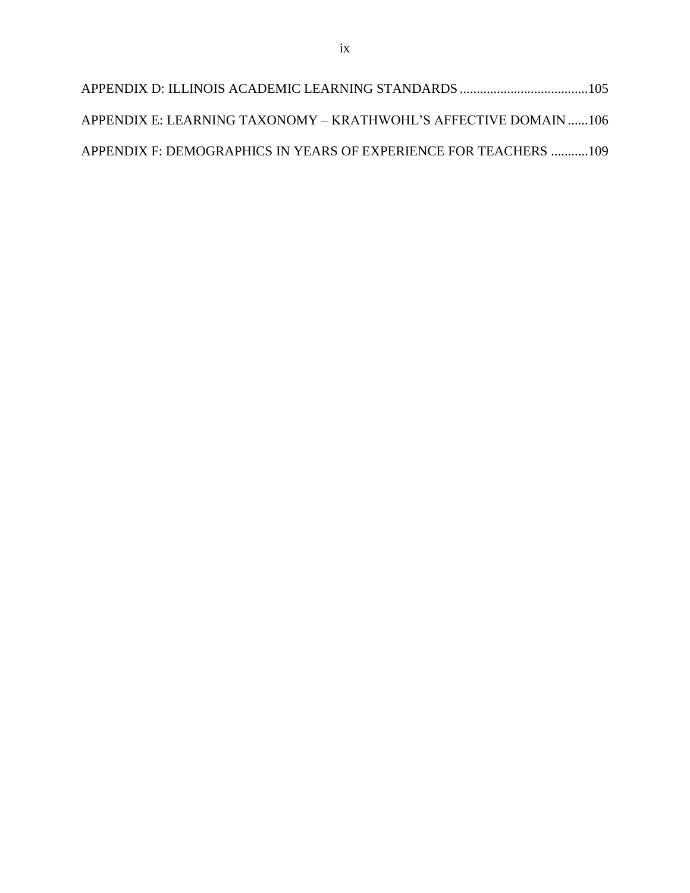APPENDIX D: ILLINOIS ACADEMIC LEARNING STANDARDS ......................................105

APPENDIX E: LEARNING TAXONOMY – KRATHWOHL'S AFFECTIVE DOMAIN ......106

APPENDIX F: DEMOGRAPHICS IN YEARS OF EXPERIENCE FOR TEACHERS ...........109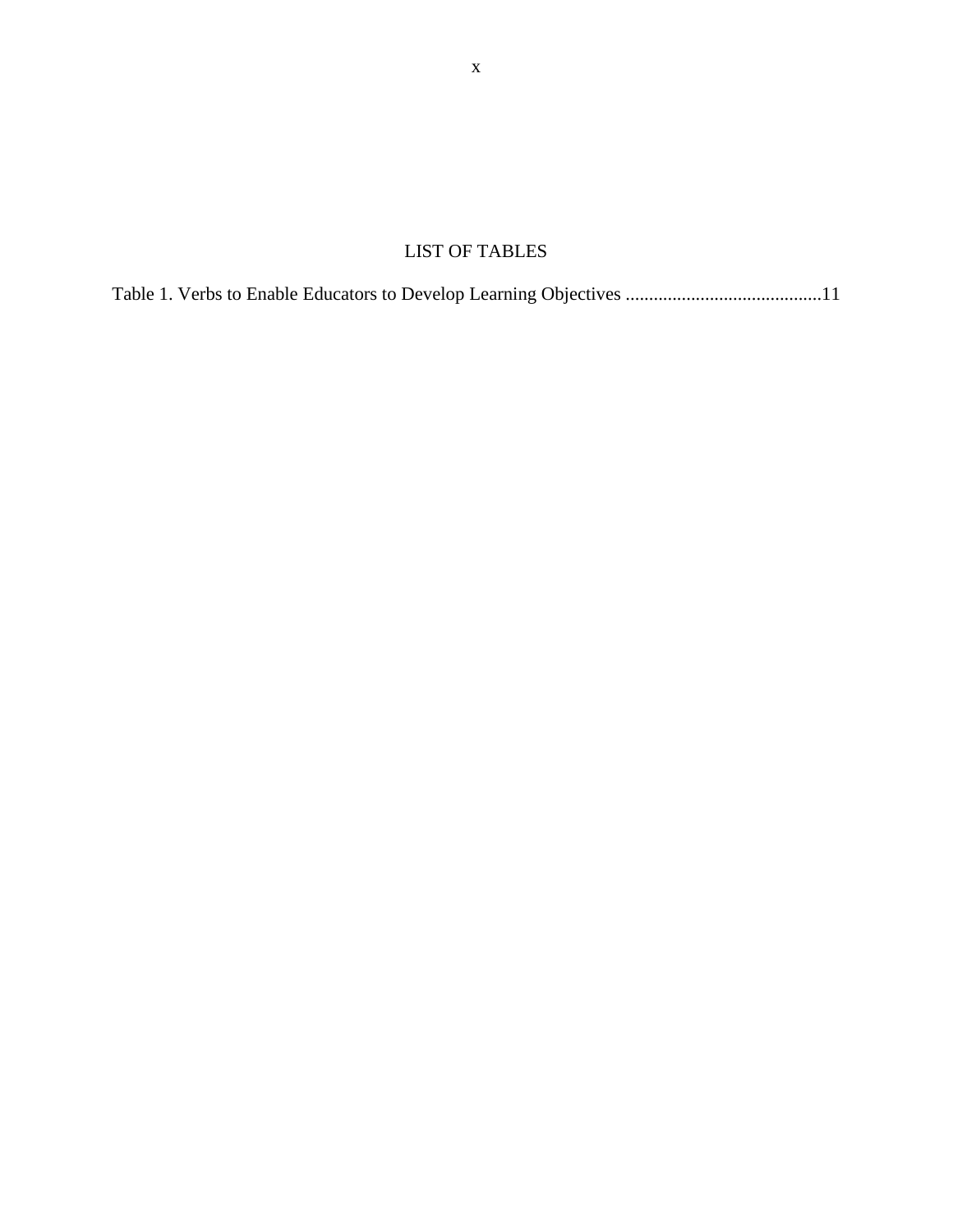# LIST OF TABLES

Table 1. Verbs to Enable Educators to Develop Learning Objectives ..........................................11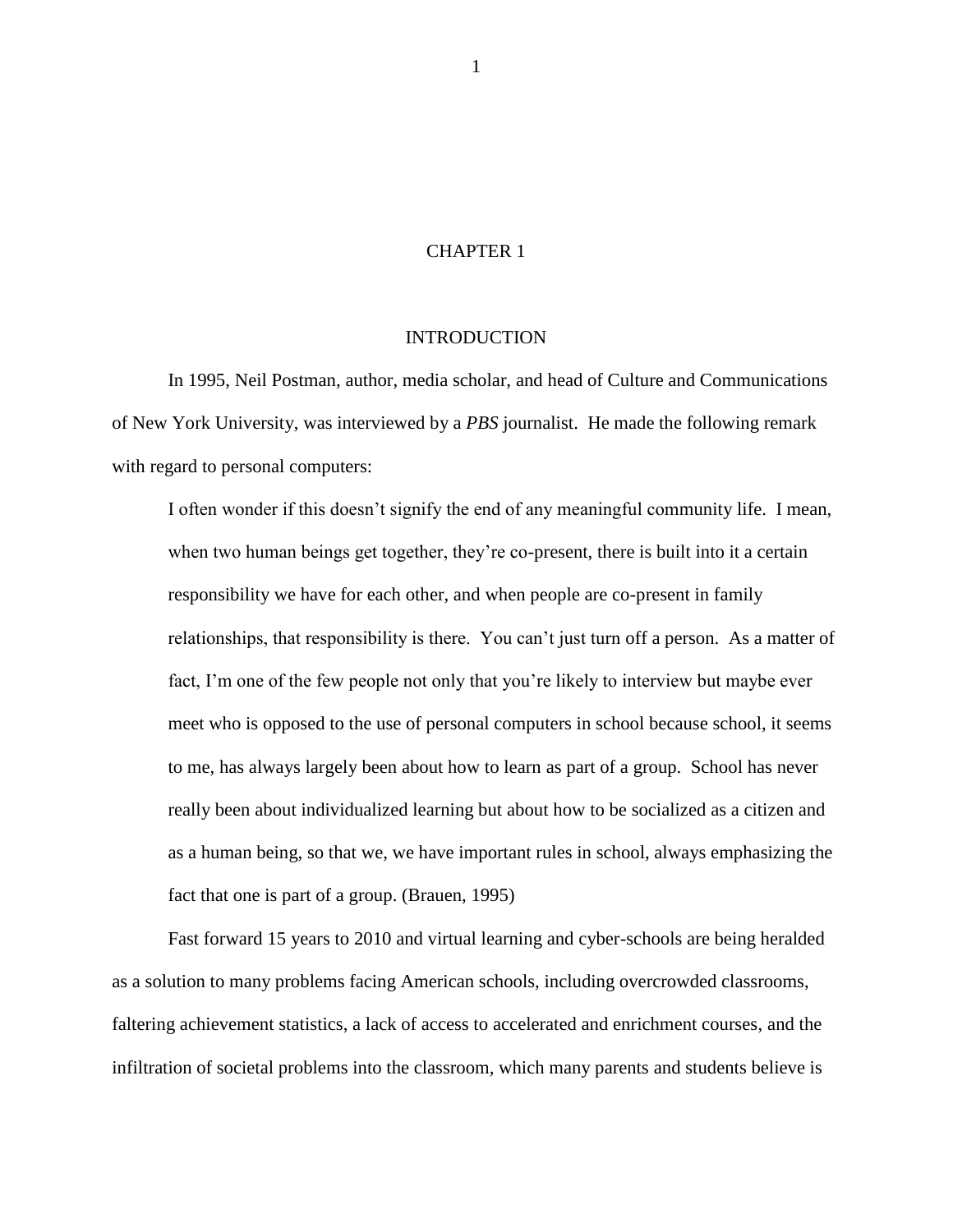# CHAPTER 1

## INTRODUCTION

In 1995, Neil Postman, author, media scholar, and head of Culture and Communications of New York University, was interviewed by a *PBS* journalist. He made the following remark with regard to personal computers:

> I often wonder if this doesn't signify the end of any meaningful community life. I mean, when two human beings get together, they're co-present, there is built into it a certain responsibility we have for each other, and when people are co-present in family relationships, that responsibility is there. You can't just turn off a person. As a matter of fact, I'm one of the few people not only that you're likely to interview but maybe ever meet who is opposed to the use of personal computers in school because school, it seems to me, has always largely been about how to learn as part of a group. School has never really been about individualized learning but about how to be socialized as a citizen and as a human being, so that we, we have important rules in school, always emphasizing the fact that one is part of a group. (Brauen, 1995)

Fast forward 15 years to 2010 and virtual learning and cyber-schools are being heralded as a solution to many problems facing American schools, including overcrowded classrooms, faltering achievement statistics, a lack of access to accelerated and enrichment courses, and the infiltration of societal problems into the classroom, which many parents and students believe is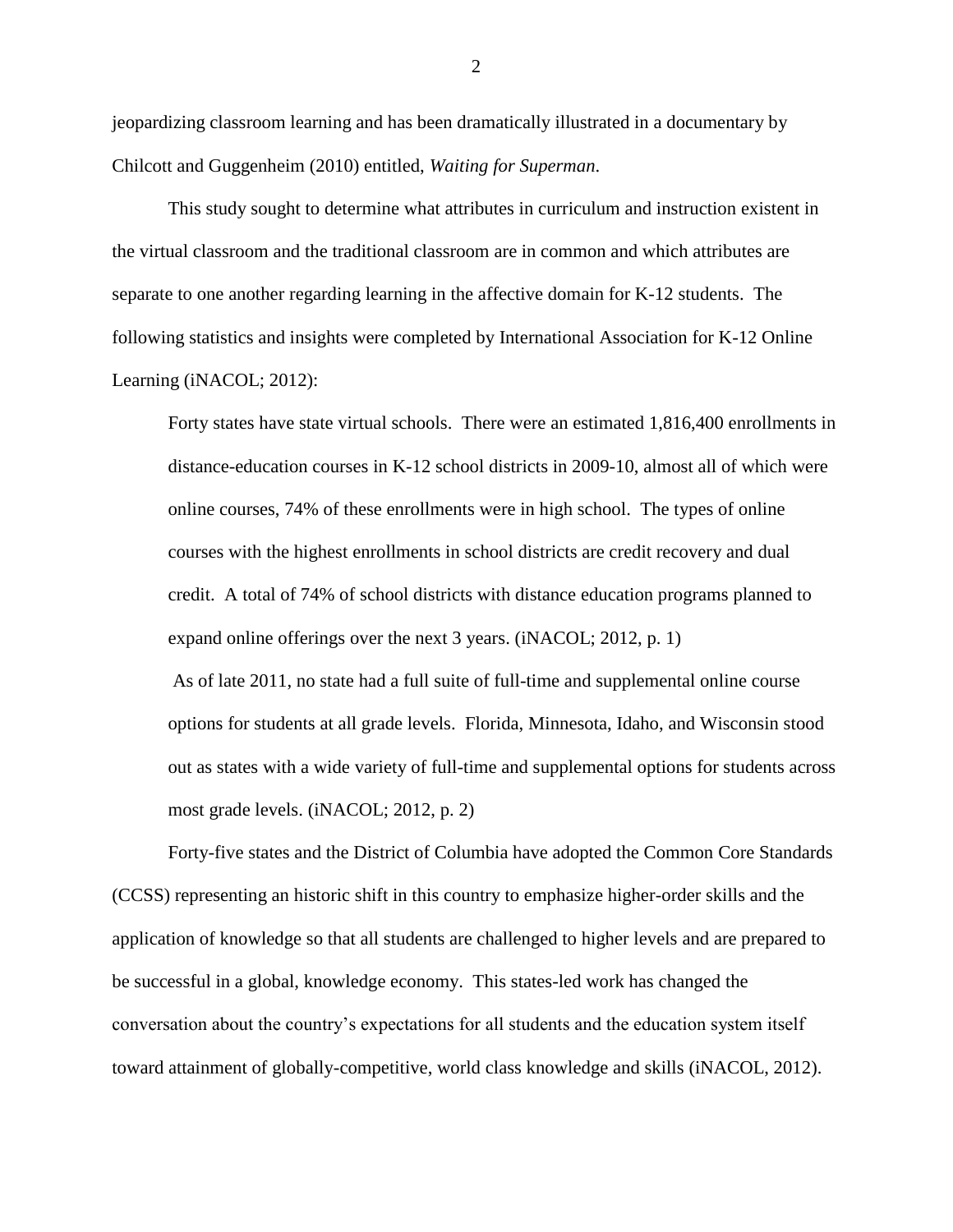jeopardizing classroom learning and has been dramatically illustrated in a documentary by Chilcott and Guggenheim (2010) entitled, *Waiting for Superman*.

This study sought to determine what attributes in curriculum and instruction existent in the virtual classroom and the traditional classroom are in common and which attributes are separate to one another regarding learning in the affective domain for K-12 students. The following statistics and insights were completed by International Association for K-12 Online Learning (iNACOL; 2012):

> Forty states have state virtual schools. There were an estimated 1,816,400 enrollments in distance-education courses in K-12 school districts in 2009-10, almost all of which were online courses, 74% of these enrollments were in high school. The types of online courses with the highest enrollments in school districts are credit recovery and dual credit. A total of 74% of school districts with distance education programs planned to expand online offerings over the next 3 years. (iNACOL; 2012, p. 1)
>
> As of late 2011, no state had a full suite of full-time and supplemental online course options for students at all grade levels. Florida, Minnesota, Idaho, and Wisconsin stood out as states with a wide variety of full-time and supplemental options for students across most grade levels. (iNACOL; 2012, p. 2)

Forty-five states and the District of Columbia have adopted the Common Core Standards (CCSS) representing an historic shift in this country to emphasize higher-order skills and the application of knowledge so that all students are challenged to higher levels and are prepared to be successful in a global, knowledge economy. This states-led work has changed the conversation about the country's expectations for all students and the education system itself toward attainment of globally-competitive, world class knowledge and skills (iNACOL, 2012).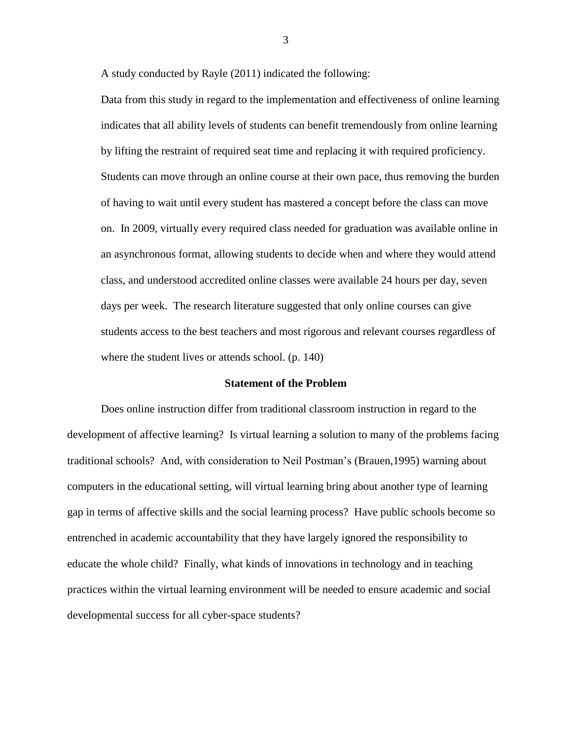A study conducted by Rayle (2011) indicated the following:

> Data from this study in regard to the implementation and effectiveness of online learning indicates that all ability levels of students can benefit tremendously from online learning by lifting the restraint of required seat time and replacing it with required proficiency. Students can move through an online course at their own pace, thus removing the burden of having to wait until every student has mastered a concept before the class can move on. In 2009, virtually every required class needed for graduation was available online in an asynchronous format, allowing students to decide when and where they would attend class, and understood accredited online classes were available 24 hours per day, seven days per week. The research literature suggested that only online courses can give students access to the best teachers and most rigorous and relevant courses regardless of where the student lives or attends school. (p. 140)

## Statement of the Problem

Does online instruction differ from traditional classroom instruction in regard to the development of affective learning? Is virtual learning a solution to many of the problems facing traditional schools? And, with consideration to Neil Postman's (Brauen,1995) warning about computers in the educational setting, will virtual learning bring about another type of learning gap in terms of affective skills and the social learning process? Have public schools become so entrenched in academic accountability that they have largely ignored the responsibility to educate the whole child? Finally, what kinds of innovations in technology and in teaching practices within the virtual learning environment will be needed to ensure academic and social developmental success for all cyber-space students?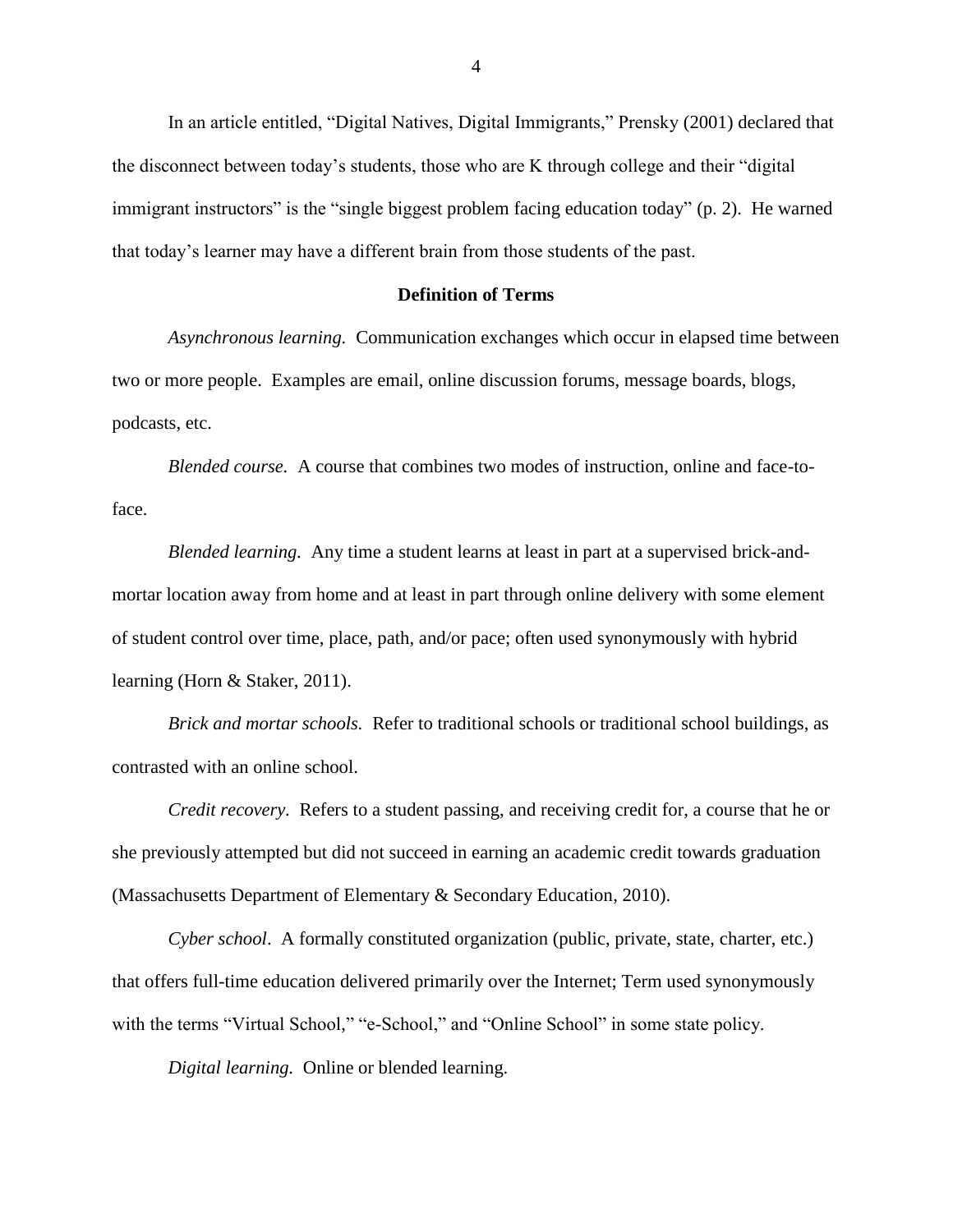In an article entitled, "Digital Natives, Digital Immigrants," Prensky (2001) declared that the disconnect between today's students, those who are K through college and their "digital immigrant instructors" is the "single biggest problem facing education today" (p. 2). He warned that today's learner may have a different brain from those students of the past.

## Definition of Terms

*Asynchronous learning.* Communication exchanges which occur in elapsed time between two or more people. Examples are email, online discussion forums, message boards, blogs, podcasts, etc.

*Blended course.* A course that combines two modes of instruction, online and face-to-face.

*Blended learning.* Any time a student learns at least in part at a supervised brick-and-mortar location away from home and at least in part through online delivery with some element of student control over time, place, path, and/or pace; often used synonymously with hybrid learning (Horn & Staker, 2011).

*Brick and mortar schools.* Refer to traditional schools or traditional school buildings, as contrasted with an online school.

*Credit recovery*. Refers to a student passing, and receiving credit for, a course that he or she previously attempted but did not succeed in earning an academic credit towards graduation (Massachusetts Department of Elementary & Secondary Education, 2010).

*Cyber school*. A formally constituted organization (public, private, state, charter, etc.) that offers full-time education delivered primarily over the Internet; Term used synonymously with the terms "Virtual School," "e-School," and "Online School" in some state policy.

*Digital learning.* Online or blended learning.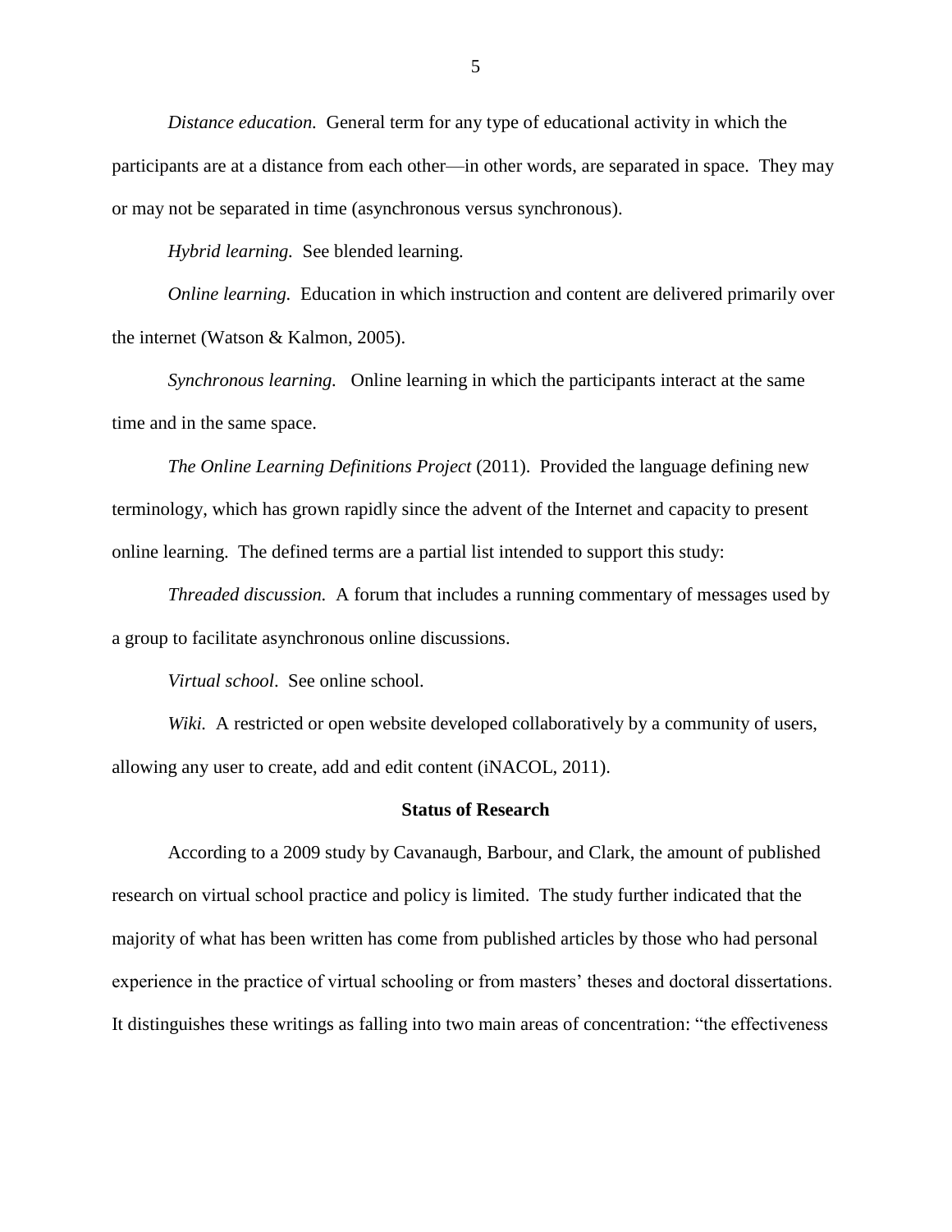*Distance education.* General term for any type of educational activity in which the participants are at a distance from each other—in other words, are separated in space. They may or may not be separated in time (asynchronous versus synchronous).

*Hybrid learning.* See blended learning.

*Online learning.* Education in which instruction and content are delivered primarily over the internet (Watson & Kalmon, 2005).

*Synchronous learning.* Online learning in which the participants interact at the same time and in the same space.

*The Online Learning Definitions Project* (2011). Provided the language defining new terminology, which has grown rapidly since the advent of the Internet and capacity to present online learning. The defined terms are a partial list intended to support this study:

*Threaded discussion.* A forum that includes a running commentary of messages used by a group to facilitate asynchronous online discussions.

*Virtual school*. See online school.

*Wiki.* A restricted or open website developed collaboratively by a community of users, allowing any user to create, add and edit content (iNACOL, 2011).

## Status of Research

According to a 2009 study by Cavanaugh, Barbour, and Clark, the amount of published research on virtual school practice and policy is limited. The study further indicated that the majority of what has been written has come from published articles by those who had personal experience in the practice of virtual schooling or from masters' theses and doctoral dissertations. It distinguishes these writings as falling into two main areas of concentration: "the effectiveness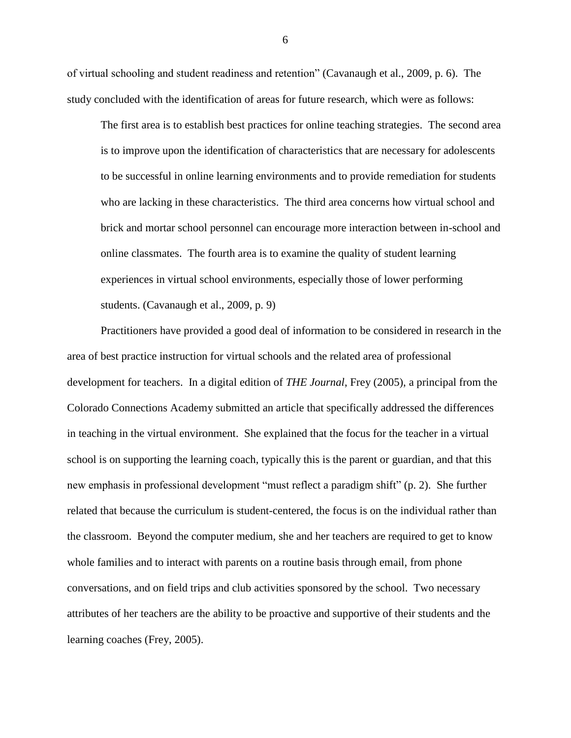of virtual schooling and student readiness and retention" (Cavanaugh et al., 2009, p. 6). The study concluded with the identification of areas for future research, which were as follows:

> The first area is to establish best practices for online teaching strategies. The second area is to improve upon the identification of characteristics that are necessary for adolescents to be successful in online learning environments and to provide remediation for students who are lacking in these characteristics. The third area concerns how virtual school and brick and mortar school personnel can encourage more interaction between in-school and online classmates. The fourth area is to examine the quality of student learning experiences in virtual school environments, especially those of lower performing students. (Cavanaugh et al., 2009, p. 9)

Practitioners have provided a good deal of information to be considered in research in the area of best practice instruction for virtual schools and the related area of professional development for teachers. In a digital edition of *THE Journal*, Frey (2005), a principal from the Colorado Connections Academy submitted an article that specifically addressed the differences in teaching in the virtual environment. She explained that the focus for the teacher in a virtual school is on supporting the learning coach, typically this is the parent or guardian, and that this new emphasis in professional development "must reflect a paradigm shift" (p. 2). She further related that because the curriculum is student-centered, the focus is on the individual rather than the classroom. Beyond the computer medium, she and her teachers are required to get to know whole families and to interact with parents on a routine basis through email, from phone conversations, and on field trips and club activities sponsored by the school. Two necessary attributes of her teachers are the ability to be proactive and supportive of their students and the learning coaches (Frey, 2005).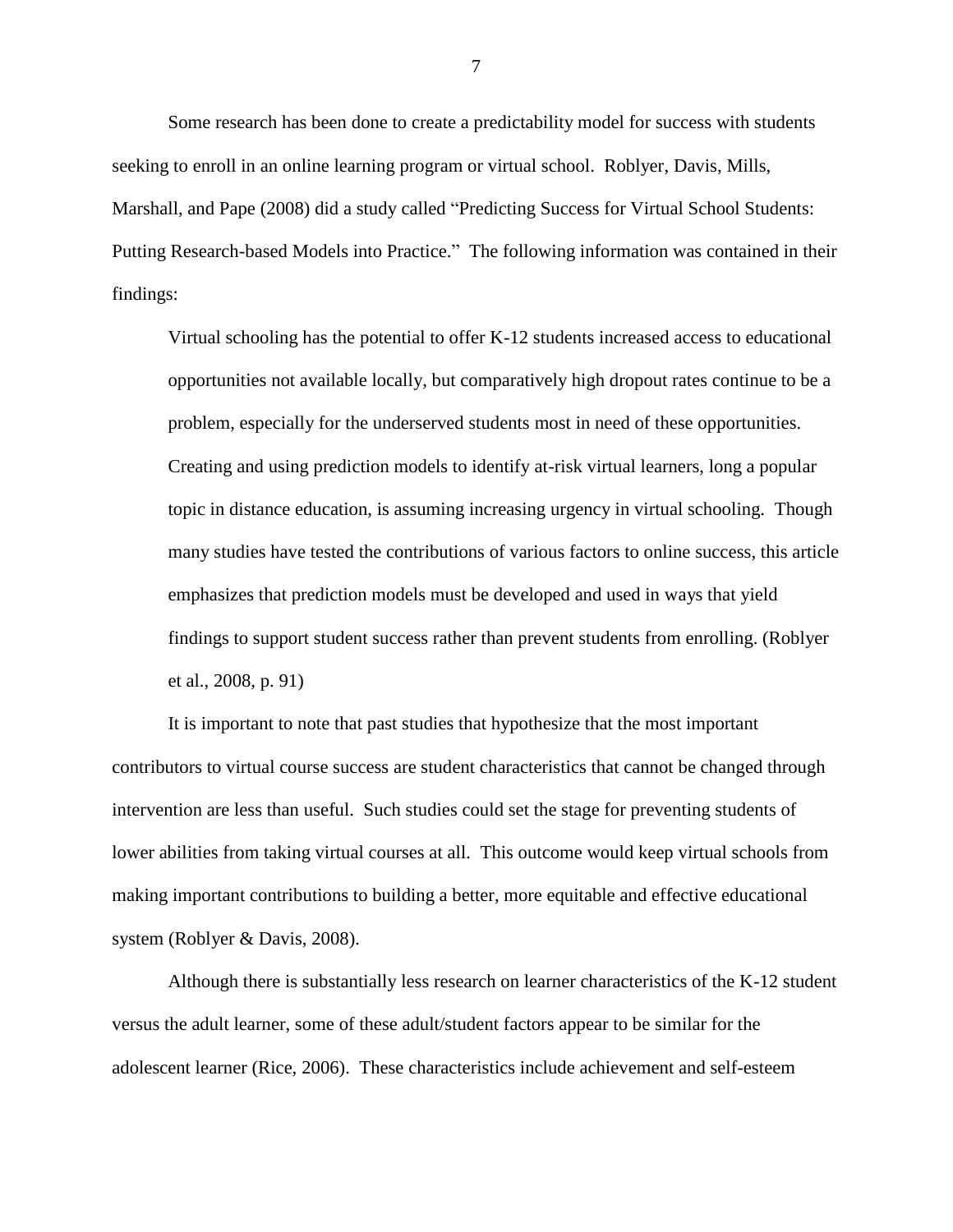Some research has been done to create a predictability model for success with students seeking to enroll in an online learning program or virtual school. Roblyer, Davis, Mills, Marshall, and Pape (2008) did a study called "Predicting Success for Virtual School Students: Putting Research-based Models into Practice." The following information was contained in their findings:

> Virtual schooling has the potential to offer K-12 students increased access to educational opportunities not available locally, but comparatively high dropout rates continue to be a problem, especially for the underserved students most in need of these opportunities. Creating and using prediction models to identify at-risk virtual learners, long a popular topic in distance education, is assuming increasing urgency in virtual schooling. Though many studies have tested the contributions of various factors to online success, this article emphasizes that prediction models must be developed and used in ways that yield findings to support student success rather than prevent students from enrolling. (Roblyer et al., 2008, p. 91)

It is important to note that past studies that hypothesize that the most important contributors to virtual course success are student characteristics that cannot be changed through intervention are less than useful. Such studies could set the stage for preventing students of lower abilities from taking virtual courses at all. This outcome would keep virtual schools from making important contributions to building a better, more equitable and effective educational system (Roblyer & Davis, 2008).

Although there is substantially less research on learner characteristics of the K-12 student versus the adult learner, some of these adult/student factors appear to be similar for the adolescent learner (Rice, 2006). These characteristics include achievement and self-esteem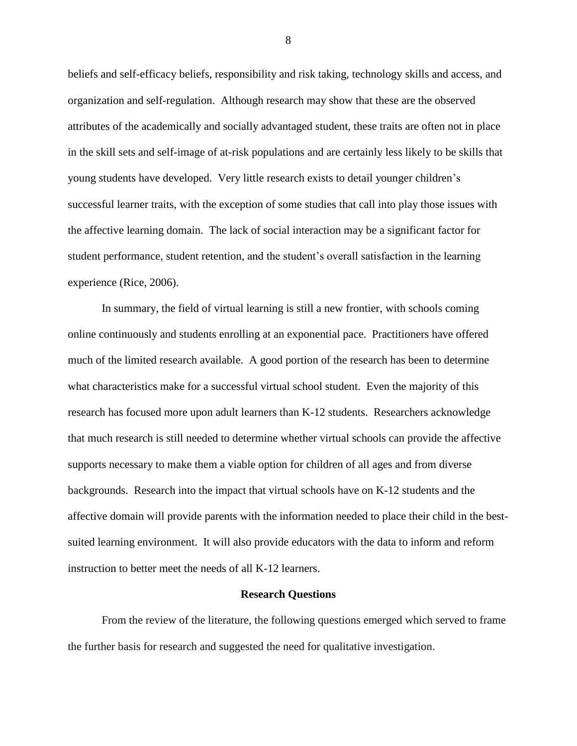beliefs and self-efficacy beliefs, responsibility and risk taking, technology skills and access, and organization and self-regulation. Although research may show that these are the observed attributes of the academically and socially advantaged student, these traits are often not in place in the skill sets and self-image of at-risk populations and are certainly less likely to be skills that young students have developed. Very little research exists to detail younger children's successful learner traits, with the exception of some studies that call into play those issues with the affective learning domain. The lack of social interaction may be a significant factor for student performance, student retention, and the student's overall satisfaction in the learning experience (Rice, 2006).

In summary, the field of virtual learning is still a new frontier, with schools coming online continuously and students enrolling at an exponential pace. Practitioners have offered much of the limited research available. A good portion of the research has been to determine what characteristics make for a successful virtual school student. Even the majority of this research has focused more upon adult learners than K-12 students. Researchers acknowledge that much research is still needed to determine whether virtual schools can provide the affective supports necessary to make them a viable option for children of all ages and from diverse backgrounds. Research into the impact that virtual schools have on K-12 students and the affective domain will provide parents with the information needed to place their child in the best-suited learning environment. It will also provide educators with the data to inform and reform instruction to better meet the needs of all K-12 learners.

## Research Questions

From the review of the literature, the following questions emerged which served to frame the further basis for research and suggested the need for qualitative investigation.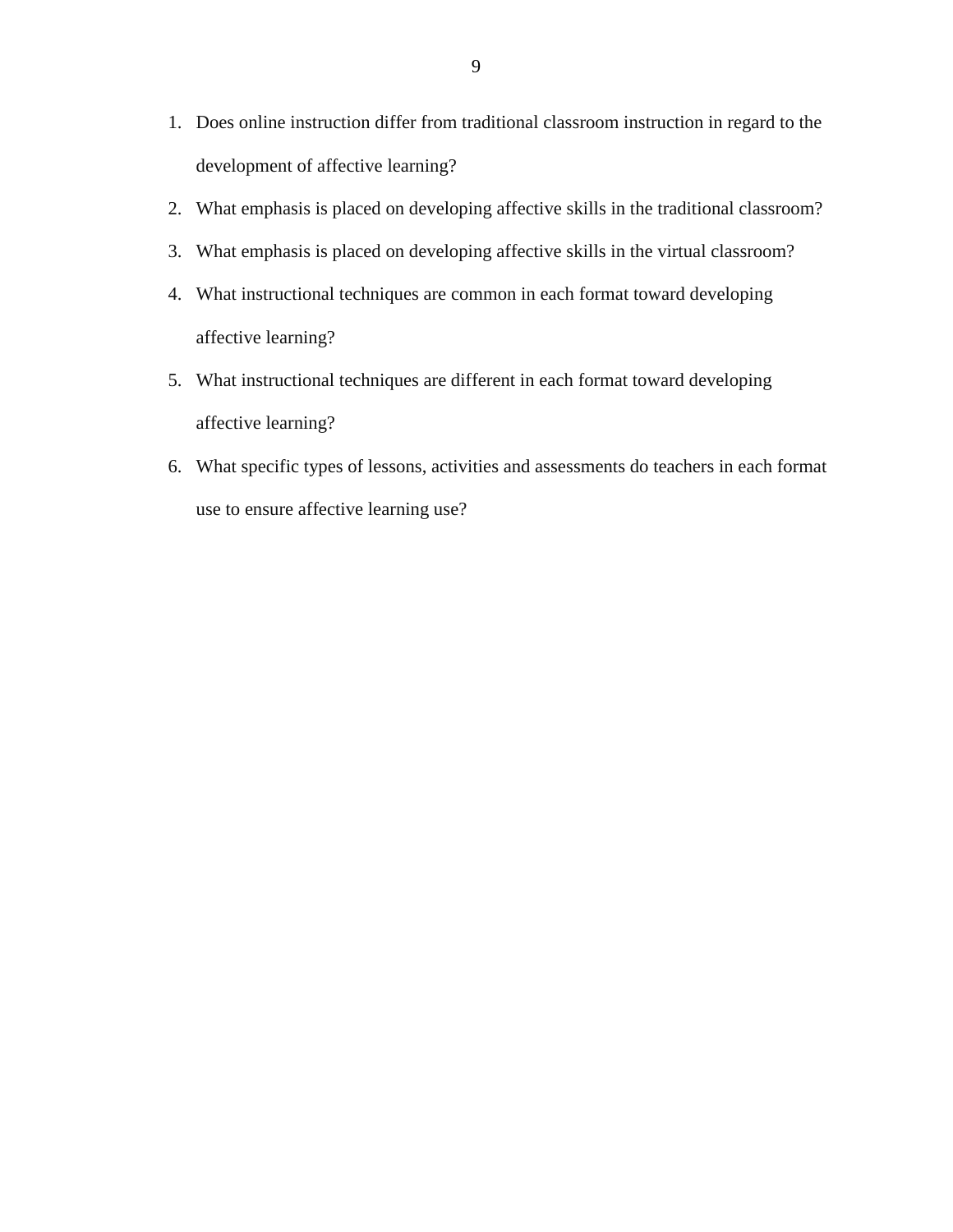1. Does online instruction differ from traditional classroom instruction in regard to the development of affective learning?
2. What emphasis is placed on developing affective skills in the traditional classroom?
3. What emphasis is placed on developing affective skills in the virtual classroom?
4. What instructional techniques are common in each format toward developing affective learning?
5. What instructional techniques are different in each format toward developing affective learning?
6. What specific types of lessons, activities and assessments do teachers in each format use to ensure affective learning use?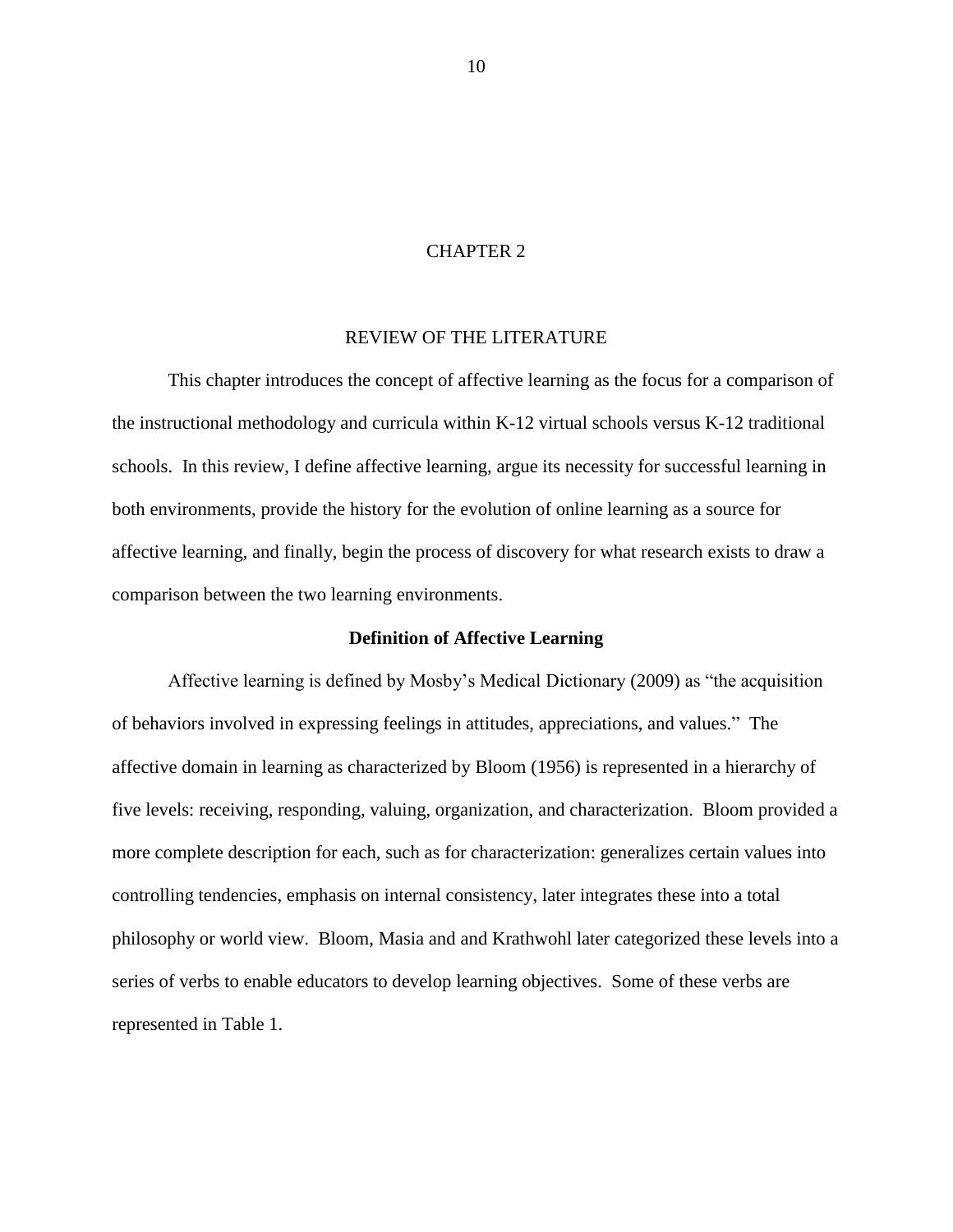# CHAPTER 2

## REVIEW OF THE LITERATURE

This chapter introduces the concept of affective learning as the focus for a comparison of the instructional methodology and curricula within K-12 virtual schools versus K-12 traditional schools. In this review, I define affective learning, argue its necessity for successful learning in both environments, provide the history for the evolution of online learning as a source for affective learning, and finally, begin the process of discovery for what research exists to draw a comparison between the two learning environments.

### Definition of Affective Learning

Affective learning is defined by Mosby's Medical Dictionary (2009) as "the acquisition of behaviors involved in expressing feelings in attitudes, appreciations, and values." The affective domain in learning as characterized by Bloom (1956) is represented in a hierarchy of five levels: receiving, responding, valuing, organization, and characterization. Bloom provided a more complete description for each, such as for characterization: generalizes certain values into controlling tendencies, emphasis on internal consistency, later integrates these into a total philosophy or world view. Bloom, Masia and and Krathwohl later categorized these levels into a series of verbs to enable educators to develop learning objectives. Some of these verbs are represented in Table 1.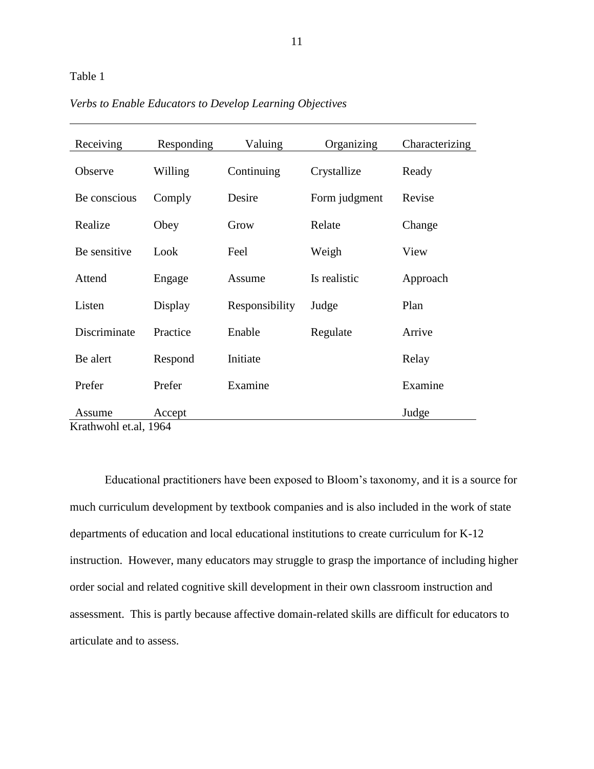Table 1

*Verbs to Enable Educators to Develop Learning Objectives*

| Receiving | Responding | Valuing | Organizing | Characterizing |
|---|---|---|---|---|
| Observe | Willing | Continuing | Crystallize | Ready |
| Be conscious | Comply | Desire | Form judgment | Revise |
| Realize | Obey | Grow | Relate | Change |
| Be sensitive | Look | Feel | Weigh | View |
| Attend | Engage | Assume | Is realistic | Approach |
| Listen | Display | Responsibility | Judge | Plan |
| Discriminate | Practice | Enable | Regulate | Arrive |
| Be alert | Respond | Initiate | | Relay |
| Prefer | Prefer | Examine | | Examine |
| Assume | Accept | | | Judge |

Krathwohl et.al, 1964

Educational practitioners have been exposed to Bloom's taxonomy, and it is a source for much curriculum development by textbook companies and is also included in the work of state departments of education and local educational institutions to create curriculum for K-12 instruction. However, many educators may struggle to grasp the importance of including higher order social and related cognitive skill development in their own classroom instruction and assessment. This is partly because affective domain-related skills are difficult for educators to articulate and to assess.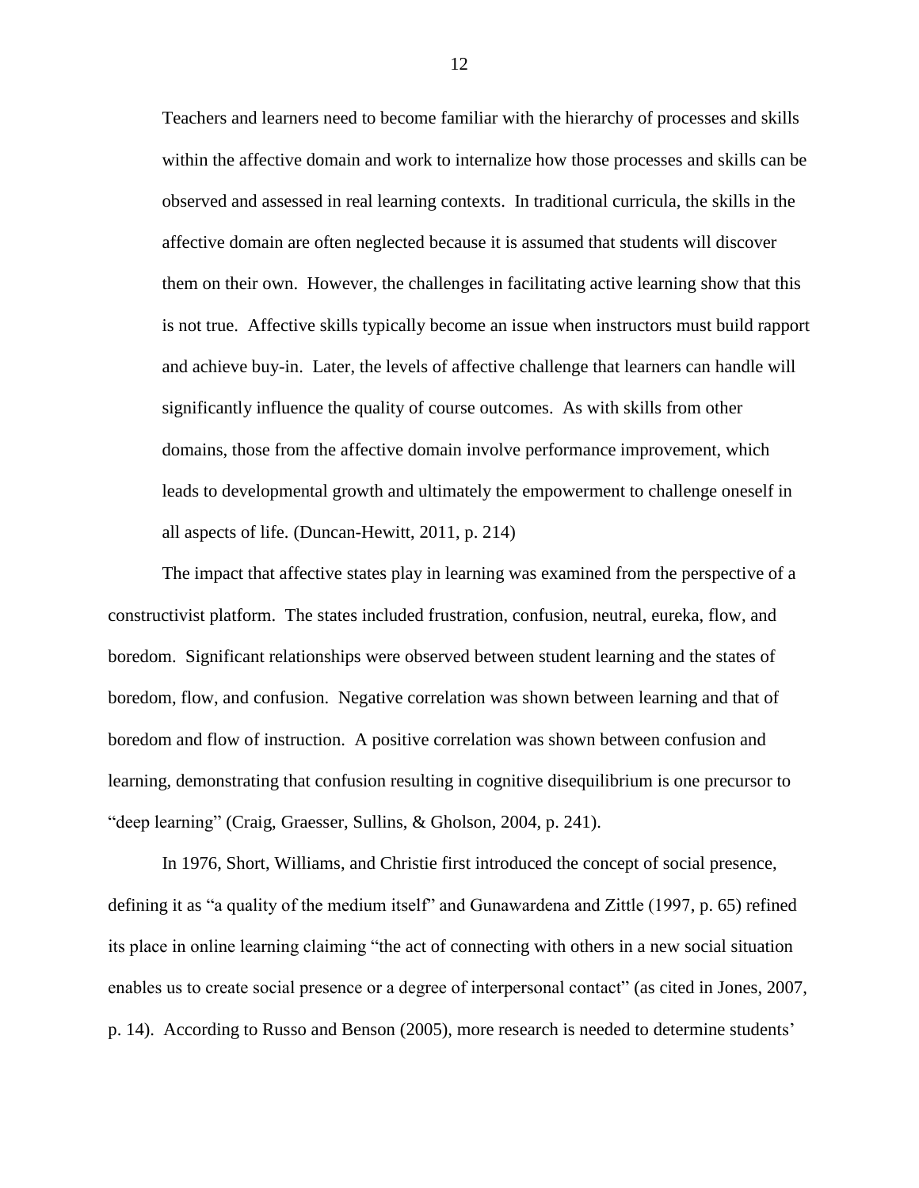> Teachers and learners need to become familiar with the hierarchy of processes and skills within the affective domain and work to internalize how those processes and skills can be observed and assessed in real learning contexts. In traditional curricula, the skills in the affective domain are often neglected because it is assumed that students will discover them on their own. However, the challenges in facilitating active learning show that this is not true. Affective skills typically become an issue when instructors must build rapport and achieve buy-in. Later, the levels of affective challenge that learners can handle will significantly influence the quality of course outcomes. As with skills from other domains, those from the affective domain involve performance improvement, which leads to developmental growth and ultimately the empowerment to challenge oneself in all aspects of life. (Duncan-Hewitt, 2011, p. 214)

The impact that affective states play in learning was examined from the perspective of a constructivist platform. The states included frustration, confusion, neutral, eureka, flow, and boredom. Significant relationships were observed between student learning and the states of boredom, flow, and confusion. Negative correlation was shown between learning and that of boredom and flow of instruction. A positive correlation was shown between confusion and learning, demonstrating that confusion resulting in cognitive disequilibrium is one precursor to "deep learning" (Craig, Graesser, Sullins, & Gholson, 2004, p. 241).

In 1976, Short, Williams, and Christie first introduced the concept of social presence, defining it as "a quality of the medium itself" and Gunawardena and Zittle (1997, p. 65) refined its place in online learning claiming "the act of connecting with others in a new social situation enables us to create social presence or a degree of interpersonal contact" (as cited in Jones, 2007, p. 14). According to Russo and Benson (2005), more research is needed to determine students'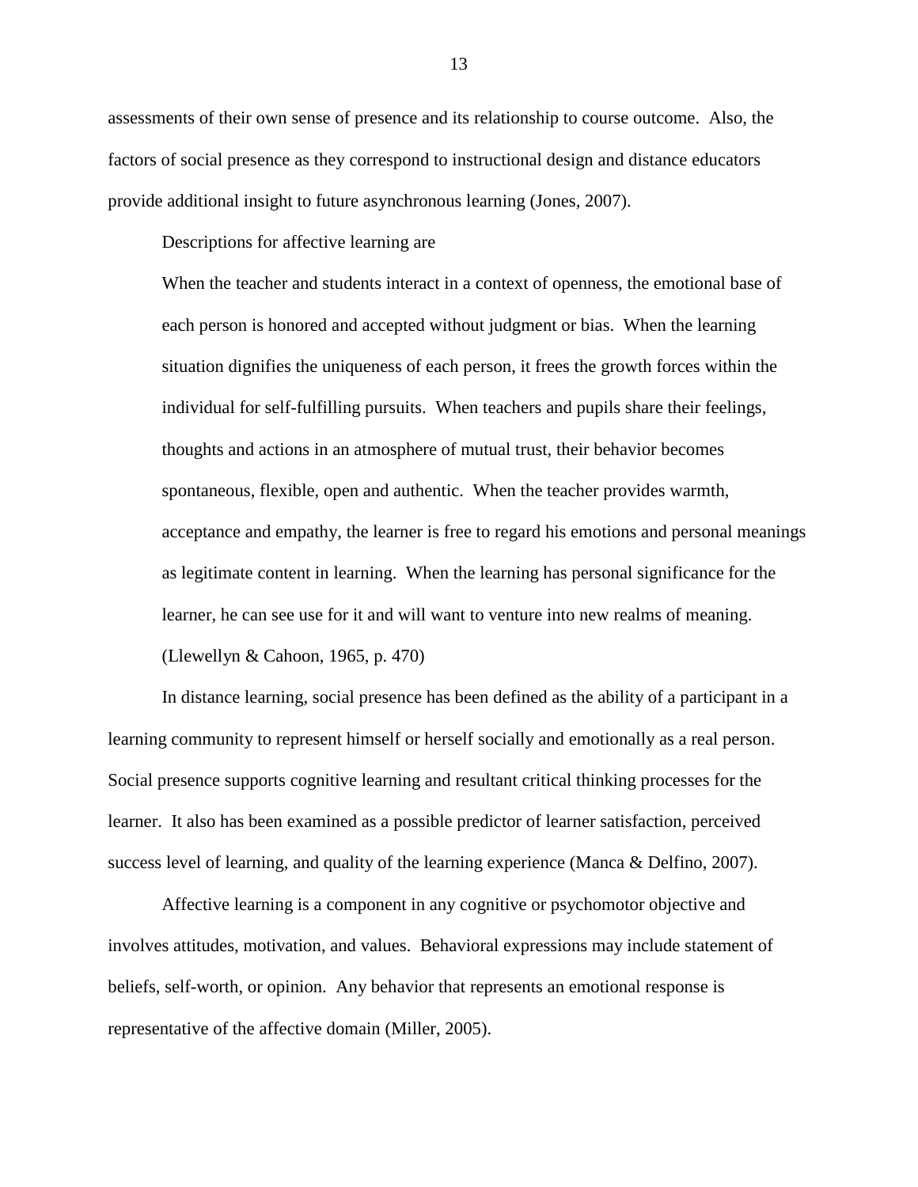assessments of their own sense of presence and its relationship to course outcome. Also, the factors of social presence as they correspond to instructional design and distance educators provide additional insight to future asynchronous learning (Jones, 2007).

Descriptions for affective learning are

> When the teacher and students interact in a context of openness, the emotional base of each person is honored and accepted without judgment or bias. When the learning situation dignifies the uniqueness of each person, it frees the growth forces within the individual for self-fulfilling pursuits. When teachers and pupils share their feelings, thoughts and actions in an atmosphere of mutual trust, their behavior becomes spontaneous, flexible, open and authentic. When the teacher provides warmth, acceptance and empathy, the learner is free to regard his emotions and personal meanings as legitimate content in learning. When the learning has personal significance for the learner, he can see use for it and will want to venture into new realms of meaning. (Llewellyn & Cahoon, 1965, p. 470)

In distance learning, social presence has been defined as the ability of a participant in a learning community to represent himself or herself socially and emotionally as a real person. Social presence supports cognitive learning and resultant critical thinking processes for the learner. It also has been examined as a possible predictor of learner satisfaction, perceived success level of learning, and quality of the learning experience (Manca & Delfino, 2007).

Affective learning is a component in any cognitive or psychomotor objective and involves attitudes, motivation, and values. Behavioral expressions may include statement of beliefs, self-worth, or opinion. Any behavior that represents an emotional response is representative of the affective domain (Miller, 2005).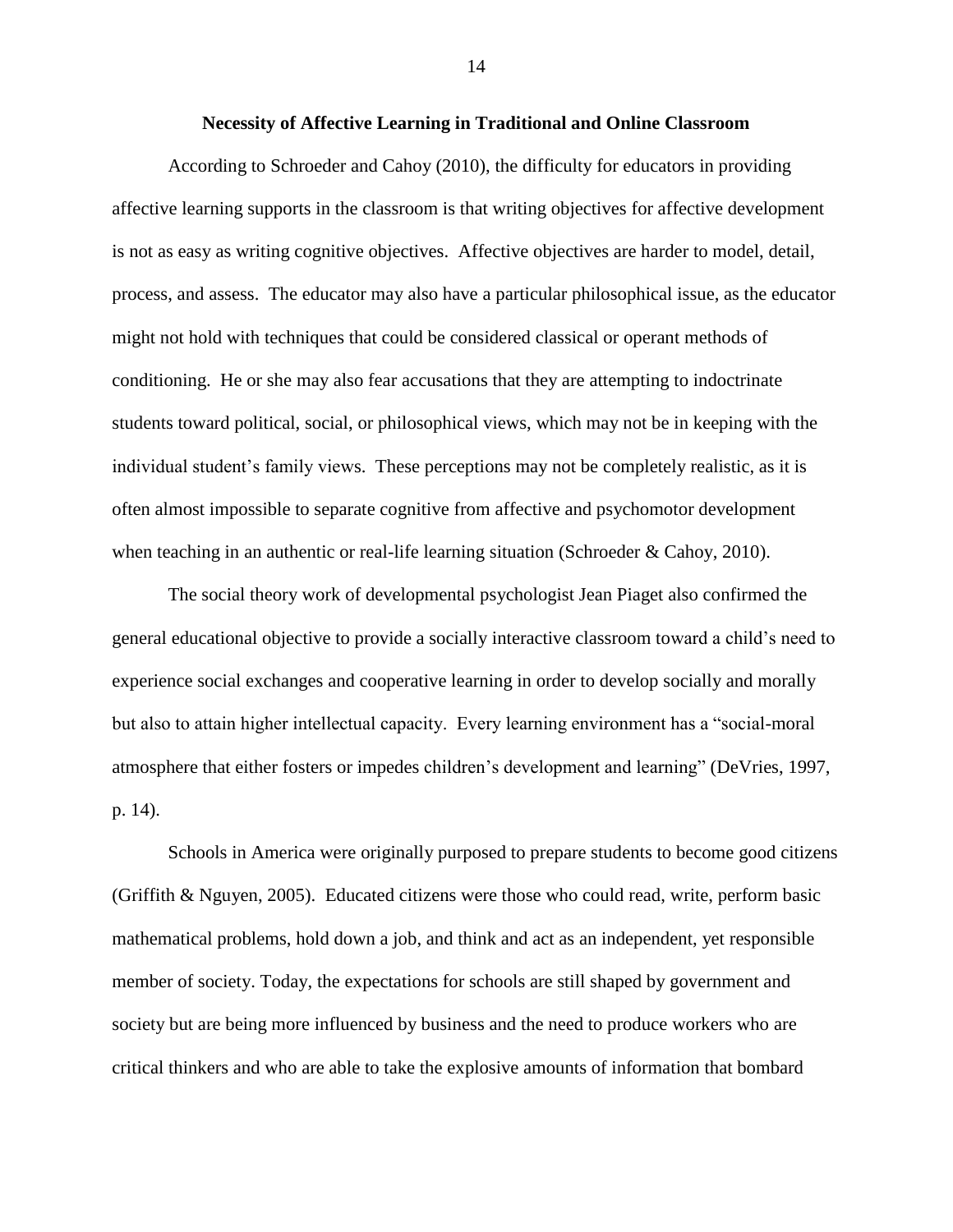## Necessity of Affective Learning in Traditional and Online Classroom

According to Schroeder and Cahoy (2010), the difficulty for educators in providing affective learning supports in the classroom is that writing objectives for affective development is not as easy as writing cognitive objectives. Affective objectives are harder to model, detail, process, and assess. The educator may also have a particular philosophical issue, as the educator might not hold with techniques that could be considered classical or operant methods of conditioning. He or she may also fear accusations that they are attempting to indoctrinate students toward political, social, or philosophical views, which may not be in keeping with the individual student's family views. These perceptions may not be completely realistic, as it is often almost impossible to separate cognitive from affective and psychomotor development when teaching in an authentic or real-life learning situation (Schroeder & Cahoy, 2010).

The social theory work of developmental psychologist Jean Piaget also confirmed the general educational objective to provide a socially interactive classroom toward a child's need to experience social exchanges and cooperative learning in order to develop socially and morally but also to attain higher intellectual capacity. Every learning environment has a "social-moral atmosphere that either fosters or impedes children's development and learning" (DeVries, 1997, p. 14).

Schools in America were originally purposed to prepare students to become good citizens (Griffith & Nguyen, 2005). Educated citizens were those who could read, write, perform basic mathematical problems, hold down a job, and think and act as an independent, yet responsible member of society. Today, the expectations for schools are still shaped by government and society but are being more influenced by business and the need to produce workers who are critical thinkers and who are able to take the explosive amounts of information that bombard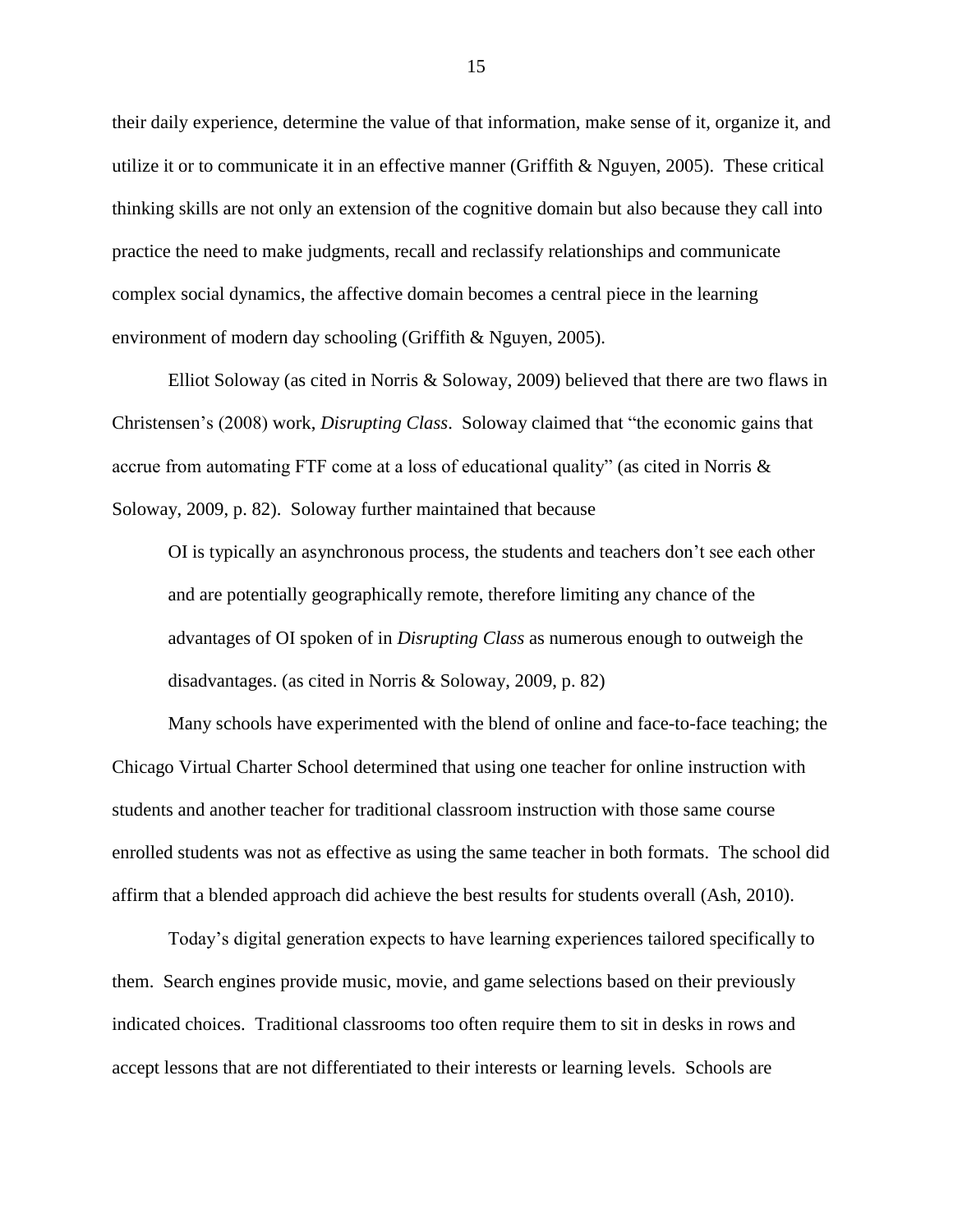their daily experience, determine the value of that information, make sense of it, organize it, and utilize it or to communicate it in an effective manner (Griffith & Nguyen, 2005). These critical thinking skills are not only an extension of the cognitive domain but also because they call into practice the need to make judgments, recall and reclassify relationships and communicate complex social dynamics, the affective domain becomes a central piece in the learning environment of modern day schooling (Griffith & Nguyen, 2005).

Elliot Soloway (as cited in Norris & Soloway, 2009) believed that there are two flaws in Christensen's (2008) work, *Disrupting Class*. Soloway claimed that "the economic gains that accrue from automating FTF come at a loss of educational quality" (as cited in Norris & Soloway, 2009, p. 82). Soloway further maintained that because

> OI is typically an asynchronous process, the students and teachers don't see each other and are potentially geographically remote, therefore limiting any chance of the advantages of OI spoken of in *Disrupting Class* as numerous enough to outweigh the disadvantages. (as cited in Norris & Soloway, 2009, p. 82)

Many schools have experimented with the blend of online and face-to-face teaching; the Chicago Virtual Charter School determined that using one teacher for online instruction with students and another teacher for traditional classroom instruction with those same course enrolled students was not as effective as using the same teacher in both formats. The school did affirm that a blended approach did achieve the best results for students overall (Ash, 2010).

Today's digital generation expects to have learning experiences tailored specifically to them. Search engines provide music, movie, and game selections based on their previously indicated choices. Traditional classrooms too often require them to sit in desks in rows and accept lessons that are not differentiated to their interests or learning levels. Schools are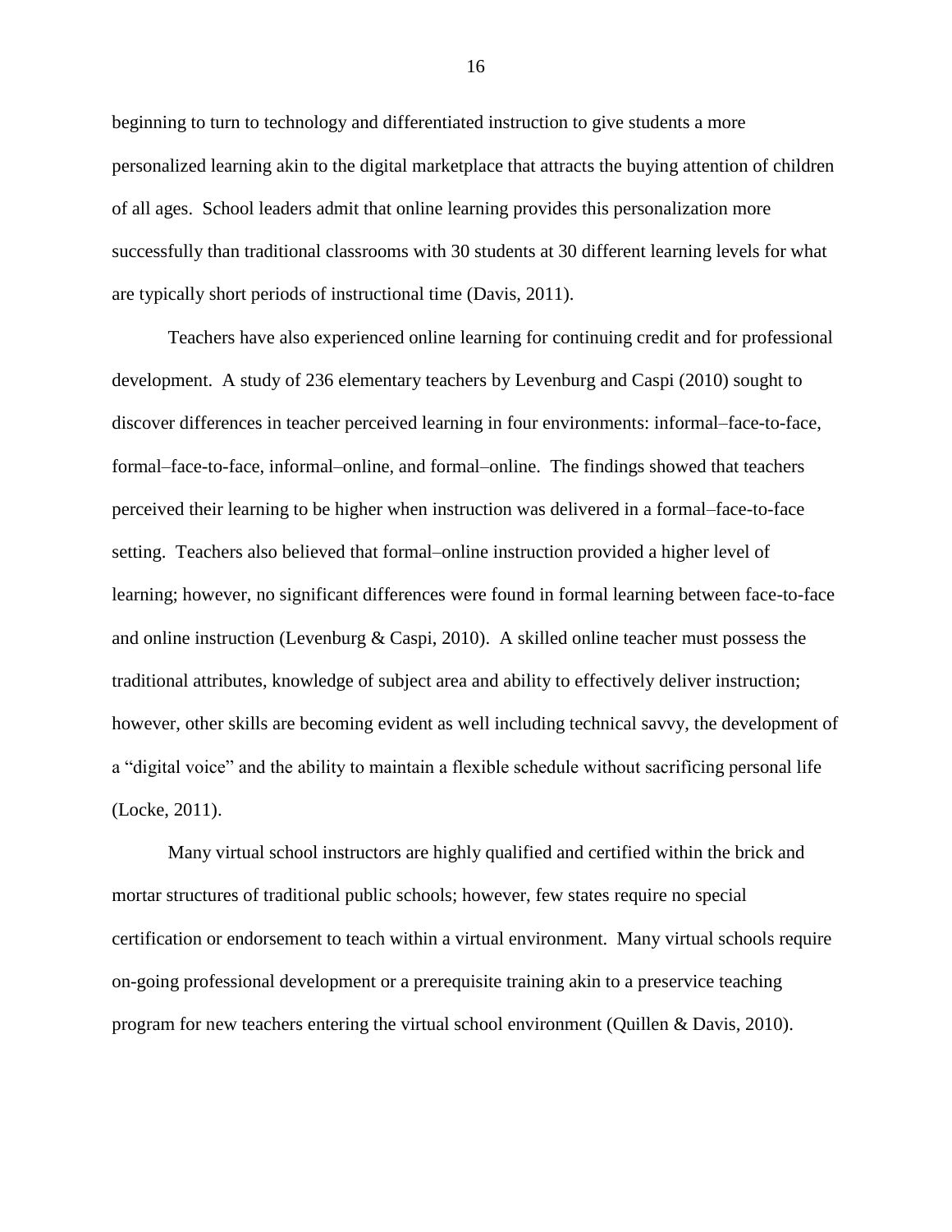beginning to turn to technology and differentiated instruction to give students a more personalized learning akin to the digital marketplace that attracts the buying attention of children of all ages. School leaders admit that online learning provides this personalization more successfully than traditional classrooms with 30 students at 30 different learning levels for what are typically short periods of instructional time (Davis, 2011).

Teachers have also experienced online learning for continuing credit and for professional development. A study of 236 elementary teachers by Levenburg and Caspi (2010) sought to discover differences in teacher perceived learning in four environments: informal–face-to-face, formal–face-to-face, informal–online, and formal–online. The findings showed that teachers perceived their learning to be higher when instruction was delivered in a formal–face-to-face setting. Teachers also believed that formal–online instruction provided a higher level of learning; however, no significant differences were found in formal learning between face-to-face and online instruction (Levenburg & Caspi, 2010). A skilled online teacher must possess the traditional attributes, knowledge of subject area and ability to effectively deliver instruction; however, other skills are becoming evident as well including technical savvy, the development of a "digital voice" and the ability to maintain a flexible schedule without sacrificing personal life (Locke, 2011).

Many virtual school instructors are highly qualified and certified within the brick and mortar structures of traditional public schools; however, few states require no special certification or endorsement to teach within a virtual environment. Many virtual schools require on-going professional development or a prerequisite training akin to a preservice teaching program for new teachers entering the virtual school environment (Quillen & Davis, 2010).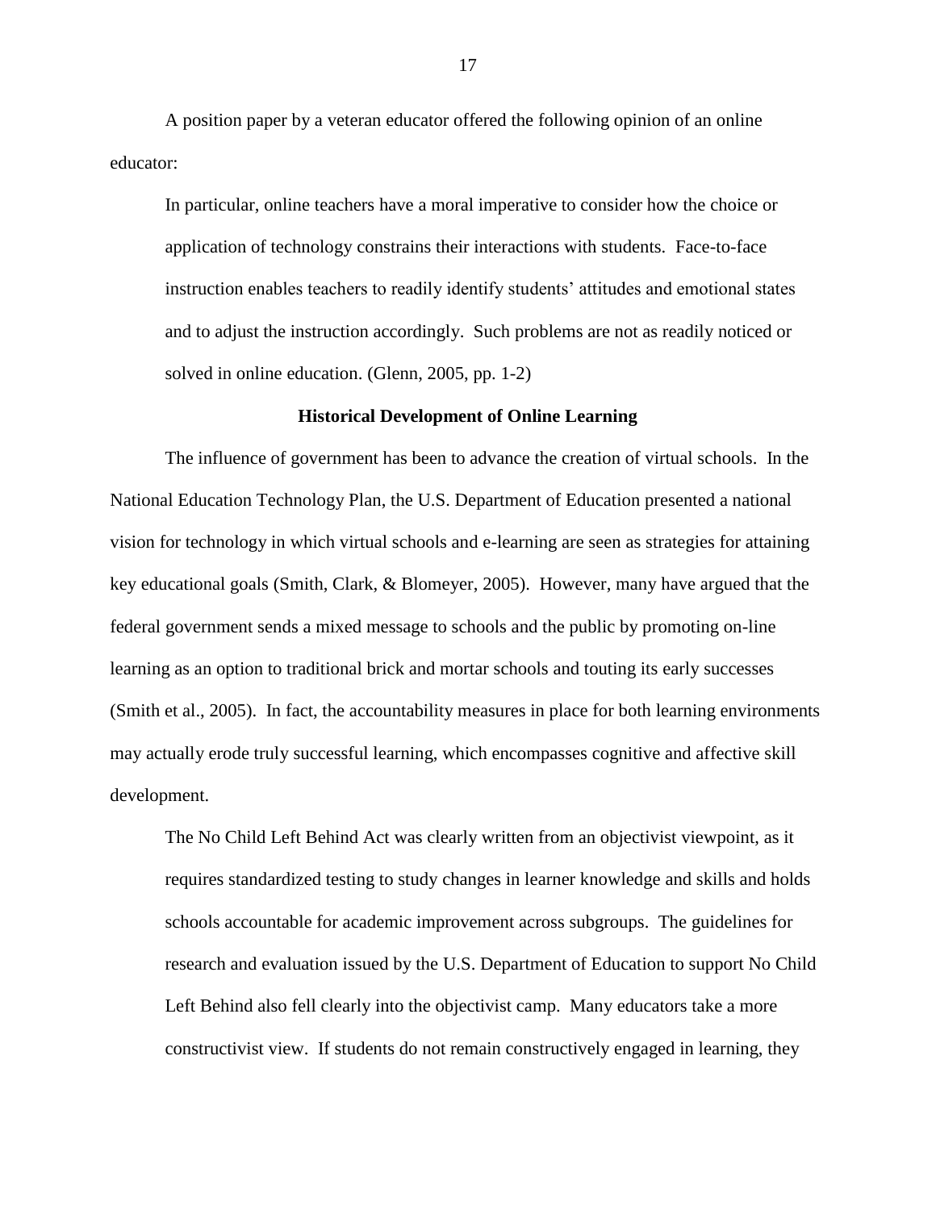A position paper by a veteran educator offered the following opinion of an online educator:

> In particular, online teachers have a moral imperative to consider how the choice or application of technology constrains their interactions with students. Face-to-face instruction enables teachers to readily identify students' attitudes and emotional states and to adjust the instruction accordingly. Such problems are not as readily noticed or solved in online education. (Glenn, 2005, pp. 1-2)

## Historical Development of Online Learning

The influence of government has been to advance the creation of virtual schools. In the National Education Technology Plan, the U.S. Department of Education presented a national vision for technology in which virtual schools and e-learning are seen as strategies for attaining key educational goals (Smith, Clark, & Blomeyer, 2005). However, many have argued that the federal government sends a mixed message to schools and the public by promoting on-line learning as an option to traditional brick and mortar schools and touting its early successes (Smith et al., 2005). In fact, the accountability measures in place for both learning environments may actually erode truly successful learning, which encompasses cognitive and affective skill development.

> The No Child Left Behind Act was clearly written from an objectivist viewpoint, as it requires standardized testing to study changes in learner knowledge and skills and holds schools accountable for academic improvement across subgroups. The guidelines for research and evaluation issued by the U.S. Department of Education to support No Child Left Behind also fell clearly into the objectivist camp. Many educators take a more constructivist view. If students do not remain constructively engaged in learning, they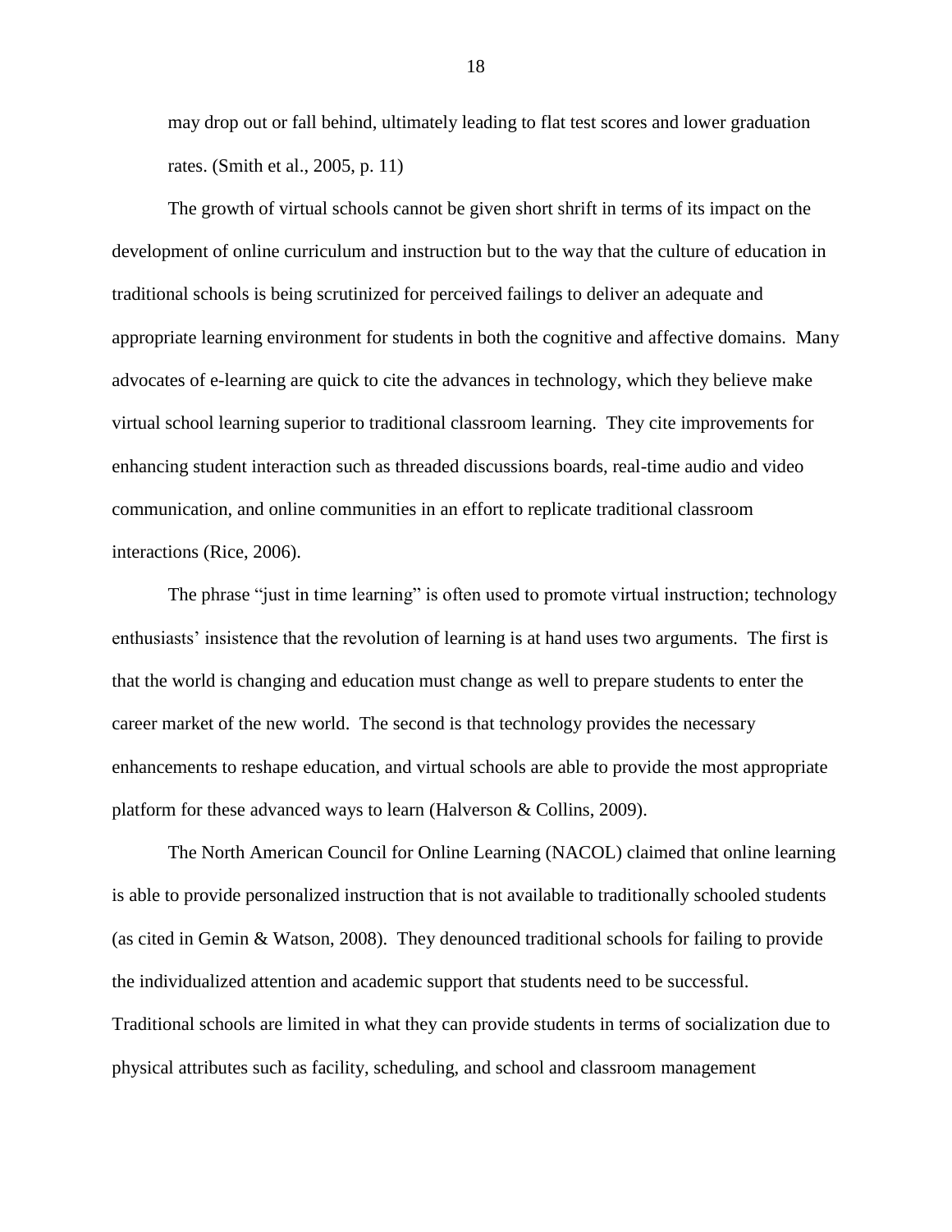> may drop out or fall behind, ultimately leading to flat test scores and lower graduation rates. (Smith et al., 2005, p. 11)

The growth of virtual schools cannot be given short shrift in terms of its impact on the development of online curriculum and instruction but to the way that the culture of education in traditional schools is being scrutinized for perceived failings to deliver an adequate and appropriate learning environment for students in both the cognitive and affective domains. Many advocates of e-learning are quick to cite the advances in technology, which they believe make virtual school learning superior to traditional classroom learning. They cite improvements for enhancing student interaction such as threaded discussions boards, real-time audio and video communication, and online communities in an effort to replicate traditional classroom interactions (Rice, 2006).

The phrase "just in time learning" is often used to promote virtual instruction; technology enthusiasts' insistence that the revolution of learning is at hand uses two arguments. The first is that the world is changing and education must change as well to prepare students to enter the career market of the new world. The second is that technology provides the necessary enhancements to reshape education, and virtual schools are able to provide the most appropriate platform for these advanced ways to learn (Halverson & Collins, 2009).

The North American Council for Online Learning (NACOL) claimed that online learning is able to provide personalized instruction that is not available to traditionally schooled students (as cited in Gemin & Watson, 2008). They denounced traditional schools for failing to provide the individualized attention and academic support that students need to be successful. Traditional schools are limited in what they can provide students in terms of socialization due to physical attributes such as facility, scheduling, and school and classroom management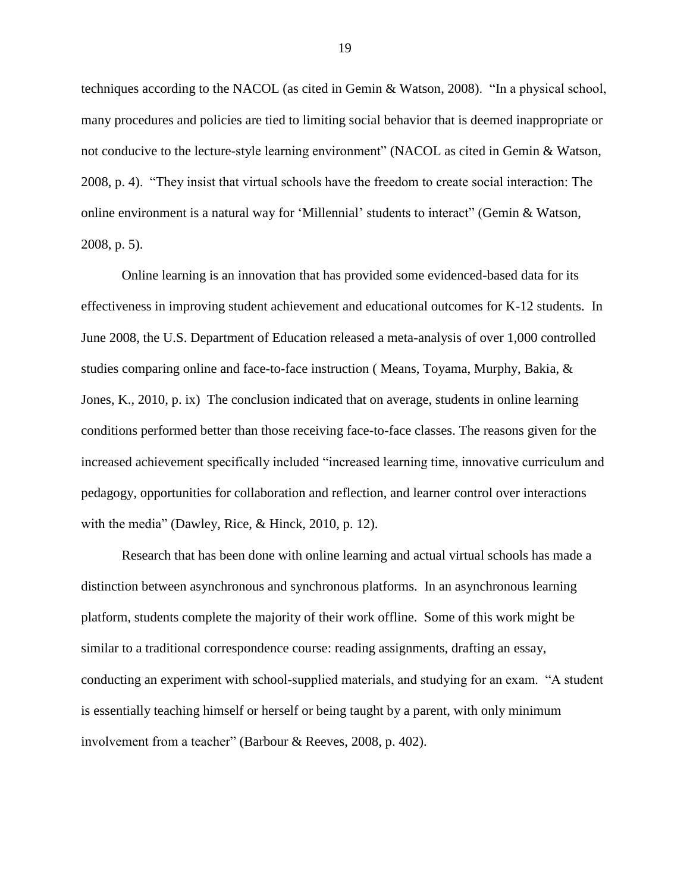techniques according to the NACOL (as cited in Gemin & Watson, 2008). "In a physical school, many procedures and policies are tied to limiting social behavior that is deemed inappropriate or not conducive to the lecture-style learning environment" (NACOL as cited in Gemin & Watson, 2008, p. 4). "They insist that virtual schools have the freedom to create social interaction: The online environment is a natural way for 'Millennial' students to interact" (Gemin & Watson, 2008, p. 5).

Online learning is an innovation that has provided some evidenced-based data for its effectiveness in improving student achievement and educational outcomes for K-12 students. In June 2008, the U.S. Department of Education released a meta-analysis of over 1,000 controlled studies comparing online and face-to-face instruction ( Means, Toyama, Murphy, Bakia, & Jones, K., 2010, p. ix) The conclusion indicated that on average, students in online learning conditions performed better than those receiving face-to-face classes. The reasons given for the increased achievement specifically included "increased learning time, innovative curriculum and pedagogy, opportunities for collaboration and reflection, and learner control over interactions with the media" (Dawley, Rice, & Hinck, 2010, p. 12).

Research that has been done with online learning and actual virtual schools has made a distinction between asynchronous and synchronous platforms. In an asynchronous learning platform, students complete the majority of their work offline. Some of this work might be similar to a traditional correspondence course: reading assignments, drafting an essay, conducting an experiment with school-supplied materials, and studying for an exam. "A student is essentially teaching himself or herself or being taught by a parent, with only minimum involvement from a teacher" (Barbour & Reeves, 2008, p. 402).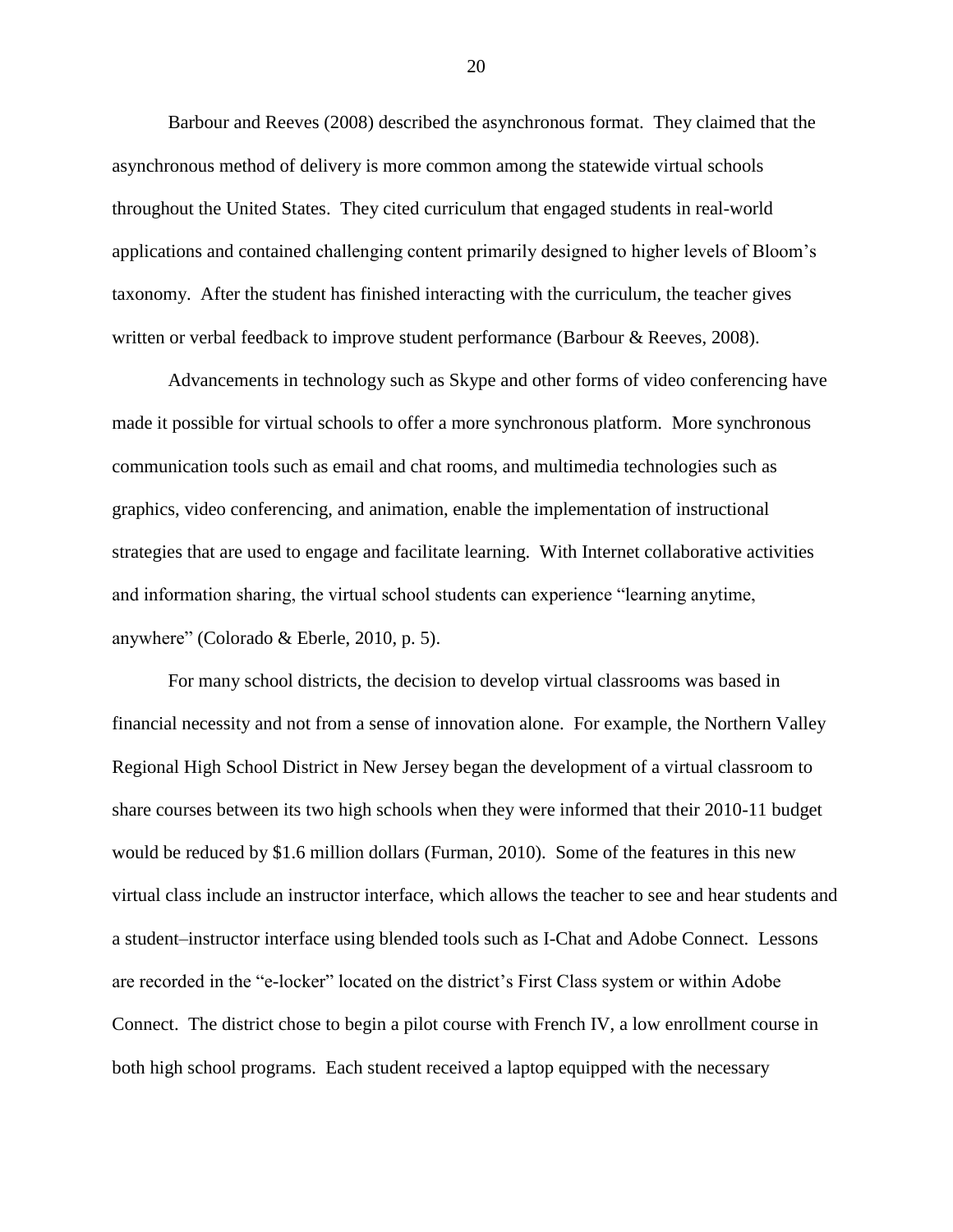Barbour and Reeves (2008) described the asynchronous format. They claimed that the asynchronous method of delivery is more common among the statewide virtual schools throughout the United States. They cited curriculum that engaged students in real-world applications and contained challenging content primarily designed to higher levels of Bloom's taxonomy. After the student has finished interacting with the curriculum, the teacher gives written or verbal feedback to improve student performance (Barbour & Reeves, 2008).

Advancements in technology such as Skype and other forms of video conferencing have made it possible for virtual schools to offer a more synchronous platform. More synchronous communication tools such as email and chat rooms, and multimedia technologies such as graphics, video conferencing, and animation, enable the implementation of instructional strategies that are used to engage and facilitate learning. With Internet collaborative activities and information sharing, the virtual school students can experience "learning anytime, anywhere" (Colorado & Eberle, 2010, p. 5).

For many school districts, the decision to develop virtual classrooms was based in financial necessity and not from a sense of innovation alone. For example, the Northern Valley Regional High School District in New Jersey began the development of a virtual classroom to share courses between its two high schools when they were informed that their 2010-11 budget would be reduced by $1.6 million dollars (Furman, 2010). Some of the features in this new virtual class include an instructor interface, which allows the teacher to see and hear students and a student–instructor interface using blended tools such as I-Chat and Adobe Connect. Lessons are recorded in the "e-locker" located on the district's First Class system or within Adobe Connect. The district chose to begin a pilot course with French IV, a low enrollment course in both high school programs. Each student received a laptop equipped with the necessary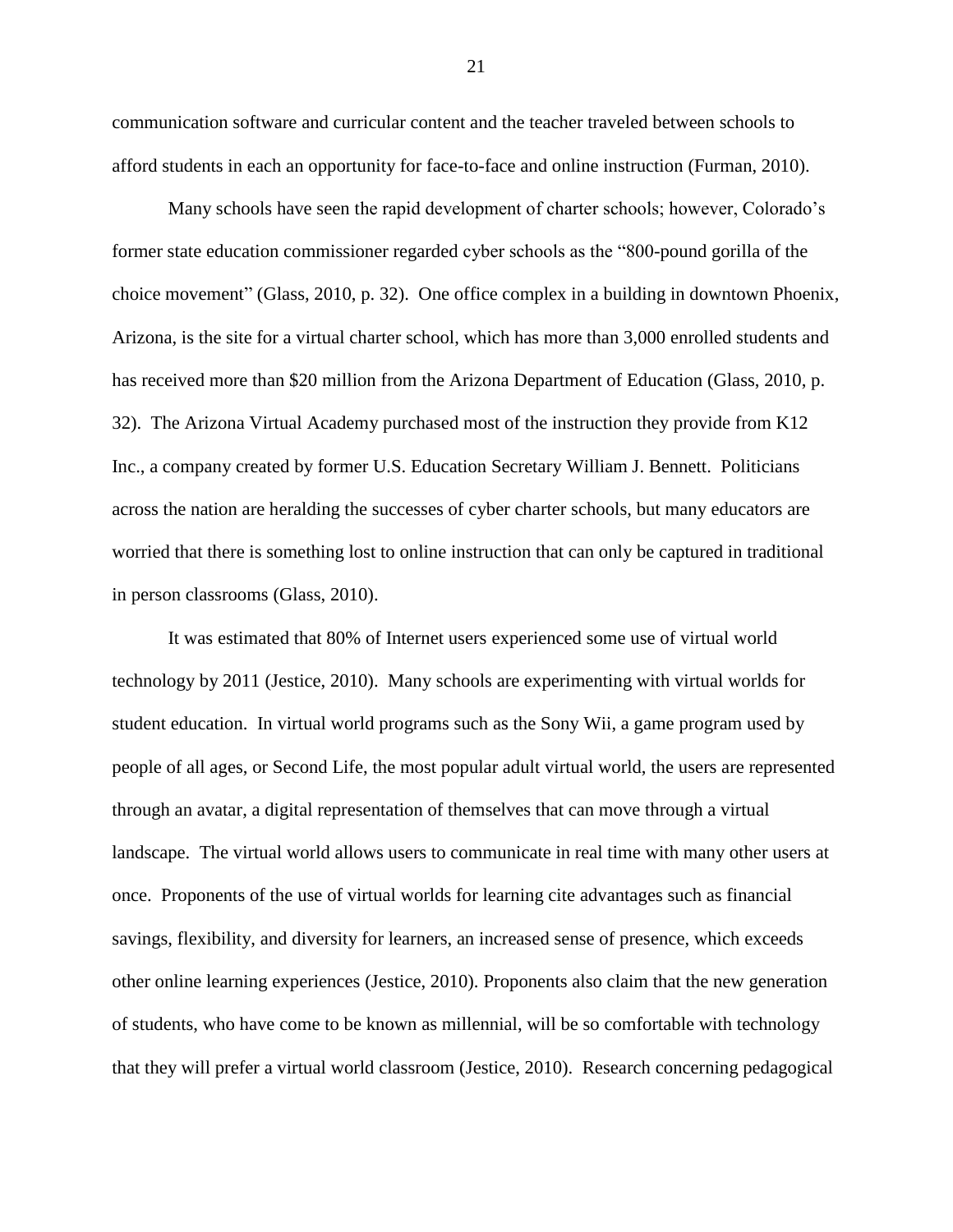communication software and curricular content and the teacher traveled between schools to afford students in each an opportunity for face-to-face and online instruction (Furman, 2010).

Many schools have seen the rapid development of charter schools; however, Colorado's former state education commissioner regarded cyber schools as the "800-pound gorilla of the choice movement" (Glass, 2010, p. 32). One office complex in a building in downtown Phoenix, Arizona, is the site for a virtual charter school, which has more than 3,000 enrolled students and has received more than $20 million from the Arizona Department of Education (Glass, 2010, p. 32). The Arizona Virtual Academy purchased most of the instruction they provide from K12 Inc., a company created by former U.S. Education Secretary William J. Bennett. Politicians across the nation are heralding the successes of cyber charter schools, but many educators are worried that there is something lost to online instruction that can only be captured in traditional in person classrooms (Glass, 2010).

It was estimated that 80% of Internet users experienced some use of virtual world technology by 2011 (Jestice, 2010). Many schools are experimenting with virtual worlds for student education. In virtual world programs such as the Sony Wii, a game program used by people of all ages, or Second Life, the most popular adult virtual world, the users are represented through an avatar, a digital representation of themselves that can move through a virtual landscape. The virtual world allows users to communicate in real time with many other users at once. Proponents of the use of virtual worlds for learning cite advantages such as financial savings, flexibility, and diversity for learners, an increased sense of presence, which exceeds other online learning experiences (Jestice, 2010). Proponents also claim that the new generation of students, who have come to be known as millennial, will be so comfortable with technology that they will prefer a virtual world classroom (Jestice, 2010). Research concerning pedagogical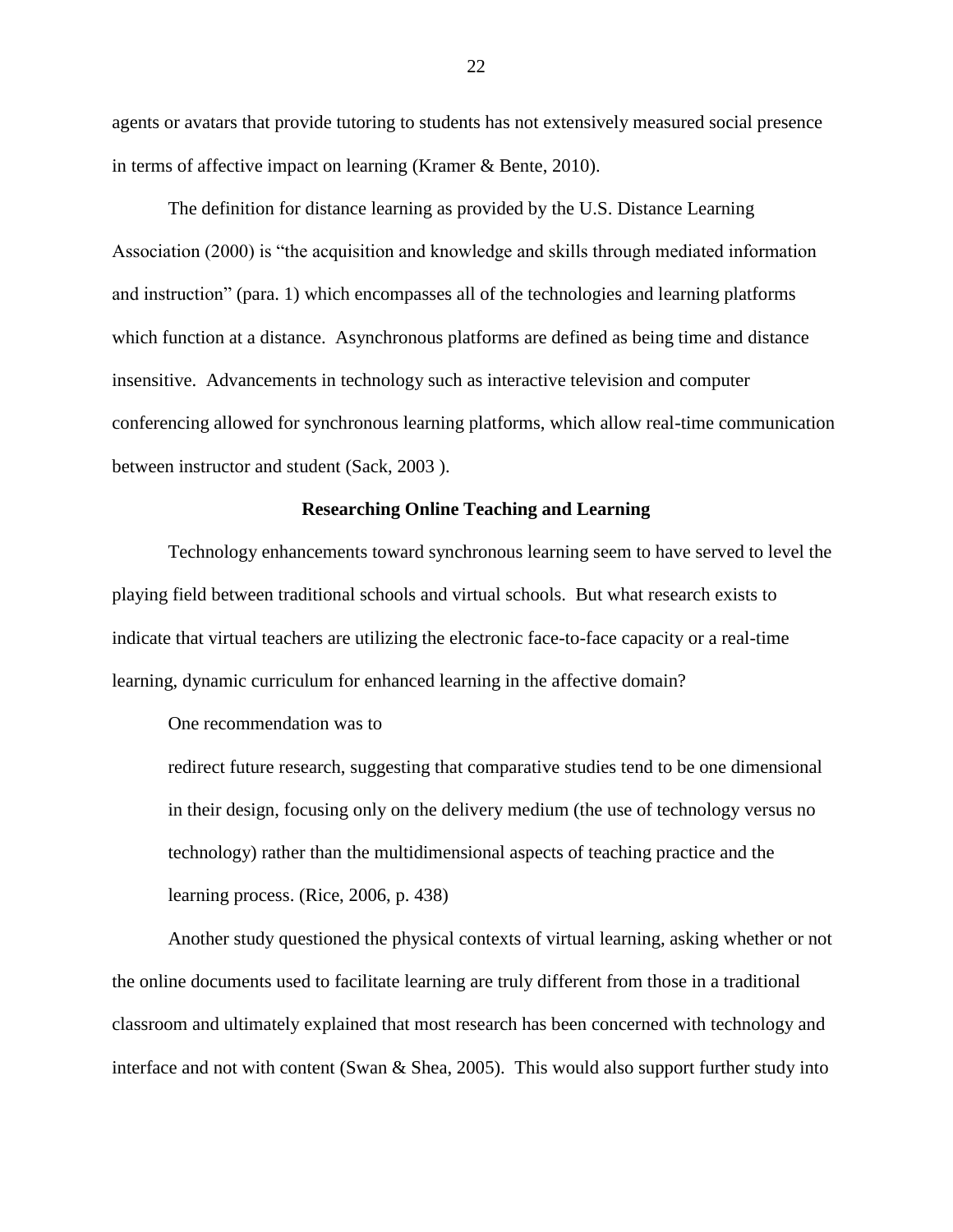agents or avatars that provide tutoring to students has not extensively measured social presence in terms of affective impact on learning (Kramer & Bente, 2010).

The definition for distance learning as provided by the U.S. Distance Learning Association (2000) is "the acquisition and knowledge and skills through mediated information and instruction" (para. 1) which encompasses all of the technologies and learning platforms which function at a distance. Asynchronous platforms are defined as being time and distance insensitive. Advancements in technology such as interactive television and computer conferencing allowed for synchronous learning platforms, which allow real-time communication between instructor and student (Sack, 2003 ).

## Researching Online Teaching and Learning

Technology enhancements toward synchronous learning seem to have served to level the playing field between traditional schools and virtual schools. But what research exists to indicate that virtual teachers are utilizing the electronic face-to-face capacity or a real-time learning, dynamic curriculum for enhanced learning in the affective domain?

One recommendation was to

> redirect future research, suggesting that comparative studies tend to be one dimensional in their design, focusing only on the delivery medium (the use of technology versus no technology) rather than the multidimensional aspects of teaching practice and the learning process. (Rice, 2006, p. 438)

Another study questioned the physical contexts of virtual learning, asking whether or not the online documents used to facilitate learning are truly different from those in a traditional classroom and ultimately explained that most research has been concerned with technology and interface and not with content (Swan & Shea, 2005). This would also support further study into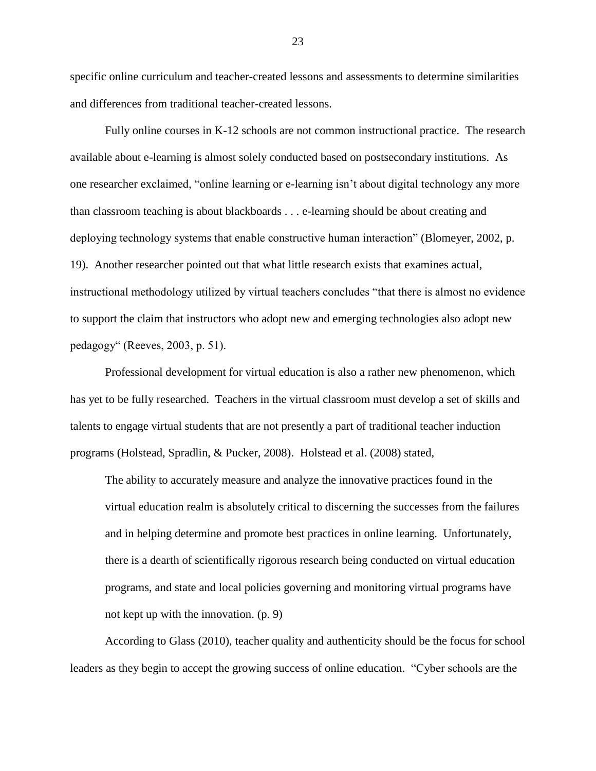specific online curriculum and teacher-created lessons and assessments to determine similarities and differences from traditional teacher-created lessons.

Fully online courses in K-12 schools are not common instructional practice. The research available about e-learning is almost solely conducted based on postsecondary institutions. As one researcher exclaimed, "online learning or e-learning isn't about digital technology any more than classroom teaching is about blackboards . . . e-learning should be about creating and deploying technology systems that enable constructive human interaction" (Blomeyer, 2002, p. 19). Another researcher pointed out that what little research exists that examines actual, instructional methodology utilized by virtual teachers concludes "that there is almost no evidence to support the claim that instructors who adopt new and emerging technologies also adopt new pedagogy" (Reeves, 2003, p. 51).

Professional development for virtual education is also a rather new phenomenon, which has yet to be fully researched. Teachers in the virtual classroom must develop a set of skills and talents to engage virtual students that are not presently a part of traditional teacher induction programs (Holstead, Spradlin, & Pucker, 2008). Holstead et al. (2008) stated,

> The ability to accurately measure and analyze the innovative practices found in the virtual education realm is absolutely critical to discerning the successes from the failures and in helping determine and promote best practices in online learning. Unfortunately, there is a dearth of scientifically rigorous research being conducted on virtual education programs, and state and local policies governing and monitoring virtual programs have not kept up with the innovation. (p. 9)

According to Glass (2010), teacher quality and authenticity should be the focus for school leaders as they begin to accept the growing success of online education. "Cyber schools are the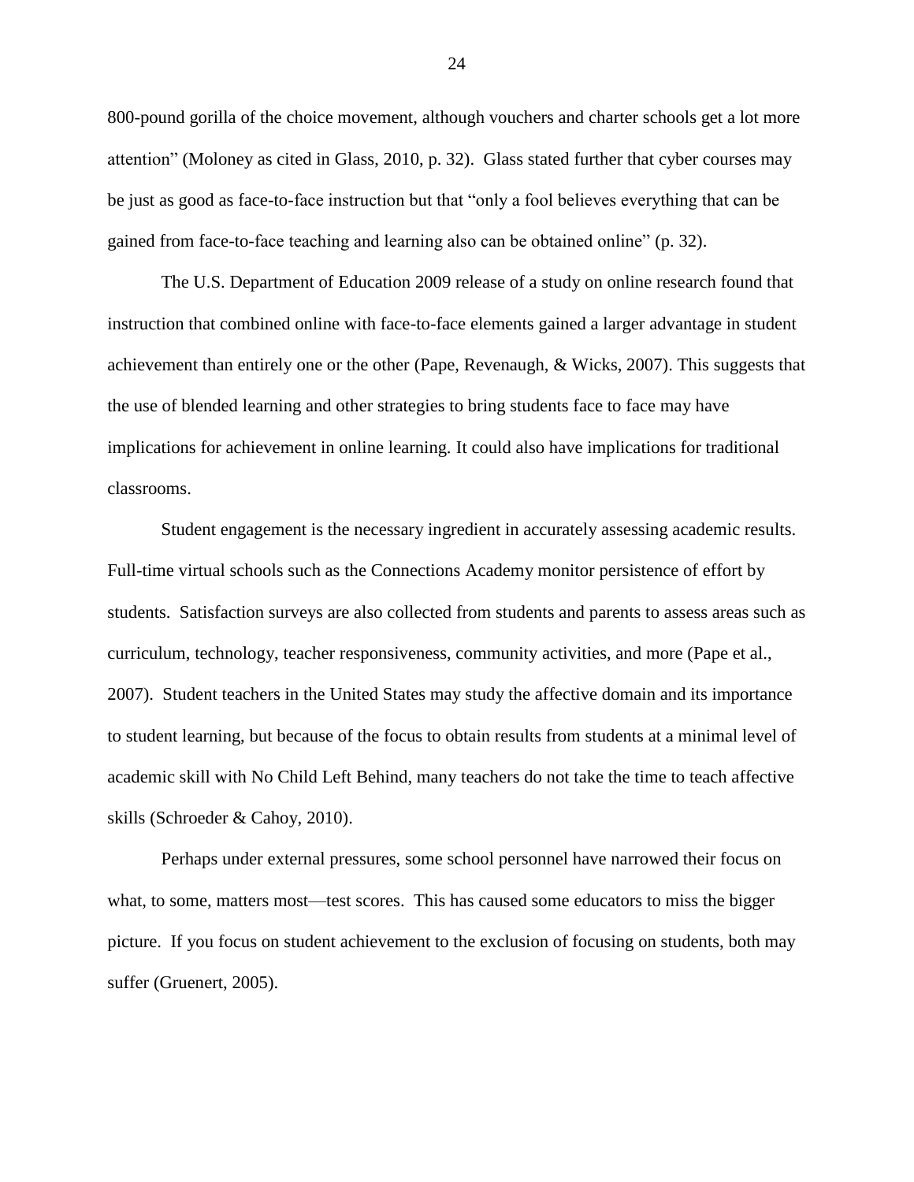800-pound gorilla of the choice movement, although vouchers and charter schools get a lot more attention" (Moloney as cited in Glass, 2010, p. 32). Glass stated further that cyber courses may be just as good as face-to-face instruction but that "only a fool believes everything that can be gained from face-to-face teaching and learning also can be obtained online" (p. 32).

The U.S. Department of Education 2009 release of a study on online research found that instruction that combined online with face-to-face elements gained a larger advantage in student achievement than entirely one or the other (Pape, Revenaugh, & Wicks, 2007). This suggests that the use of blended learning and other strategies to bring students face to face may have implications for achievement in online learning. It could also have implications for traditional classrooms.

Student engagement is the necessary ingredient in accurately assessing academic results. Full-time virtual schools such as the Connections Academy monitor persistence of effort by students. Satisfaction surveys are also collected from students and parents to assess areas such as curriculum, technology, teacher responsiveness, community activities, and more (Pape et al., 2007). Student teachers in the United States may study the affective domain and its importance to student learning, but because of the focus to obtain results from students at a minimal level of academic skill with No Child Left Behind, many teachers do not take the time to teach affective skills (Schroeder & Cahoy, 2010).

Perhaps under external pressures, some school personnel have narrowed their focus on what, to some, matters most—test scores. This has caused some educators to miss the bigger picture. If you focus on student achievement to the exclusion of focusing on students, both may suffer (Gruenert, 2005).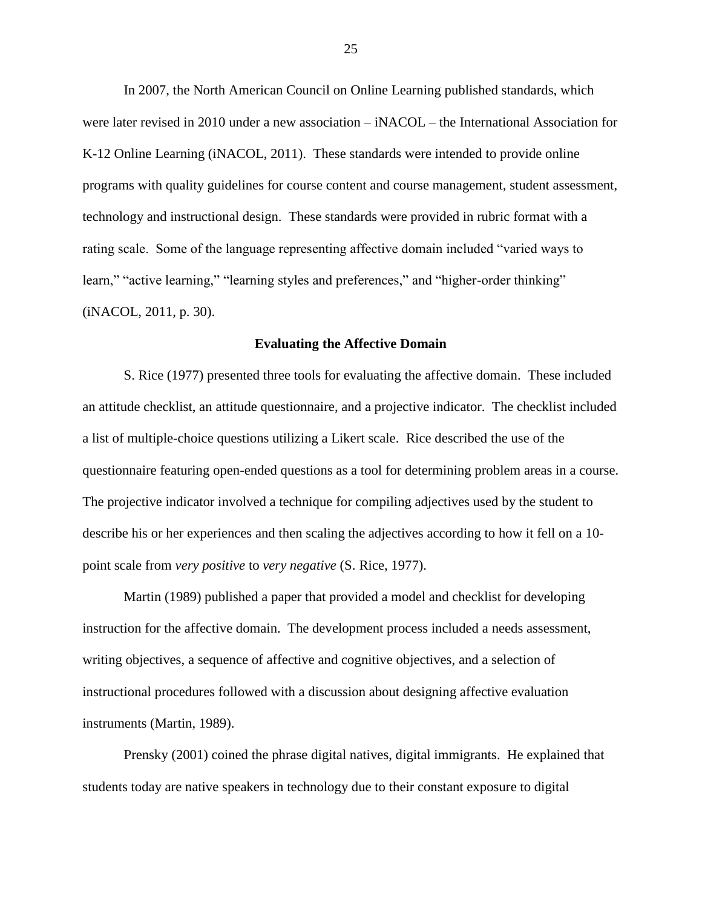In 2007, the North American Council on Online Learning published standards, which were later revised in 2010 under a new association – iNACOL – the International Association for K-12 Online Learning (iNACOL, 2011). These standards were intended to provide online programs with quality guidelines for course content and course management, student assessment, technology and instructional design. These standards were provided in rubric format with a rating scale. Some of the language representing affective domain included "varied ways to learn," "active learning," "learning styles and preferences," and "higher-order thinking" (iNACOL, 2011, p. 30).

### Evaluating the Affective Domain

S. Rice (1977) presented three tools for evaluating the affective domain. These included an attitude checklist, an attitude questionnaire, and a projective indicator. The checklist included a list of multiple-choice questions utilizing a Likert scale. Rice described the use of the questionnaire featuring open-ended questions as a tool for determining problem areas in a course. The projective indicator involved a technique for compiling adjectives used by the student to describe his or her experiences and then scaling the adjectives according to how it fell on a 10-point scale from *very positive* to *very negative* (S. Rice, 1977).

Martin (1989) published a paper that provided a model and checklist for developing instruction for the affective domain. The development process included a needs assessment, writing objectives, a sequence of affective and cognitive objectives, and a selection of instructional procedures followed with a discussion about designing affective evaluation instruments (Martin, 1989).

Prensky (2001) coined the phrase digital natives, digital immigrants. He explained that students today are native speakers in technology due to their constant exposure to digital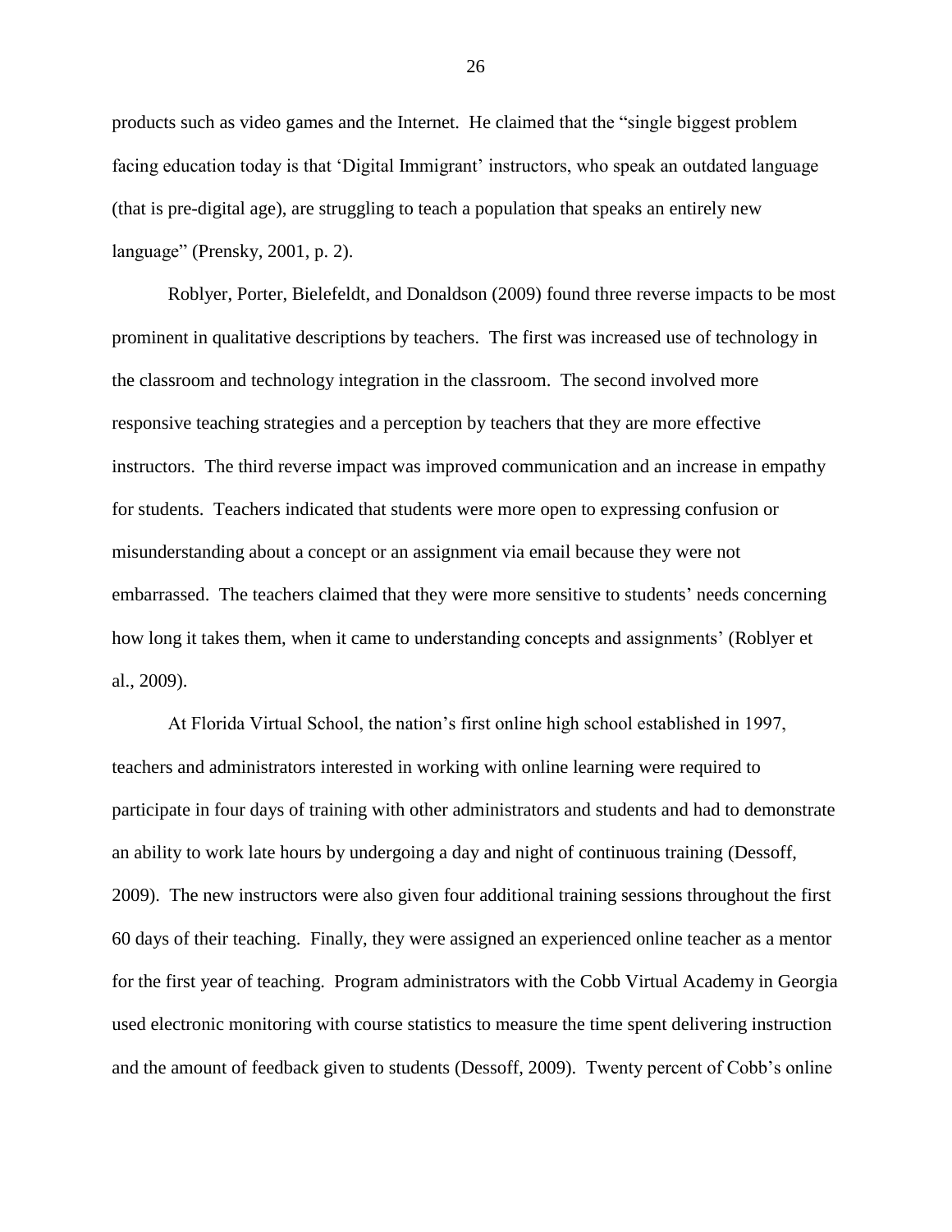products such as video games and the Internet. He claimed that the "single biggest problem facing education today is that 'Digital Immigrant' instructors, who speak an outdated language (that is pre-digital age), are struggling to teach a population that speaks an entirely new language" (Prensky, 2001, p. 2).

Roblyer, Porter, Bielefeldt, and Donaldson (2009) found three reverse impacts to be most prominent in qualitative descriptions by teachers. The first was increased use of technology in the classroom and technology integration in the classroom. The second involved more responsive teaching strategies and a perception by teachers that they are more effective instructors. The third reverse impact was improved communication and an increase in empathy for students. Teachers indicated that students were more open to expressing confusion or misunderstanding about a concept or an assignment via email because they were not embarrassed. The teachers claimed that they were more sensitive to students' needs concerning how long it takes them, when it came to understanding concepts and assignments' (Roblyer et al., 2009).

At Florida Virtual School, the nation's first online high school established in 1997, teachers and administrators interested in working with online learning were required to participate in four days of training with other administrators and students and had to demonstrate an ability to work late hours by undergoing a day and night of continuous training (Dessoff, 2009). The new instructors were also given four additional training sessions throughout the first 60 days of their teaching. Finally, they were assigned an experienced online teacher as a mentor for the first year of teaching. Program administrators with the Cobb Virtual Academy in Georgia used electronic monitoring with course statistics to measure the time spent delivering instruction and the amount of feedback given to students (Dessoff, 2009). Twenty percent of Cobb's online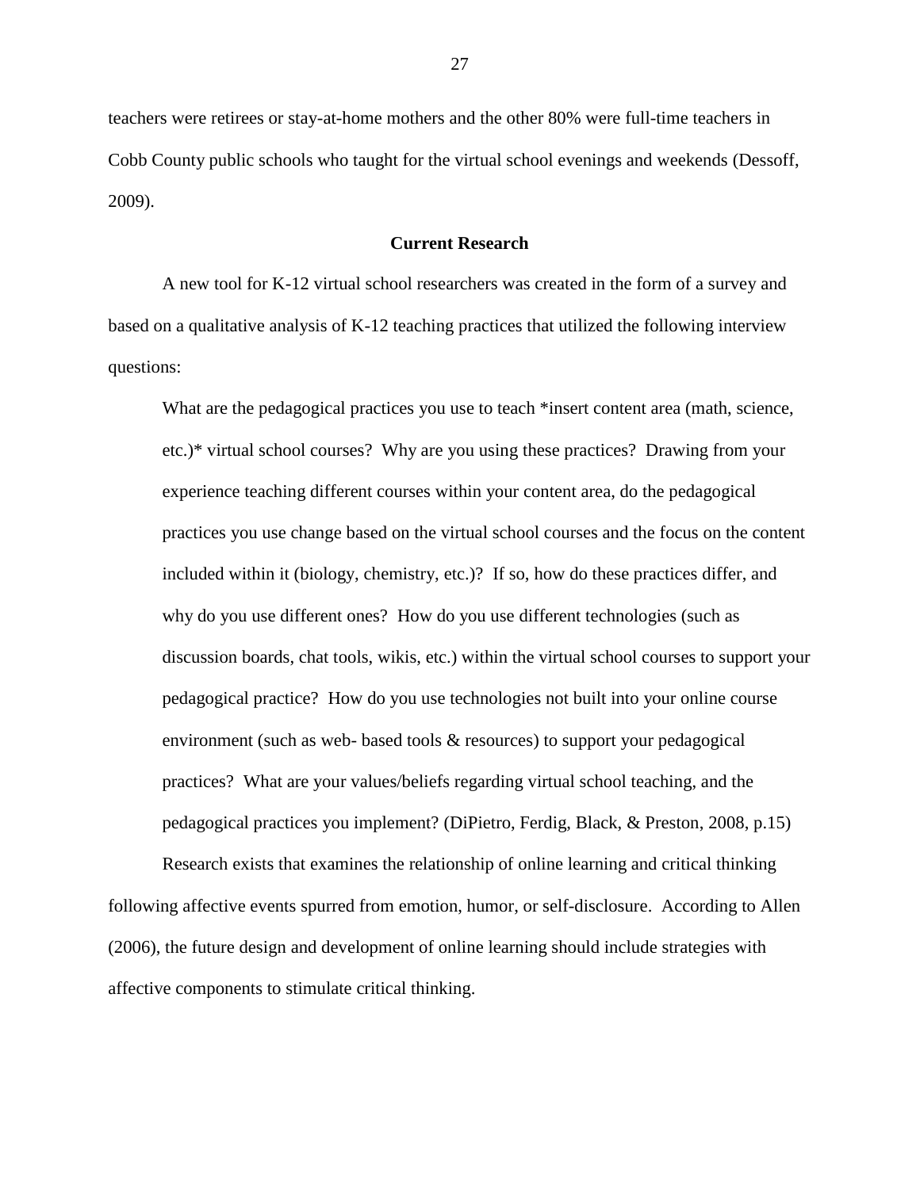teachers were retirees or stay-at-home mothers and the other 80% were full-time teachers in Cobb County public schools who taught for the virtual school evenings and weekends (Dessoff, 2009).

## Current Research

A new tool for K-12 virtual school researchers was created in the form of a survey and based on a qualitative analysis of K-12 teaching practices that utilized the following interview questions:

> What are the pedagogical practices you use to teach *insert content area (math, science, etc.)* virtual school courses? Why are you using these practices? Drawing from your experience teaching different courses within your content area, do the pedagogical practices you use change based on the virtual school courses and the focus on the content included within it (biology, chemistry, etc.)? If so, how do these practices differ, and why do you use different ones? How do you use different technologies (such as discussion boards, chat tools, wikis, etc.) within the virtual school courses to support your pedagogical practice? How do you use technologies not built into your online course environment (such as web- based tools & resources) to support your pedagogical practices? What are your values/beliefs regarding virtual school teaching, and the pedagogical practices you implement? (DiPietro, Ferdig, Black, & Preston, 2008, p.15)

Research exists that examines the relationship of online learning and critical thinking following affective events spurred from emotion, humor, or self-disclosure. According to Allen (2006), the future design and development of online learning should include strategies with affective components to stimulate critical thinking.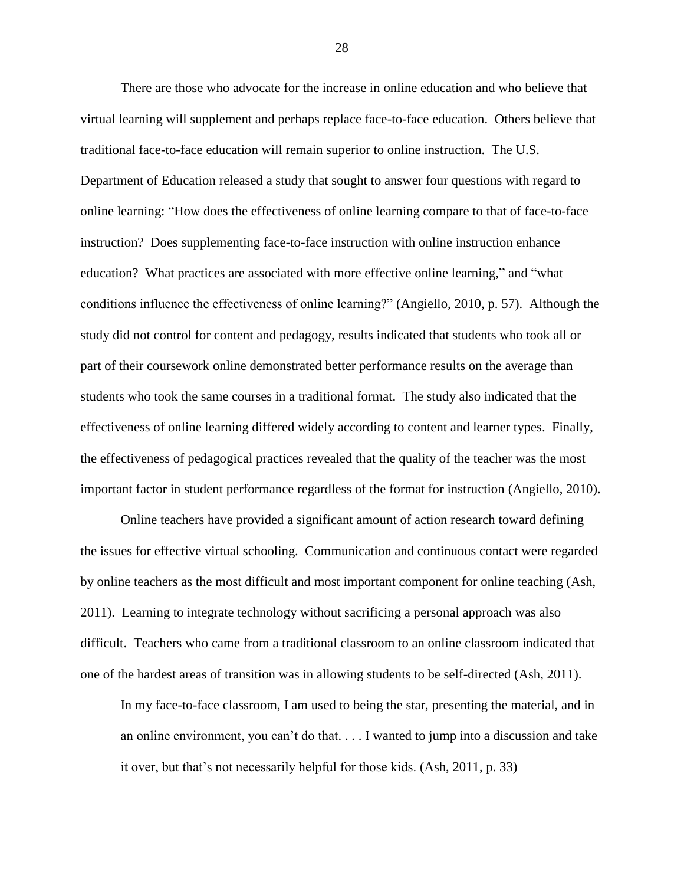There are those who advocate for the increase in online education and who believe that virtual learning will supplement and perhaps replace face-to-face education. Others believe that traditional face-to-face education will remain superior to online instruction. The U.S. Department of Education released a study that sought to answer four questions with regard to online learning: "How does the effectiveness of online learning compare to that of face-to-face instruction? Does supplementing face-to-face instruction with online instruction enhance education? What practices are associated with more effective online learning," and "what conditions influence the effectiveness of online learning?" (Angiello, 2010, p. 57). Although the study did not control for content and pedagogy, results indicated that students who took all or part of their coursework online demonstrated better performance results on the average than students who took the same courses in a traditional format. The study also indicated that the effectiveness of online learning differed widely according to content and learner types. Finally, the effectiveness of pedagogical practices revealed that the quality of the teacher was the most important factor in student performance regardless of the format for instruction (Angiello, 2010).

Online teachers have provided a significant amount of action research toward defining the issues for effective virtual schooling. Communication and continuous contact were regarded by online teachers as the most difficult and most important component for online teaching (Ash, 2011). Learning to integrate technology without sacrificing a personal approach was also difficult. Teachers who came from a traditional classroom to an online classroom indicated that one of the hardest areas of transition was in allowing students to be self-directed (Ash, 2011).

> In my face-to-face classroom, I am used to being the star, presenting the material, and in an online environment, you can't do that. . . . I wanted to jump into a discussion and take it over, but that's not necessarily helpful for those kids. (Ash, 2011, p. 33)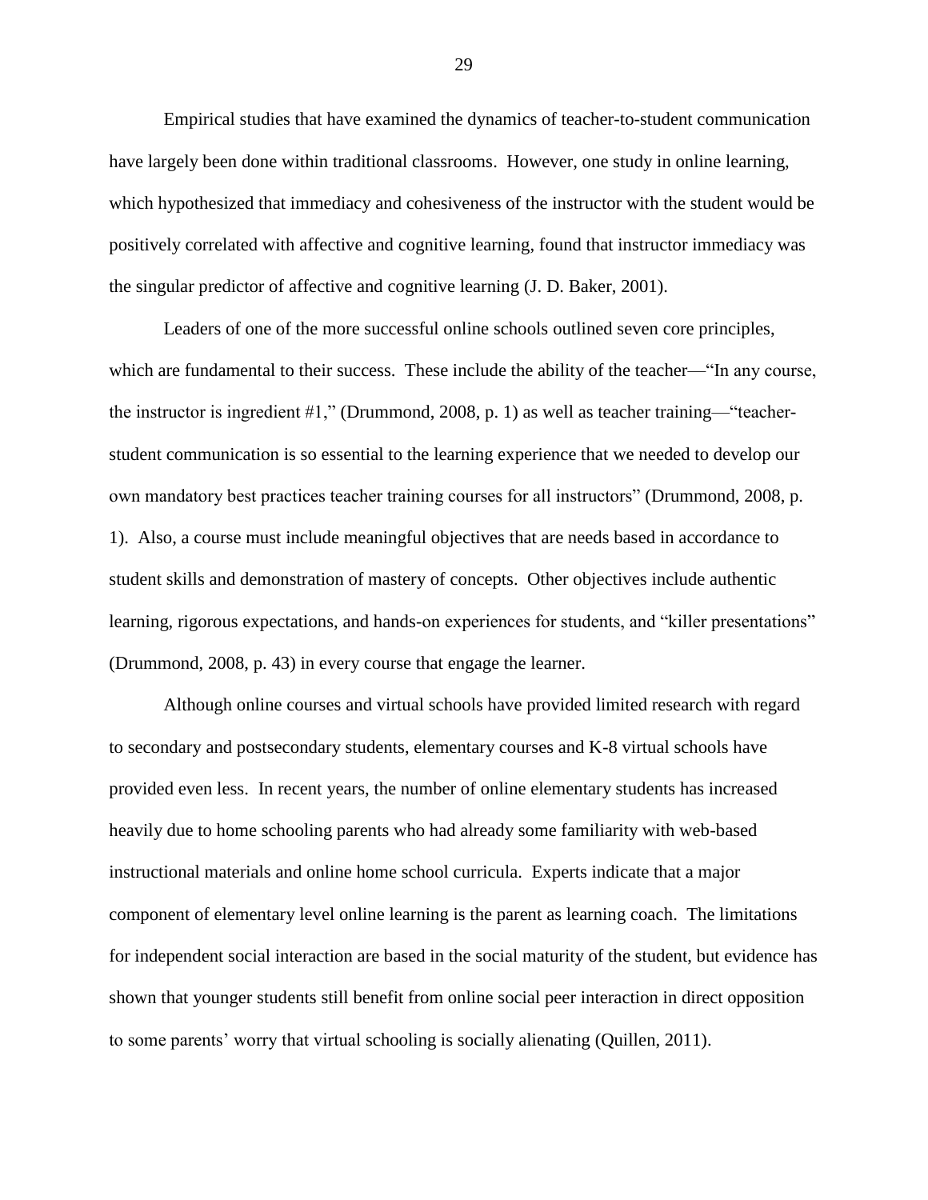Empirical studies that have examined the dynamics of teacher-to-student communication have largely been done within traditional classrooms. However, one study in online learning, which hypothesized that immediacy and cohesiveness of the instructor with the student would be positively correlated with affective and cognitive learning, found that instructor immediacy was the singular predictor of affective and cognitive learning (J. D. Baker, 2001).

Leaders of one of the more successful online schools outlined seven core principles, which are fundamental to their success. These include the ability of the teacher—"In any course, the instructor is ingredient #1," (Drummond, 2008, p. 1) as well as teacher training—"teacher-student communication is so essential to the learning experience that we needed to develop our own mandatory best practices teacher training courses for all instructors" (Drummond, 2008, p. 1). Also, a course must include meaningful objectives that are needs based in accordance to student skills and demonstration of mastery of concepts. Other objectives include authentic learning, rigorous expectations, and hands-on experiences for students, and "killer presentations" (Drummond, 2008, p. 43) in every course that engage the learner.

Although online courses and virtual schools have provided limited research with regard to secondary and postsecondary students, elementary courses and K-8 virtual schools have provided even less. In recent years, the number of online elementary students has increased heavily due to home schooling parents who had already some familiarity with web-based instructional materials and online home school curricula. Experts indicate that a major component of elementary level online learning is the parent as learning coach. The limitations for independent social interaction are based in the social maturity of the student, but evidence has shown that younger students still benefit from online social peer interaction in direct opposition to some parents' worry that virtual schooling is socially alienating (Quillen, 2011).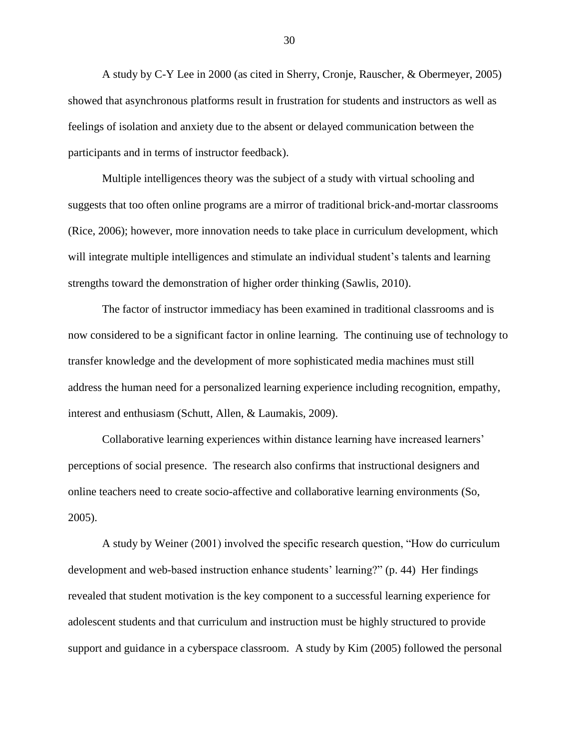A study by C-Y Lee in 2000 (as cited in Sherry, Cronje, Rauscher, & Obermeyer, 2005) showed that asynchronous platforms result in frustration for students and instructors as well as feelings of isolation and anxiety due to the absent or delayed communication between the participants and in terms of instructor feedback).

Multiple intelligences theory was the subject of a study with virtual schooling and suggests that too often online programs are a mirror of traditional brick-and-mortar classrooms (Rice, 2006); however, more innovation needs to take place in curriculum development, which will integrate multiple intelligences and stimulate an individual student's talents and learning strengths toward the demonstration of higher order thinking (Sawlis, 2010).

The factor of instructor immediacy has been examined in traditional classrooms and is now considered to be a significant factor in online learning. The continuing use of technology to transfer knowledge and the development of more sophisticated media machines must still address the human need for a personalized learning experience including recognition, empathy, interest and enthusiasm (Schutt, Allen, & Laumakis, 2009).

Collaborative learning experiences within distance learning have increased learners' perceptions of social presence. The research also confirms that instructional designers and online teachers need to create socio-affective and collaborative learning environments (So, 2005).

A study by Weiner (2001) involved the specific research question, "How do curriculum development and web-based instruction enhance students' learning?" (p. 44) Her findings revealed that student motivation is the key component to a successful learning experience for adolescent students and that curriculum and instruction must be highly structured to provide support and guidance in a cyberspace classroom. A study by Kim (2005) followed the personal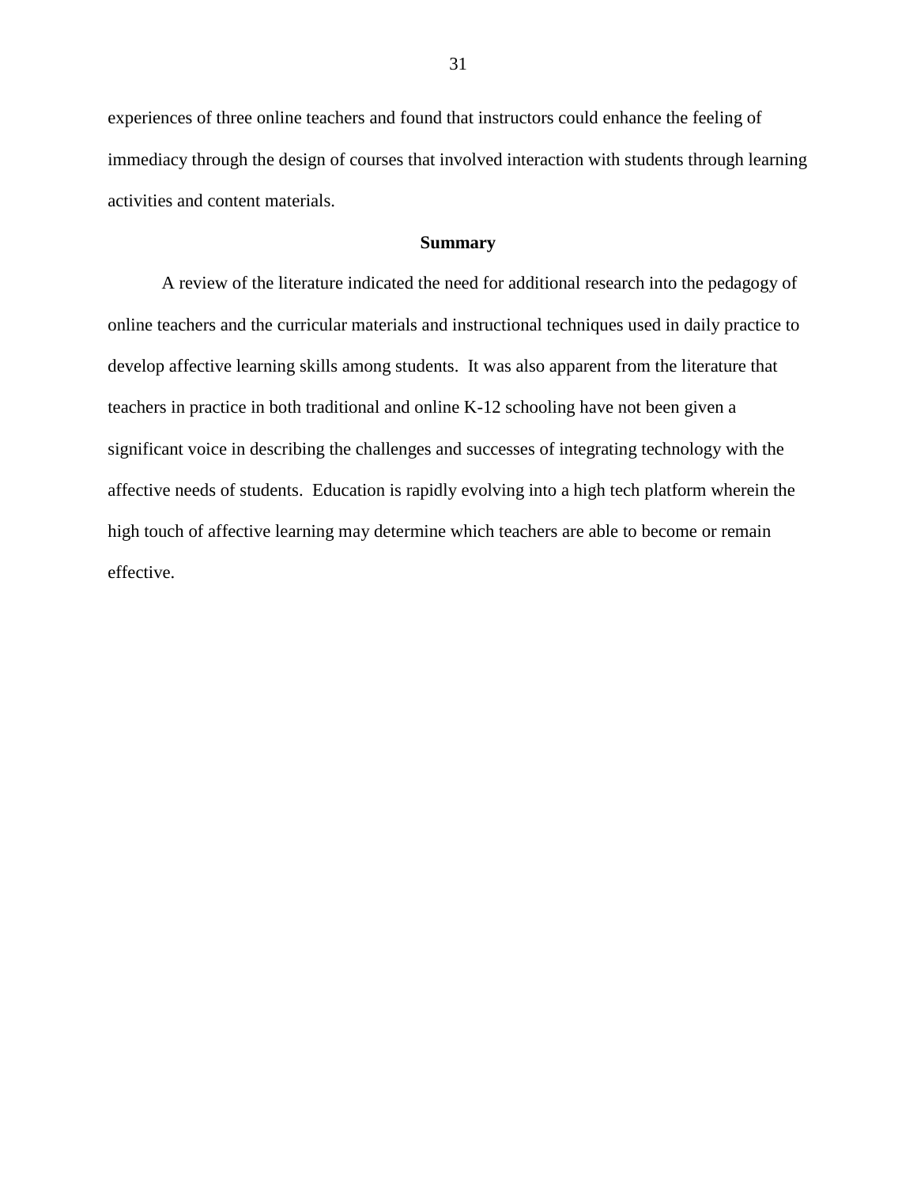experiences of three online teachers and found that instructors could enhance the feeling of immediacy through the design of courses that involved interaction with students through learning activities and content materials.

## Summary

A review of the literature indicated the need for additional research into the pedagogy of online teachers and the curricular materials and instructional techniques used in daily practice to develop affective learning skills among students. It was also apparent from the literature that teachers in practice in both traditional and online K-12 schooling have not been given a significant voice in describing the challenges and successes of integrating technology with the affective needs of students. Education is rapidly evolving into a high tech platform wherein the high touch of affective learning may determine which teachers are able to become or remain effective.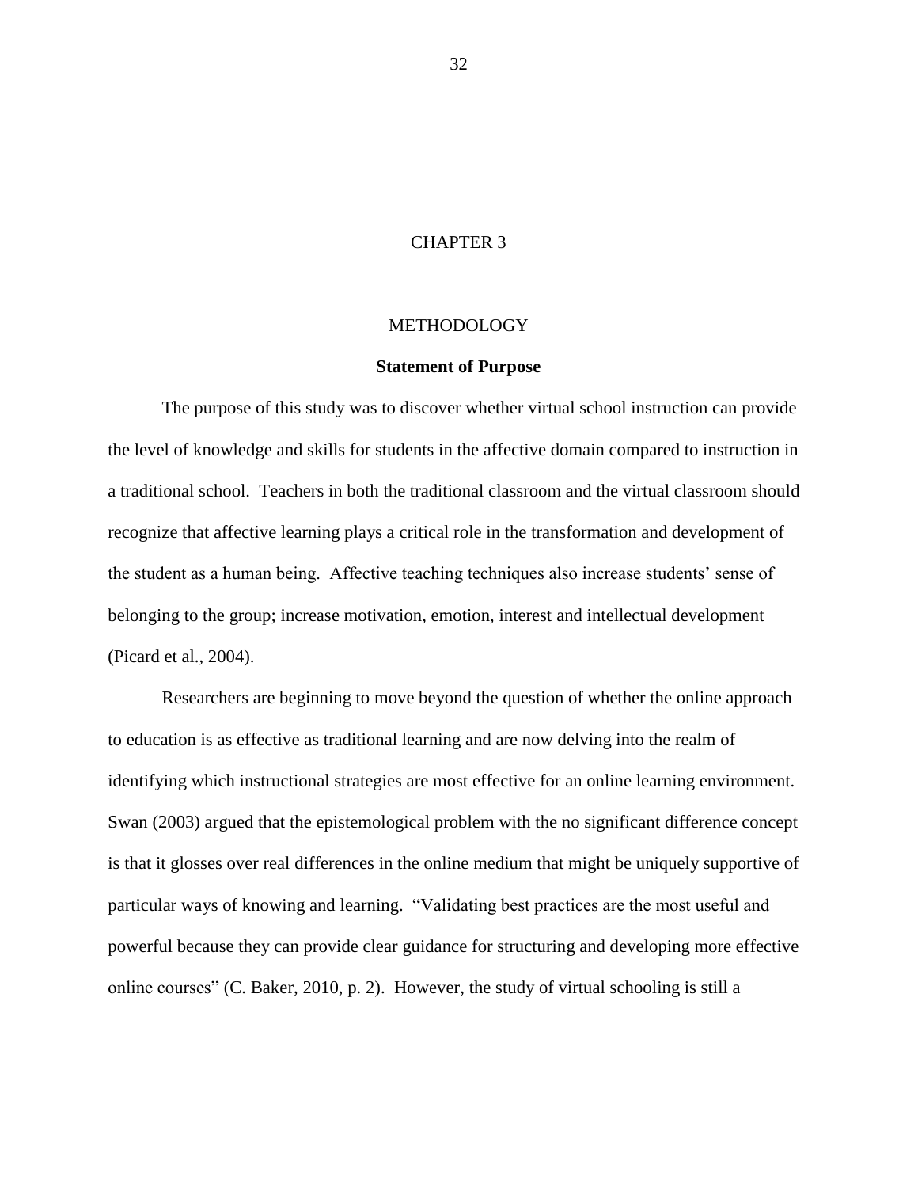# CHAPTER 3

# METHODOLOGY

## Statement of Purpose

The purpose of this study was to discover whether virtual school instruction can provide the level of knowledge and skills for students in the affective domain compared to instruction in a traditional school. Teachers in both the traditional classroom and the virtual classroom should recognize that affective learning plays a critical role in the transformation and development of the student as a human being. Affective teaching techniques also increase students' sense of belonging to the group; increase motivation, emotion, interest and intellectual development (Picard et al., 2004).

Researchers are beginning to move beyond the question of whether the online approach to education is as effective as traditional learning and are now delving into the realm of identifying which instructional strategies are most effective for an online learning environment. Swan (2003) argued that the epistemological problem with the no significant difference concept is that it glosses over real differences in the online medium that might be uniquely supportive of particular ways of knowing and learning. "Validating best practices are the most useful and powerful because they can provide clear guidance for structuring and developing more effective online courses" (C. Baker, 2010, p. 2). However, the study of virtual schooling is still a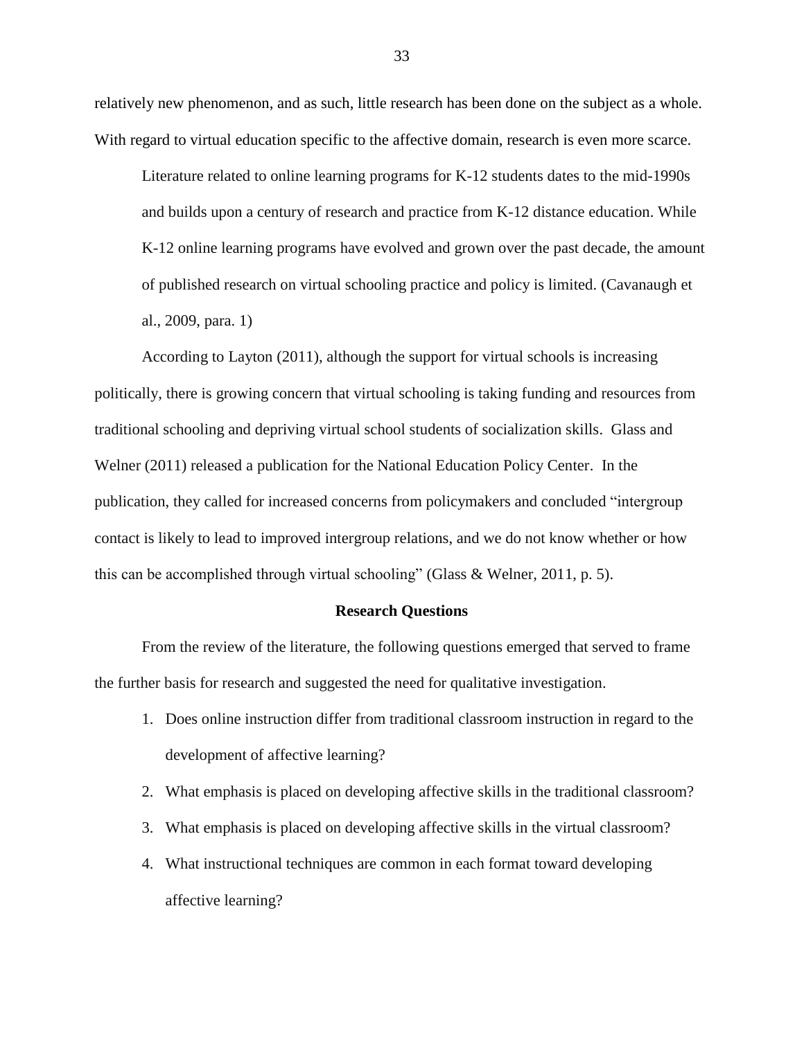relatively new phenomenon, and as such, little research has been done on the subject as a whole. With regard to virtual education specific to the affective domain, research is even more scarce.

> Literature related to online learning programs for K-12 students dates to the mid-1990s and builds upon a century of research and practice from K-12 distance education. While K-12 online learning programs have evolved and grown over the past decade, the amount of published research on virtual schooling practice and policy is limited. (Cavanaugh et al., 2009, para. 1)

According to Layton (2011), although the support for virtual schools is increasing politically, there is growing concern that virtual schooling is taking funding and resources from traditional schooling and depriving virtual school students of socialization skills. Glass and Welner (2011) released a publication for the National Education Policy Center. In the publication, they called for increased concerns from policymakers and concluded "intergroup contact is likely to lead to improved intergroup relations, and we do not know whether or how this can be accomplished through virtual schooling" (Glass & Welner, 2011, p. 5).

## Research Questions

From the review of the literature, the following questions emerged that served to frame the further basis for research and suggested the need for qualitative investigation.

1. Does online instruction differ from traditional classroom instruction in regard to the development of affective learning?
2. What emphasis is placed on developing affective skills in the traditional classroom?
3. What emphasis is placed on developing affective skills in the virtual classroom?
4. What instructional techniques are common in each format toward developing affective learning?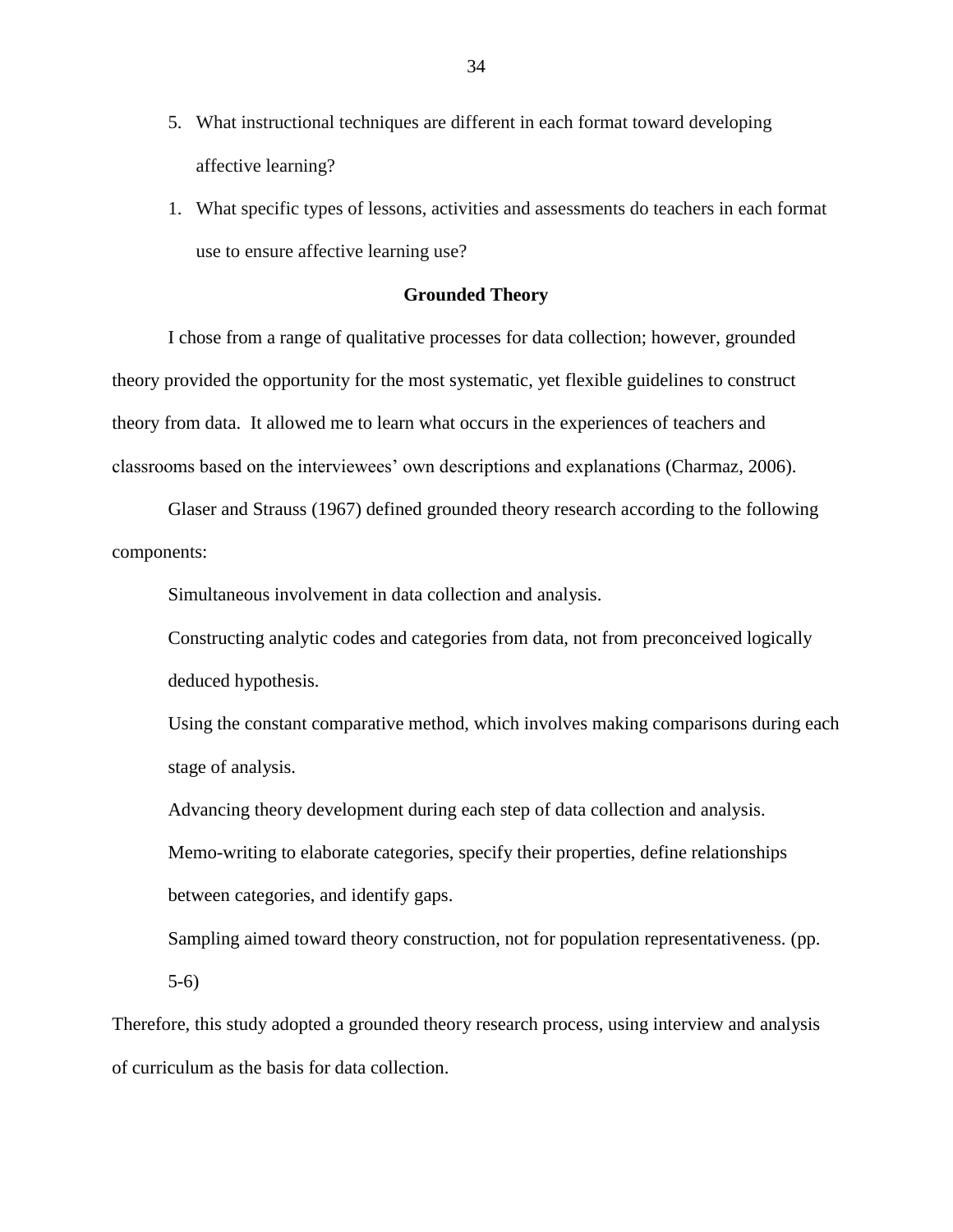5. What instructional techniques are different in each format toward developing affective learning?
1. What specific types of lessons, activities and assessments do teachers in each format use to ensure affective learning use?

**Grounded Theory**

I chose from a range of qualitative processes for data collection; however, grounded theory provided the opportunity for the most systematic, yet flexible guidelines to construct theory from data. It allowed me to learn what occurs in the experiences of teachers and classrooms based on the interviewees' own descriptions and explanations (Charmaz, 2006).

Glaser and Strauss (1967) defined grounded theory research according to the following components:

> Simultaneous involvement in data collection and analysis.
>
> Constructing analytic codes and categories from data, not from preconceived logically deduced hypothesis.
>
> Using the constant comparative method, which involves making comparisons during each stage of analysis.
>
> Advancing theory development during each step of data collection and analysis.
>
> Memo-writing to elaborate categories, specify their properties, define relationships between categories, and identify gaps.
>
> Sampling aimed toward theory construction, not for population representativeness. (pp. 5-6)

Therefore, this study adopted a grounded theory research process, using interview and analysis of curriculum as the basis for data collection.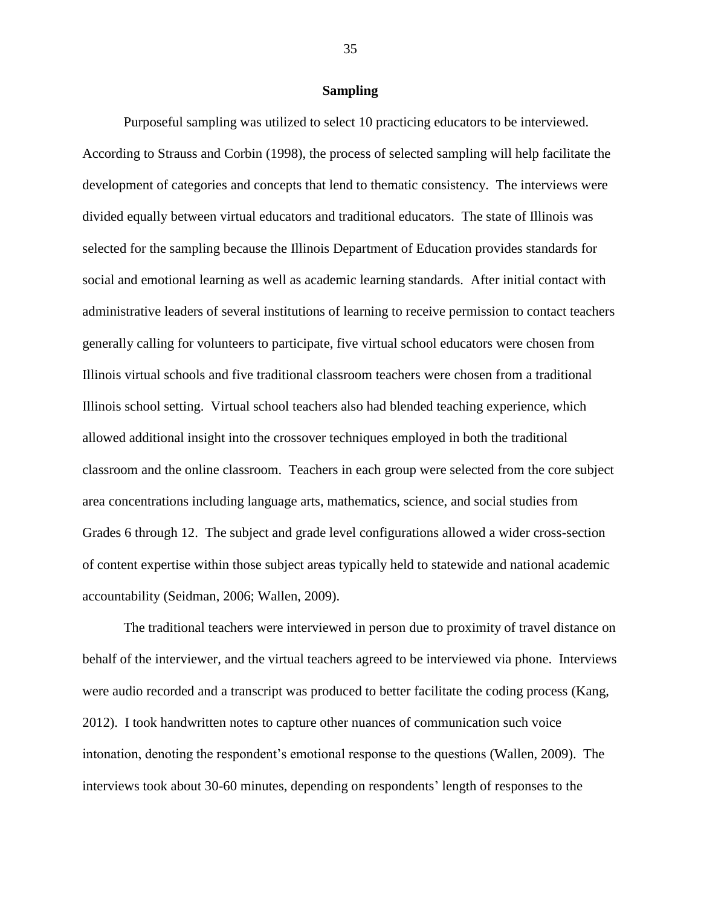## Sampling

Purposeful sampling was utilized to select 10 practicing educators to be interviewed. According to Strauss and Corbin (1998), the process of selected sampling will help facilitate the development of categories and concepts that lend to thematic consistency. The interviews were divided equally between virtual educators and traditional educators. The state of Illinois was selected for the sampling because the Illinois Department of Education provides standards for social and emotional learning as well as academic learning standards. After initial contact with administrative leaders of several institutions of learning to receive permission to contact teachers generally calling for volunteers to participate, five virtual school educators were chosen from Illinois virtual schools and five traditional classroom teachers were chosen from a traditional Illinois school setting. Virtual school teachers also had blended teaching experience, which allowed additional insight into the crossover techniques employed in both the traditional classroom and the online classroom. Teachers in each group were selected from the core subject area concentrations including language arts, mathematics, science, and social studies from Grades 6 through 12. The subject and grade level configurations allowed a wider cross-section of content expertise within those subject areas typically held to statewide and national academic accountability (Seidman, 2006; Wallen, 2009).

The traditional teachers were interviewed in person due to proximity of travel distance on behalf of the interviewer, and the virtual teachers agreed to be interviewed via phone. Interviews were audio recorded and a transcript was produced to better facilitate the coding process (Kang, 2012). I took handwritten notes to capture other nuances of communication such voice intonation, denoting the respondent's emotional response to the questions (Wallen, 2009). The interviews took about 30-60 minutes, depending on respondents' length of responses to the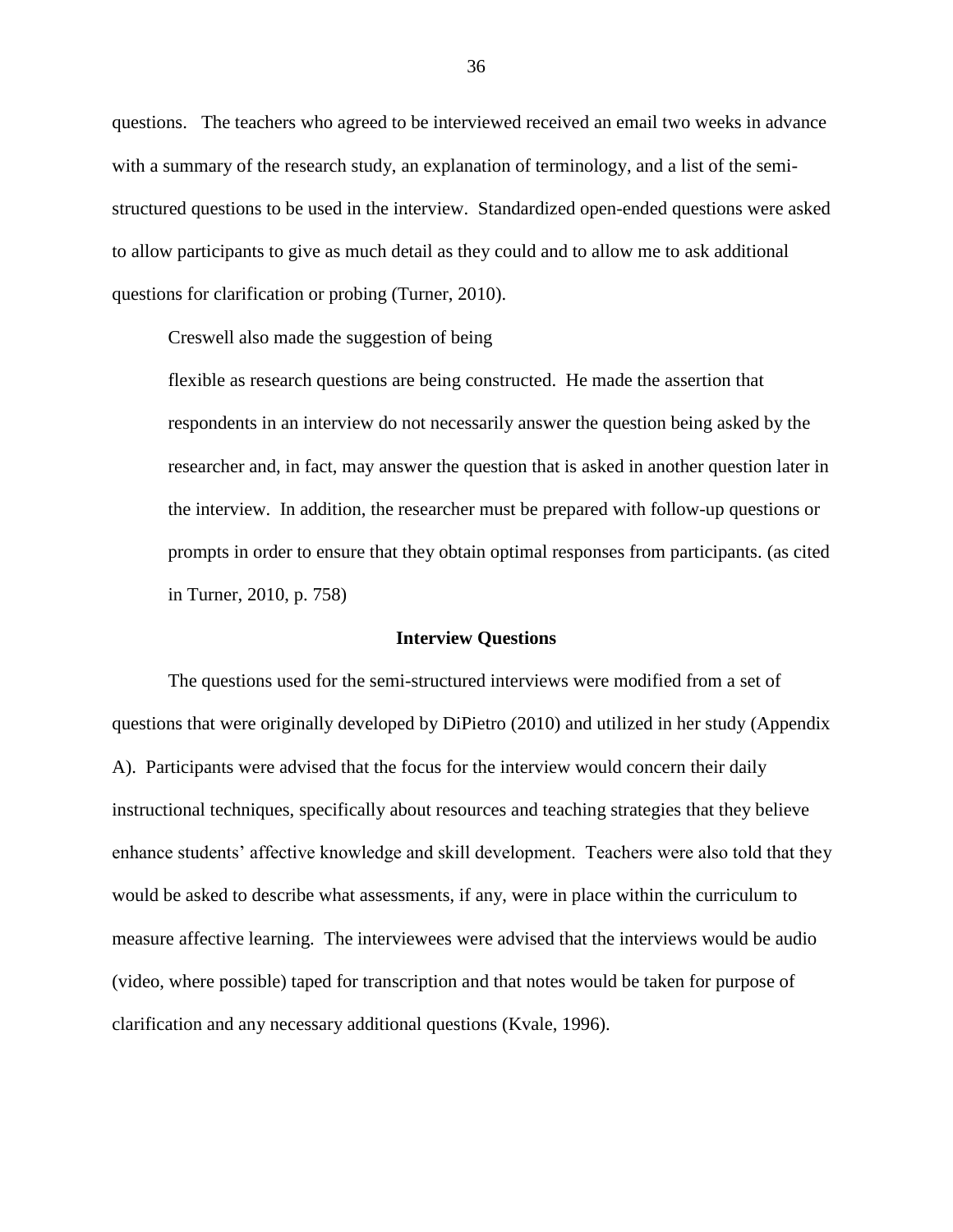questions. The teachers who agreed to be interviewed received an email two weeks in advance with a summary of the research study, an explanation of terminology, and a list of the semi-structured questions to be used in the interview. Standardized open-ended questions were asked to allow participants to give as much detail as they could and to allow me to ask additional questions for clarification or probing (Turner, 2010).

Creswell also made the suggestion of being

> flexible as research questions are being constructed. He made the assertion that respondents in an interview do not necessarily answer the question being asked by the researcher and, in fact, may answer the question that is asked in another question later in the interview. In addition, the researcher must be prepared with follow-up questions or prompts in order to ensure that they obtain optimal responses from participants. (as cited in Turner, 2010, p. 758)

## Interview Questions

The questions used for the semi-structured interviews were modified from a set of questions that were originally developed by DiPietro (2010) and utilized in her study (Appendix A). Participants were advised that the focus for the interview would concern their daily instructional techniques, specifically about resources and teaching strategies that they believe enhance students' affective knowledge and skill development. Teachers were also told that they would be asked to describe what assessments, if any, were in place within the curriculum to measure affective learning. The interviewees were advised that the interviews would be audio (video, where possible) taped for transcription and that notes would be taken for purpose of clarification and any necessary additional questions (Kvale, 1996).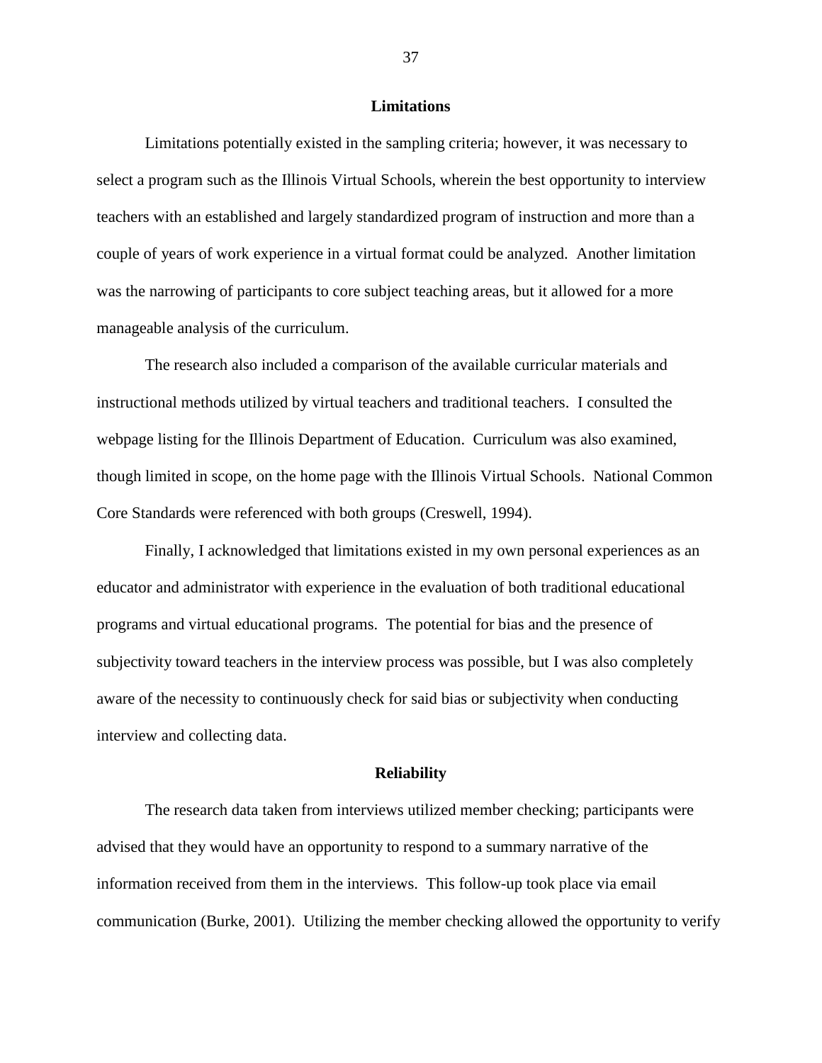## Limitations

Limitations potentially existed in the sampling criteria; however, it was necessary to select a program such as the Illinois Virtual Schools, wherein the best opportunity to interview teachers with an established and largely standardized program of instruction and more than a couple of years of work experience in a virtual format could be analyzed. Another limitation was the narrowing of participants to core subject teaching areas, but it allowed for a more manageable analysis of the curriculum.

The research also included a comparison of the available curricular materials and instructional methods utilized by virtual teachers and traditional teachers. I consulted the webpage listing for the Illinois Department of Education. Curriculum was also examined, though limited in scope, on the home page with the Illinois Virtual Schools. National Common Core Standards were referenced with both groups (Creswell, 1994).

Finally, I acknowledged that limitations existed in my own personal experiences as an educator and administrator with experience in the evaluation of both traditional educational programs and virtual educational programs. The potential for bias and the presence of subjectivity toward teachers in the interview process was possible, but I was also completely aware of the necessity to continuously check for said bias or subjectivity when conducting interview and collecting data.

## Reliability

The research data taken from interviews utilized member checking; participants were advised that they would have an opportunity to respond to a summary narrative of the information received from them in the interviews. This follow-up took place via email communication (Burke, 2001). Utilizing the member checking allowed the opportunity to verify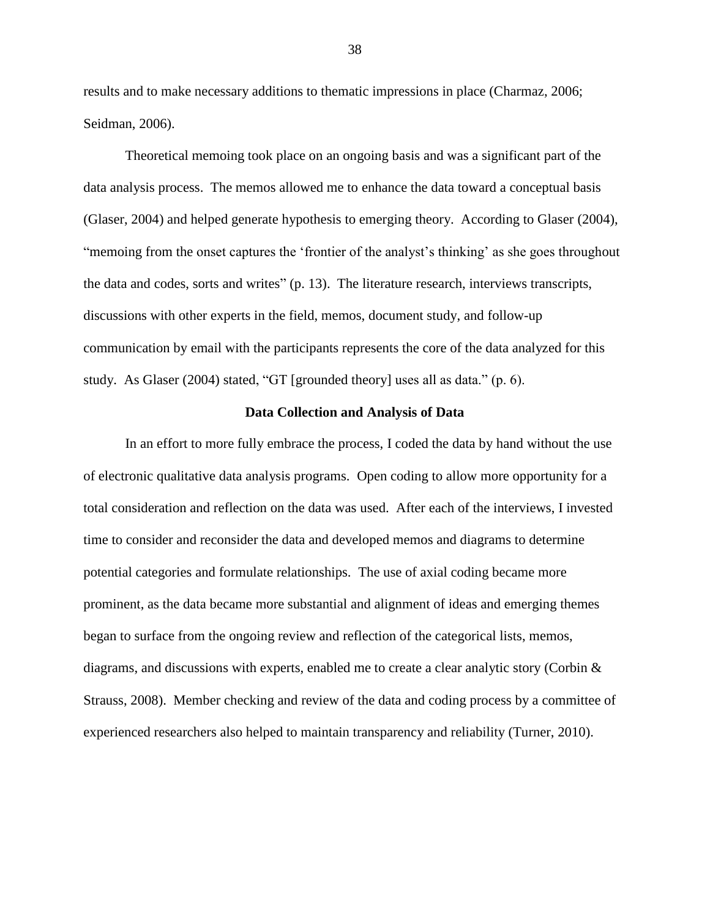results and to make necessary additions to thematic impressions in place (Charmaz, 2006; Seidman, 2006).

Theoretical memoing took place on an ongoing basis and was a significant part of the data analysis process. The memos allowed me to enhance the data toward a conceptual basis (Glaser, 2004) and helped generate hypothesis to emerging theory. According to Glaser (2004), "memoing from the onset captures the 'frontier of the analyst's thinking' as she goes throughout the data and codes, sorts and writes" (p. 13). The literature research, interviews transcripts, discussions with other experts in the field, memos, document study, and follow-up communication by email with the participants represents the core of the data analyzed for this study. As Glaser (2004) stated, "GT [grounded theory] uses all as data." (p. 6).

### Data Collection and Analysis of Data

In an effort to more fully embrace the process, I coded the data by hand without the use of electronic qualitative data analysis programs. Open coding to allow more opportunity for a total consideration and reflection on the data was used. After each of the interviews, I invested time to consider and reconsider the data and developed memos and diagrams to determine potential categories and formulate relationships. The use of axial coding became more prominent, as the data became more substantial and alignment of ideas and emerging themes began to surface from the ongoing review and reflection of the categorical lists, memos, diagrams, and discussions with experts, enabled me to create a clear analytic story (Corbin & Strauss, 2008). Member checking and review of the data and coding process by a committee of experienced researchers also helped to maintain transparency and reliability (Turner, 2010).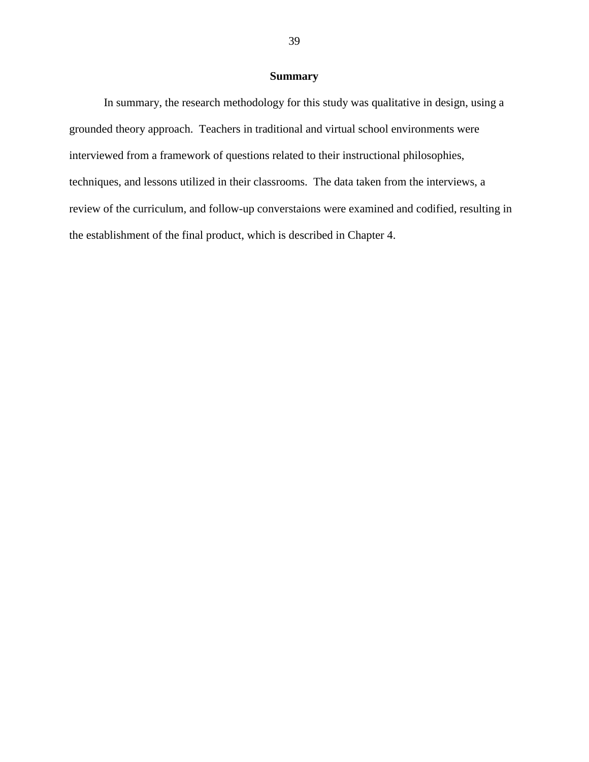## Summary

In summary, the research methodology for this study was qualitative in design, using a grounded theory approach. Teachers in traditional and virtual school environments were interviewed from a framework of questions related to their instructional philosophies, techniques, and lessons utilized in their classrooms. The data taken from the interviews, a review of the curriculum, and follow-up converstaions were examined and codified, resulting in the establishment of the final product, which is described in Chapter 4.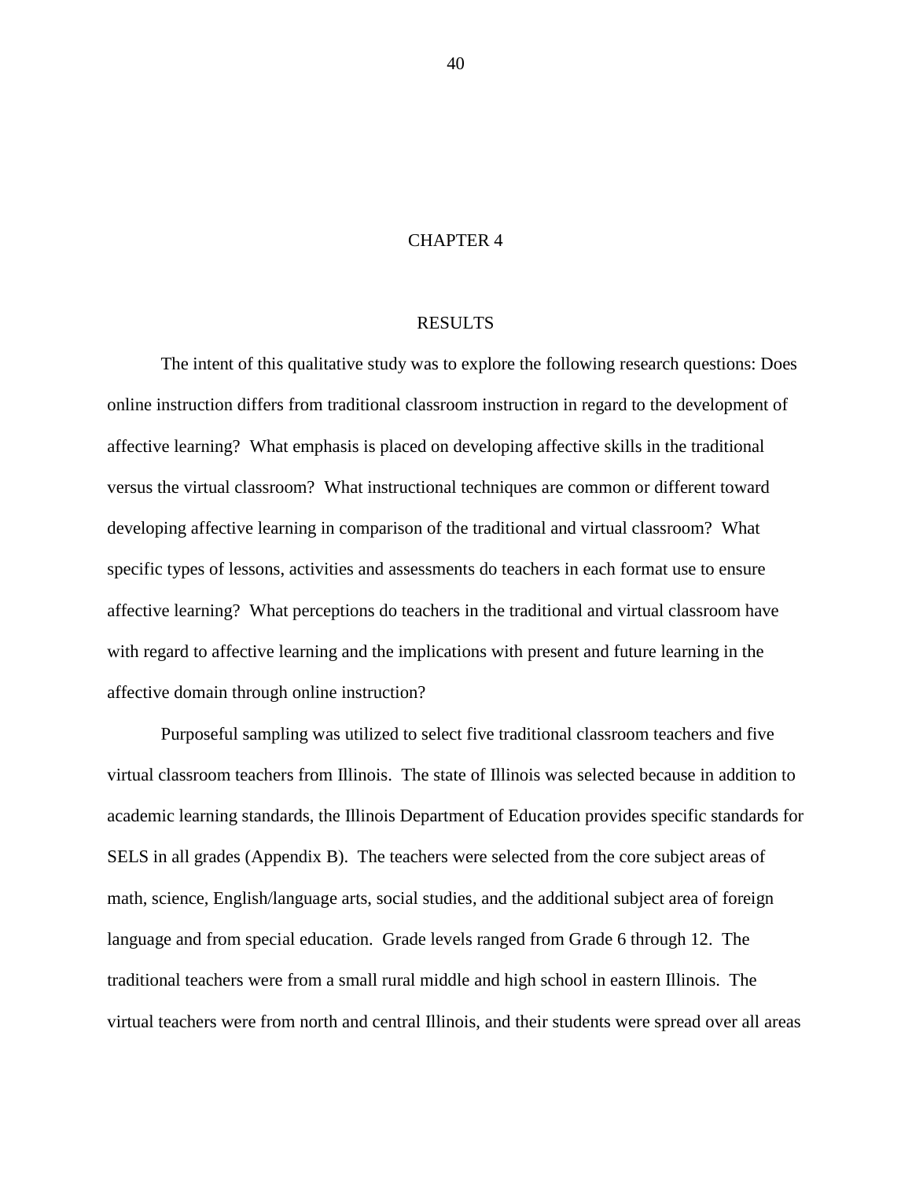# CHAPTER 4

## RESULTS

The intent of this qualitative study was to explore the following research questions: Does online instruction differs from traditional classroom instruction in regard to the development of affective learning? What emphasis is placed on developing affective skills in the traditional versus the virtual classroom? What instructional techniques are common or different toward developing affective learning in comparison of the traditional and virtual classroom? What specific types of lessons, activities and assessments do teachers in each format use to ensure affective learning? What perceptions do teachers in the traditional and virtual classroom have with regard to affective learning and the implications with present and future learning in the affective domain through online instruction?

Purposeful sampling was utilized to select five traditional classroom teachers and five virtual classroom teachers from Illinois. The state of Illinois was selected because in addition to academic learning standards, the Illinois Department of Education provides specific standards for SELS in all grades (Appendix B). The teachers were selected from the core subject areas of math, science, English/language arts, social studies, and the additional subject area of foreign language and from special education. Grade levels ranged from Grade 6 through 12. The traditional teachers were from a small rural middle and high school in eastern Illinois. The virtual teachers were from north and central Illinois, and their students were spread over all areas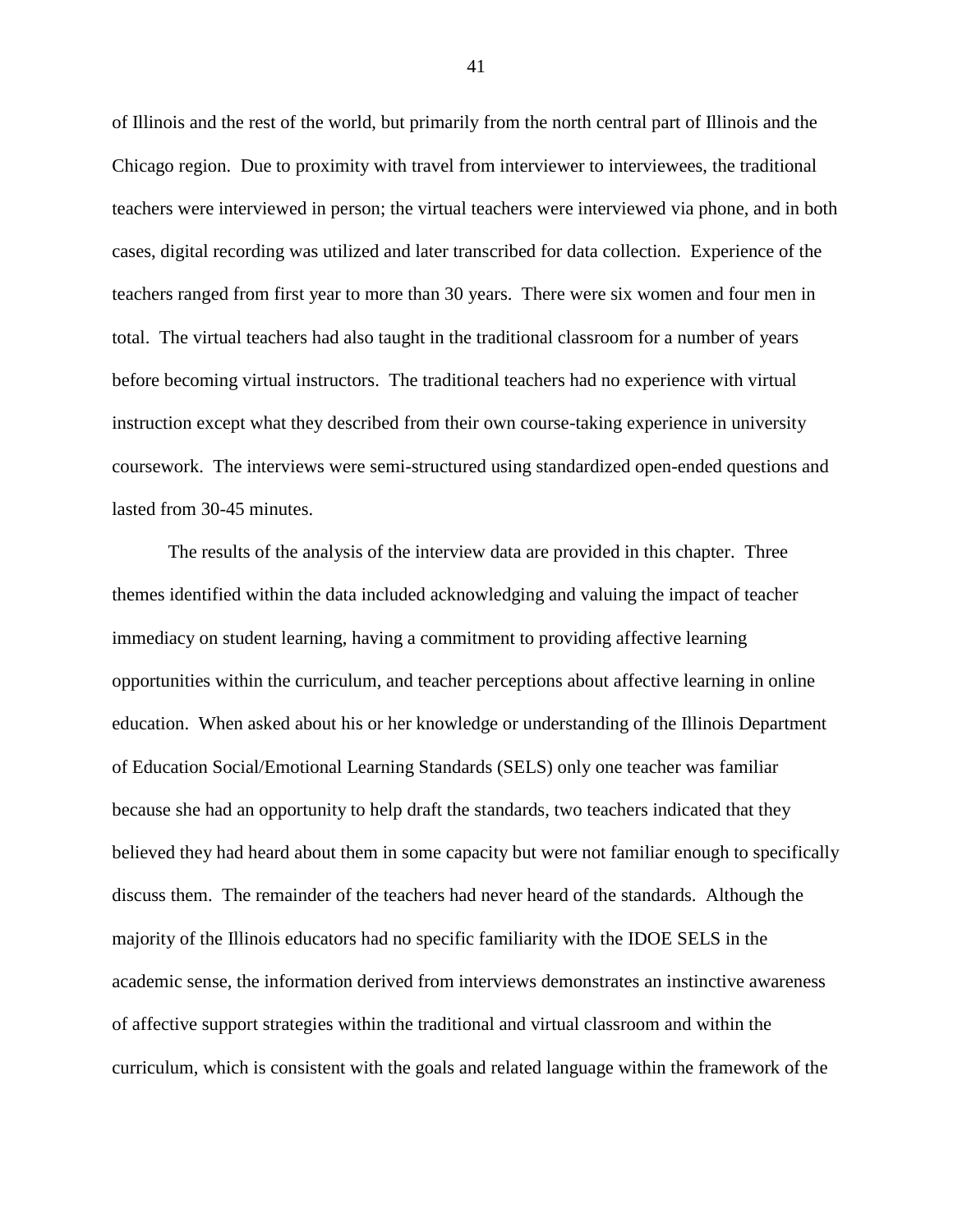of Illinois and the rest of the world, but primarily from the north central part of Illinois and the Chicago region. Due to proximity with travel from interviewer to interviewees, the traditional teachers were interviewed in person; the virtual teachers were interviewed via phone, and in both cases, digital recording was utilized and later transcribed for data collection. Experience of the teachers ranged from first year to more than 30 years. There were six women and four men in total. The virtual teachers had also taught in the traditional classroom for a number of years before becoming virtual instructors. The traditional teachers had no experience with virtual instruction except what they described from their own course-taking experience in university coursework. The interviews were semi-structured using standardized open-ended questions and lasted from 30-45 minutes.

The results of the analysis of the interview data are provided in this chapter. Three themes identified within the data included acknowledging and valuing the impact of teacher immediacy on student learning, having a commitment to providing affective learning opportunities within the curriculum, and teacher perceptions about affective learning in online education. When asked about his or her knowledge or understanding of the Illinois Department of Education Social/Emotional Learning Standards (SELS) only one teacher was familiar because she had an opportunity to help draft the standards, two teachers indicated that they believed they had heard about them in some capacity but were not familiar enough to specifically discuss them. The remainder of the teachers had never heard of the standards. Although the majority of the Illinois educators had no specific familiarity with the IDOE SELS in the academic sense, the information derived from interviews demonstrates an instinctive awareness of affective support strategies within the traditional and virtual classroom and within the curriculum, which is consistent with the goals and related language within the framework of the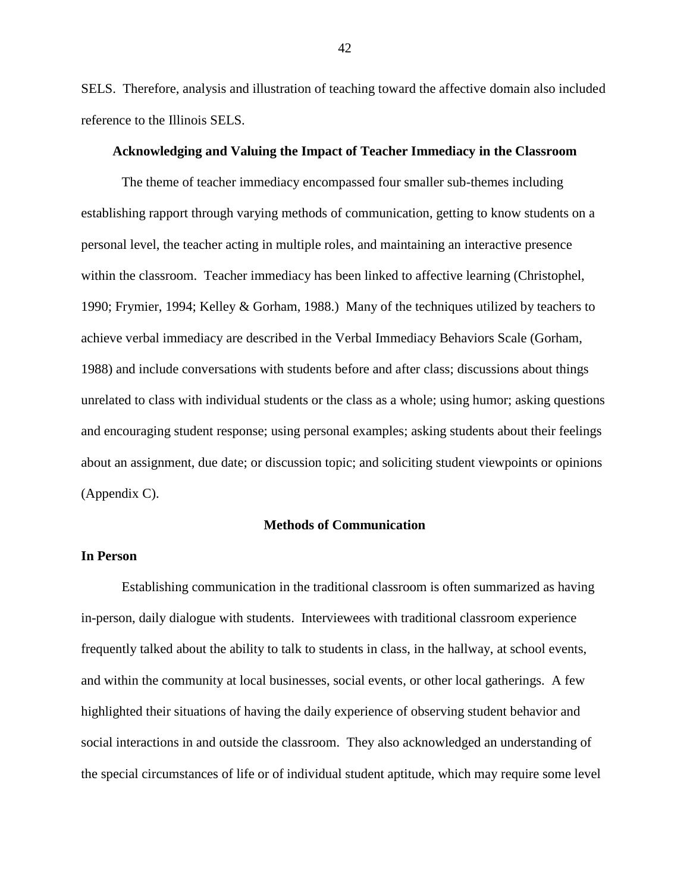SELS. Therefore, analysis and illustration of teaching toward the affective domain also included reference to the Illinois SELS.

## Acknowledging and Valuing the Impact of Teacher Immediacy in the Classroom

The theme of teacher immediacy encompassed four smaller sub-themes including establishing rapport through varying methods of communication, getting to know students on a personal level, the teacher acting in multiple roles, and maintaining an interactive presence within the classroom. Teacher immediacy has been linked to affective learning (Christophel, 1990; Frymier, 1994; Kelley & Gorham, 1988.) Many of the techniques utilized by teachers to achieve verbal immediacy are described in the Verbal Immediacy Behaviors Scale (Gorham, 1988) and include conversations with students before and after class; discussions about things unrelated to class with individual students or the class as a whole; using humor; asking questions and encouraging student response; using personal examples; asking students about their feelings about an assignment, due date; or discussion topic; and soliciting student viewpoints or opinions (Appendix C).

### Methods of Communication

#### In Person

Establishing communication in the traditional classroom is often summarized as having in-person, daily dialogue with students. Interviewees with traditional classroom experience frequently talked about the ability to talk to students in class, in the hallway, at school events, and within the community at local businesses, social events, or other local gatherings. A few highlighted their situations of having the daily experience of observing student behavior and social interactions in and outside the classroom. They also acknowledged an understanding of the special circumstances of life or of individual student aptitude, which may require some level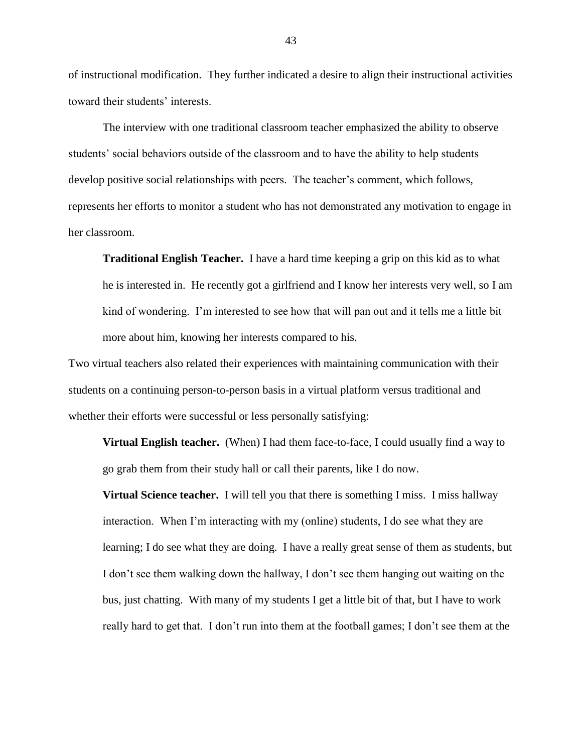of instructional modification. They further indicated a desire to align their instructional activities toward their students' interests.

The interview with one traditional classroom teacher emphasized the ability to observe students' social behaviors outside of the classroom and to have the ability to help students develop positive social relationships with peers. The teacher's comment, which follows, represents her efforts to monitor a student who has not demonstrated any motivation to engage in her classroom.

> **Traditional English Teacher.** I have a hard time keeping a grip on this kid as to what he is interested in. He recently got a girlfriend and I know her interests very well, so I am kind of wondering. I'm interested to see how that will pan out and it tells me a little bit more about him, knowing her interests compared to his.

Two virtual teachers also related their experiences with maintaining communication with their students on a continuing person-to-person basis in a virtual platform versus traditional and whether their efforts were successful or less personally satisfying:

> **Virtual English teacher.** (When) I had them face-to-face, I could usually find a way to go grab them from their study hall or call their parents, like I do now.
>
> **Virtual Science teacher.** I will tell you that there is something I miss. I miss hallway interaction. When I'm interacting with my (online) students, I do see what they are learning; I do see what they are doing. I have a really great sense of them as students, but I don't see them walking down the hallway, I don't see them hanging out waiting on the bus, just chatting. With many of my students I get a little bit of that, but I have to work really hard to get that. I don't run into them at the football games; I don't see them at the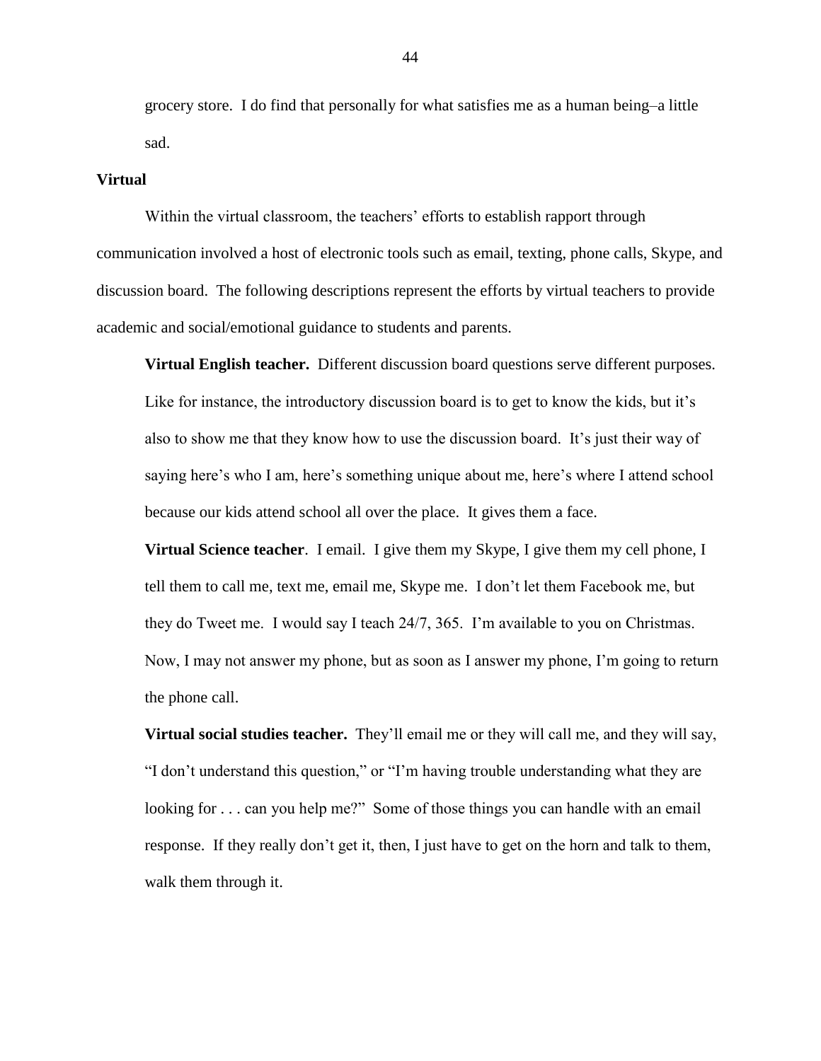grocery store. I do find that personally for what satisfies me as a human being–a little sad.

### Virtual

Within the virtual classroom, the teachers' efforts to establish rapport through communication involved a host of electronic tools such as email, texting, phone calls, Skype, and discussion board. The following descriptions represent the efforts by virtual teachers to provide academic and social/emotional guidance to students and parents.

> **Virtual English teacher.** Different discussion board questions serve different purposes. Like for instance, the introductory discussion board is to get to know the kids, but it's also to show me that they know how to use the discussion board. It's just their way of saying here's who I am, here's something unique about me, here's where I attend school because our kids attend school all over the place. It gives them a face.
>
> **Virtual Science teacher**. I email. I give them my Skype, I give them my cell phone, I tell them to call me, text me, email me, Skype me. I don't let them Facebook me, but they do Tweet me. I would say I teach 24/7, 365. I'm available to you on Christmas. Now, I may not answer my phone, but as soon as I answer my phone, I'm going to return the phone call.
>
> **Virtual social studies teacher.** They'll email me or they will call me, and they will say, "I don't understand this question," or "I'm having trouble understanding what they are looking for . . . can you help me?" Some of those things you can handle with an email response. If they really don't get it, then, I just have to get on the horn and talk to them, walk them through it.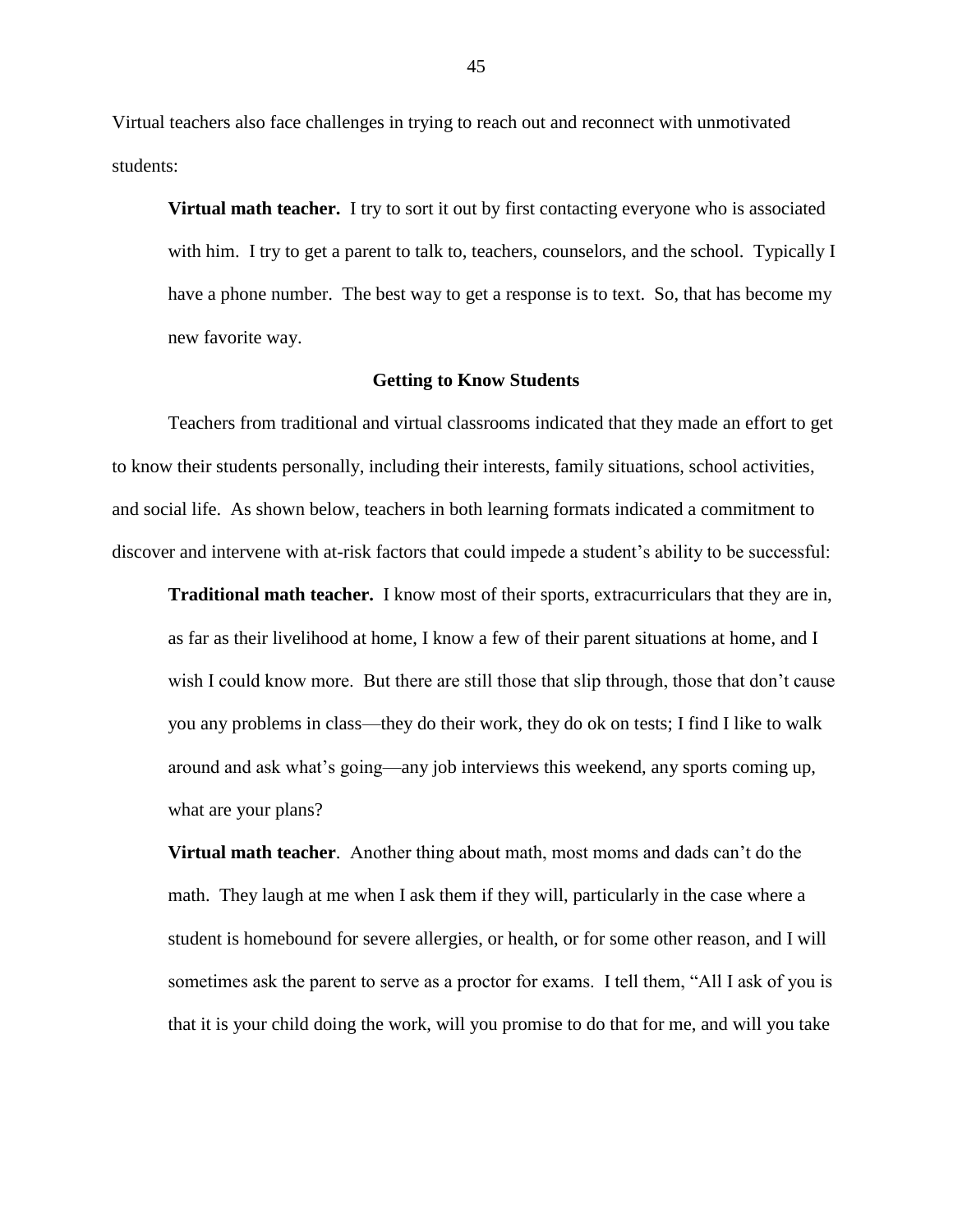Virtual teachers also face challenges in trying to reach out and reconnect with unmotivated students:

> **Virtual math teacher.** I try to sort it out by first contacting everyone who is associated with him. I try to get a parent to talk to, teachers, counselors, and the school. Typically I have a phone number. The best way to get a response is to text. So, that has become my new favorite way.

### Getting to Know Students

Teachers from traditional and virtual classrooms indicated that they made an effort to get to know their students personally, including their interests, family situations, school activities, and social life. As shown below, teachers in both learning formats indicated a commitment to discover and intervene with at-risk factors that could impede a student's ability to be successful:

> **Traditional math teacher.** I know most of their sports, extracurriculars that they are in, as far as their livelihood at home, I know a few of their parent situations at home, and I wish I could know more. But there are still those that slip through, those that don't cause you any problems in class—they do their work, they do ok on tests; I find I like to walk around and ask what's going—any job interviews this weekend, any sports coming up, what are your plans?

> **Virtual math teacher**. Another thing about math, most moms and dads can't do the math. They laugh at me when I ask them if they will, particularly in the case where a student is homebound for severe allergies, or health, or for some other reason, and I will sometimes ask the parent to serve as a proctor for exams. I tell them, "All I ask of you is that it is your child doing the work, will you promise to do that for me, and will you take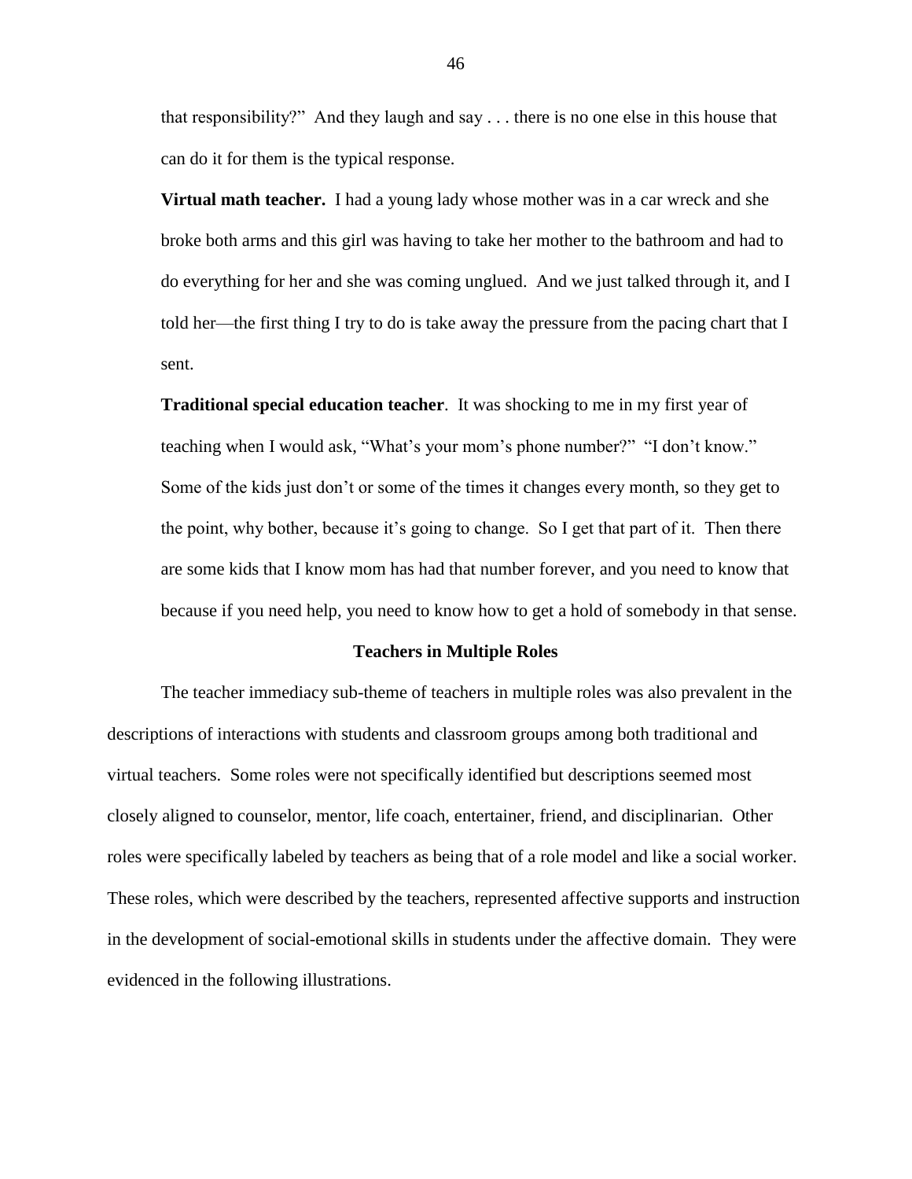that responsibility?" And they laugh and say . . . there is no one else in this house that can do it for them is the typical response.

**Virtual math teacher.** I had a young lady whose mother was in a car wreck and she broke both arms and this girl was having to take her mother to the bathroom and had to do everything for her and she was coming unglued. And we just talked through it, and I told her—the first thing I try to do is take away the pressure from the pacing chart that I sent.

**Traditional special education teacher**. It was shocking to me in my first year of teaching when I would ask, "What's your mom's phone number?" "I don't know." Some of the kids just don't or some of the times it changes every month, so they get to the point, why bother, because it's going to change. So I get that part of it. Then there are some kids that I know mom has had that number forever, and you need to know that because if you need help, you need to know how to get a hold of somebody in that sense.

## Teachers in Multiple Roles

The teacher immediacy sub-theme of teachers in multiple roles was also prevalent in the descriptions of interactions with students and classroom groups among both traditional and virtual teachers. Some roles were not specifically identified but descriptions seemed most closely aligned to counselor, mentor, life coach, entertainer, friend, and disciplinarian. Other roles were specifically labeled by teachers as being that of a role model and like a social worker. These roles, which were described by the teachers, represented affective supports and instruction in the development of social-emotional skills in students under the affective domain. They were evidenced in the following illustrations.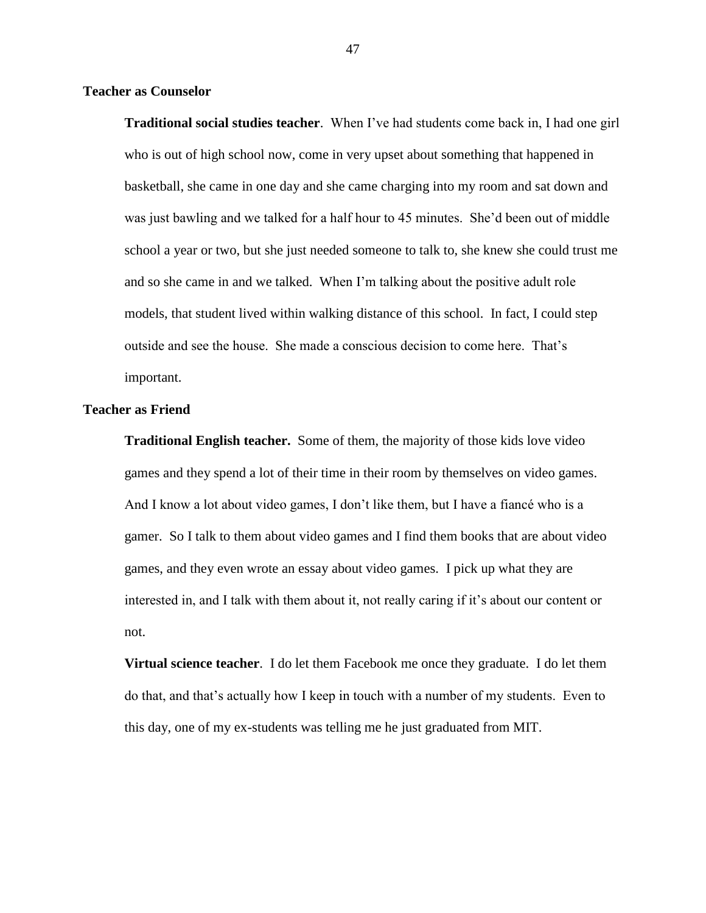### Teacher as Counselor

**Traditional social studies teacher**. When I've had students come back in, I had one girl who is out of high school now, come in very upset about something that happened in basketball, she came in one day and she came charging into my room and sat down and was just bawling and we talked for a half hour to 45 minutes. She'd been out of middle school a year or two, but she just needed someone to talk to, she knew she could trust me and so she came in and we talked. When I'm talking about the positive adult role models, that student lived within walking distance of this school. In fact, I could step outside and see the house. She made a conscious decision to come here. That's important.

### Teacher as Friend

**Traditional English teacher.** Some of them, the majority of those kids love video games and they spend a lot of their time in their room by themselves on video games. And I know a lot about video games, I don't like them, but I have a fiancé who is a gamer. So I talk to them about video games and I find them books that are about video games, and they even wrote an essay about video games. I pick up what they are interested in, and I talk with them about it, not really caring if it's about our content or not.

**Virtual science teacher**. I do let them Facebook me once they graduate. I do let them do that, and that's actually how I keep in touch with a number of my students. Even to this day, one of my ex-students was telling me he just graduated from MIT.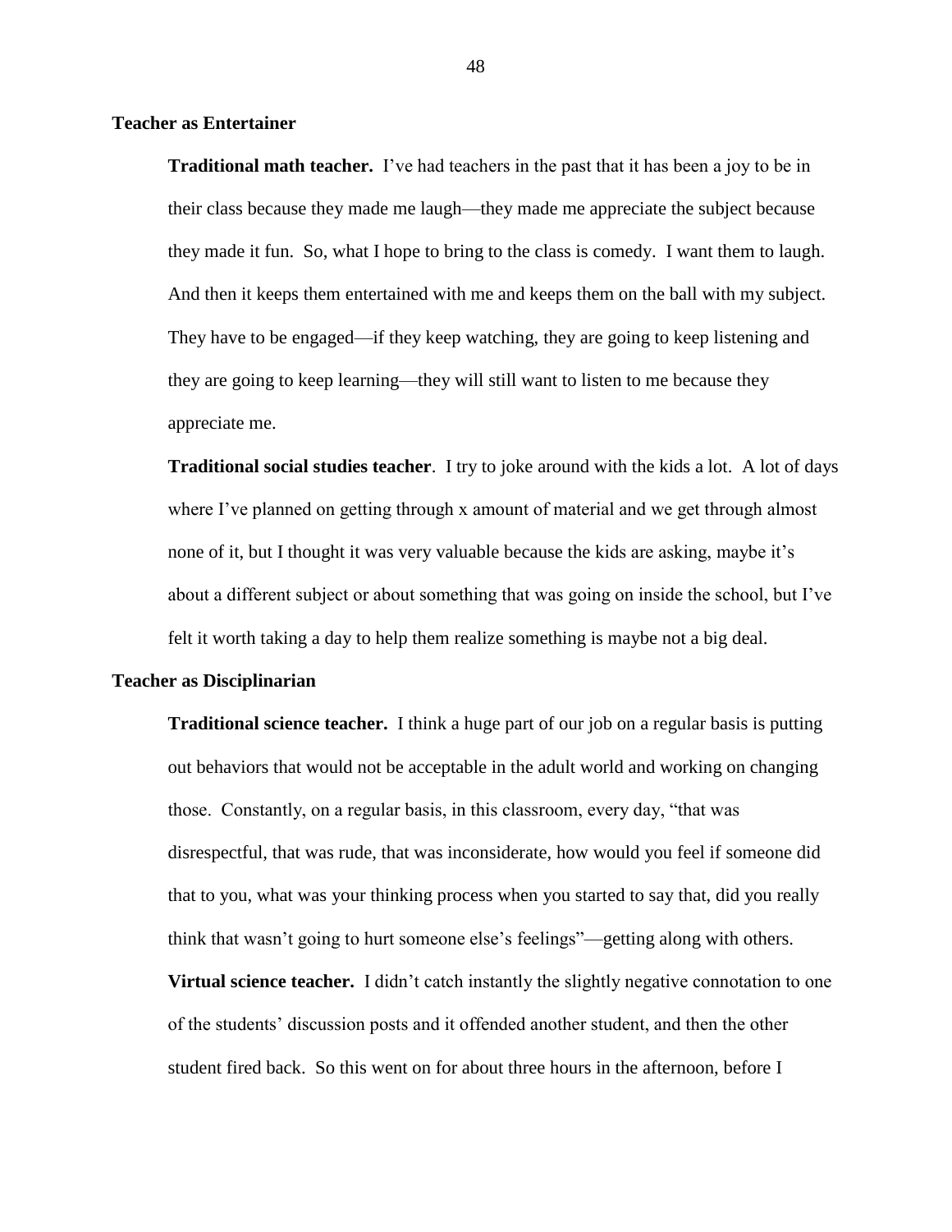### Teacher as Entertainer

**Traditional math teacher.** I've had teachers in the past that it has been a joy to be in their class because they made me laugh—they made me appreciate the subject because they made it fun. So, what I hope to bring to the class is comedy. I want them to laugh. And then it keeps them entertained with me and keeps them on the ball with my subject. They have to be engaged—if they keep watching, they are going to keep listening and they are going to keep learning—they will still want to listen to me because they appreciate me.

**Traditional social studies teacher**. I try to joke around with the kids a lot. A lot of days where I've planned on getting through x amount of material and we get through almost none of it, but I thought it was very valuable because the kids are asking, maybe it's about a different subject or about something that was going on inside the school, but I've felt it worth taking a day to help them realize something is maybe not a big deal.

### Teacher as Disciplinarian

**Traditional science teacher.** I think a huge part of our job on a regular basis is putting out behaviors that would not be acceptable in the adult world and working on changing those. Constantly, on a regular basis, in this classroom, every day, "that was disrespectful, that was rude, that was inconsiderate, how would you feel if someone did that to you, what was your thinking process when you started to say that, did you really think that wasn't going to hurt someone else's feelings"—getting along with others.

**Virtual science teacher.** I didn't catch instantly the slightly negative connotation to one of the students' discussion posts and it offended another student, and then the other student fired back. So this went on for about three hours in the afternoon, before I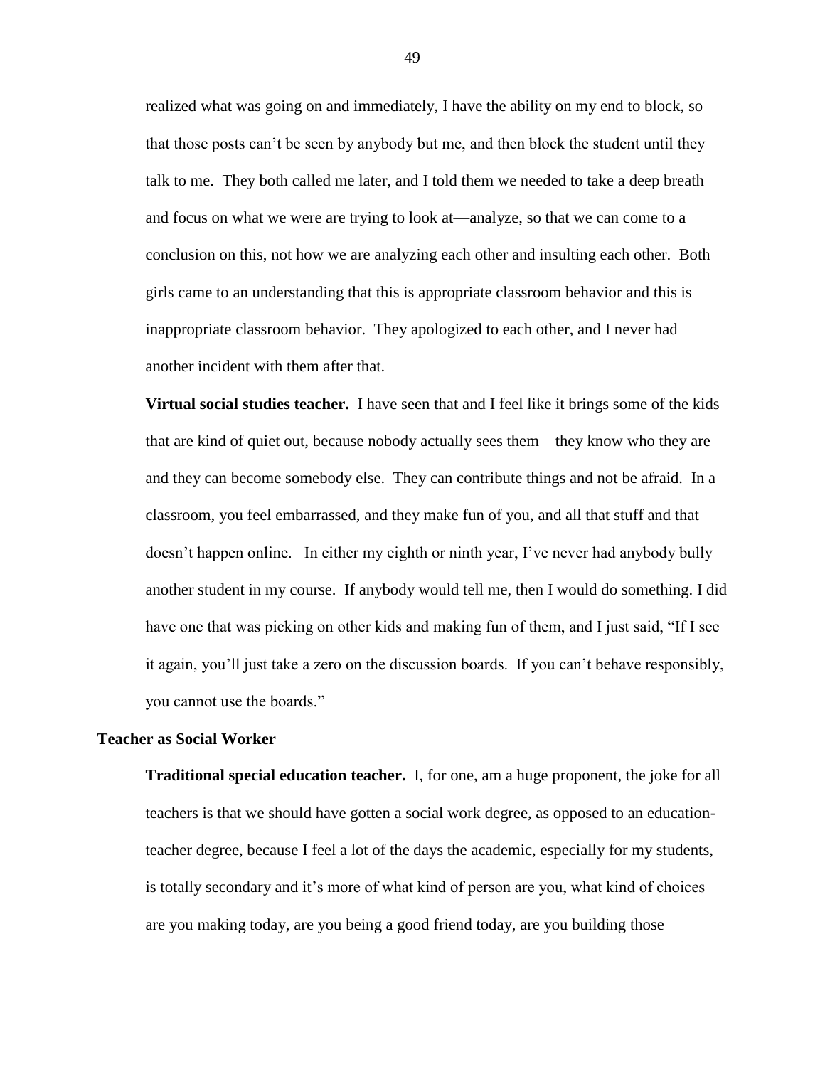realized what was going on and immediately, I have the ability on my end to block, so that those posts can't be seen by anybody but me, and then block the student until they talk to me. They both called me later, and I told them we needed to take a deep breath and focus on what we were are trying to look at—analyze, so that we can come to a conclusion on this, not how we are analyzing each other and insulting each other. Both girls came to an understanding that this is appropriate classroom behavior and this is inappropriate classroom behavior. They apologized to each other, and I never had another incident with them after that.

**Virtual social studies teacher.** I have seen that and I feel like it brings some of the kids that are kind of quiet out, because nobody actually sees them—they know who they are and they can become somebody else. They can contribute things and not be afraid. In a classroom, you feel embarrassed, and they make fun of you, and all that stuff and that doesn't happen online. In either my eighth or ninth year, I've never had anybody bully another student in my course. If anybody would tell me, then I would do something. I did have one that was picking on other kids and making fun of them, and I just said, "If I see it again, you'll just take a zero on the discussion boards. If you can't behave responsibly, you cannot use the boards."

### Teacher as Social Worker

**Traditional special education teacher.** I, for one, am a huge proponent, the joke for all teachers is that we should have gotten a social work degree, as opposed to an education-teacher degree, because I feel a lot of the days the academic, especially for my students, is totally secondary and it's more of what kind of person are you, what kind of choices are you making today, are you being a good friend today, are you building those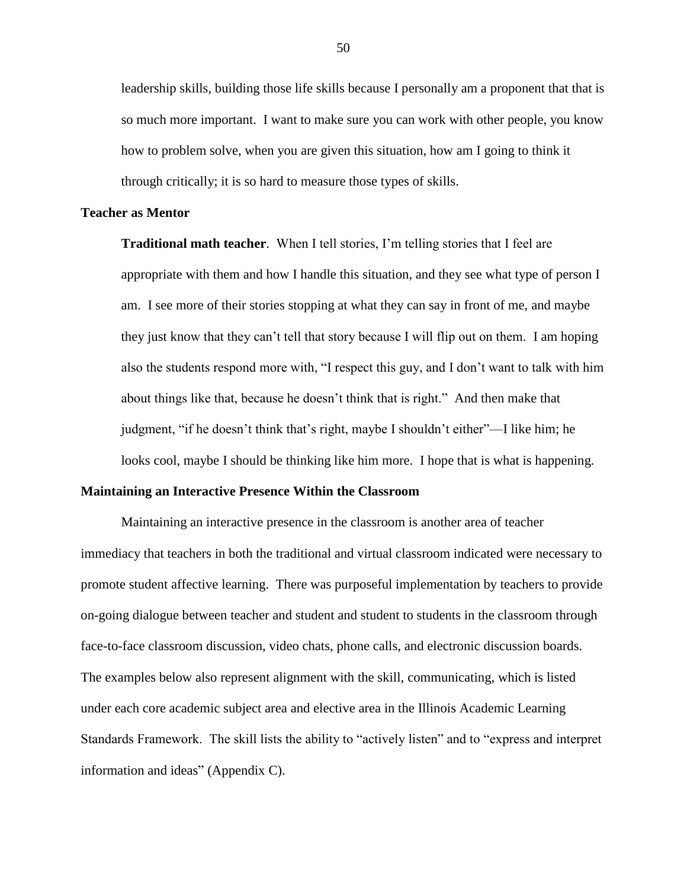leadership skills, building those life skills because I personally am a proponent that that is so much more important. I want to make sure you can work with other people, you know how to problem solve, when you are given this situation, how am I going to think it through critically; it is so hard to measure those types of skills.

## Teacher as Mentor

**Traditional math teacher**. When I tell stories, I'm telling stories that I feel are appropriate with them and how I handle this situation, and they see what type of person I am. I see more of their stories stopping at what they can say in front of me, and maybe they just know that they can't tell that story because I will flip out on them. I am hoping also the students respond more with, "I respect this guy, and I don't want to talk with him about things like that, because he doesn't think that is right." And then make that judgment, "if he doesn't think that's right, maybe I shouldn't either"—I like him; he looks cool, maybe I should be thinking like him more. I hope that is what is happening.

## Maintaining an Interactive Presence Within the Classroom

Maintaining an interactive presence in the classroom is another area of teacher immediacy that teachers in both the traditional and virtual classroom indicated were necessary to promote student affective learning. There was purposeful implementation by teachers to provide on-going dialogue between teacher and student and student to students in the classroom through face-to-face classroom discussion, video chats, phone calls, and electronic discussion boards. The examples below also represent alignment with the skill, communicating, which is listed under each core academic subject area and elective area in the Illinois Academic Learning Standards Framework. The skill lists the ability to "actively listen" and to "express and interpret information and ideas" (Appendix C).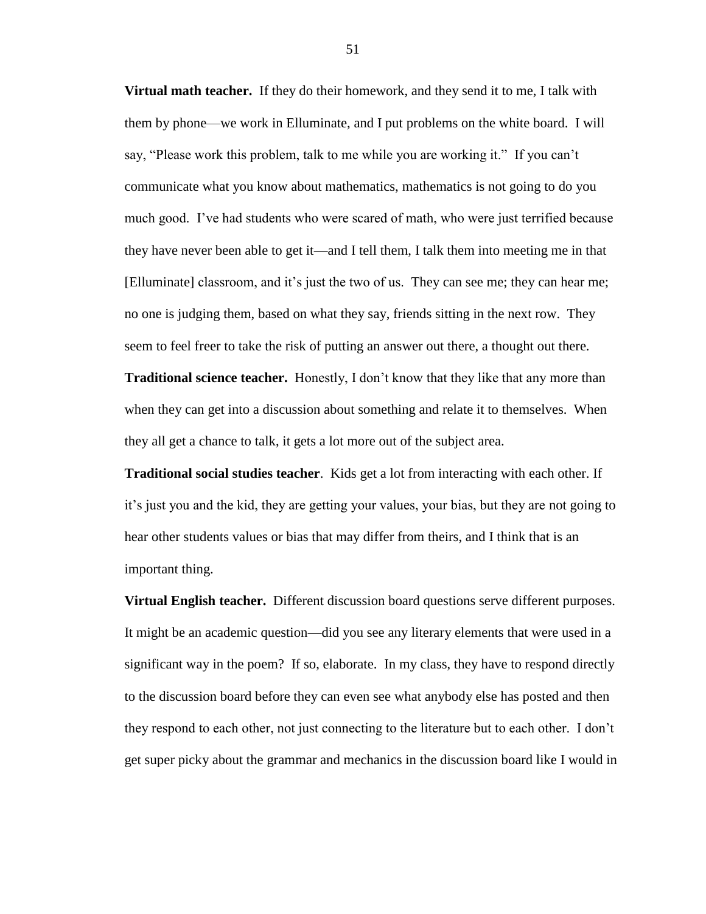**Virtual math teacher.** If they do their homework, and they send it to me, I talk with them by phone—we work in Elluminate, and I put problems on the white board. I will say, "Please work this problem, talk to me while you are working it." If you can't communicate what you know about mathematics, mathematics is not going to do you much good. I've had students who were scared of math, who were just terrified because they have never been able to get it—and I tell them, I talk them into meeting me in that [Elluminate] classroom, and it's just the two of us. They can see me; they can hear me; no one is judging them, based on what they say, friends sitting in the next row. They seem to feel freer to take the risk of putting an answer out there, a thought out there.

**Traditional science teacher.** Honestly, I don't know that they like that any more than when they can get into a discussion about something and relate it to themselves. When they all get a chance to talk, it gets a lot more out of the subject area.

**Traditional social studies teacher**. Kids get a lot from interacting with each other. If it's just you and the kid, they are getting your values, your bias, but they are not going to hear other students values or bias that may differ from theirs, and I think that is an important thing.

**Virtual English teacher.** Different discussion board questions serve different purposes. It might be an academic question—did you see any literary elements that were used in a significant way in the poem? If so, elaborate. In my class, they have to respond directly to the discussion board before they can even see what anybody else has posted and then they respond to each other, not just connecting to the literature but to each other. I don't get super picky about the grammar and mechanics in the discussion board like I would in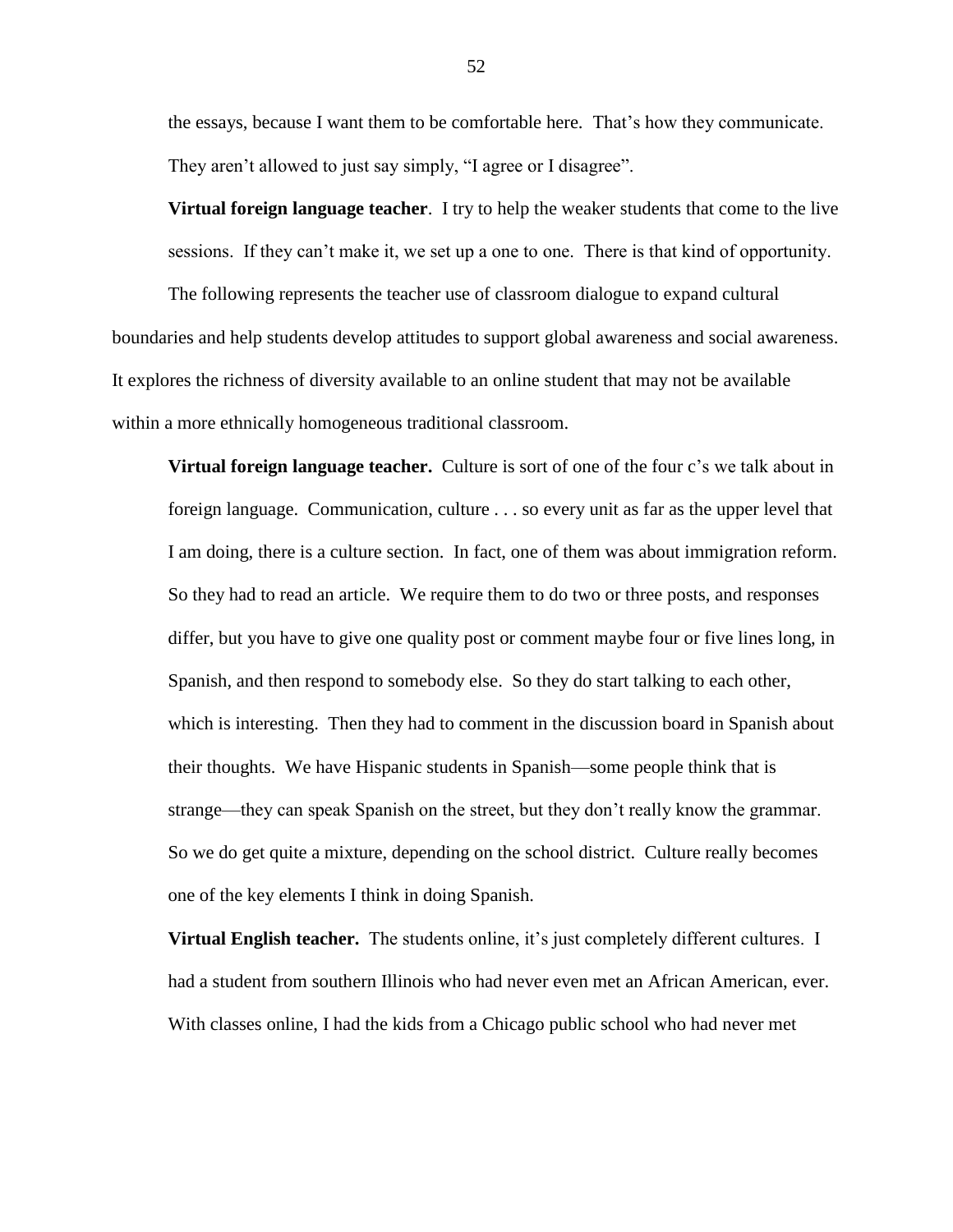the essays, because I want them to be comfortable here. That's how they communicate. They aren't allowed to just say simply, "I agree or I disagree".

**Virtual foreign language teacher**. I try to help the weaker students that come to the live sessions. If they can't make it, we set up a one to one. There is that kind of opportunity.

The following represents the teacher use of classroom dialogue to expand cultural boundaries and help students develop attitudes to support global awareness and social awareness. It explores the richness of diversity available to an online student that may not be available within a more ethnically homogeneous traditional classroom.

**Virtual foreign language teacher.** Culture is sort of one of the four c's we talk about in foreign language. Communication, culture . . . so every unit as far as the upper level that I am doing, there is a culture section. In fact, one of them was about immigration reform. So they had to read an article. We require them to do two or three posts, and responses differ, but you have to give one quality post or comment maybe four or five lines long, in Spanish, and then respond to somebody else. So they do start talking to each other, which is interesting. Then they had to comment in the discussion board in Spanish about their thoughts. We have Hispanic students in Spanish—some people think that is strange—they can speak Spanish on the street, but they don't really know the grammar. So we do get quite a mixture, depending on the school district. Culture really becomes one of the key elements I think in doing Spanish.

**Virtual English teacher.** The students online, it's just completely different cultures. I had a student from southern Illinois who had never even met an African American, ever. With classes online, I had the kids from a Chicago public school who had never met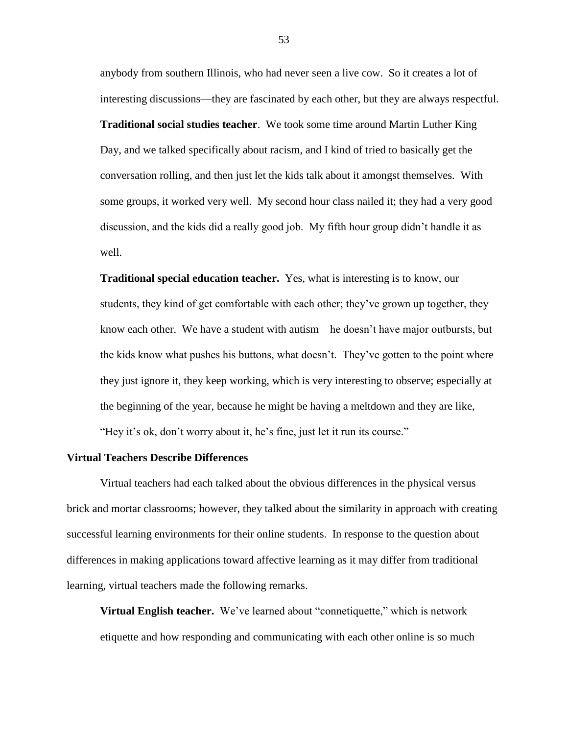anybody from southern Illinois, who had never seen a live cow. So it creates a lot of interesting discussions—they are fascinated by each other, but they are always respectful.

**Traditional social studies teacher**. We took some time around Martin Luther King Day, and we talked specifically about racism, and I kind of tried to basically get the conversation rolling, and then just let the kids talk about it amongst themselves. With some groups, it worked very well. My second hour class nailed it; they had a very good discussion, and the kids did a really good job. My fifth hour group didn't handle it as well.

**Traditional special education teacher.** Yes, what is interesting is to know, our students, they kind of get comfortable with each other; they've grown up together, they know each other. We have a student with autism—he doesn't have major outbursts, but the kids know what pushes his buttons, what doesn't. They've gotten to the point where they just ignore it, they keep working, which is very interesting to observe; especially at the beginning of the year, because he might be having a meltdown and they are like, "Hey it's ok, don't worry about it, he's fine, just let it run its course."

**Virtual Teachers Describe Differences**

Virtual teachers had each talked about the obvious differences in the physical versus brick and mortar classrooms; however, they talked about the similarity in approach with creating successful learning environments for their online students. In response to the question about differences in making applications toward affective learning as it may differ from traditional learning, virtual teachers made the following remarks.

**Virtual English teacher.** We've learned about "connetiquette," which is network etiquette and how responding and communicating with each other online is so much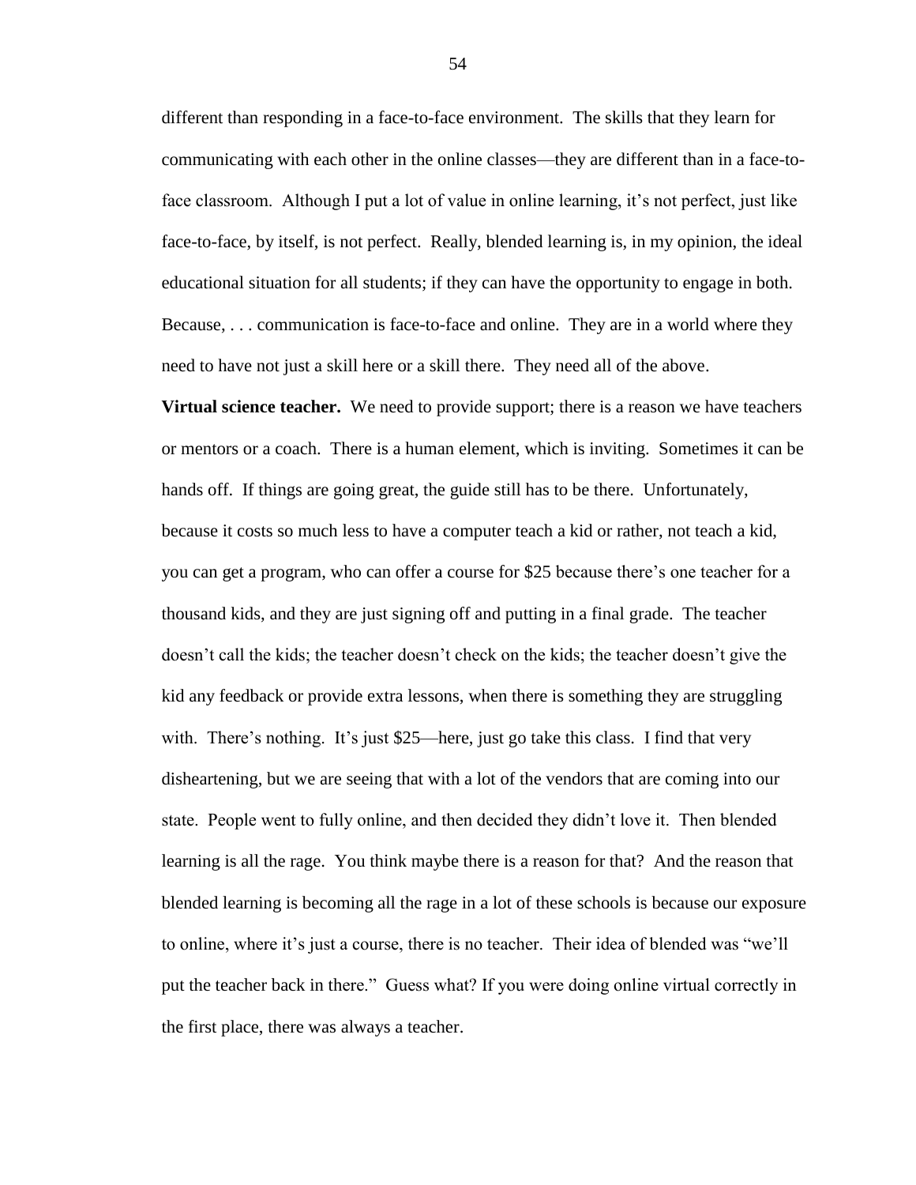different than responding in a face-to-face environment. The skills that they learn for communicating with each other in the online classes—they are different than in a face-to-face classroom. Although I put a lot of value in online learning, it's not perfect, just like face-to-face, by itself, is not perfect. Really, blended learning is, in my opinion, the ideal educational situation for all students; if they can have the opportunity to engage in both. Because, . . . communication is face-to-face and online. They are in a world where they need to have not just a skill here or a skill there. They need all of the above.

**Virtual science teacher.** We need to provide support; there is a reason we have teachers or mentors or a coach. There is a human element, which is inviting. Sometimes it can be hands off. If things are going great, the guide still has to be there. Unfortunately, because it costs so much less to have a computer teach a kid or rather, not teach a kid, you can get a program, who can offer a course for $25 because there's one teacher for a thousand kids, and they are just signing off and putting in a final grade. The teacher doesn't call the kids; the teacher doesn't check on the kids; the teacher doesn't give the kid any feedback or provide extra lessons, when there is something they are struggling with. There's nothing. It's just $25—here, just go take this class. I find that very disheartening, but we are seeing that with a lot of the vendors that are coming into our state. People went to fully online, and then decided they didn't love it. Then blended learning is all the rage. You think maybe there is a reason for that? And the reason that blended learning is becoming all the rage in a lot of these schools is because our exposure to online, where it's just a course, there is no teacher. Their idea of blended was "we'll put the teacher back in there." Guess what? If you were doing online virtual correctly in the first place, there was always a teacher.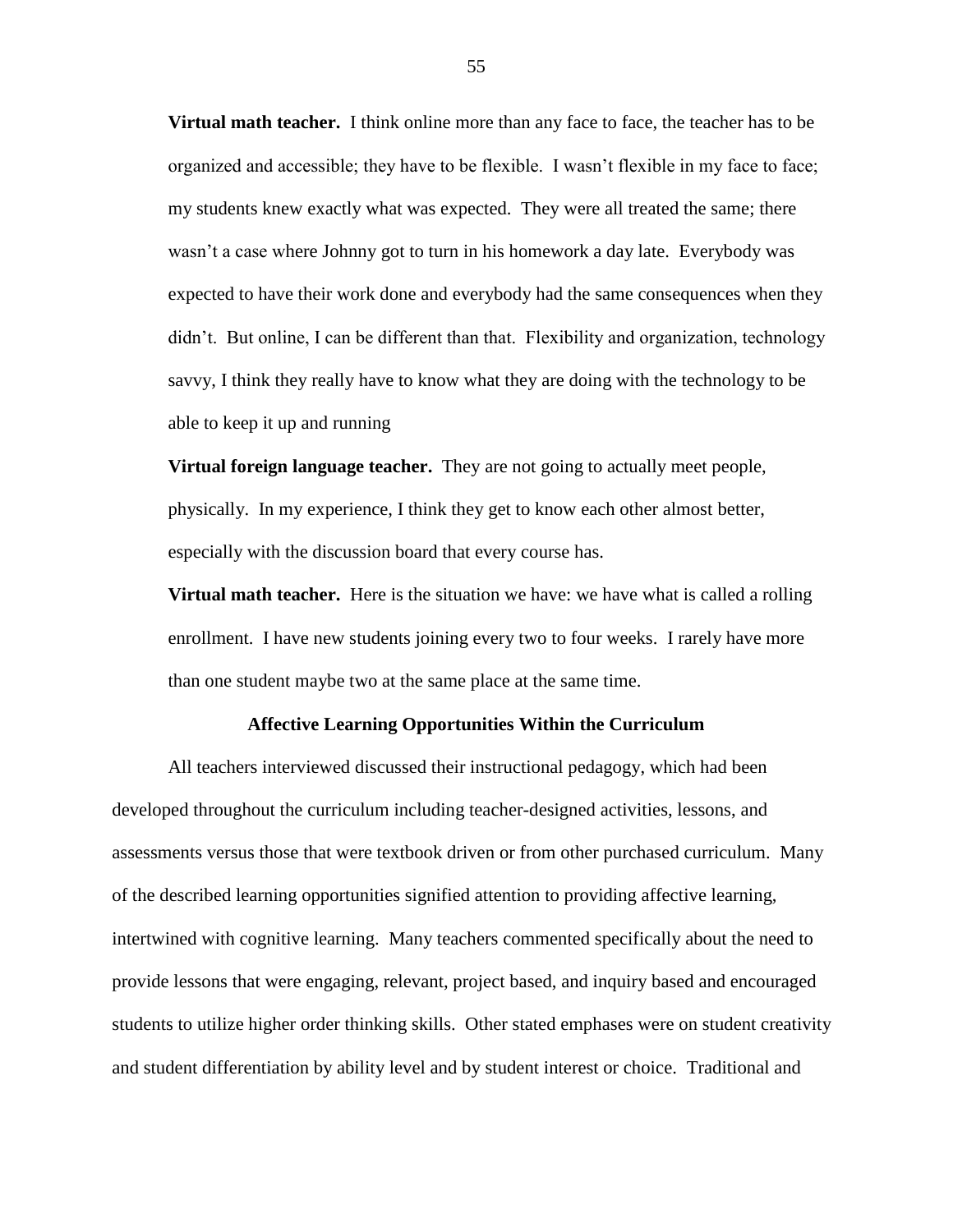**Virtual math teacher.** I think online more than any face to face, the teacher has to be organized and accessible; they have to be flexible. I wasn't flexible in my face to face; my students knew exactly what was expected. They were all treated the same; there wasn't a case where Johnny got to turn in his homework a day late. Everybody was expected to have their work done and everybody had the same consequences when they didn't. But online, I can be different than that. Flexibility and organization, technology savvy, I think they really have to know what they are doing with the technology to be able to keep it up and running

**Virtual foreign language teacher.** They are not going to actually meet people, physically. In my experience, I think they get to know each other almost better, especially with the discussion board that every course has.

**Virtual math teacher.** Here is the situation we have: we have what is called a rolling enrollment. I have new students joining every two to four weeks. I rarely have more than one student maybe two at the same place at the same time.

## Affective Learning Opportunities Within the Curriculum

All teachers interviewed discussed their instructional pedagogy, which had been developed throughout the curriculum including teacher-designed activities, lessons, and assessments versus those that were textbook driven or from other purchased curriculum. Many of the described learning opportunities signified attention to providing affective learning, intertwined with cognitive learning. Many teachers commented specifically about the need to provide lessons that were engaging, relevant, project based, and inquiry based and encouraged students to utilize higher order thinking skills. Other stated emphases were on student creativity and student differentiation by ability level and by student interest or choice. Traditional and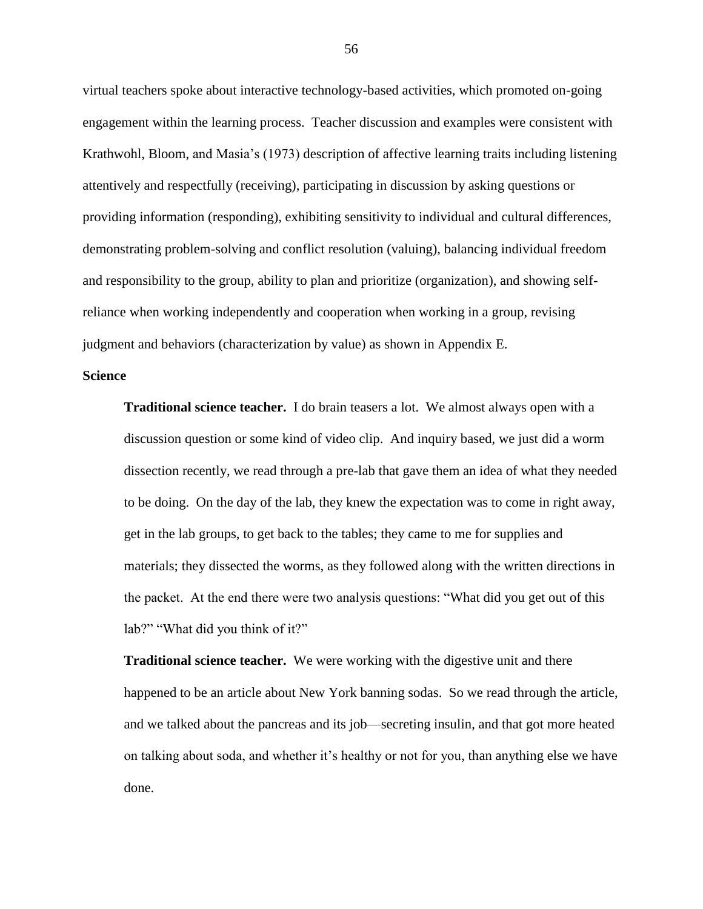virtual teachers spoke about interactive technology-based activities, which promoted on-going engagement within the learning process. Teacher discussion and examples were consistent with Krathwohl, Bloom, and Masia's (1973) description of affective learning traits including listening attentively and respectfully (receiving), participating in discussion by asking questions or providing information (responding), exhibiting sensitivity to individual and cultural differences, demonstrating problem-solving and conflict resolution (valuing), balancing individual freedom and responsibility to the group, ability to plan and prioritize (organization), and showing self-reliance when working independently and cooperation when working in a group, revising judgment and behaviors (characterization by value) as shown in Appendix E.

**Science**

> **Traditional science teacher.** I do brain teasers a lot. We almost always open with a discussion question or some kind of video clip. And inquiry based, we just did a worm dissection recently, we read through a pre-lab that gave them an idea of what they needed to be doing. On the day of the lab, they knew the expectation was to come in right away, get in the lab groups, to get back to the tables; they came to me for supplies and materials; they dissected the worms, as they followed along with the written directions in the packet. At the end there were two analysis questions: "What did you get out of this lab?" "What did you think of it?"
>
> **Traditional science teacher.** We were working with the digestive unit and there happened to be an article about New York banning sodas. So we read through the article, and we talked about the pancreas and its job—secreting insulin, and that got more heated on talking about soda, and whether it's healthy or not for you, than anything else we have done.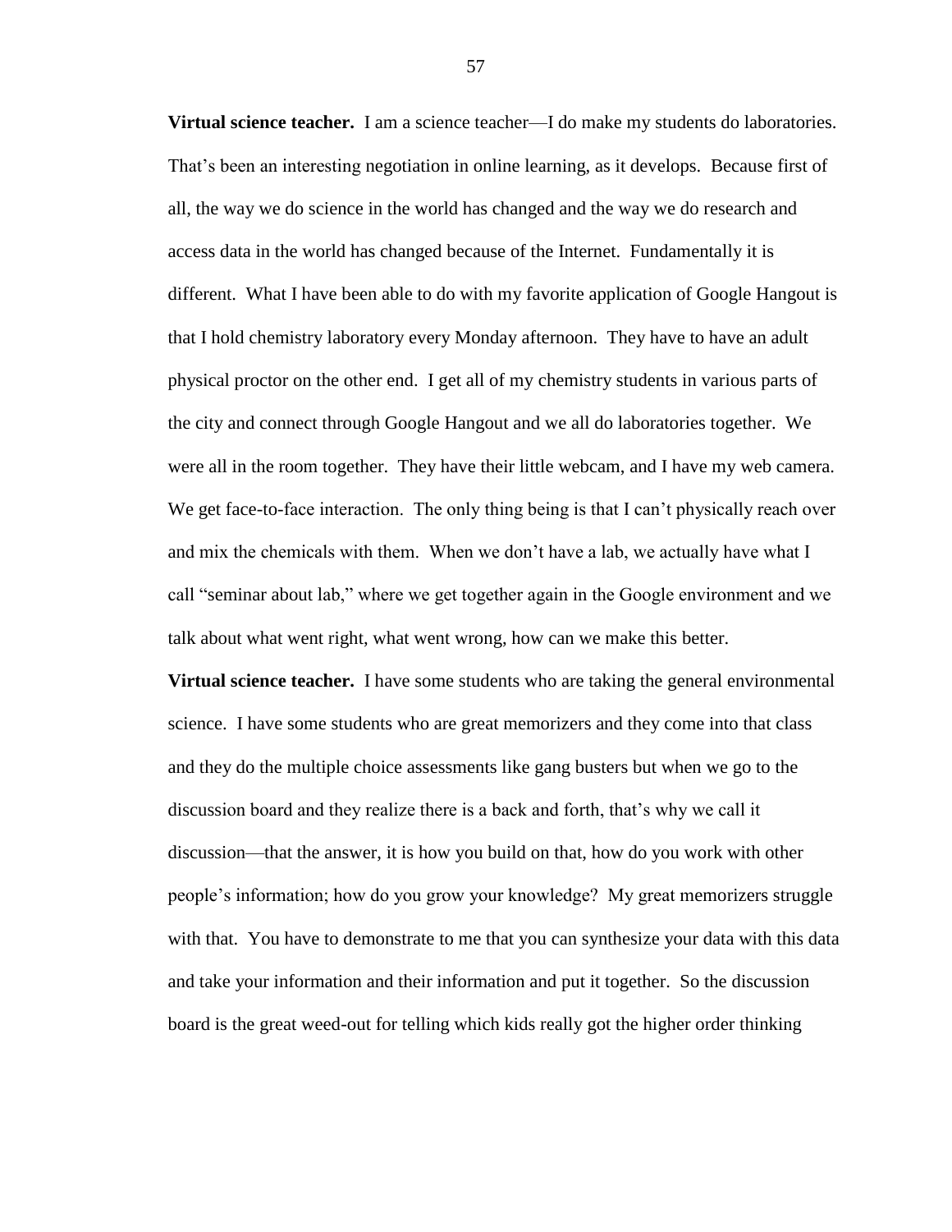**Virtual science teacher.** I am a science teacher—I do make my students do laboratories. That's been an interesting negotiation in online learning, as it develops. Because first of all, the way we do science in the world has changed and the way we do research and access data in the world has changed because of the Internet. Fundamentally it is different. What I have been able to do with my favorite application of Google Hangout is that I hold chemistry laboratory every Monday afternoon. They have to have an adult physical proctor on the other end. I get all of my chemistry students in various parts of the city and connect through Google Hangout and we all do laboratories together. We were all in the room together. They have their little webcam, and I have my web camera. We get face-to-face interaction. The only thing being is that I can't physically reach over and mix the chemicals with them. When we don't have a lab, we actually have what I call "seminar about lab," where we get together again in the Google environment and we talk about what went right, what went wrong, how can we make this better.

**Virtual science teacher.** I have some students who are taking the general environmental science. I have some students who are great memorizers and they come into that class and they do the multiple choice assessments like gang busters but when we go to the discussion board and they realize there is a back and forth, that's why we call it discussion—that the answer, it is how you build on that, how do you work with other people's information; how do you grow your knowledge? My great memorizers struggle with that. You have to demonstrate to me that you can synthesize your data with this data and take your information and their information and put it together. So the discussion board is the great weed-out for telling which kids really got the higher order thinking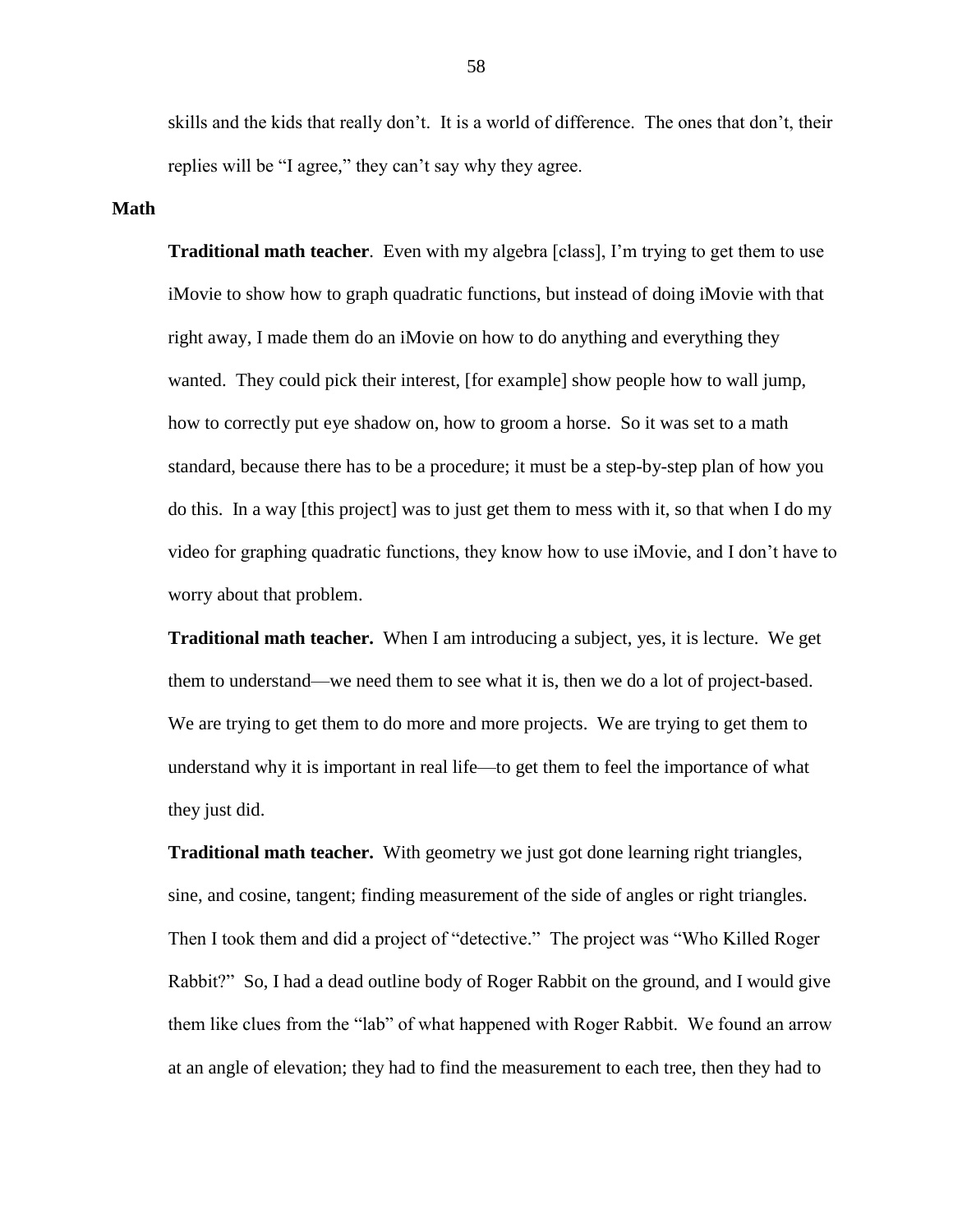skills and the kids that really don't. It is a world of difference. The ones that don't, their replies will be "I agree," they can't say why they agree.

**Math**

**Traditional math teacher**. Even with my algebra [class], I'm trying to get them to use iMovie to show how to graph quadratic functions, but instead of doing iMovie with that right away, I made them do an iMovie on how to do anything and everything they wanted. They could pick their interest, [for example] show people how to wall jump, how to correctly put eye shadow on, how to groom a horse. So it was set to a math standard, because there has to be a procedure; it must be a step-by-step plan of how you do this. In a way [this project] was to just get them to mess with it, so that when I do my video for graphing quadratic functions, they know how to use iMovie, and I don't have to worry about that problem.

**Traditional math teacher.** When I am introducing a subject, yes, it is lecture. We get them to understand—we need them to see what it is, then we do a lot of project-based. We are trying to get them to do more and more projects. We are trying to get them to understand why it is important in real life—to get them to feel the importance of what they just did.

**Traditional math teacher.** With geometry we just got done learning right triangles, sine, and cosine, tangent; finding measurement of the side of angles or right triangles. Then I took them and did a project of "detective." The project was "Who Killed Roger Rabbit?" So, I had a dead outline body of Roger Rabbit on the ground, and I would give them like clues from the "lab" of what happened with Roger Rabbit. We found an arrow at an angle of elevation; they had to find the measurement to each tree, then they had to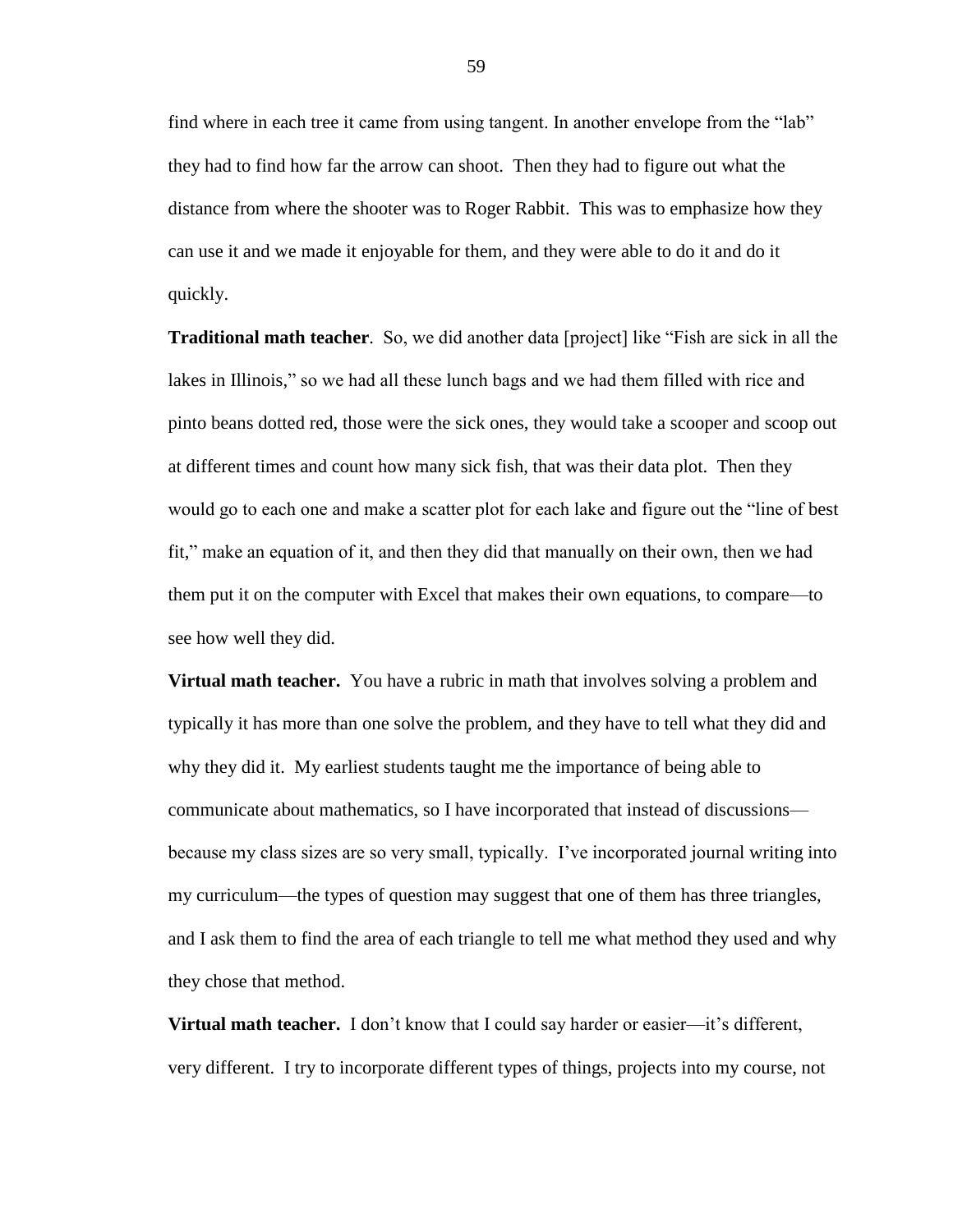find where in each tree it came from using tangent. In another envelope from the "lab" they had to find how far the arrow can shoot. Then they had to figure out what the distance from where the shooter was to Roger Rabbit. This was to emphasize how they can use it and we made it enjoyable for them, and they were able to do it and do it quickly.

**Traditional math teacher**. So, we did another data [project] like "Fish are sick in all the lakes in Illinois," so we had all these lunch bags and we had them filled with rice and pinto beans dotted red, those were the sick ones, they would take a scooper and scoop out at different times and count how many sick fish, that was their data plot. Then they would go to each one and make a scatter plot for each lake and figure out the "line of best fit," make an equation of it, and then they did that manually on their own, then we had them put it on the computer with Excel that makes their own equations, to compare—to see how well they did.

**Virtual math teacher.** You have a rubric in math that involves solving a problem and typically it has more than one solve the problem, and they have to tell what they did and why they did it. My earliest students taught me the importance of being able to communicate about mathematics, so I have incorporated that instead of discussions—because my class sizes are so very small, typically. I've incorporated journal writing into my curriculum—the types of question may suggest that one of them has three triangles, and I ask them to find the area of each triangle to tell me what method they used and why they chose that method.

**Virtual math teacher.** I don't know that I could say harder or easier—it's different, very different. I try to incorporate different types of things, projects into my course, not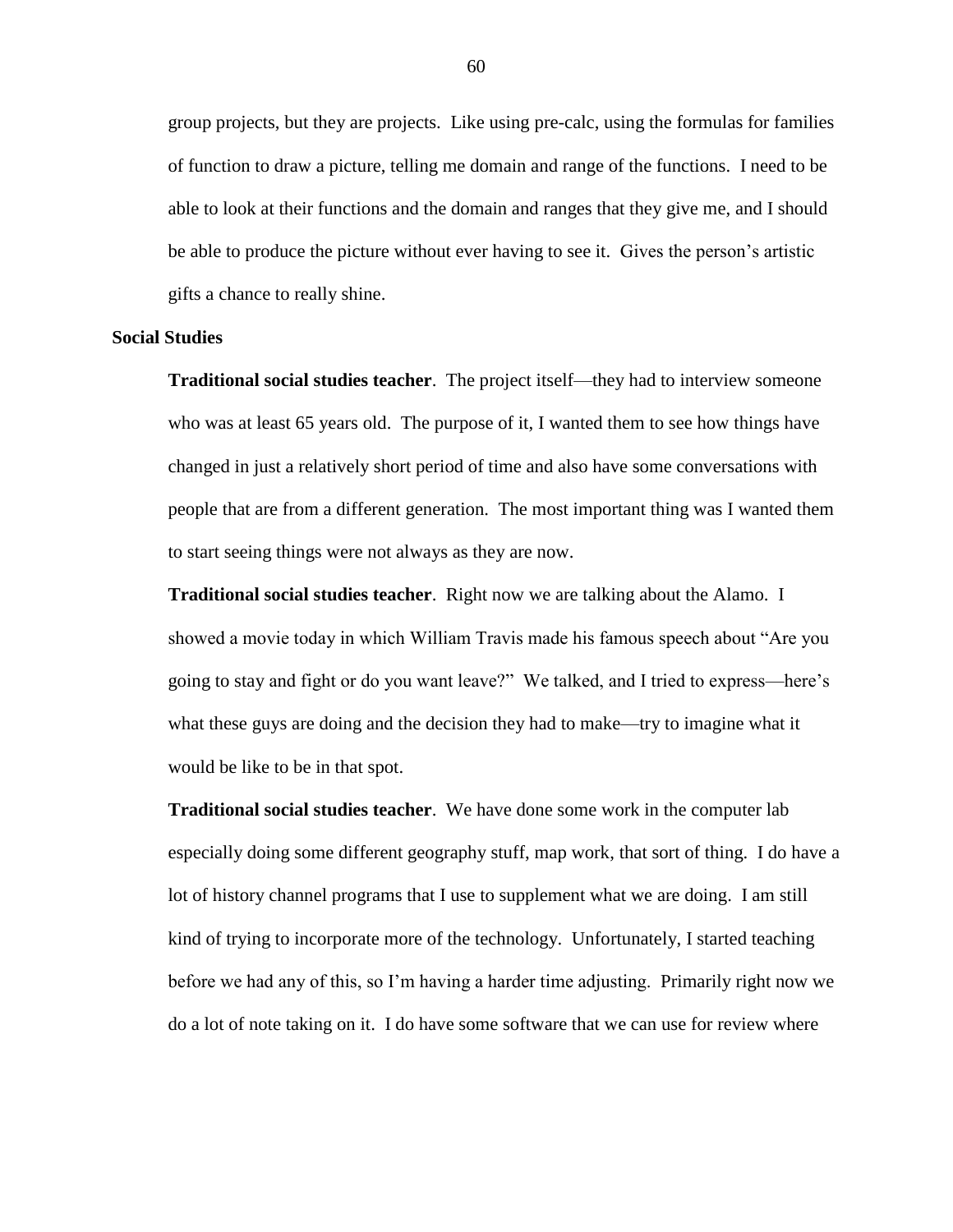group projects, but they are projects. Like using pre-calc, using the formulas for families of function to draw a picture, telling me domain and range of the functions. I need to be able to look at their functions and the domain and ranges that they give me, and I should be able to produce the picture without ever having to see it. Gives the person's artistic gifts a chance to really shine.

**Social Studies**

**Traditional social studies teacher**. The project itself—they had to interview someone who was at least 65 years old. The purpose of it, I wanted them to see how things have changed in just a relatively short period of time and also have some conversations with people that are from a different generation. The most important thing was I wanted them to start seeing things were not always as they are now.

**Traditional social studies teacher**. Right now we are talking about the Alamo. I showed a movie today in which William Travis made his famous speech about "Are you going to stay and fight or do you want leave?" We talked, and I tried to express—here's what these guys are doing and the decision they had to make—try to imagine what it would be like to be in that spot.

**Traditional social studies teacher**. We have done some work in the computer lab especially doing some different geography stuff, map work, that sort of thing. I do have a lot of history channel programs that I use to supplement what we are doing. I am still kind of trying to incorporate more of the technology. Unfortunately, I started teaching before we had any of this, so I'm having a harder time adjusting. Primarily right now we do a lot of note taking on it. I do have some software that we can use for review where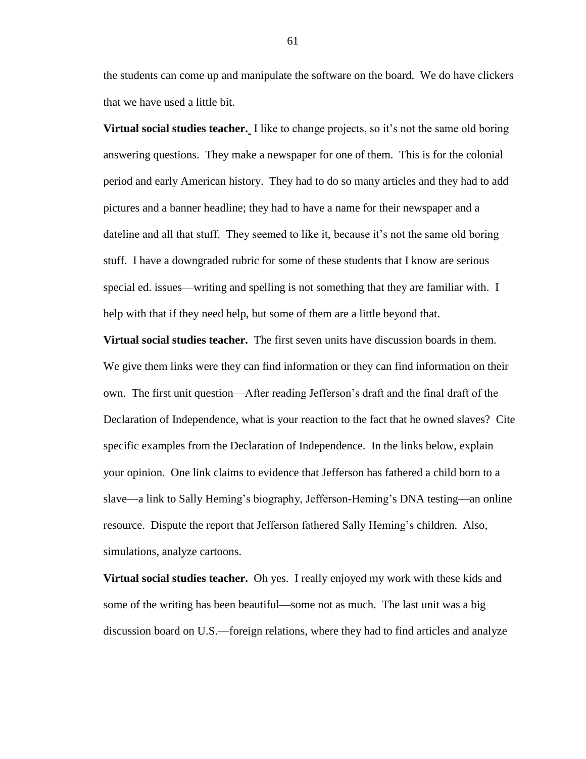the students can come up and manipulate the software on the board. We do have clickers that we have used a little bit.

**Virtual social studies teacher.** I like to change projects, so it's not the same old boring answering questions. They make a newspaper for one of them. This is for the colonial period and early American history. They had to do so many articles and they had to add pictures and a banner headline; they had to have a name for their newspaper and a dateline and all that stuff. They seemed to like it, because it's not the same old boring stuff. I have a downgraded rubric for some of these students that I know are serious special ed. issues—writing and spelling is not something that they are familiar with. I help with that if they need help, but some of them are a little beyond that.

**Virtual social studies teacher.** The first seven units have discussion boards in them. We give them links were they can find information or they can find information on their own. The first unit question—After reading Jefferson's draft and the final draft of the Declaration of Independence, what is your reaction to the fact that he owned slaves? Cite specific examples from the Declaration of Independence. In the links below, explain your opinion. One link claims to evidence that Jefferson has fathered a child born to a slave—a link to Sally Heming's biography, Jefferson-Heming's DNA testing—an online resource. Dispute the report that Jefferson fathered Sally Heming's children. Also, simulations, analyze cartoons.

**Virtual social studies teacher.** Oh yes. I really enjoyed my work with these kids and some of the writing has been beautiful—some not as much. The last unit was a big discussion board on U.S.—foreign relations, where they had to find articles and analyze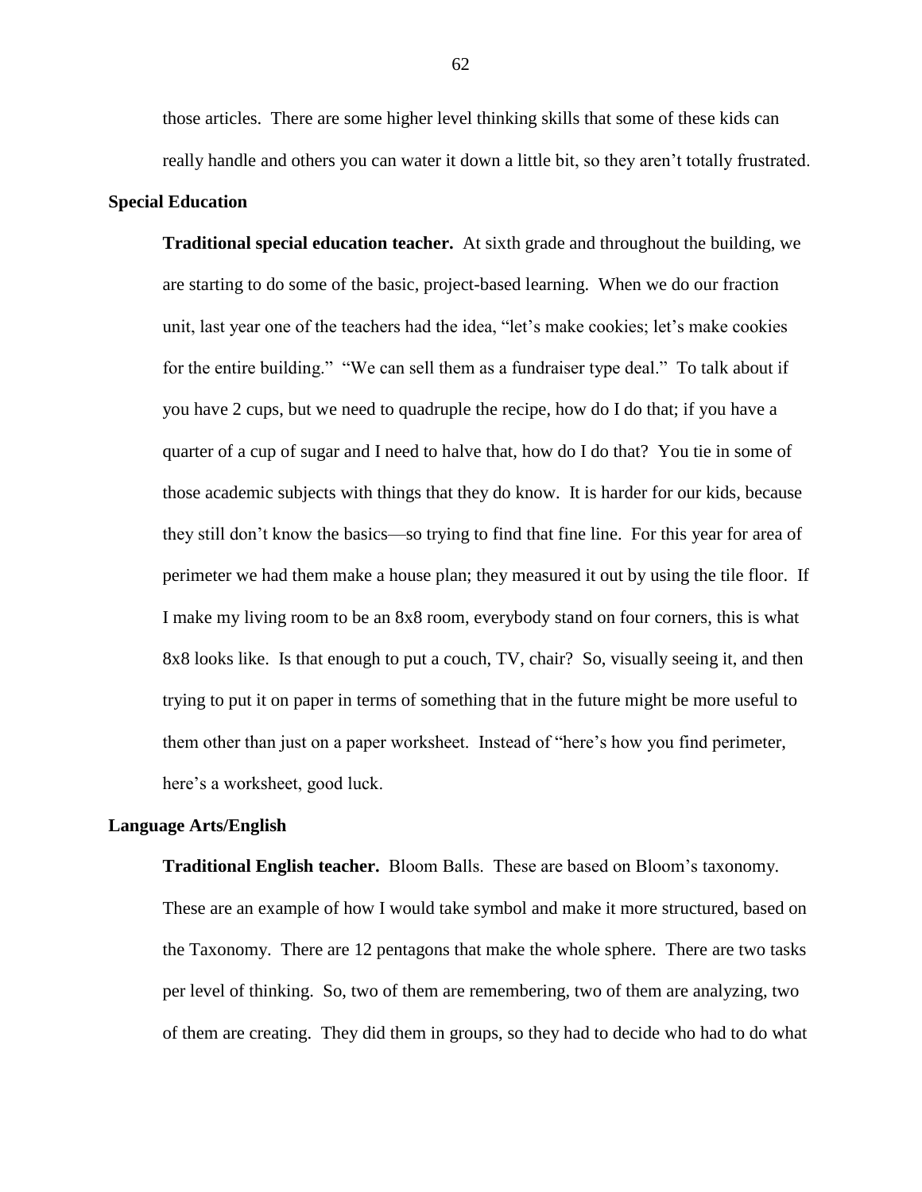those articles. There are some higher level thinking skills that some of these kids can really handle and others you can water it down a little bit, so they aren't totally frustrated.

## Special Education

**Traditional special education teacher.** At sixth grade and throughout the building, we are starting to do some of the basic, project-based learning. When we do our fraction unit, last year one of the teachers had the idea, "let's make cookies; let's make cookies for the entire building." "We can sell them as a fundraiser type deal." To talk about if you have 2 cups, but we need to quadruple the recipe, how do I do that; if you have a quarter of a cup of sugar and I need to halve that, how do I do that? You tie in some of those academic subjects with things that they do know. It is harder for our kids, because they still don't know the basics—so trying to find that fine line. For this year for area of perimeter we had them make a house plan; they measured it out by using the tile floor. If I make my living room to be an 8x8 room, everybody stand on four corners, this is what 8x8 looks like. Is that enough to put a couch, TV, chair? So, visually seeing it, and then trying to put it on paper in terms of something that in the future might be more useful to them other than just on a paper worksheet. Instead of "here's how you find perimeter, here's a worksheet, good luck.

## Language Arts/English

**Traditional English teacher.** Bloom Balls. These are based on Bloom's taxonomy. These are an example of how I would take symbol and make it more structured, based on the Taxonomy. There are 12 pentagons that make the whole sphere. There are two tasks per level of thinking. So, two of them are remembering, two of them are analyzing, two of them are creating. They did them in groups, so they had to decide who had to do what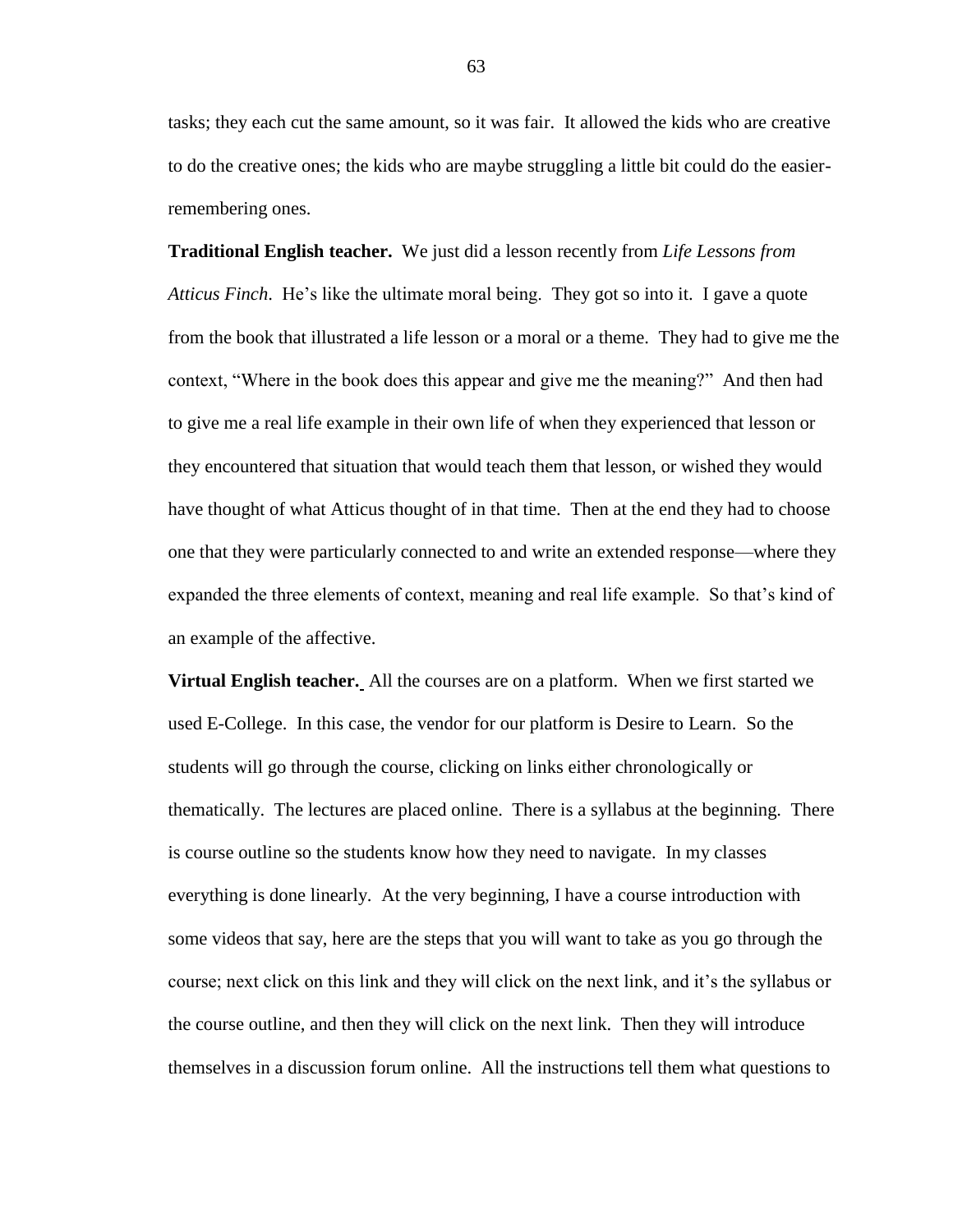tasks; they each cut the same amount, so it was fair. It allowed the kids who are creative to do the creative ones; the kids who are maybe struggling a little bit could do the easier-remembering ones.

**Traditional English teacher.** We just did a lesson recently from *Life Lessons from Atticus Finch*. He's like the ultimate moral being. They got so into it. I gave a quote from the book that illustrated a life lesson or a moral or a theme. They had to give me the context, "Where in the book does this appear and give me the meaning?" And then had to give me a real life example in their own life of when they experienced that lesson or they encountered that situation that would teach them that lesson, or wished they would have thought of what Atticus thought of in that time. Then at the end they had to choose one that they were particularly connected to and write an extended response—where they expanded the three elements of context, meaning and real life example. So that's kind of an example of the affective.

**Virtual English teacher.** All the courses are on a platform. When we first started we used E-College. In this case, the vendor for our platform is Desire to Learn. So the students will go through the course, clicking on links either chronologically or thematically. The lectures are placed online. There is a syllabus at the beginning. There is course outline so the students know how they need to navigate. In my classes everything is done linearly. At the very beginning, I have a course introduction with some videos that say, here are the steps that you will want to take as you go through the course; next click on this link and they will click on the next link, and it's the syllabus or the course outline, and then they will click on the next link. Then they will introduce themselves in a discussion forum online. All the instructions tell them what questions to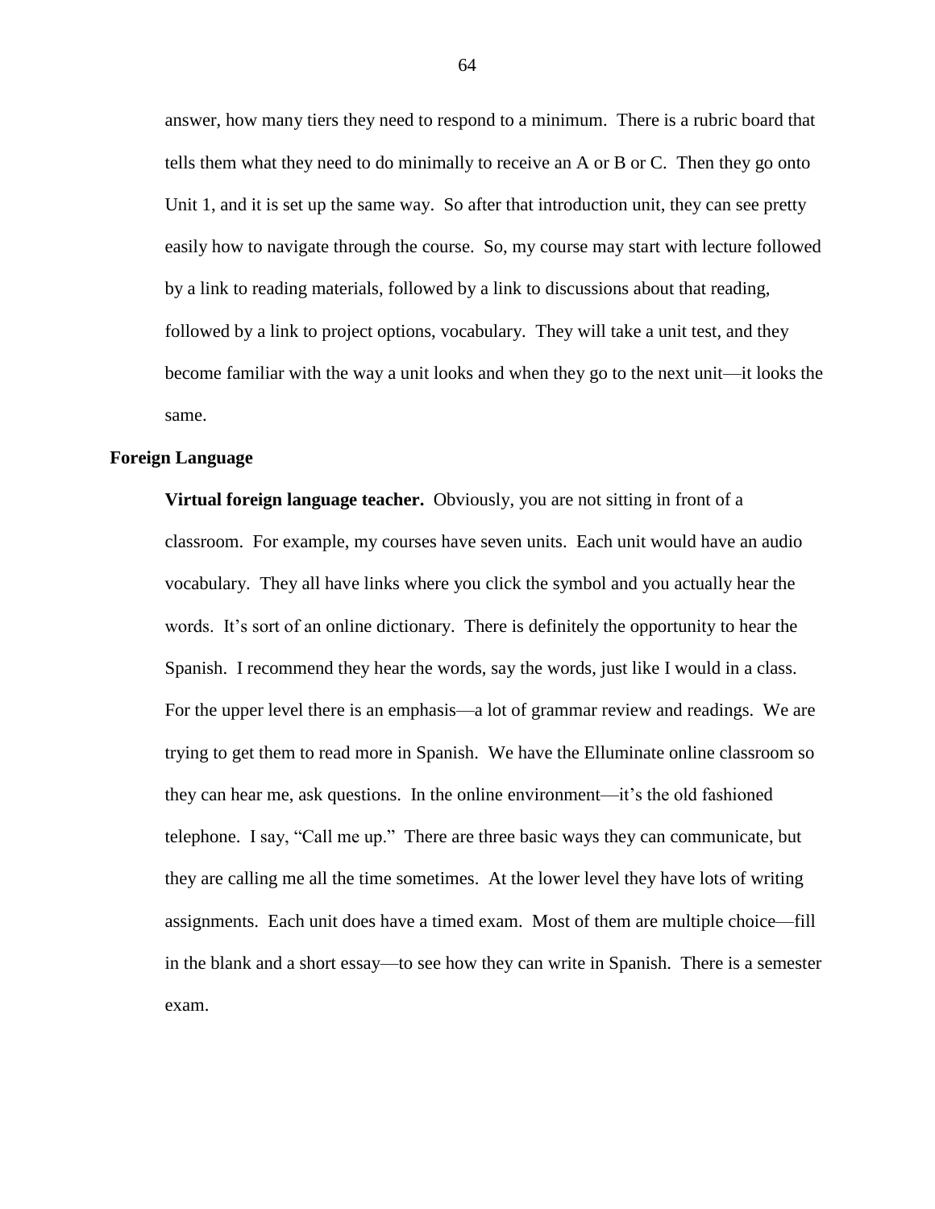answer, how many tiers they need to respond to a minimum. There is a rubric board that tells them what they need to do minimally to receive an A or B or C. Then they go onto Unit 1, and it is set up the same way. So after that introduction unit, they can see pretty easily how to navigate through the course. So, my course may start with lecture followed by a link to reading materials, followed by a link to discussions about that reading, followed by a link to project options, vocabulary. They will take a unit test, and they become familiar with the way a unit looks and when they go to the next unit—it looks the same.

## Foreign Language

**Virtual foreign language teacher.** Obviously, you are not sitting in front of a classroom. For example, my courses have seven units. Each unit would have an audio vocabulary. They all have links where you click the symbol and you actually hear the words. It's sort of an online dictionary. There is definitely the opportunity to hear the Spanish. I recommend they hear the words, say the words, just like I would in a class. For the upper level there is an emphasis—a lot of grammar review and readings. We are trying to get them to read more in Spanish. We have the Elluminate online classroom so they can hear me, ask questions. In the online environment—it's the old fashioned telephone. I say, "Call me up." There are three basic ways they can communicate, but they are calling me all the time sometimes. At the lower level they have lots of writing assignments. Each unit does have a timed exam. Most of them are multiple choice—fill in the blank and a short essay—to see how they can write in Spanish. There is a semester exam.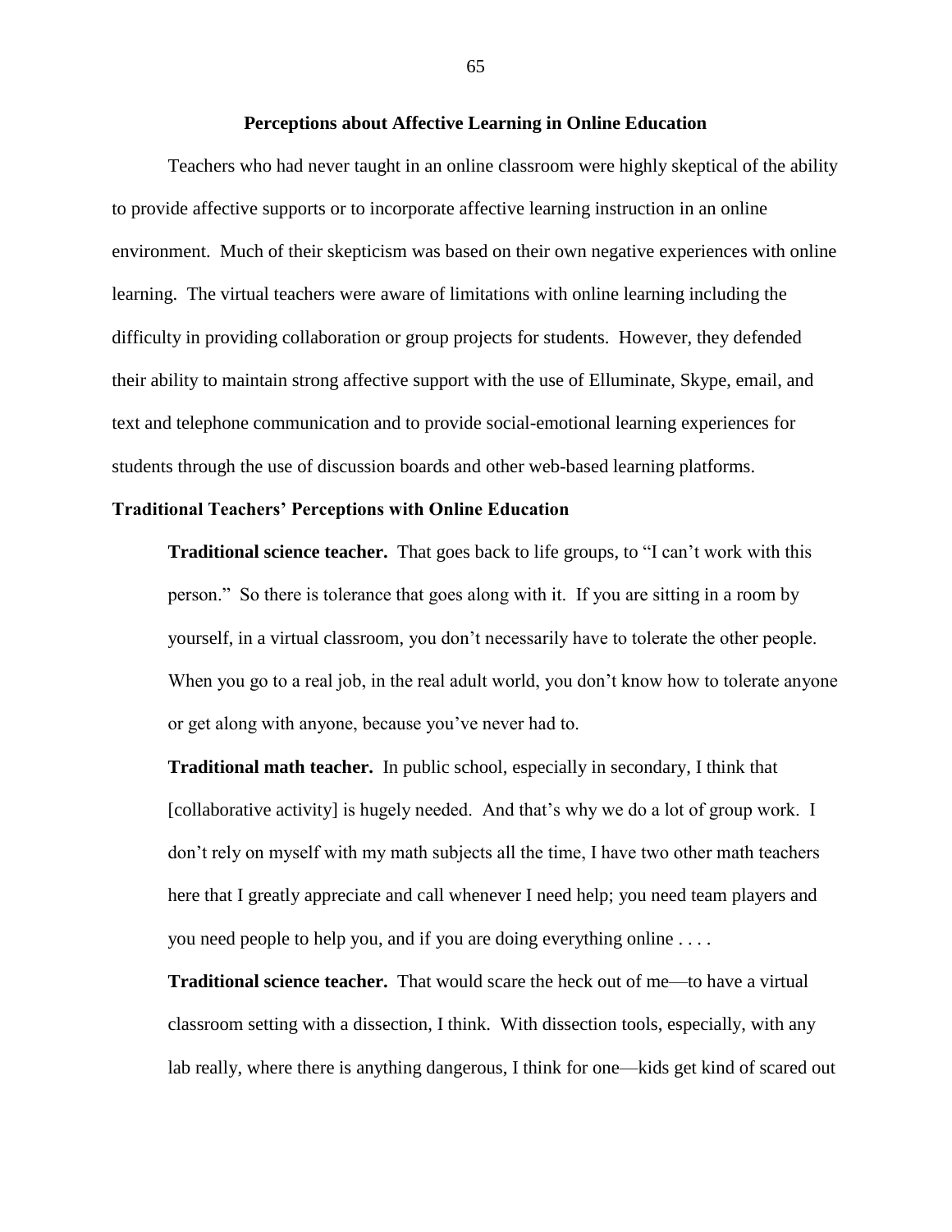## Perceptions about Affective Learning in Online Education

Teachers who had never taught in an online classroom were highly skeptical of the ability to provide affective supports or to incorporate affective learning instruction in an online environment. Much of their skepticism was based on their own negative experiences with online learning. The virtual teachers were aware of limitations with online learning including the difficulty in providing collaboration or group projects for students. However, they defended their ability to maintain strong affective support with the use of Elluminate, Skype, email, and text and telephone communication and to provide social-emotional learning experiences for students through the use of discussion boards and other web-based learning platforms.

### Traditional Teachers' Perceptions with Online Education

> **Traditional science teacher.** That goes back to life groups, to "I can't work with this person." So there is tolerance that goes along with it. If you are sitting in a room by yourself, in a virtual classroom, you don't necessarily have to tolerate the other people. When you go to a real job, in the real adult world, you don't know how to tolerate anyone or get along with anyone, because you've never had to.
>
> **Traditional math teacher.** In public school, especially in secondary, I think that [collaborative activity] is hugely needed. And that's why we do a lot of group work. I don't rely on myself with my math subjects all the time, I have two other math teachers here that I greatly appreciate and call whenever I need help; you need team players and you need people to help you, and if you are doing everything online . . . .
>
> **Traditional science teacher.** That would scare the heck out of me—to have a virtual classroom setting with a dissection, I think. With dissection tools, especially, with any lab really, where there is anything dangerous, I think for one—kids get kind of scared out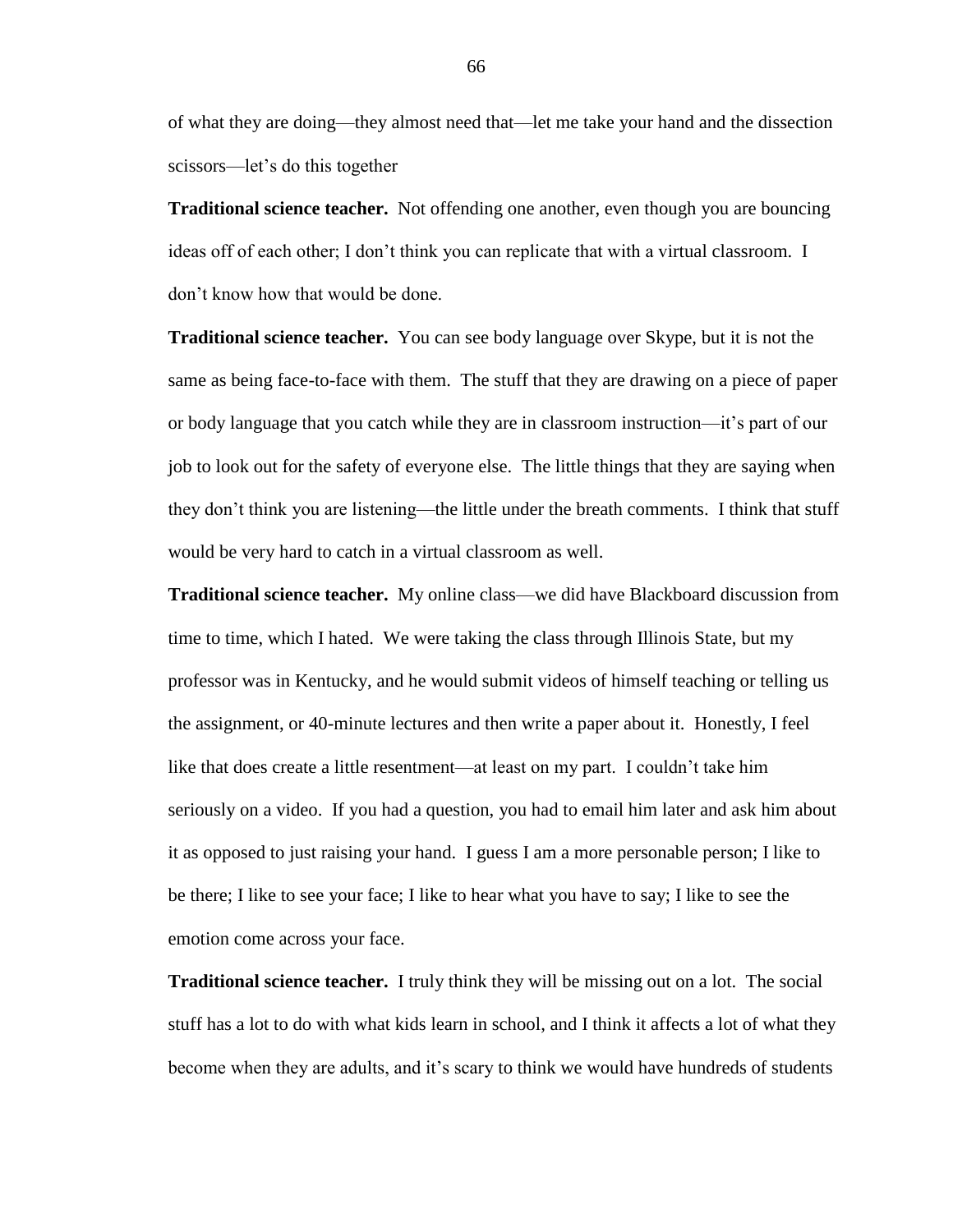of what they are doing—they almost need that—let me take your hand and the dissection scissors—let's do this together

**Traditional science teacher.** Not offending one another, even though you are bouncing ideas off of each other; I don't think you can replicate that with a virtual classroom. I don't know how that would be done.

**Traditional science teacher.** You can see body language over Skype, but it is not the same as being face-to-face with them. The stuff that they are drawing on a piece of paper or body language that you catch while they are in classroom instruction—it's part of our job to look out for the safety of everyone else. The little things that they are saying when they don't think you are listening—the little under the breath comments. I think that stuff would be very hard to catch in a virtual classroom as well.

**Traditional science teacher.** My online class—we did have Blackboard discussion from time to time, which I hated. We were taking the class through Illinois State, but my professor was in Kentucky, and he would submit videos of himself teaching or telling us the assignment, or 40-minute lectures and then write a paper about it. Honestly, I feel like that does create a little resentment—at least on my part. I couldn't take him seriously on a video. If you had a question, you had to email him later and ask him about it as opposed to just raising your hand. I guess I am a more personable person; I like to be there; I like to see your face; I like to hear what you have to say; I like to see the emotion come across your face.

**Traditional science teacher.** I truly think they will be missing out on a lot. The social stuff has a lot to do with what kids learn in school, and I think it affects a lot of what they become when they are adults, and it's scary to think we would have hundreds of students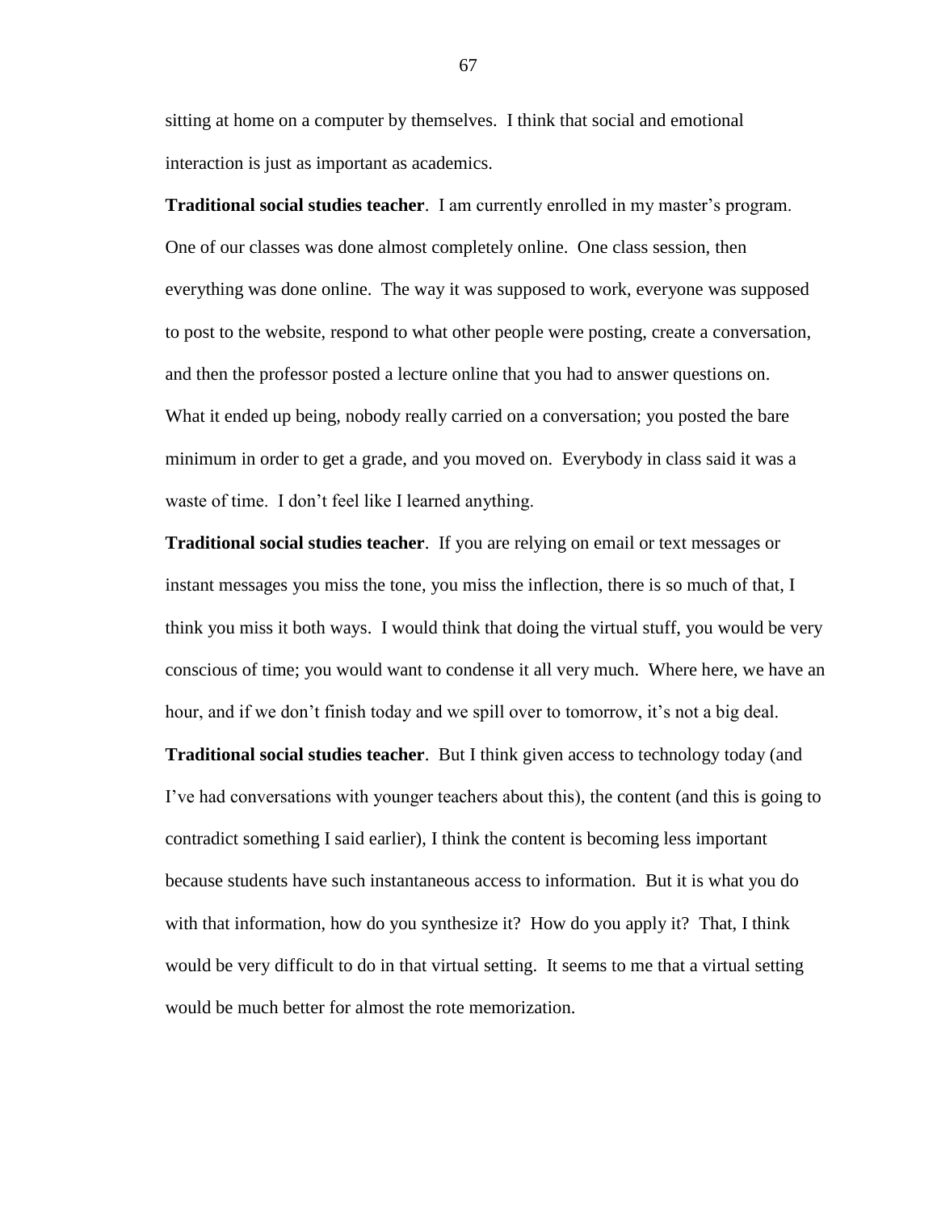sitting at home on a computer by themselves. I think that social and emotional interaction is just as important as academics.

**Traditional social studies teacher**. I am currently enrolled in my master's program. One of our classes was done almost completely online. One class session, then everything was done online. The way it was supposed to work, everyone was supposed to post to the website, respond to what other people were posting, create a conversation, and then the professor posted a lecture online that you had to answer questions on. What it ended up being, nobody really carried on a conversation; you posted the bare minimum in order to get a grade, and you moved on. Everybody in class said it was a waste of time. I don't feel like I learned anything.

**Traditional social studies teacher**. If you are relying on email or text messages or instant messages you miss the tone, you miss the inflection, there is so much of that, I think you miss it both ways. I would think that doing the virtual stuff, you would be very conscious of time; you would want to condense it all very much. Where here, we have an hour, and if we don't finish today and we spill over to tomorrow, it's not a big deal.

**Traditional social studies teacher**. But I think given access to technology today (and I've had conversations with younger teachers about this), the content (and this is going to contradict something I said earlier), I think the content is becoming less important because students have such instantaneous access to information. But it is what you do with that information, how do you synthesize it? How do you apply it? That, I think would be very difficult to do in that virtual setting. It seems to me that a virtual setting would be much better for almost the rote memorization.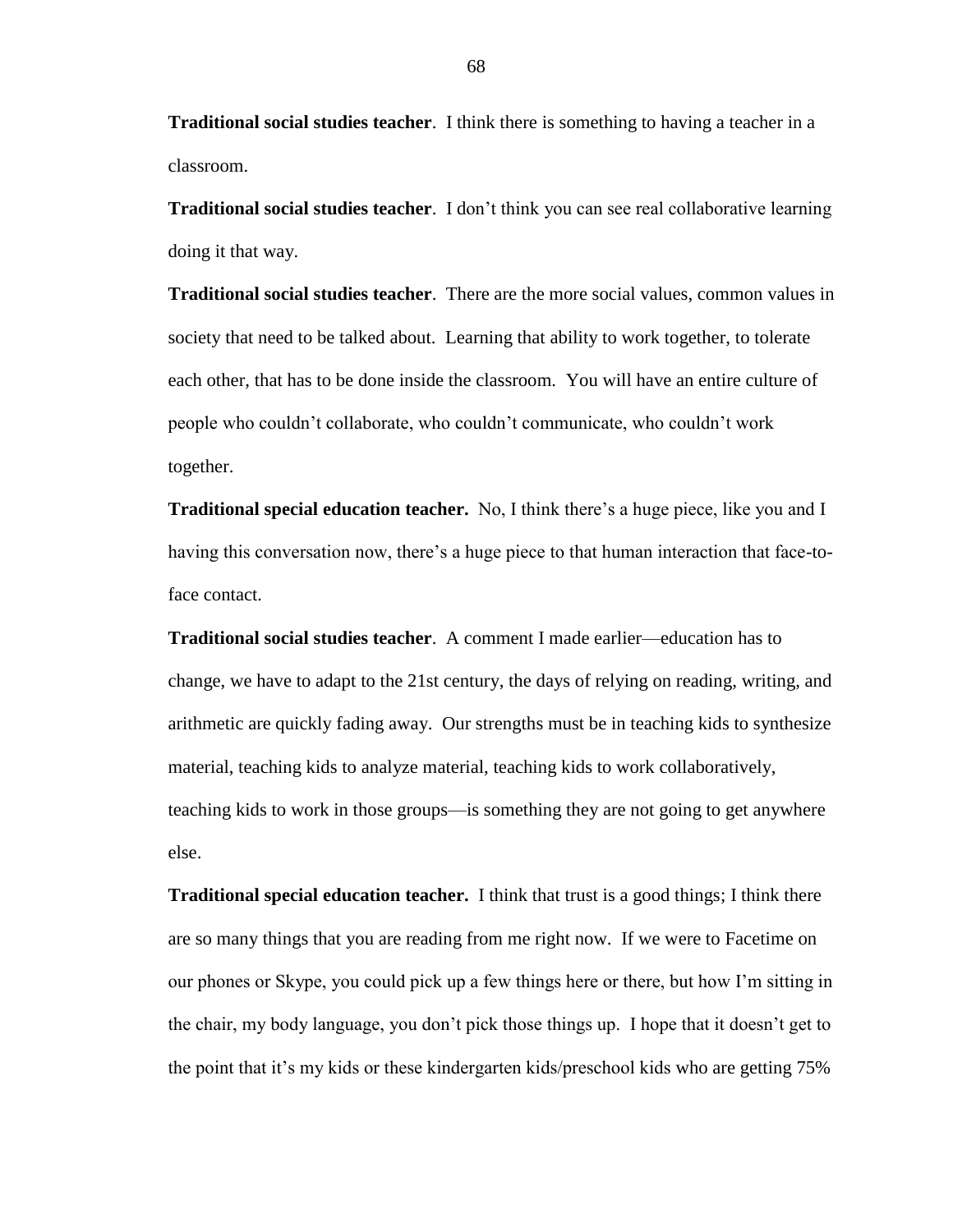**Traditional social studies teacher**. I think there is something to having a teacher in a classroom.

**Traditional social studies teacher**. I don't think you can see real collaborative learning doing it that way.

**Traditional social studies teacher**. There are the more social values, common values in society that need to be talked about. Learning that ability to work together, to tolerate each other, that has to be done inside the classroom. You will have an entire culture of people who couldn't collaborate, who couldn't communicate, who couldn't work together.

**Traditional special education teacher.** No, I think there's a huge piece, like you and I having this conversation now, there's a huge piece to that human interaction that face-to-face contact.

**Traditional social studies teacher**. A comment I made earlier—education has to change, we have to adapt to the 21st century, the days of relying on reading, writing, and arithmetic are quickly fading away. Our strengths must be in teaching kids to synthesize material, teaching kids to analyze material, teaching kids to work collaboratively, teaching kids to work in those groups—is something they are not going to get anywhere else.

**Traditional special education teacher.** I think that trust is a good things; I think there are so many things that you are reading from me right now. If we were to Facetime on our phones or Skype, you could pick up a few things here or there, but how I'm sitting in the chair, my body language, you don't pick those things up. I hope that it doesn't get to the point that it's my kids or these kindergarten kids/preschool kids who are getting 75%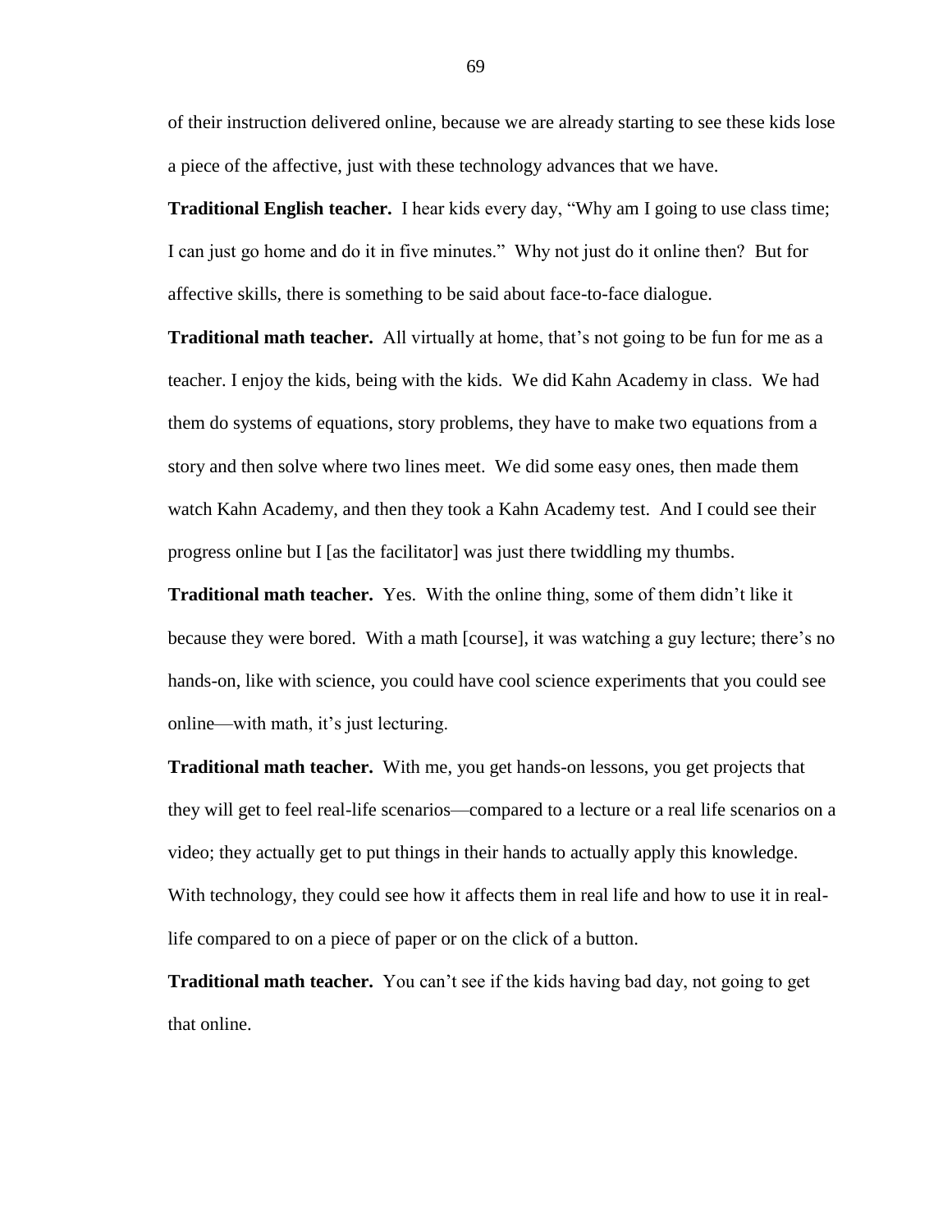of their instruction delivered online, because we are already starting to see these kids lose a piece of the affective, just with these technology advances that we have.

**Traditional English teacher.** I hear kids every day, "Why am I going to use class time; I can just go home and do it in five minutes." Why not just do it online then? But for affective skills, there is something to be said about face-to-face dialogue.

**Traditional math teacher.** All virtually at home, that's not going to be fun for me as a teacher. I enjoy the kids, being with the kids. We did Kahn Academy in class. We had them do systems of equations, story problems, they have to make two equations from a story and then solve where two lines meet. We did some easy ones, then made them watch Kahn Academy, and then they took a Kahn Academy test. And I could see their progress online but I [as the facilitator] was just there twiddling my thumbs.

**Traditional math teacher.** Yes. With the online thing, some of them didn't like it because they were bored. With a math [course], it was watching a guy lecture; there's no hands-on, like with science, you could have cool science experiments that you could see online—with math, it's just lecturing.

**Traditional math teacher.** With me, you get hands-on lessons, you get projects that they will get to feel real-life scenarios—compared to a lecture or a real life scenarios on a video; they actually get to put things in their hands to actually apply this knowledge. With technology, they could see how it affects them in real life and how to use it in real-life compared to on a piece of paper or on the click of a button.

**Traditional math teacher.** You can't see if the kids having bad day, not going to get that online.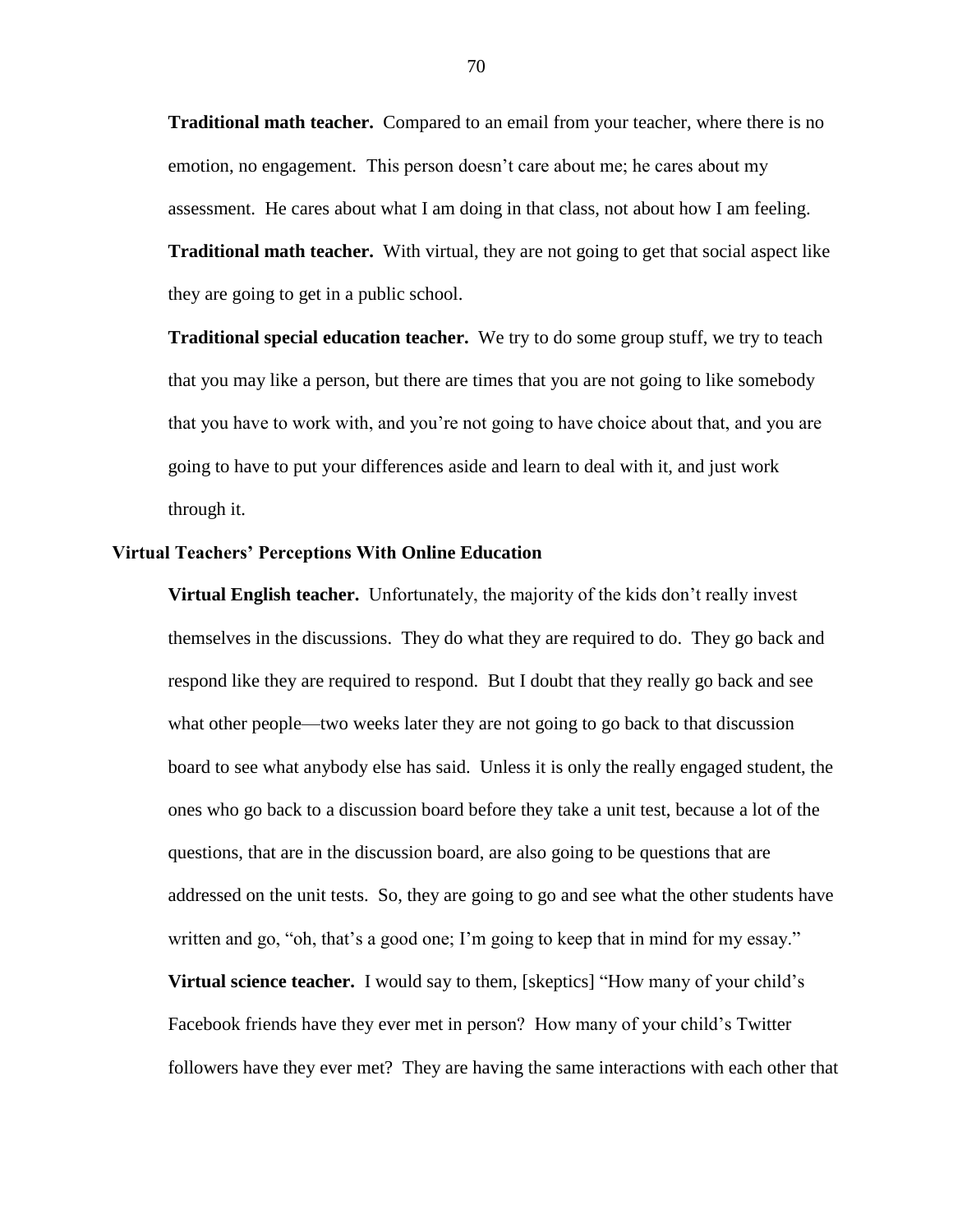**Traditional math teacher.** Compared to an email from your teacher, where there is no emotion, no engagement. This person doesn't care about me; he cares about my assessment. He cares about what I am doing in that class, not about how I am feeling.

**Traditional math teacher.** With virtual, they are not going to get that social aspect like they are going to get in a public school.

**Traditional special education teacher.** We try to do some group stuff, we try to teach that you may like a person, but there are times that you are not going to like somebody that you have to work with, and you're not going to have choice about that, and you are going to have to put your differences aside and learn to deal with it, and just work through it.

### Virtual Teachers' Perceptions With Online Education

**Virtual English teacher.** Unfortunately, the majority of the kids don't really invest themselves in the discussions. They do what they are required to do. They go back and respond like they are required to respond. But I doubt that they really go back and see what other people—two weeks later they are not going to go back to that discussion board to see what anybody else has said. Unless it is only the really engaged student, the ones who go back to a discussion board before they take a unit test, because a lot of the questions, that are in the discussion board, are also going to be questions that are addressed on the unit tests. So, they are going to go and see what the other students have written and go, "oh, that's a good one; I'm going to keep that in mind for my essay."

**Virtual science teacher.** I would say to them, [skeptics] "How many of your child's Facebook friends have they ever met in person? How many of your child's Twitter followers have they ever met? They are having the same interactions with each other that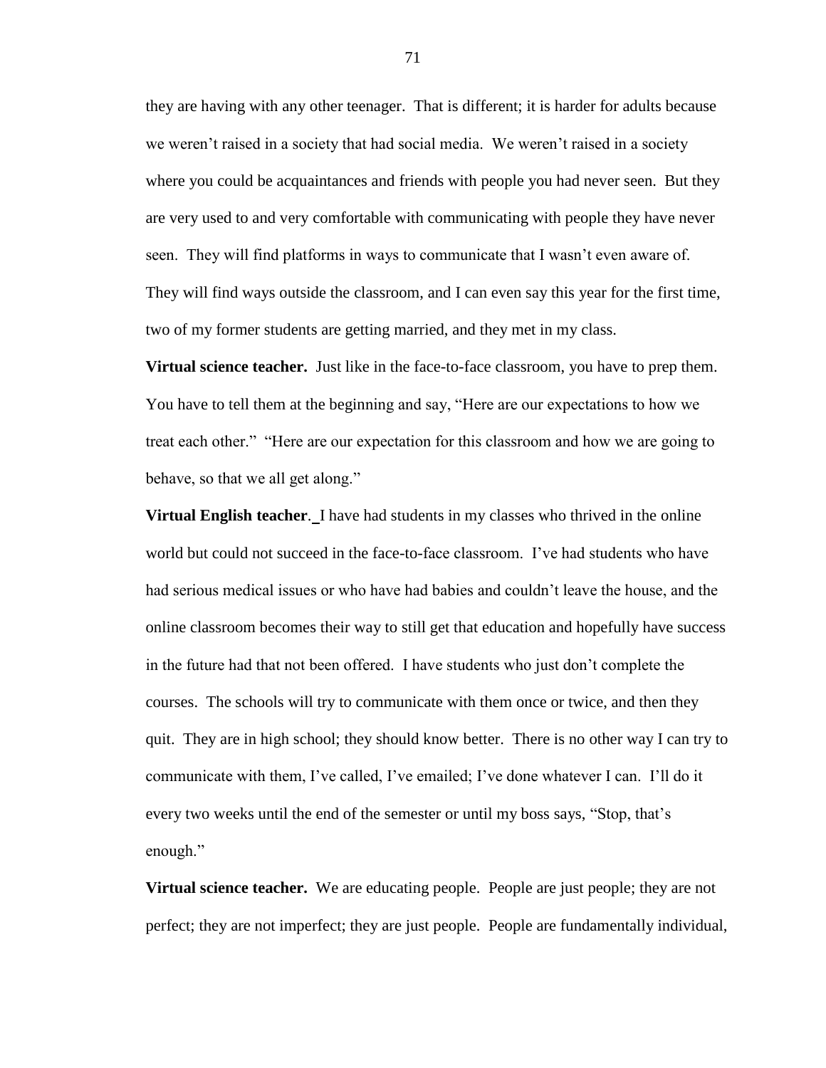they are having with any other teenager. That is different; it is harder for adults because we weren't raised in a society that had social media. We weren't raised in a society where you could be acquaintances and friends with people you had never seen. But they are very used to and very comfortable with communicating with people they have never seen. They will find platforms in ways to communicate that I wasn't even aware of. They will find ways outside the classroom, and I can even say this year for the first time, two of my former students are getting married, and they met in my class.

**Virtual science teacher.** Just like in the face-to-face classroom, you have to prep them. You have to tell them at the beginning and say, "Here are our expectations to how we treat each other." "Here are our expectation for this classroom and how we are going to behave, so that we all get along."

**Virtual English teacher**. I have had students in my classes who thrived in the online world but could not succeed in the face-to-face classroom. I've had students who have had serious medical issues or who have had babies and couldn't leave the house, and the online classroom becomes their way to still get that education and hopefully have success in the future had that not been offered. I have students who just don't complete the courses. The schools will try to communicate with them once or twice, and then they quit. They are in high school; they should know better. There is no other way I can try to communicate with them, I've called, I've emailed; I've done whatever I can. I'll do it every two weeks until the end of the semester or until my boss says, "Stop, that's enough."

**Virtual science teacher.** We are educating people. People are just people; they are not perfect; they are not imperfect; they are just people. People are fundamentally individual,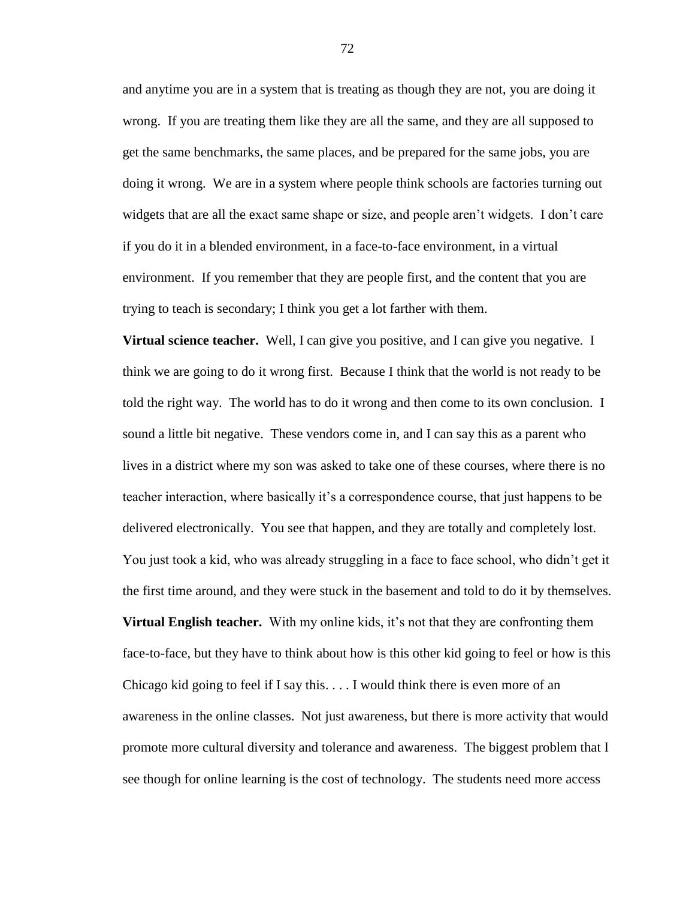and anytime you are in a system that is treating as though they are not, you are doing it wrong. If you are treating them like they are all the same, and they are all supposed to get the same benchmarks, the same places, and be prepared for the same jobs, you are doing it wrong. We are in a system where people think schools are factories turning out widgets that are all the exact same shape or size, and people aren't widgets. I don't care if you do it in a blended environment, in a face-to-face environment, in a virtual environment. If you remember that they are people first, and the content that you are trying to teach is secondary; I think you get a lot farther with them.

**Virtual science teacher.** Well, I can give you positive, and I can give you negative. I think we are going to do it wrong first. Because I think that the world is not ready to be told the right way. The world has to do it wrong and then come to its own conclusion. I sound a little bit negative. These vendors come in, and I can say this as a parent who lives in a district where my son was asked to take one of these courses, where there is no teacher interaction, where basically it's a correspondence course, that just happens to be delivered electronically. You see that happen, and they are totally and completely lost. You just took a kid, who was already struggling in a face to face school, who didn't get it the first time around, and they were stuck in the basement and told to do it by themselves.

**Virtual English teacher.** With my online kids, it's not that they are confronting them face-to-face, but they have to think about how is this other kid going to feel or how is this Chicago kid going to feel if I say this. . . . I would think there is even more of an awareness in the online classes. Not just awareness, but there is more activity that would promote more cultural diversity and tolerance and awareness. The biggest problem that I see though for online learning is the cost of technology. The students need more access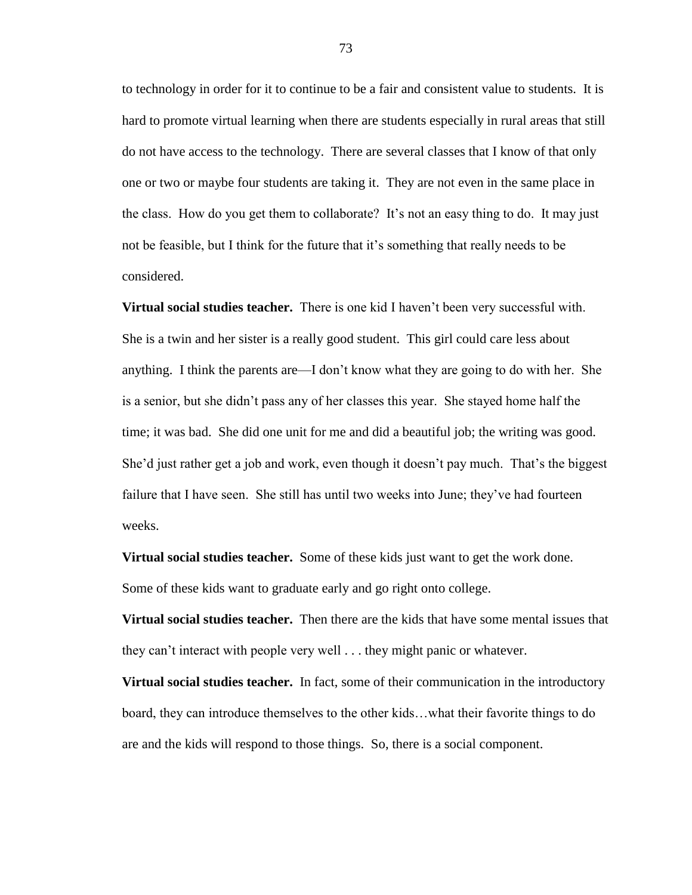to technology in order for it to continue to be a fair and consistent value to students. It is hard to promote virtual learning when there are students especially in rural areas that still do not have access to the technology. There are several classes that I know of that only one or two or maybe four students are taking it. They are not even in the same place in the class. How do you get them to collaborate? It's not an easy thing to do. It may just not be feasible, but I think for the future that it's something that really needs to be considered.

**Virtual social studies teacher.** There is one kid I haven't been very successful with. She is a twin and her sister is a really good student. This girl could care less about anything. I think the parents are—I don't know what they are going to do with her. She is a senior, but she didn't pass any of her classes this year. She stayed home half the time; it was bad. She did one unit for me and did a beautiful job; the writing was good. She'd just rather get a job and work, even though it doesn't pay much. That's the biggest failure that I have seen. She still has until two weeks into June; they've had fourteen weeks.

**Virtual social studies teacher.** Some of these kids just want to get the work done. Some of these kids want to graduate early and go right onto college.

**Virtual social studies teacher.** Then there are the kids that have some mental issues that they can't interact with people very well . . . they might panic or whatever.

**Virtual social studies teacher.** In fact, some of their communication in the introductory board, they can introduce themselves to the other kids…what their favorite things to do are and the kids will respond to those things. So, there is a social component.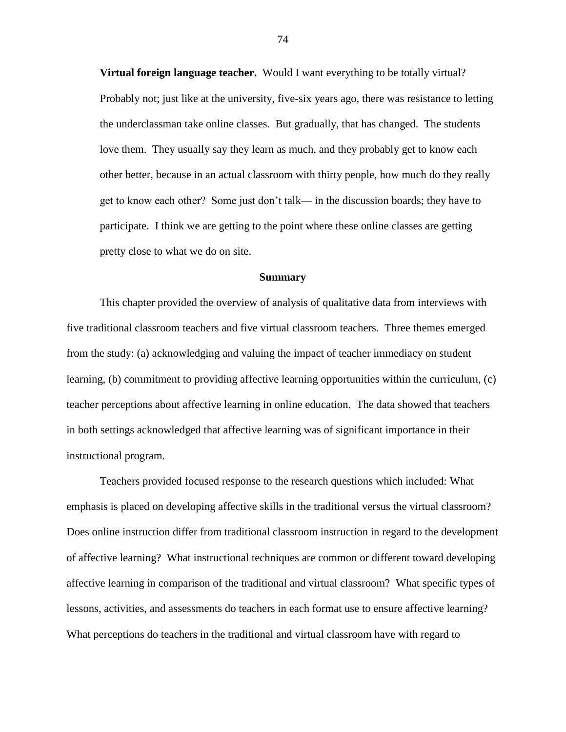**Virtual foreign language teacher.** Would I want everything to be totally virtual? Probably not; just like at the university, five-six years ago, there was resistance to letting the underclassman take online classes. But gradually, that has changed. The students love them. They usually say they learn as much, and they probably get to know each other better, because in an actual classroom with thirty people, how much do they really get to know each other? Some just don't talk— in the discussion boards; they have to participate. I think we are getting to the point where these online classes are getting pretty close to what we do on site.

## Summary

This chapter provided the overview of analysis of qualitative data from interviews with five traditional classroom teachers and five virtual classroom teachers. Three themes emerged from the study: (a) acknowledging and valuing the impact of teacher immediacy on student learning, (b) commitment to providing affective learning opportunities within the curriculum, (c) teacher perceptions about affective learning in online education. The data showed that teachers in both settings acknowledged that affective learning was of significant importance in their instructional program.

Teachers provided focused response to the research questions which included: What emphasis is placed on developing affective skills in the traditional versus the virtual classroom? Does online instruction differ from traditional classroom instruction in regard to the development of affective learning? What instructional techniques are common or different toward developing affective learning in comparison of the traditional and virtual classroom? What specific types of lessons, activities, and assessments do teachers in each format use to ensure affective learning? What perceptions do teachers in the traditional and virtual classroom have with regard to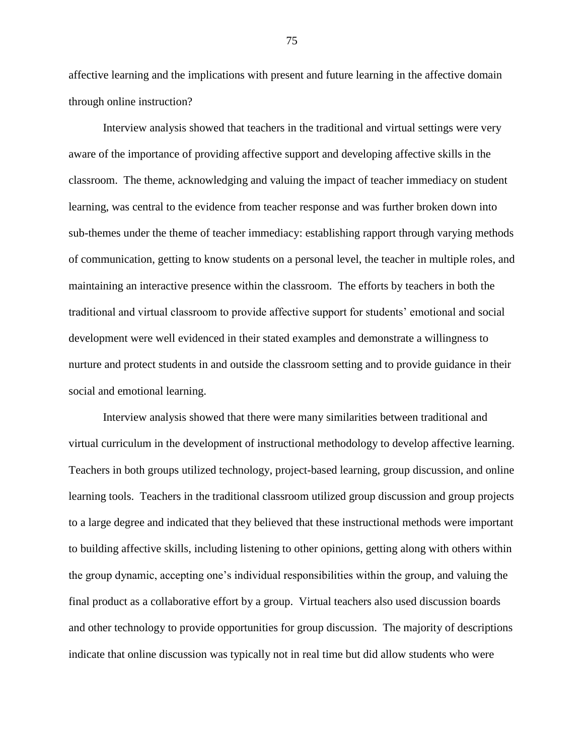affective learning and the implications with present and future learning in the affective domain through online instruction?

Interview analysis showed that teachers in the traditional and virtual settings were very aware of the importance of providing affective support and developing affective skills in the classroom. The theme, acknowledging and valuing the impact of teacher immediacy on student learning, was central to the evidence from teacher response and was further broken down into sub-themes under the theme of teacher immediacy: establishing rapport through varying methods of communication, getting to know students on a personal level, the teacher in multiple roles, and maintaining an interactive presence within the classroom. The efforts by teachers in both the traditional and virtual classroom to provide affective support for students' emotional and social development were well evidenced in their stated examples and demonstrate a willingness to nurture and protect students in and outside the classroom setting and to provide guidance in their social and emotional learning.

Interview analysis showed that there were many similarities between traditional and virtual curriculum in the development of instructional methodology to develop affective learning. Teachers in both groups utilized technology, project-based learning, group discussion, and online learning tools. Teachers in the traditional classroom utilized group discussion and group projects to a large degree and indicated that they believed that these instructional methods were important to building affective skills, including listening to other opinions, getting along with others within the group dynamic, accepting one's individual responsibilities within the group, and valuing the final product as a collaborative effort by a group. Virtual teachers also used discussion boards and other technology to provide opportunities for group discussion. The majority of descriptions indicate that online discussion was typically not in real time but did allow students who were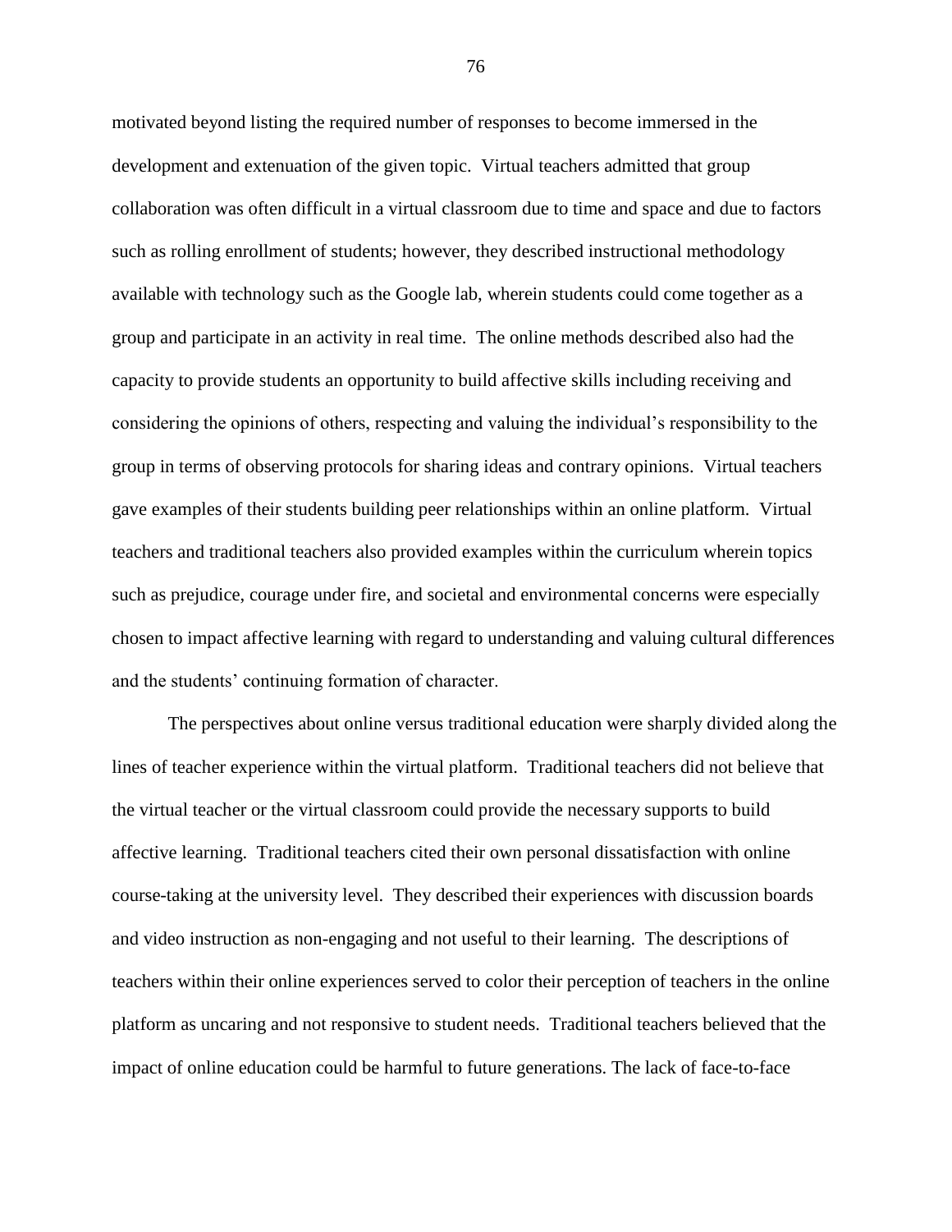motivated beyond listing the required number of responses to become immersed in the development and extenuation of the given topic. Virtual teachers admitted that group collaboration was often difficult in a virtual classroom due to time and space and due to factors such as rolling enrollment of students; however, they described instructional methodology available with technology such as the Google lab, wherein students could come together as a group and participate in an activity in real time. The online methods described also had the capacity to provide students an opportunity to build affective skills including receiving and considering the opinions of others, respecting and valuing the individual's responsibility to the group in terms of observing protocols for sharing ideas and contrary opinions. Virtual teachers gave examples of their students building peer relationships within an online platform. Virtual teachers and traditional teachers also provided examples within the curriculum wherein topics such as prejudice, courage under fire, and societal and environmental concerns were especially chosen to impact affective learning with regard to understanding and valuing cultural differences and the students' continuing formation of character.

The perspectives about online versus traditional education were sharply divided along the lines of teacher experience within the virtual platform. Traditional teachers did not believe that the virtual teacher or the virtual classroom could provide the necessary supports to build affective learning. Traditional teachers cited their own personal dissatisfaction with online course-taking at the university level. They described their experiences with discussion boards and video instruction as non-engaging and not useful to their learning. The descriptions of teachers within their online experiences served to color their perception of teachers in the online platform as uncaring and not responsive to student needs. Traditional teachers believed that the impact of online education could be harmful to future generations. The lack of face-to-face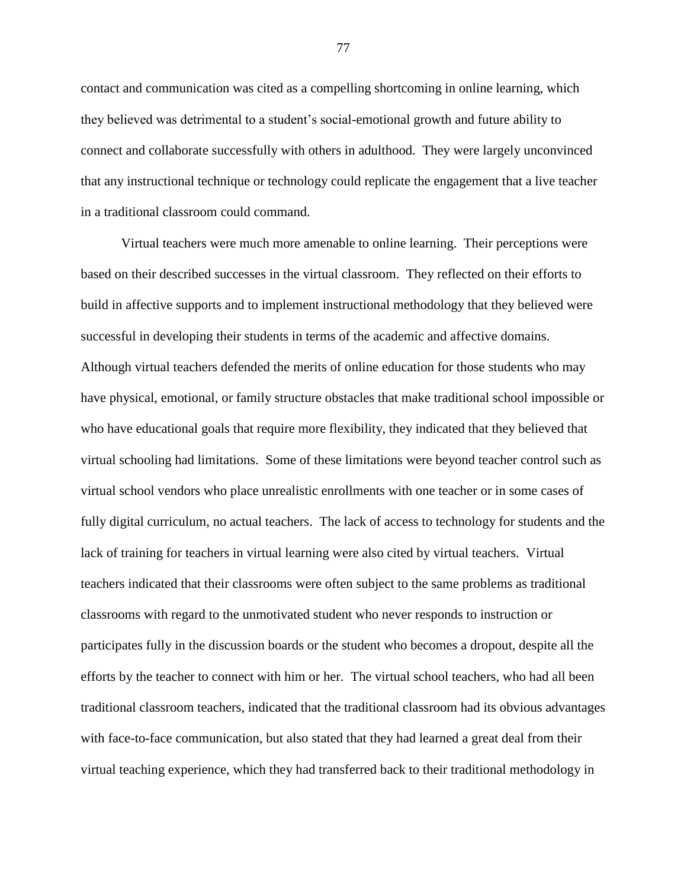contact and communication was cited as a compelling shortcoming in online learning, which they believed was detrimental to a student's social-emotional growth and future ability to connect and collaborate successfully with others in adulthood. They were largely unconvinced that any instructional technique or technology could replicate the engagement that a live teacher in a traditional classroom could command.

Virtual teachers were much more amenable to online learning. Their perceptions were based on their described successes in the virtual classroom. They reflected on their efforts to build in affective supports and to implement instructional methodology that they believed were successful in developing their students in terms of the academic and affective domains. Although virtual teachers defended the merits of online education for those students who may have physical, emotional, or family structure obstacles that make traditional school impossible or who have educational goals that require more flexibility, they indicated that they believed that virtual schooling had limitations. Some of these limitations were beyond teacher control such as virtual school vendors who place unrealistic enrollments with one teacher or in some cases of fully digital curriculum, no actual teachers. The lack of access to technology for students and the lack of training for teachers in virtual learning were also cited by virtual teachers. Virtual teachers indicated that their classrooms were often subject to the same problems as traditional classrooms with regard to the unmotivated student who never responds to instruction or participates fully in the discussion boards or the student who becomes a dropout, despite all the efforts by the teacher to connect with him or her. The virtual school teachers, who had all been traditional classroom teachers, indicated that the traditional classroom had its obvious advantages with face-to-face communication, but also stated that they had learned a great deal from their virtual teaching experience, which they had transferred back to their traditional methodology in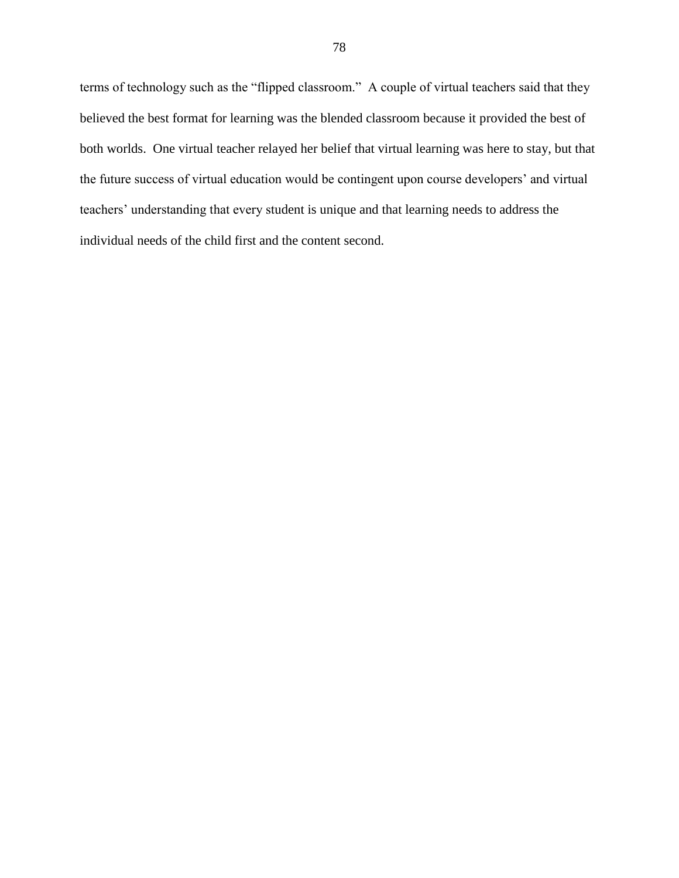terms of technology such as the "flipped classroom." A couple of virtual teachers said that they believed the best format for learning was the blended classroom because it provided the best of both worlds. One virtual teacher relayed her belief that virtual learning was here to stay, but that the future success of virtual education would be contingent upon course developers' and virtual teachers' understanding that every student is unique and that learning needs to address the individual needs of the child first and the content second.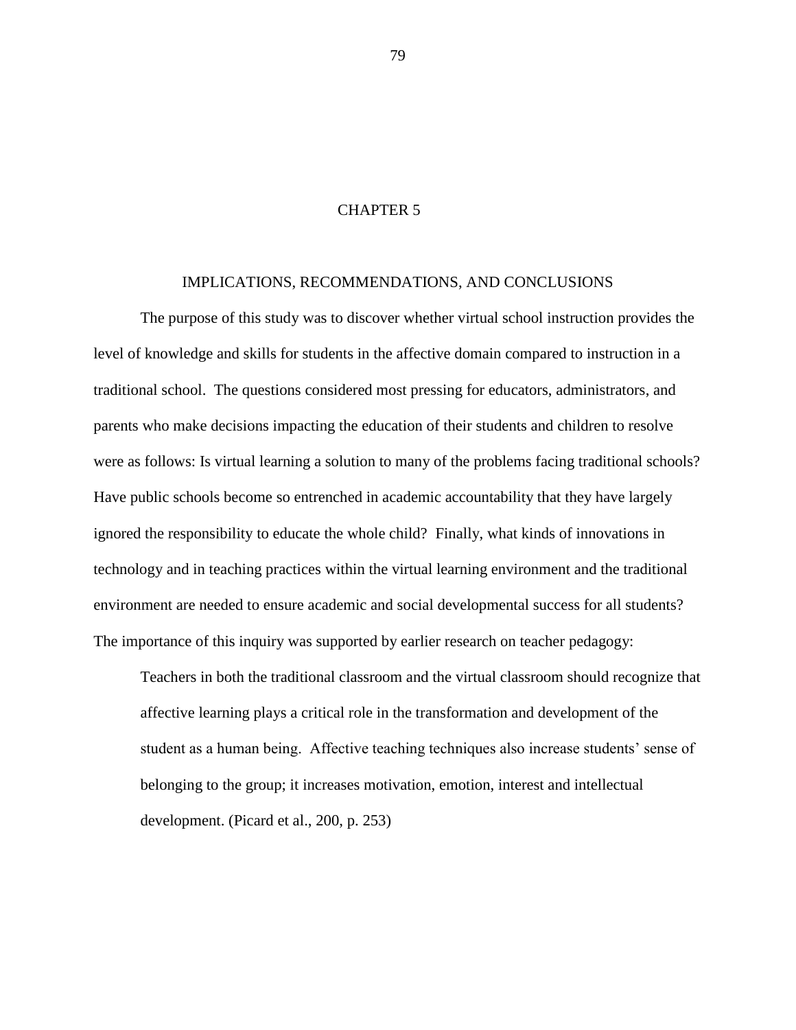# CHAPTER 5

## IMPLICATIONS, RECOMMENDATIONS, AND CONCLUSIONS

The purpose of this study was to discover whether virtual school instruction provides the level of knowledge and skills for students in the affective domain compared to instruction in a traditional school. The questions considered most pressing for educators, administrators, and parents who make decisions impacting the education of their students and children to resolve were as follows: Is virtual learning a solution to many of the problems facing traditional schools? Have public schools become so entrenched in academic accountability that they have largely ignored the responsibility to educate the whole child? Finally, what kinds of innovations in technology and in teaching practices within the virtual learning environment and the traditional environment are needed to ensure academic and social developmental success for all students? The importance of this inquiry was supported by earlier research on teacher pedagogy:

> Teachers in both the traditional classroom and the virtual classroom should recognize that affective learning plays a critical role in the transformation and development of the student as a human being. Affective teaching techniques also increase students' sense of belonging to the group; it increases motivation, emotion, interest and intellectual development. (Picard et al., 200, p. 253)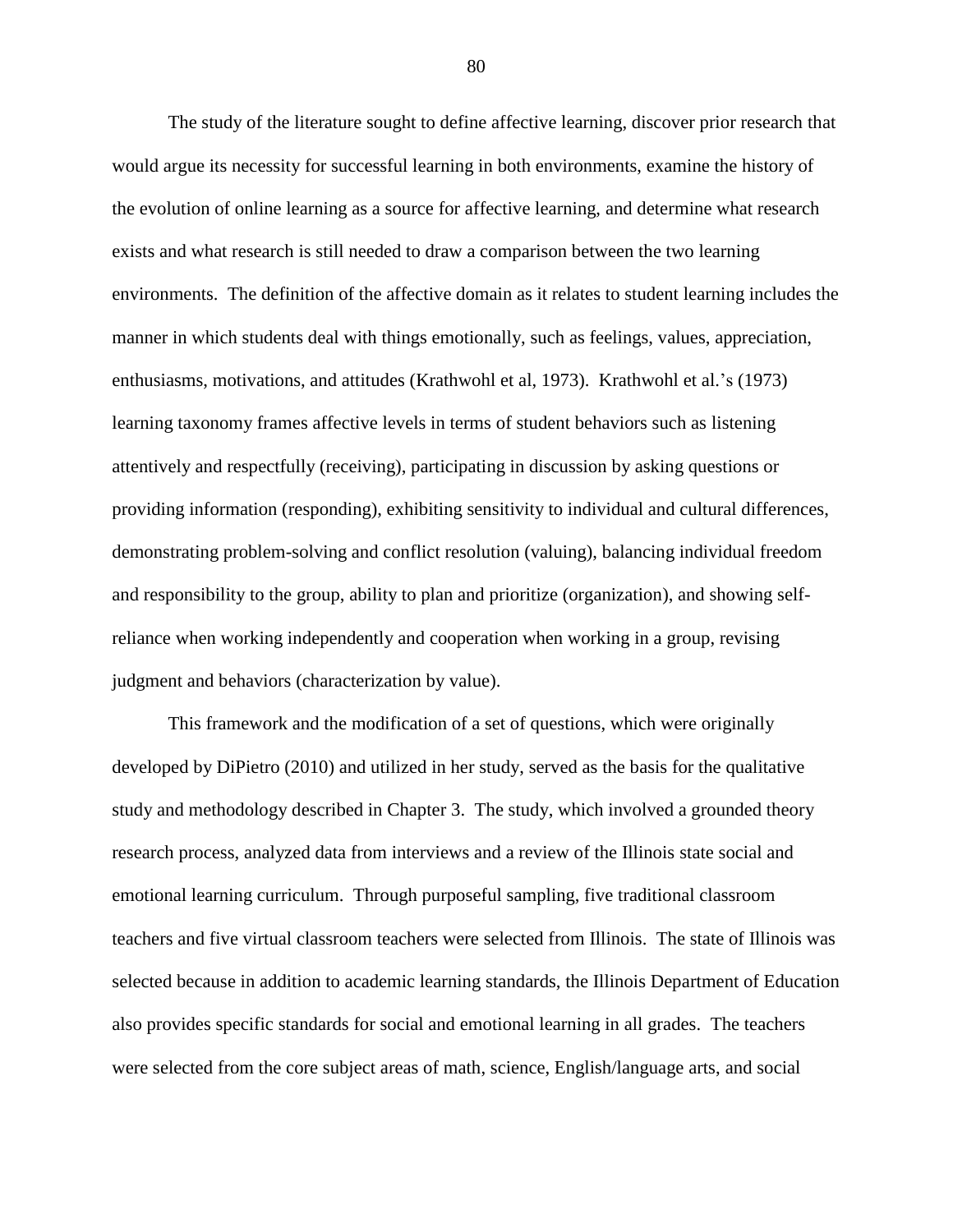The study of the literature sought to define affective learning, discover prior research that would argue its necessity for successful learning in both environments, examine the history of the evolution of online learning as a source for affective learning, and determine what research exists and what research is still needed to draw a comparison between the two learning environments. The definition of the affective domain as it relates to student learning includes the manner in which students deal with things emotionally, such as feelings, values, appreciation, enthusiasms, motivations, and attitudes (Krathwohl et al, 1973). Krathwohl et al.'s (1973) learning taxonomy frames affective levels in terms of student behaviors such as listening attentively and respectfully (receiving), participating in discussion by asking questions or providing information (responding), exhibiting sensitivity to individual and cultural differences, demonstrating problem-solving and conflict resolution (valuing), balancing individual freedom and responsibility to the group, ability to plan and prioritize (organization), and showing self-reliance when working independently and cooperation when working in a group, revising judgment and behaviors (characterization by value).

This framework and the modification of a set of questions, which were originally developed by DiPietro (2010) and utilized in her study, served as the basis for the qualitative study and methodology described in Chapter 3. The study, which involved a grounded theory research process, analyzed data from interviews and a review of the Illinois state social and emotional learning curriculum. Through purposeful sampling, five traditional classroom teachers and five virtual classroom teachers were selected from Illinois. The state of Illinois was selected because in addition to academic learning standards, the Illinois Department of Education also provides specific standards for social and emotional learning in all grades. The teachers were selected from the core subject areas of math, science, English/language arts, and social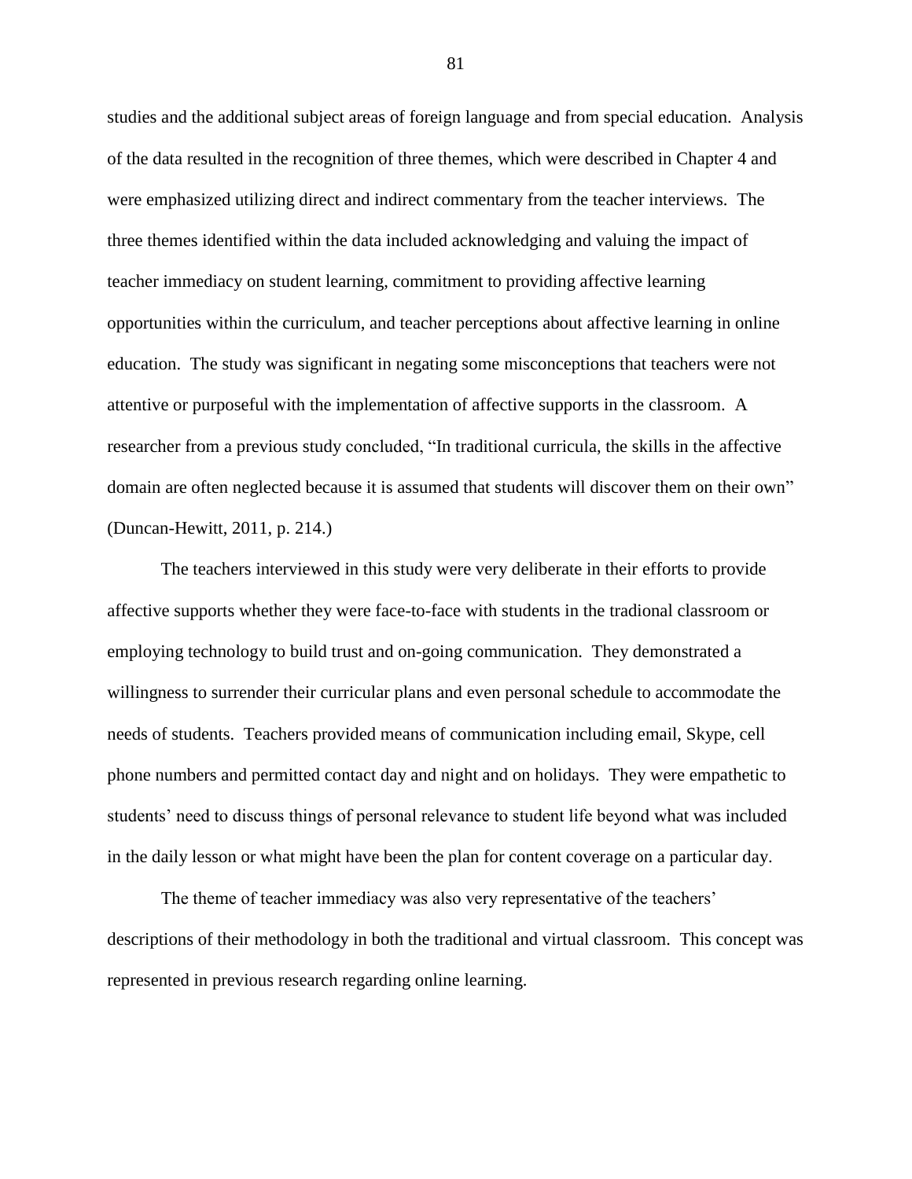studies and the additional subject areas of foreign language and from special education. Analysis of the data resulted in the recognition of three themes, which were described in Chapter 4 and were emphasized utilizing direct and indirect commentary from the teacher interviews. The three themes identified within the data included acknowledging and valuing the impact of teacher immediacy on student learning, commitment to providing affective learning opportunities within the curriculum, and teacher perceptions about affective learning in online education. The study was significant in negating some misconceptions that teachers were not attentive or purposeful with the implementation of affective supports in the classroom. A researcher from a previous study concluded, "In traditional curricula, the skills in the affective domain are often neglected because it is assumed that students will discover them on their own" (Duncan-Hewitt, 2011, p. 214.)

The teachers interviewed in this study were very deliberate in their efforts to provide affective supports whether they were face-to-face with students in the tradional classroom or employing technology to build trust and on-going communication. They demonstrated a willingness to surrender their curricular plans and even personal schedule to accommodate the needs of students. Teachers provided means of communication including email, Skype, cell phone numbers and permitted contact day and night and on holidays. They were empathetic to students' need to discuss things of personal relevance to student life beyond what was included in the daily lesson or what might have been the plan for content coverage on a particular day.

The theme of teacher immediacy was also very representative of the teachers' descriptions of their methodology in both the traditional and virtual classroom. This concept was represented in previous research regarding online learning.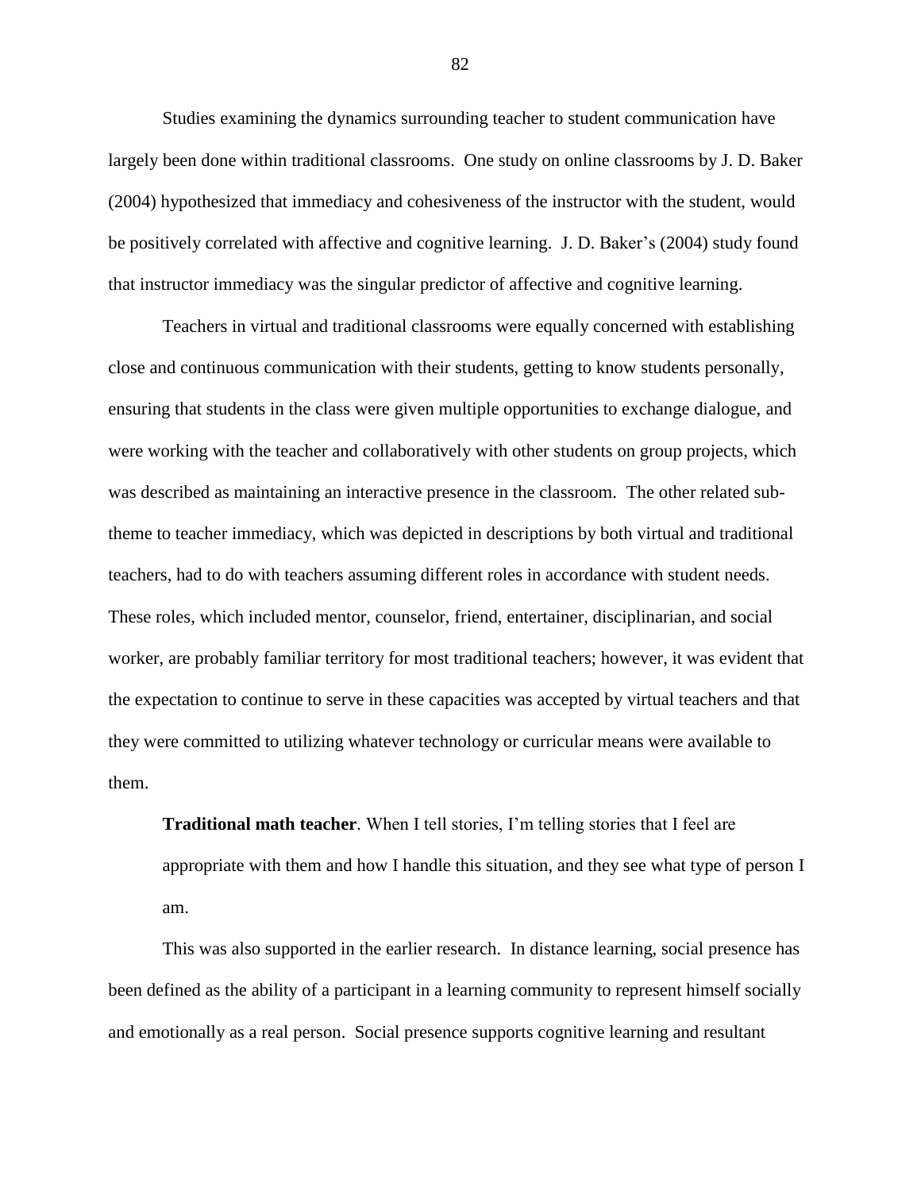Studies examining the dynamics surrounding teacher to student communication have largely been done within traditional classrooms. One study on online classrooms by J. D. Baker (2004) hypothesized that immediacy and cohesiveness of the instructor with the student, would be positively correlated with affective and cognitive learning. J. D. Baker's (2004) study found that instructor immediacy was the singular predictor of affective and cognitive learning.

Teachers in virtual and traditional classrooms were equally concerned with establishing close and continuous communication with their students, getting to know students personally, ensuring that students in the class were given multiple opportunities to exchange dialogue, and were working with the teacher and collaboratively with other students on group projects, which was described as maintaining an interactive presence in the classroom. The other related sub-theme to teacher immediacy, which was depicted in descriptions by both virtual and traditional teachers, had to do with teachers assuming different roles in accordance with student needs. These roles, which included mentor, counselor, friend, entertainer, disciplinarian, and social worker, are probably familiar territory for most traditional teachers; however, it was evident that the expectation to continue to serve in these capacities was accepted by virtual teachers and that they were committed to utilizing whatever technology or curricular means were available to them.

> **Traditional math teacher**. When I tell stories, I'm telling stories that I feel are appropriate with them and how I handle this situation, and they see what type of person I am.

This was also supported in the earlier research. In distance learning, social presence has been defined as the ability of a participant in a learning community to represent himself socially and emotionally as a real person. Social presence supports cognitive learning and resultant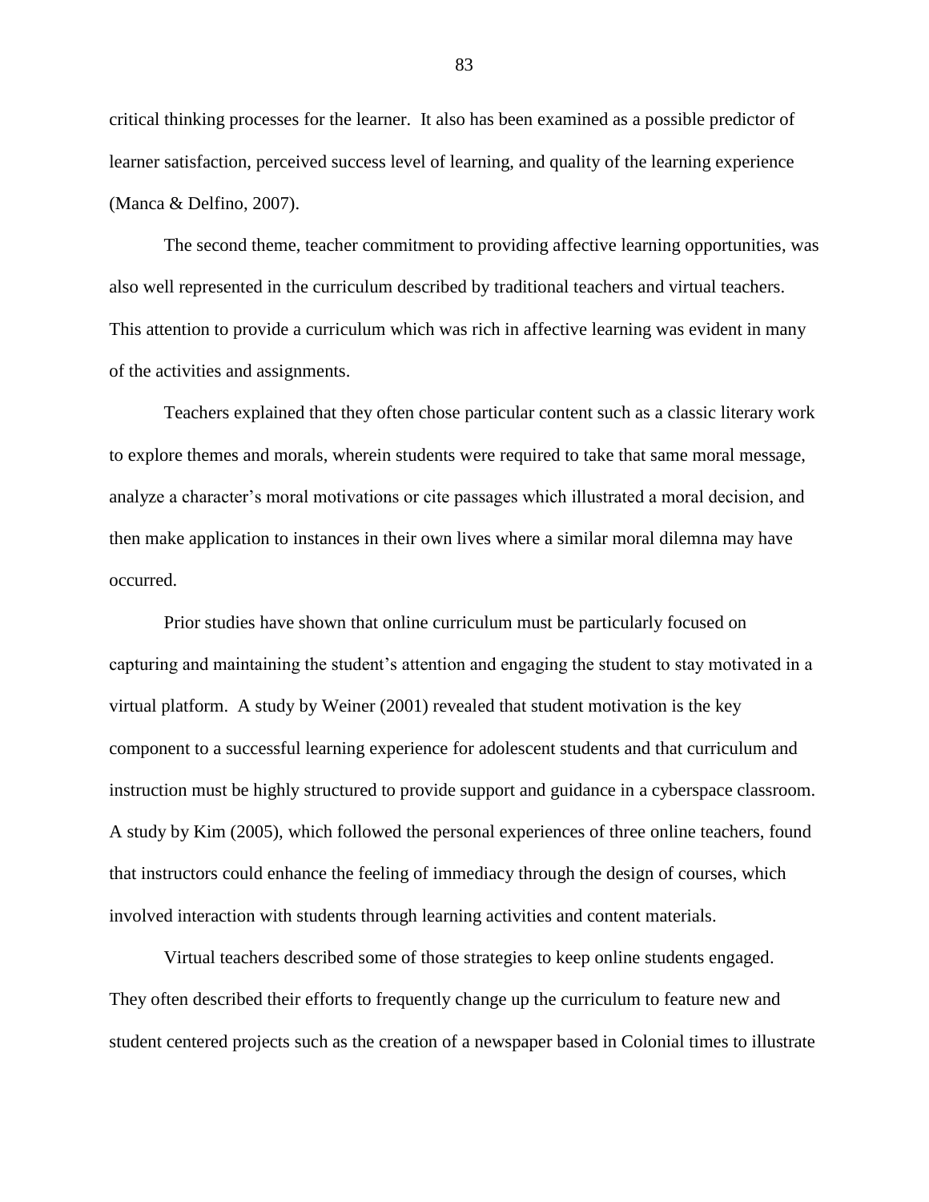critical thinking processes for the learner. It also has been examined as a possible predictor of learner satisfaction, perceived success level of learning, and quality of the learning experience (Manca & Delfino, 2007).

The second theme, teacher commitment to providing affective learning opportunities, was also well represented in the curriculum described by traditional teachers and virtual teachers. This attention to provide a curriculum which was rich in affective learning was evident in many of the activities and assignments.

Teachers explained that they often chose particular content such as a classic literary work to explore themes and morals, wherein students were required to take that same moral message, analyze a character's moral motivations or cite passages which illustrated a moral decision, and then make application to instances in their own lives where a similar moral dilemna may have occurred.

Prior studies have shown that online curriculum must be particularly focused on capturing and maintaining the student's attention and engaging the student to stay motivated in a virtual platform. A study by Weiner (2001) revealed that student motivation is the key component to a successful learning experience for adolescent students and that curriculum and instruction must be highly structured to provide support and guidance in a cyberspace classroom. A study by Kim (2005), which followed the personal experiences of three online teachers, found that instructors could enhance the feeling of immediacy through the design of courses, which involved interaction with students through learning activities and content materials.

Virtual teachers described some of those strategies to keep online students engaged. They often described their efforts to frequently change up the curriculum to feature new and student centered projects such as the creation of a newspaper based in Colonial times to illustrate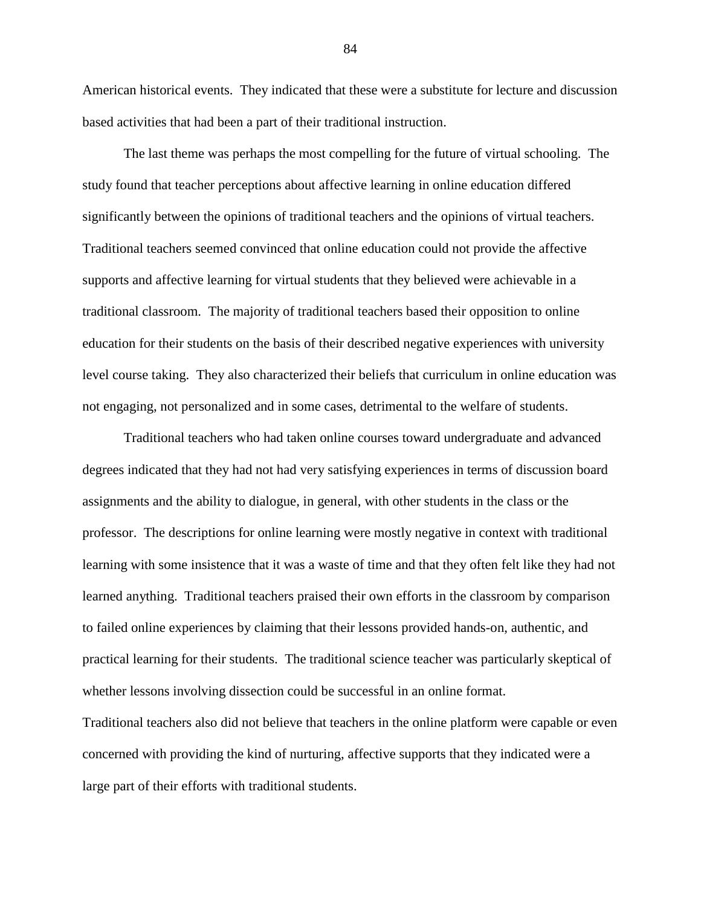American historical events. They indicated that these were a substitute for lecture and discussion based activities that had been a part of their traditional instruction.

The last theme was perhaps the most compelling for the future of virtual schooling. The study found that teacher perceptions about affective learning in online education differed significantly between the opinions of traditional teachers and the opinions of virtual teachers. Traditional teachers seemed convinced that online education could not provide the affective supports and affective learning for virtual students that they believed were achievable in a traditional classroom. The majority of traditional teachers based their opposition to online education for their students on the basis of their described negative experiences with university level course taking. They also characterized their beliefs that curriculum in online education was not engaging, not personalized and in some cases, detrimental to the welfare of students.

Traditional teachers who had taken online courses toward undergraduate and advanced degrees indicated that they had not had very satisfying experiences in terms of discussion board assignments and the ability to dialogue, in general, with other students in the class or the professor. The descriptions for online learning were mostly negative in context with traditional learning with some insistence that it was a waste of time and that they often felt like they had not learned anything. Traditional teachers praised their own efforts in the classroom by comparison to failed online experiences by claiming that their lessons provided hands-on, authentic, and practical learning for their students. The traditional science teacher was particularly skeptical of whether lessons involving dissection could be successful in an online format.

Traditional teachers also did not believe that teachers in the online platform were capable or even concerned with providing the kind of nurturing, affective supports that they indicated were a large part of their efforts with traditional students.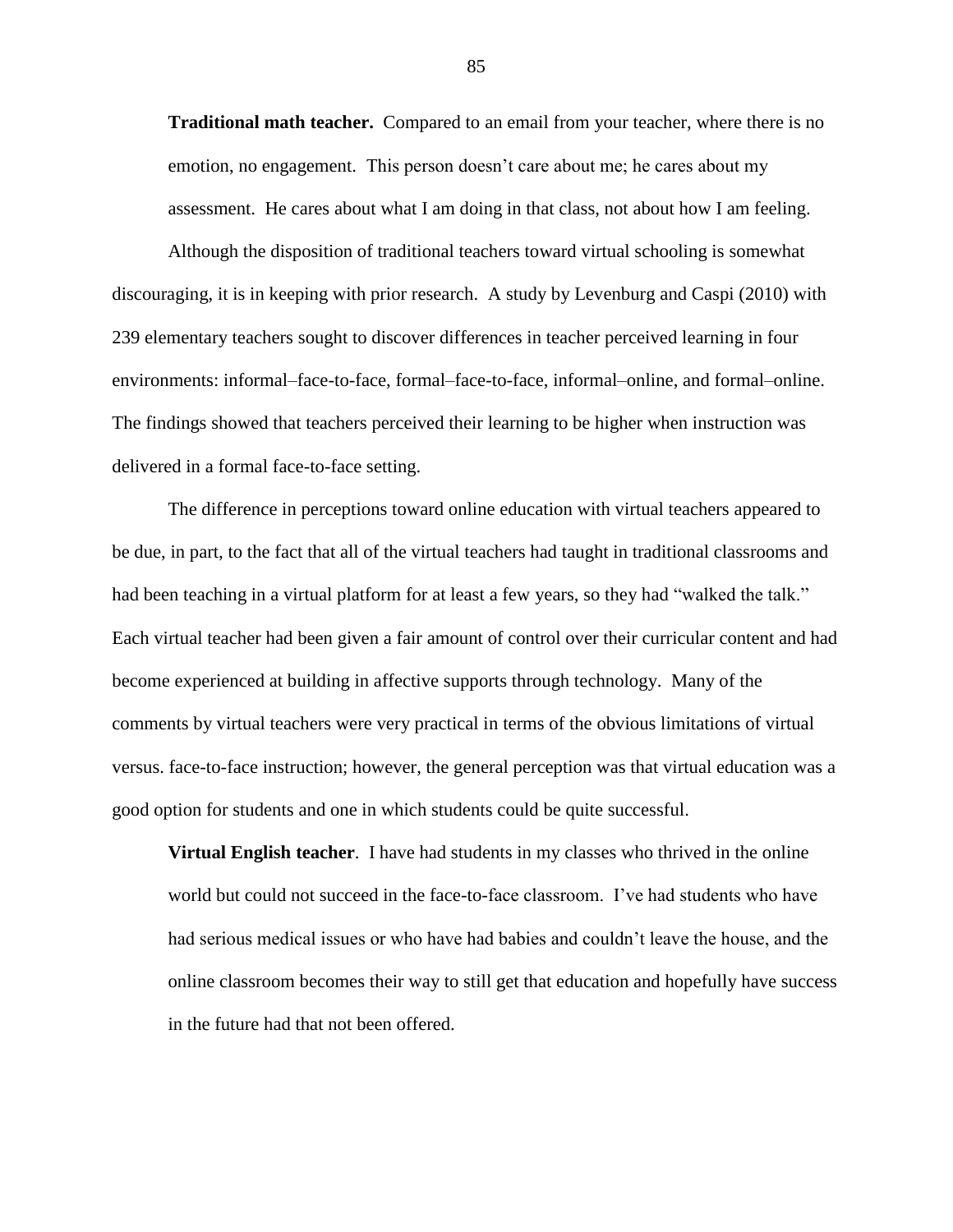**Traditional math teacher.** Compared to an email from your teacher, where there is no emotion, no engagement. This person doesn't care about me; he cares about my assessment. He cares about what I am doing in that class, not about how I am feeling.

Although the disposition of traditional teachers toward virtual schooling is somewhat discouraging, it is in keeping with prior research. A study by Levenburg and Caspi (2010) with 239 elementary teachers sought to discover differences in teacher perceived learning in four environments: informal–face-to-face, formal–face-to-face, informal–online, and formal–online. The findings showed that teachers perceived their learning to be higher when instruction was delivered in a formal face-to-face setting.

The difference in perceptions toward online education with virtual teachers appeared to be due, in part, to the fact that all of the virtual teachers had taught in traditional classrooms and had been teaching in a virtual platform for at least a few years, so they had "walked the talk." Each virtual teacher had been given a fair amount of control over their curricular content and had become experienced at building in affective supports through technology. Many of the comments by virtual teachers were very practical in terms of the obvious limitations of virtual versus. face-to-face instruction; however, the general perception was that virtual education was a good option for students and one in which students could be quite successful.

**Virtual English teacher**. I have had students in my classes who thrived in the online world but could not succeed in the face-to-face classroom. I've had students who have had serious medical issues or who have had babies and couldn't leave the house, and the online classroom becomes their way to still get that education and hopefully have success in the future had that not been offered.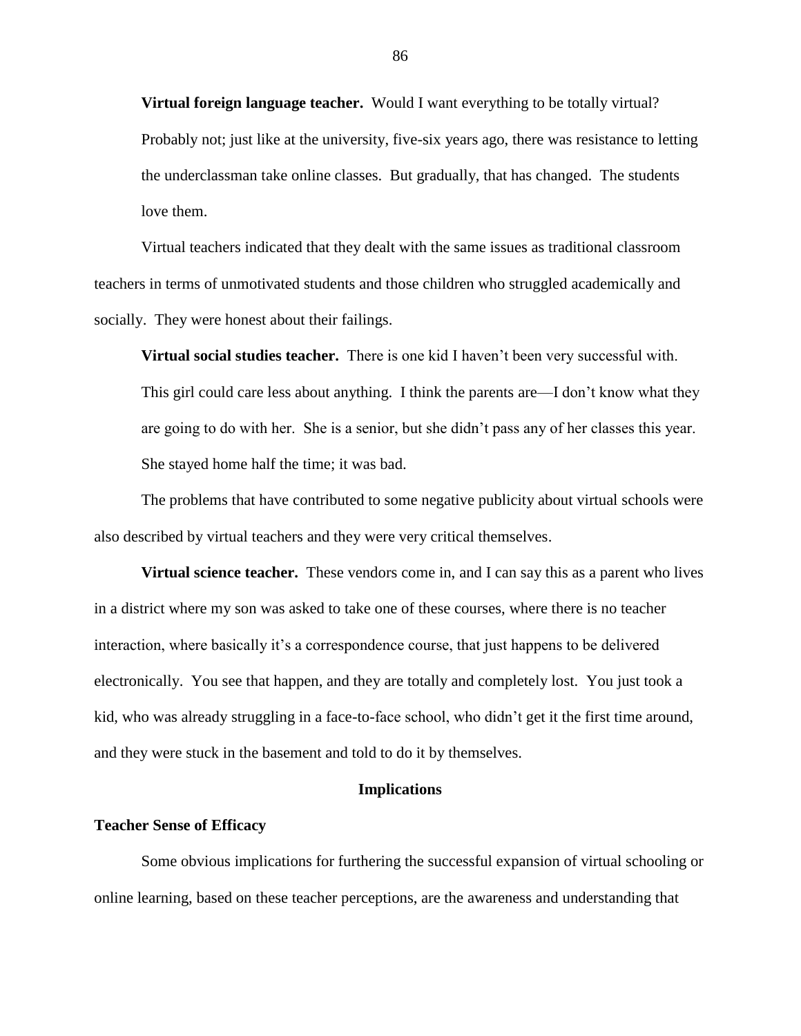**Virtual foreign language teacher.** Would I want everything to be totally virtual? Probably not; just like at the university, five-six years ago, there was resistance to letting the underclassman take online classes. But gradually, that has changed. The students love them.

Virtual teachers indicated that they dealt with the same issues as traditional classroom teachers in terms of unmotivated students and those children who struggled academically and socially. They were honest about their failings.

**Virtual social studies teacher.** There is one kid I haven't been very successful with. This girl could care less about anything. I think the parents are—I don't know what they are going to do with her. She is a senior, but she didn't pass any of her classes this year. She stayed home half the time; it was bad.

The problems that have contributed to some negative publicity about virtual schools were also described by virtual teachers and they were very critical themselves.

**Virtual science teacher.** These vendors come in, and I can say this as a parent who lives in a district where my son was asked to take one of these courses, where there is no teacher interaction, where basically it's a correspondence course, that just happens to be delivered electronically. You see that happen, and they are totally and completely lost. You just took a kid, who was already struggling in a face-to-face school, who didn't get it the first time around, and they were stuck in the basement and told to do it by themselves.

## Implications

### Teacher Sense of Efficacy

Some obvious implications for furthering the successful expansion of virtual schooling or online learning, based on these teacher perceptions, are the awareness and understanding that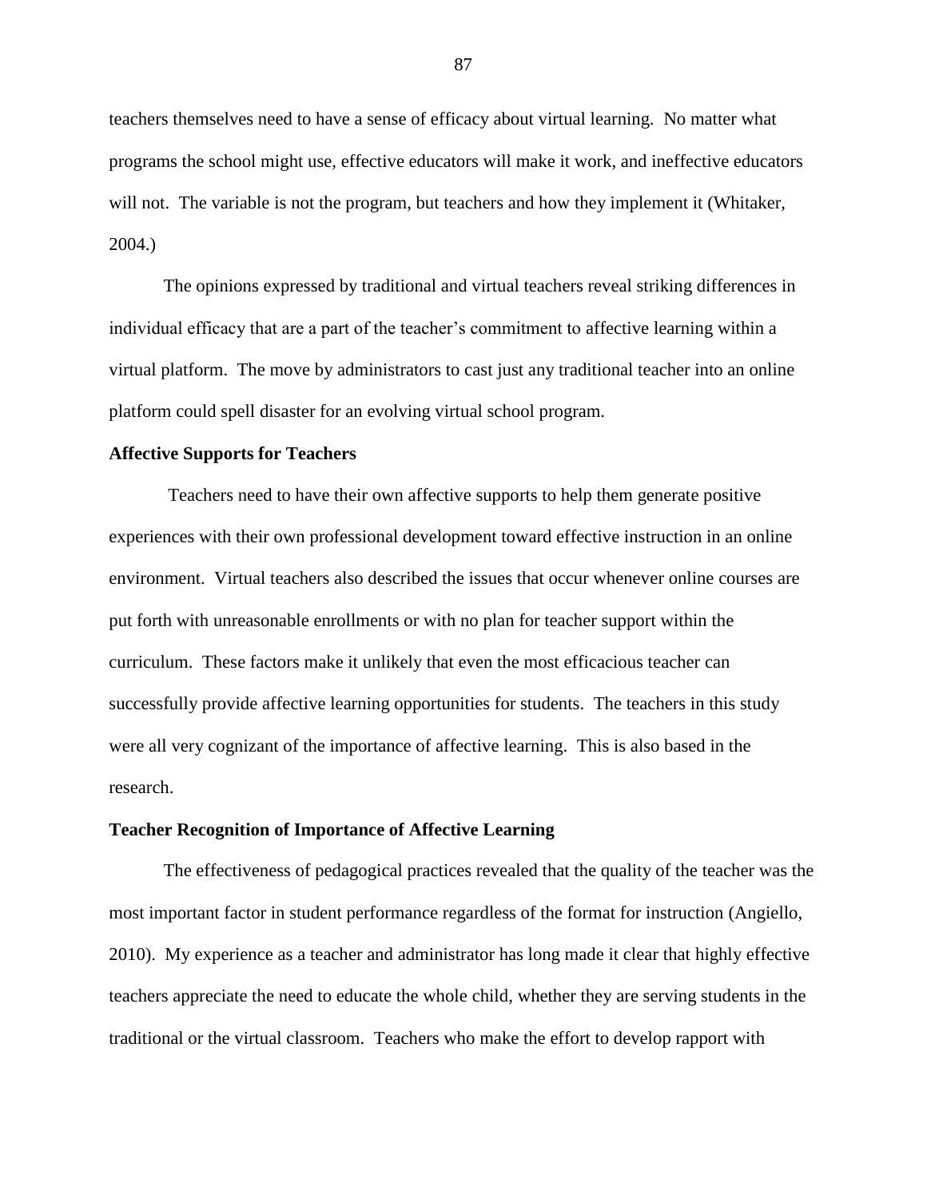teachers themselves need to have a sense of efficacy about virtual learning. No matter what programs the school might use, effective educators will make it work, and ineffective educators will not. The variable is not the program, but teachers and how they implement it (Whitaker, 2004.)

The opinions expressed by traditional and virtual teachers reveal striking differences in individual efficacy that are a part of the teacher's commitment to affective learning within a virtual platform. The move by administrators to cast just any traditional teacher into an online platform could spell disaster for an evolving virtual school program.

### Affective Supports for Teachers

Teachers need to have their own affective supports to help them generate positive experiences with their own professional development toward effective instruction in an online environment. Virtual teachers also described the issues that occur whenever online courses are put forth with unreasonable enrollments or with no plan for teacher support within the curriculum. These factors make it unlikely that even the most efficacious teacher can successfully provide affective learning opportunities for students. The teachers in this study were all very cognizant of the importance of affective learning. This is also based in the research.

### Teacher Recognition of Importance of Affective Learning

The effectiveness of pedagogical practices revealed that the quality of the teacher was the most important factor in student performance regardless of the format for instruction (Angiello, 2010). My experience as a teacher and administrator has long made it clear that highly effective teachers appreciate the need to educate the whole child, whether they are serving students in the traditional or the virtual classroom. Teachers who make the effort to develop rapport with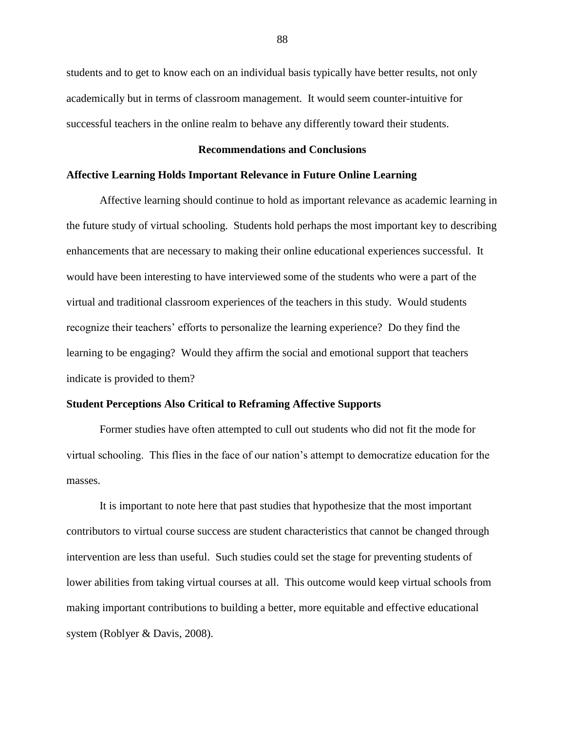students and to get to know each on an individual basis typically have better results, not only academically but in terms of classroom management. It would seem counter-intuitive for successful teachers in the online realm to behave any differently toward their students.

## Recommendations and Conclusions

### Affective Learning Holds Important Relevance in Future Online Learning

Affective learning should continue to hold as important relevance as academic learning in the future study of virtual schooling. Students hold perhaps the most important key to describing enhancements that are necessary to making their online educational experiences successful. It would have been interesting to have interviewed some of the students who were a part of the virtual and traditional classroom experiences of the teachers in this study. Would students recognize their teachers' efforts to personalize the learning experience? Do they find the learning to be engaging? Would they affirm the social and emotional support that teachers indicate is provided to them?

### Student Perceptions Also Critical to Reframing Affective Supports

Former studies have often attempted to cull out students who did not fit the mode for virtual schooling. This flies in the face of our nation's attempt to democratize education for the masses.

It is important to note here that past studies that hypothesize that the most important contributors to virtual course success are student characteristics that cannot be changed through intervention are less than useful. Such studies could set the stage for preventing students of lower abilities from taking virtual courses at all. This outcome would keep virtual schools from making important contributions to building a better, more equitable and effective educational system (Roblyer & Davis, 2008).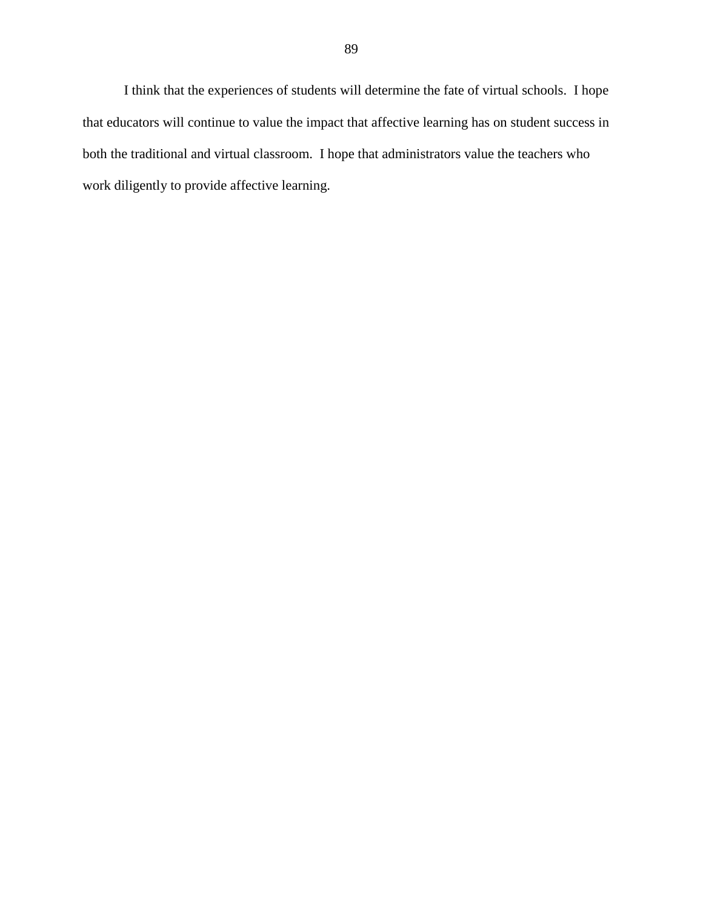I think that the experiences of students will determine the fate of virtual schools. I hope that educators will continue to value the impact that affective learning has on student success in both the traditional and virtual classroom. I hope that administrators value the teachers who work diligently to provide affective learning.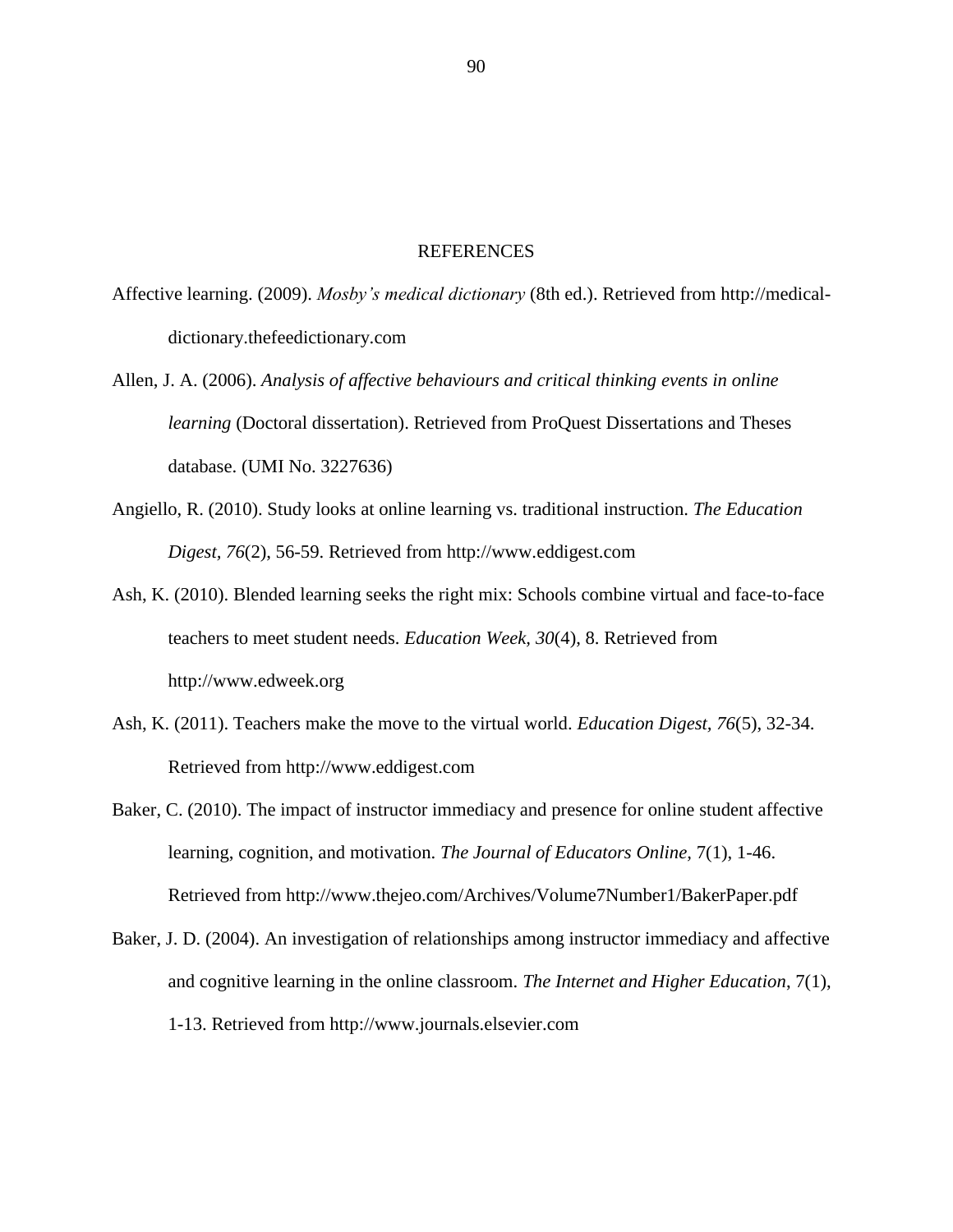# REFERENCES

Affective learning. (2009). *Mosby's medical dictionary* (8th ed.). Retrieved from http://medical-dictionary.thefeedictionary.com

Allen, J. A. (2006). *Analysis of affective behaviours and critical thinking events in online learning* (Doctoral dissertation). Retrieved from ProQuest Dissertations and Theses database. (UMI No. 3227636)

Angiello, R. (2010). Study looks at online learning vs. traditional instruction. *The Education Digest, 76*(2), 56-59. Retrieved from http://www.eddigest.com

Ash, K. (2010). Blended learning seeks the right mix: Schools combine virtual and face-to-face teachers to meet student needs. *Education Week, 30*(4), 8. Retrieved from http://www.edweek.org

Ash, K. (2011). Teachers make the move to the virtual world. *Education Digest, 76*(5), 32-34. Retrieved from http://www.eddigest.com

Baker, C. (2010). The impact of instructor immediacy and presence for online student affective learning, cognition, and motivation. *The Journal of Educators Online*, 7(1), 1-46. Retrieved from http://www.thejeo.com/Archives/Volume7Number1/BakerPaper.pdf

Baker, J. D. (2004). An investigation of relationships among instructor immediacy and affective and cognitive learning in the online classroom. *The Internet and Higher Education*, 7(1), 1-13. Retrieved from http://www.journals.elsevier.com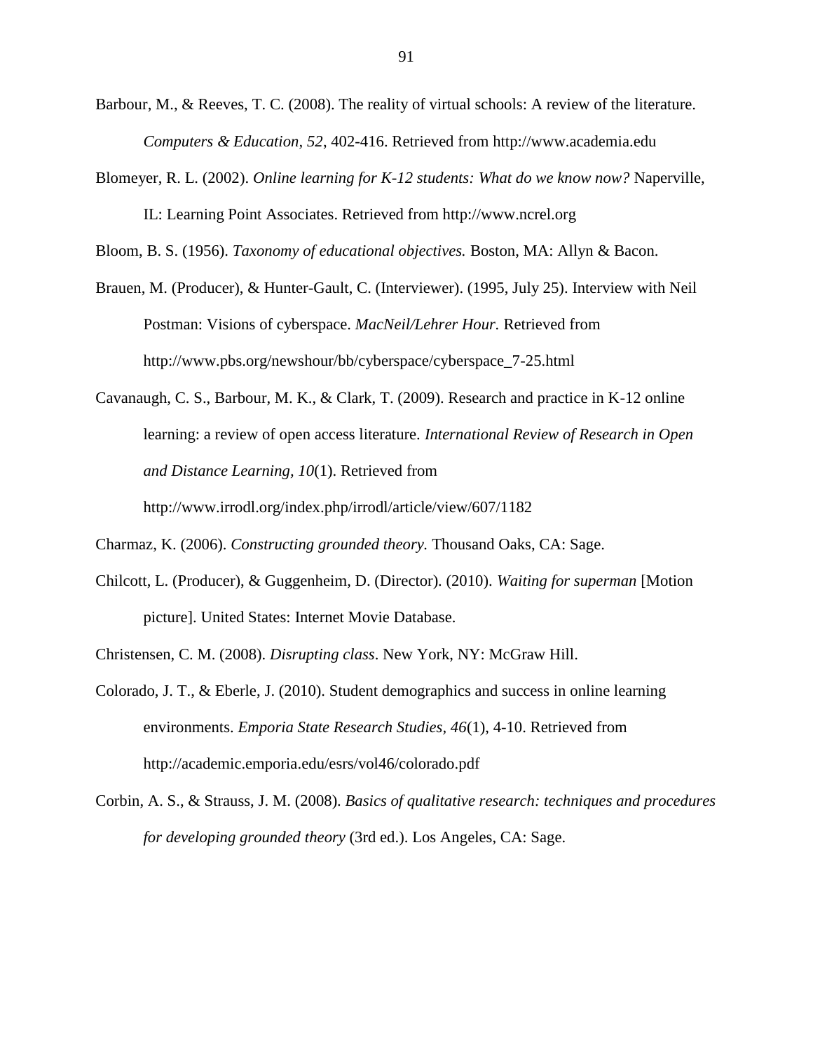Barbour, M., & Reeves, T. C. (2008). The reality of virtual schools: A review of the literature. *Computers & Education, 52*, 402-416. Retrieved from http://www.academia.edu

Blomeyer, R. L. (2002). *Online learning for K-12 students: What do we know now?* Naperville, IL: Learning Point Associates. Retrieved from http://www.ncrel.org

Bloom, B. S. (1956). *Taxonomy of educational objectives.* Boston, MA: Allyn & Bacon.

Brauen, M. (Producer), & Hunter-Gault, C. (Interviewer). (1995, July 25). Interview with Neil Postman: Visions of cyberspace. *MacNeil/Lehrer Hour.* Retrieved from http://www.pbs.org/newshour/bb/cyberspace/cyberspace_7-25.html

Cavanaugh, C. S., Barbour, M. K., & Clark, T. (2009). Research and practice in K-12 online learning: a review of open access literature. *International Review of Research in Open and Distance Learning, 10*(1). Retrieved from http://www.irrodl.org/index.php/irrodl/article/view/607/1182

Charmaz, K. (2006). *Constructing grounded theory.* Thousand Oaks, CA: Sage.

Chilcott, L. (Producer), & Guggenheim, D. (Director). (2010). *Waiting for superman* [Motion picture]. United States: Internet Movie Database.

Christensen, C. M. (2008). *Disrupting class*. New York, NY: McGraw Hill.

Colorado, J. T., & Eberle, J. (2010). Student demographics and success in online learning environments. *Emporia State Research Studies, 46*(1), 4-10. Retrieved from http://academic.emporia.edu/esrs/vol46/colorado.pdf

Corbin, A. S., & Strauss, J. M. (2008). *Basics of qualitative research: techniques and procedures for developing grounded theory* (3rd ed.). Los Angeles, CA: Sage.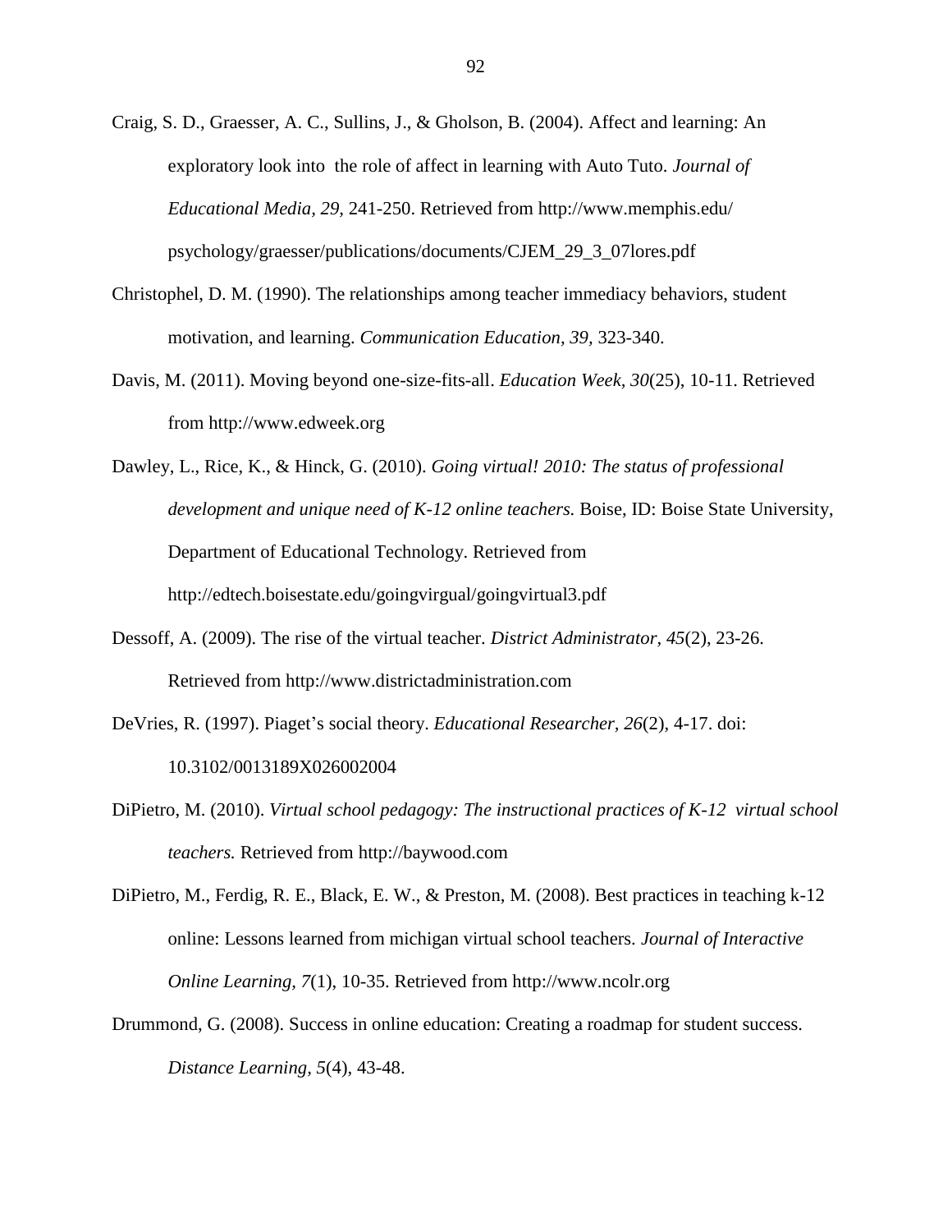Craig, S. D., Graesser, A. C., Sullins, J., & Gholson, B. (2004). Affect and learning: An exploratory look into  the role of affect in learning with Auto Tuto. *Journal of Educational Media, 29,* 241-250. Retrieved from http://www.memphis.edu/ psychology/graesser/publications/documents/CJEM_29_3_07lores.pdf

Christophel, D. M. (1990). The relationships among teacher immediacy behaviors, student motivation, and learning. *Communication Education, 39,* 323-340.

Davis, M. (2011). Moving beyond one-size-fits-all. *Education Week, 30*(25), 10-11. Retrieved from http://www.edweek.org

Dawley, L., Rice, K., & Hinck, G. (2010). *Going virtual! 2010: The status of professional development and unique need of K-12 online teachers.* Boise, ID: Boise State University, Department of Educational Technology. Retrieved from http://edtech.boisestate.edu/goingvirgual/goingvirtual3.pdf

Dessoff, A. (2009). The rise of the virtual teacher. *District Administrator, 45*(2), 23-26. Retrieved from http://www.districtadministration.com

DeVries, R. (1997). Piaget's social theory. *Educational Researcher, 26*(2), 4-17. doi: 10.3102/0013189X026002004

DiPietro, M. (2010). *Virtual school pedagogy: The instructional practices of K-12  virtual school teachers.* Retrieved from http://baywood.com

DiPietro, M., Ferdig, R. E., Black, E. W., & Preston, M. (2008). Best practices in teaching k-12 online: Lessons learned from michigan virtual school teachers. *Journal of Interactive Online Learning, 7*(1), 10-35. Retrieved from http://www.ncolr.org

Drummond, G. (2008). Success in online education: Creating a roadmap for student success. *Distance Learning, 5*(4), 43-48.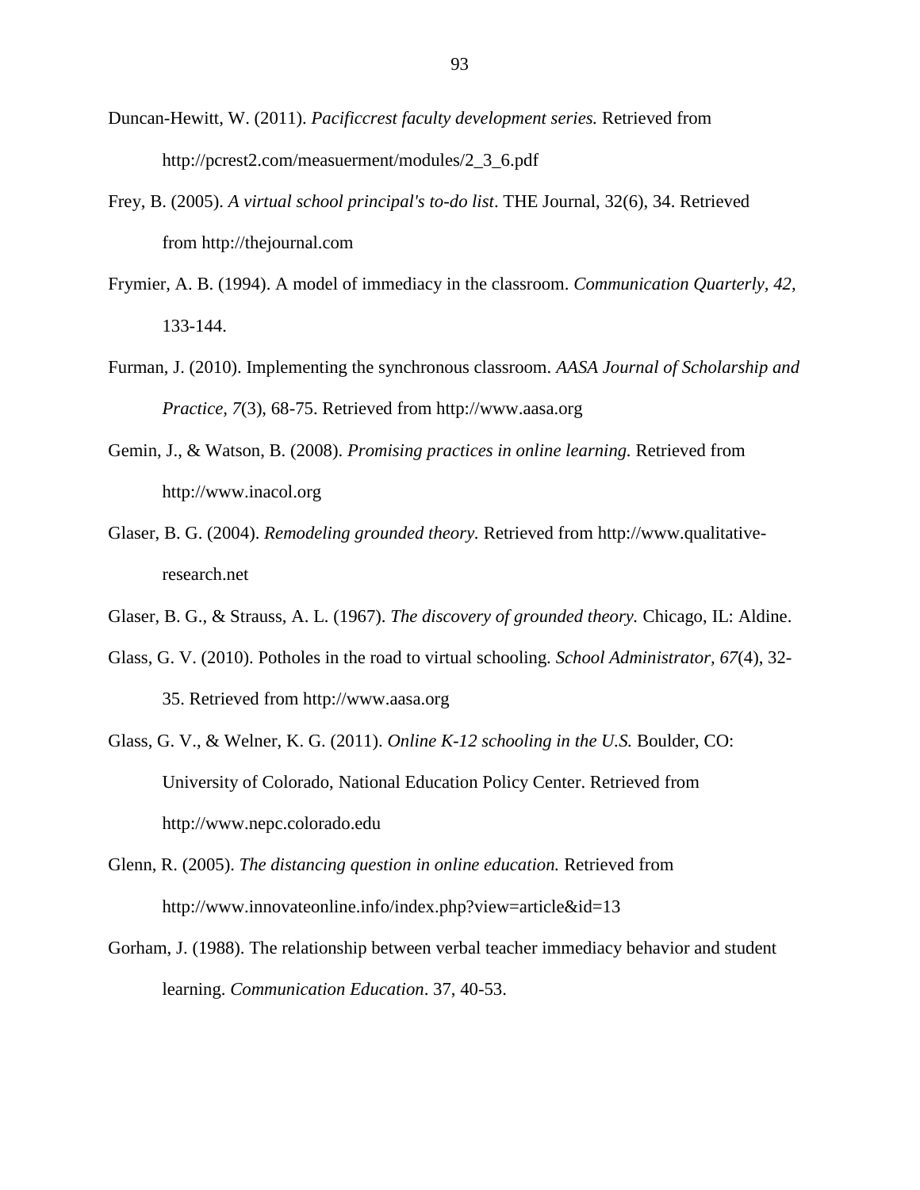Duncan-Hewitt, W. (2011). *Pacificcrest faculty development series.* Retrieved from http://pcrest2.com/measuerment/modules/2_3_6.pdf

Frey, B. (2005). *A virtual school principal's to-do list*. THE Journal, 32(6), 34. Retrieved from http://thejournal.com

Frymier, A. B. (1994). A model of immediacy in the classroom. *Communication Quarterly, 42,* 133-144.

Furman, J. (2010). Implementing the synchronous classroom. *AASA Journal of Scholarship and Practice, 7*(3), 68-75. Retrieved from http://www.aasa.org

Gemin, J., & Watson, B. (2008). *Promising practices in online learning.* Retrieved from http://www.inacol.org

Glaser, B. G. (2004). *Remodeling grounded theory.* Retrieved from http://www.qualitative-research.net

Glaser, B. G., & Strauss, A. L. (1967). *The discovery of grounded theory.* Chicago, IL: Aldine.

Glass, G. V. (2010). Potholes in the road to virtual schooling. *School Administrator, 67*(4), 32-35. Retrieved from http://www.aasa.org

Glass, G. V., & Welner, K. G. (2011). *Online K-12 schooling in the U.S.* Boulder, CO: University of Colorado, National Education Policy Center. Retrieved from http://www.nepc.colorado.edu

Glenn, R. (2005). *The distancing question in online education.* Retrieved from http://www.innovateonline.info/index.php?view=article&id=13

Gorham, J. (1988). The relationship between verbal teacher immediacy behavior and student learning. *Communication Education*. 37, 40-53.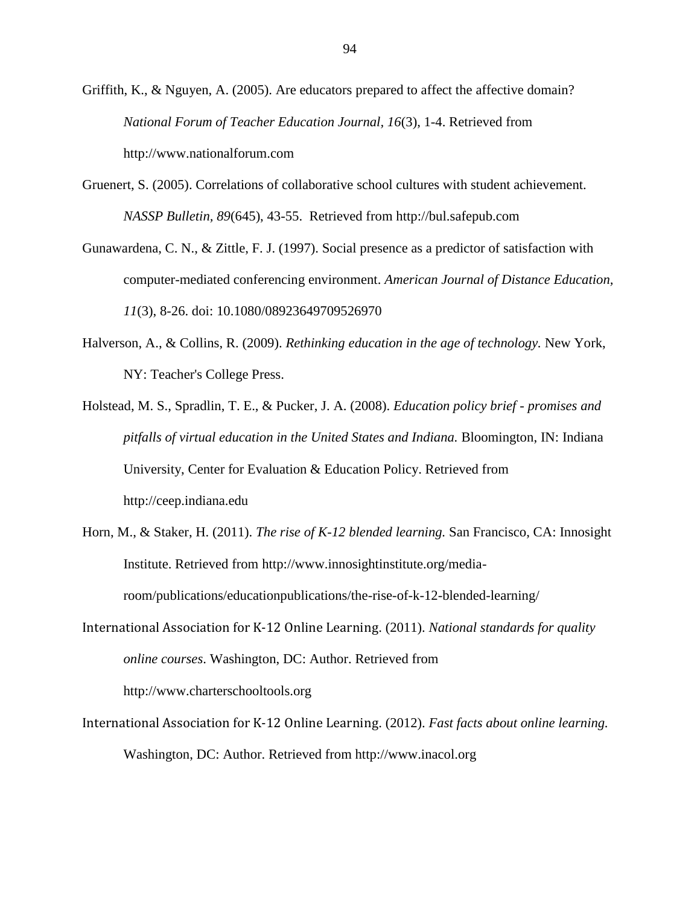Griffith, K., & Nguyen, A. (2005). Are educators prepared to affect the affective domain? *National Forum of Teacher Education Journal, 16*(3), 1-4. Retrieved from http://www.nationalforum.com

Gruenert, S. (2005). Correlations of collaborative school cultures with student achievement. *NASSP Bulletin, 89*(645), 43-55. Retrieved from http://bul.safepub.com

Gunawardena, C. N., & Zittle, F. J. (1997). Social presence as a predictor of satisfaction with computer-mediated conferencing environment. *American Journal of Distance Education, 11*(3), 8-26. doi: 10.1080/08923649709526970

Halverson, A., & Collins, R. (2009). *Rethinking education in the age of technology.* New York, NY: Teacher's College Press.

Holstead, M. S., Spradlin, T. E., & Pucker, J. A. (2008). *Education policy brief - promises and pitfalls of virtual education in the United States and Indiana.* Bloomington, IN: Indiana University, Center for Evaluation & Education Policy. Retrieved from http://ceep.indiana.edu

Horn, M., & Staker, H. (2011). *The rise of K-12 blended learning.* San Francisco, CA: Innosight Institute. Retrieved from http://www.innosightinstitute.org/media-room/publications/educationpublications/the-rise-of-k-12-blended-learning/

International Association for K-12 Online Learning. (2011). *National standards for quality online courses*. Washington, DC: Author. Retrieved from http://www.charterschooltools.org

International Association for K-12 Online Learning. (2012). *Fast facts about online learning.* Washington, DC: Author. Retrieved from http://www.inacol.org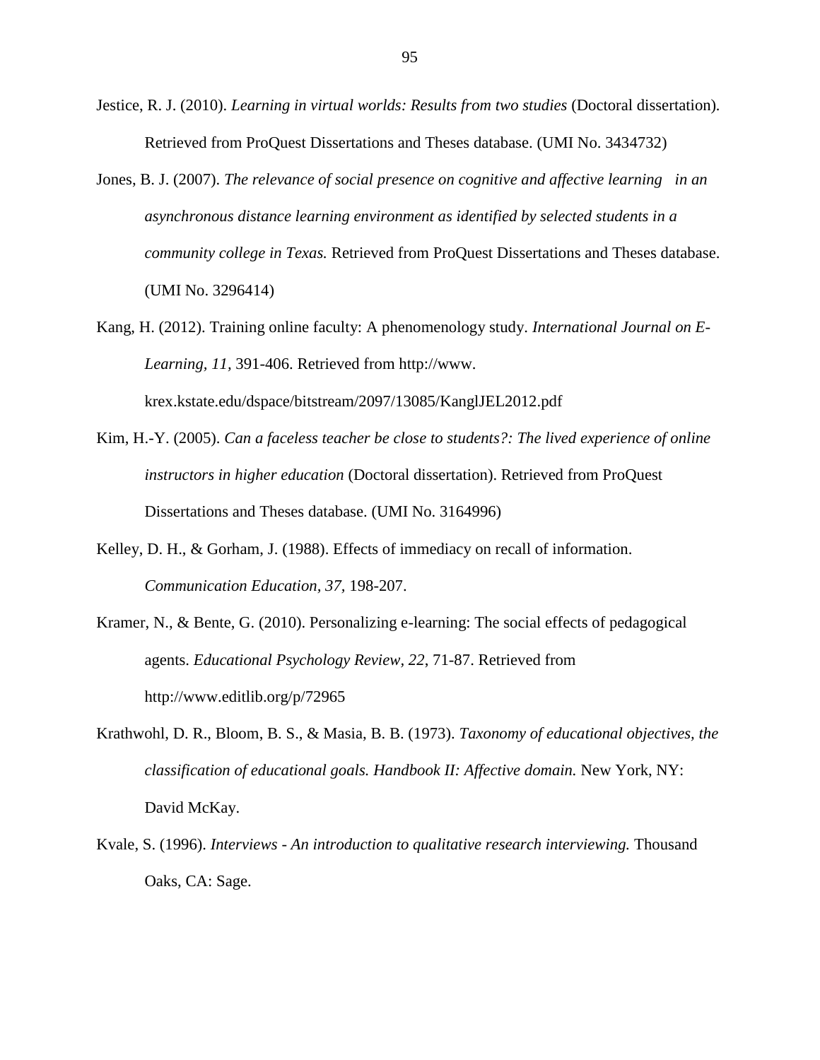Jestice, R. J. (2010). *Learning in virtual worlds: Results from two studies* (Doctoral dissertation). Retrieved from ProQuest Dissertations and Theses database. (UMI No. 3434732)

Jones, B. J. (2007). *The relevance of social presence on cognitive and affective learning in an asynchronous distance learning environment as identified by selected students in a community college in Texas.* Retrieved from ProQuest Dissertations and Theses database. (UMI No. 3296414)

Kang, H. (2012). Training online faculty: A phenomenology study. *International Journal on E-Learning, 11,* 391-406. Retrieved from http://www. krex.kstate.edu/dspace/bitstream/2097/13085/KanglJEL2012.pdf

Kim, H.-Y. (2005). *Can a faceless teacher be close to students?: The lived experience of online instructors in higher education* (Doctoral dissertation). Retrieved from ProQuest Dissertations and Theses database. (UMI No. 3164996)

Kelley, D. H., & Gorham, J. (1988). Effects of immediacy on recall of information. *Communication Education, 37,* 198-207.

Kramer, N., & Bente, G. (2010). Personalizing e-learning: The social effects of pedagogical agents. *Educational Psychology Review, 22*, 71-87. Retrieved from http://www.editlib.org/p/72965

Krathwohl, D. R., Bloom, B. S., & Masia, B. B. (1973). *Taxonomy of educational objectives, the classification of educational goals. Handbook II: Affective domain.* New York, NY: David McKay.

Kvale, S. (1996). *Interviews - An introduction to qualitative research interviewing.* Thousand Oaks, CA: Sage.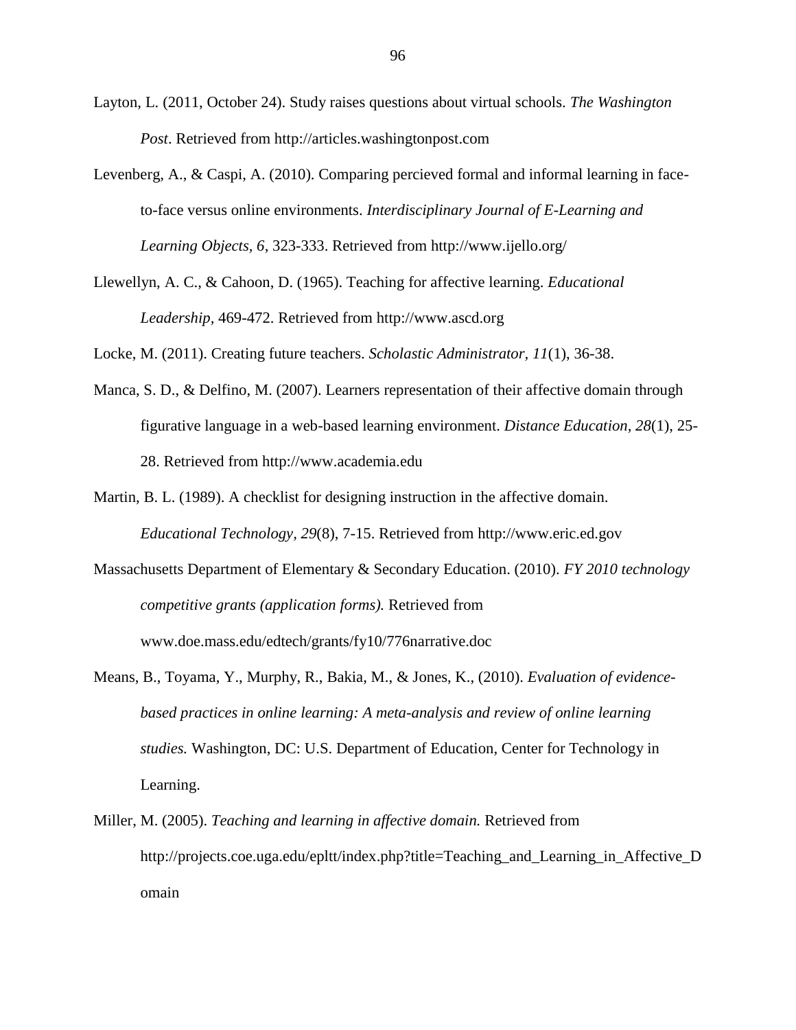Layton, L. (2011, October 24). Study raises questions about virtual schools. *The Washington Post*. Retrieved from http://articles.washingtonpost.com

Levenberg, A., & Caspi, A. (2010). Comparing percieved formal and informal learning in face-to-face versus online environments. *Interdisciplinary Journal of E-Learning and Learning Objects, 6*, 323-333. Retrieved from http://www.ijello.org/

Llewellyn, A. C., & Cahoon, D. (1965). Teaching for affective learning. *Educational Leadership*, 469-472. Retrieved from http://www.ascd.org

Locke, M. (2011). Creating future teachers. *Scholastic Administrator, 11*(1), 36-38.

Manca, S. D., & Delfino, M. (2007). Learners representation of their affective domain through figurative language in a web-based learning environment. *Distance Education, 28*(1), 25-28. Retrieved from http://www.academia.edu

Martin, B. L. (1989). A checklist for designing instruction in the affective domain. *Educational Technology, 29*(8), 7-15. Retrieved from http://www.eric.ed.gov

Massachusetts Department of Elementary & Secondary Education. (2010). *FY 2010 technology competitive grants (application forms).* Retrieved from www.doe.mass.edu/edtech/grants/fy10/776narrative.doc

Means, B., Toyama, Y., Murphy, R., Bakia, M., & Jones, K., (2010). *Evaluation of evidence-based practices in online learning: A meta-analysis and review of online learning studies.* Washington, DC: U.S. Department of Education, Center for Technology in Learning.

Miller, M. (2005). *Teaching and learning in affective domain.* Retrieved from http://projects.coe.uga.edu/epltt/index.php?title=Teaching_and_Learning_in_Affective_Domain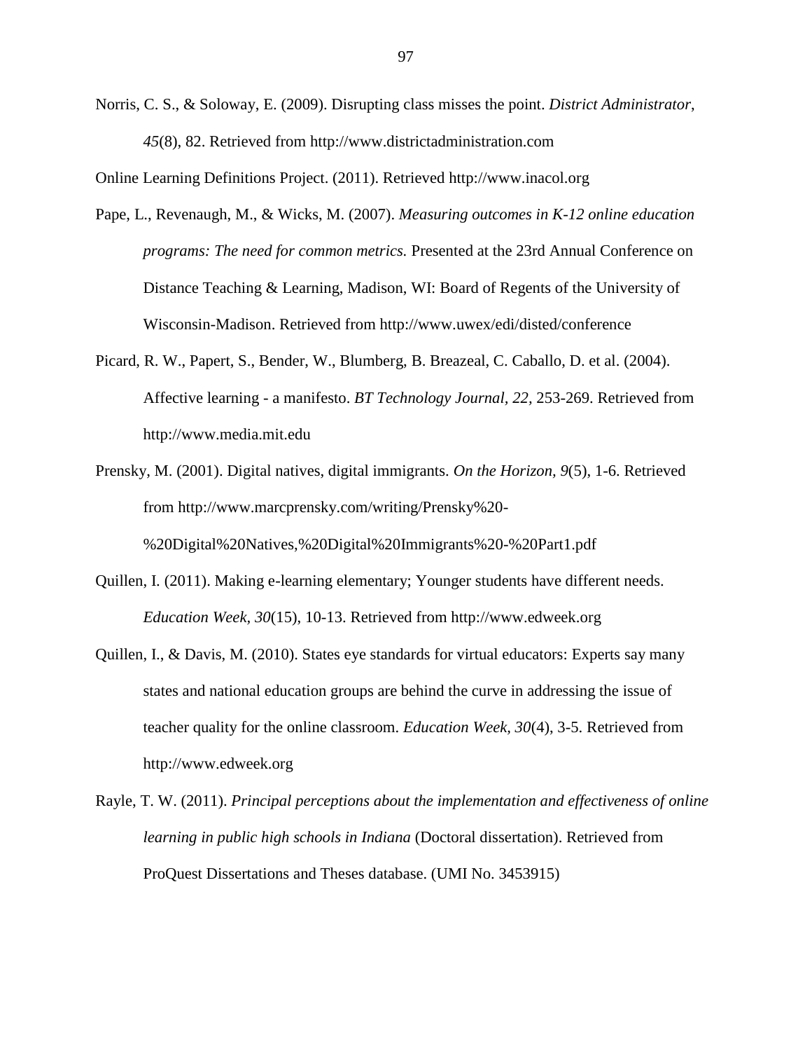Norris, C. S., & Soloway, E. (2009). Disrupting class misses the point. *District Administrator*, *45*(8), 82. Retrieved from http://www.districtadministration.com

Online Learning Definitions Project. (2011). Retrieved http://www.inacol.org

Pape, L., Revenaugh, M., & Wicks, M. (2007). *Measuring outcomes in K-12 online education programs: The need for common metrics.* Presented at the 23rd Annual Conference on Distance Teaching & Learning, Madison, WI: Board of Regents of the University of Wisconsin-Madison. Retrieved from http://www.uwex/edi/disted/conference

Picard, R. W., Papert, S., Bender, W., Blumberg, B. Breazeal, C. Caballo, D. et al. (2004). Affective learning - a manifesto. *BT Technology Journal, 22,* 253-269. Retrieved from http://www.media.mit.edu

Prensky, M. (2001). Digital natives, digital immigrants. *On the Horizon, 9*(5), 1-6. Retrieved from http://www.marcprensky.com/writing/Prensky%20-%20Digital%20Natives,%20Digital%20Immigrants%20-%20Part1.pdf

Quillen, I. (2011). Making e-learning elementary; Younger students have different needs. *Education Week, 30*(15), 10-13. Retrieved from http://www.edweek.org

Quillen, I., & Davis, M. (2010). States eye standards for virtual educators: Experts say many states and national education groups are behind the curve in addressing the issue of teacher quality for the online classroom. *Education Week, 30*(4), 3-5. Retrieved from http://www.edweek.org

Rayle, T. W. (2011). *Principal perceptions about the implementation and effectiveness of online learning in public high schools in Indiana* (Doctoral dissertation). Retrieved from ProQuest Dissertations and Theses database. (UMI No. 3453915)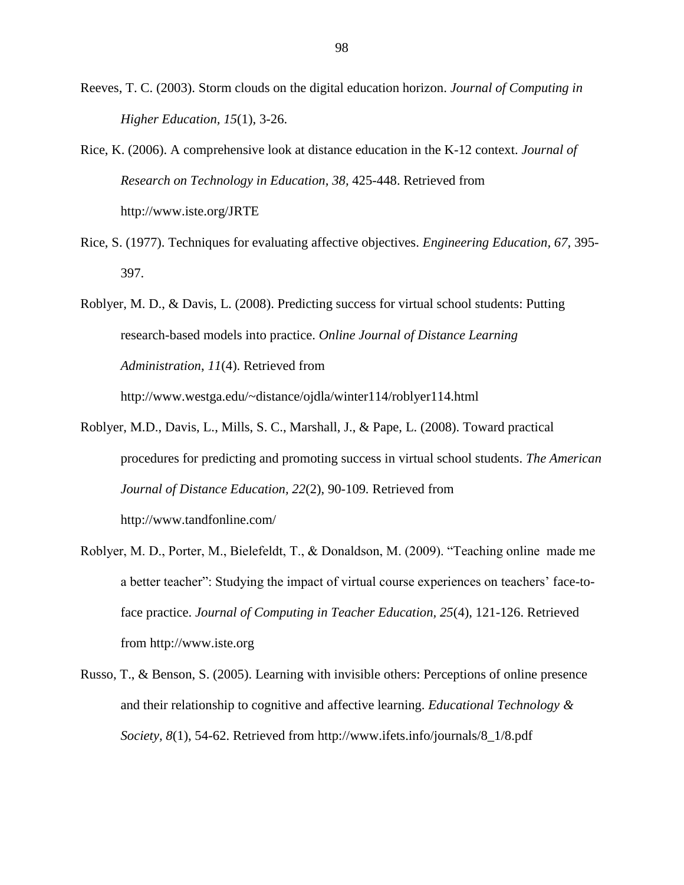Reeves, T. C. (2003). Storm clouds on the digital education horizon. *Journal of Computing in Higher Education, 15*(1), 3-26.

Rice, K. (2006). A comprehensive look at distance education in the K-12 context. *Journal of Research on Technology in Education*, *38,* 425-448. Retrieved from http://www.iste.org/JRTE

Rice, S. (1977). Techniques for evaluating affective objectives. *Engineering Education*, *67,* 395-397.

Roblyer, M. D., & Davis, L. (2008). Predicting success for virtual school students: Putting research-based models into practice. *Online Journal of Distance Learning Administration*, *11*(4). Retrieved from http://www.westga.edu/~distance/ojdla/winter114/roblyer114.html

Roblyer, M.D., Davis, L., Mills, S. C., Marshall, J., & Pape, L. (2008). Toward practical procedures for predicting and promoting success in virtual school students. *The American Journal of Distance Education, 22*(2), 90-109. Retrieved from http://www.tandfonline.com/

Roblyer, M. D., Porter, M., Bielefeldt, T., & Donaldson, M. (2009). "Teaching online made me a better teacher": Studying the impact of virtual course experiences on teachers' face-to-face practice. *Journal of Computing in Teacher Education*, *25*(4), 121-126. Retrieved from http://www.iste.org

Russo, T., & Benson, S. (2005). Learning with invisible others: Perceptions of online presence and their relationship to cognitive and affective learning. *Educational Technology & Society, 8*(1), 54-62. Retrieved from http://www.ifets.info/journals/8_1/8.pdf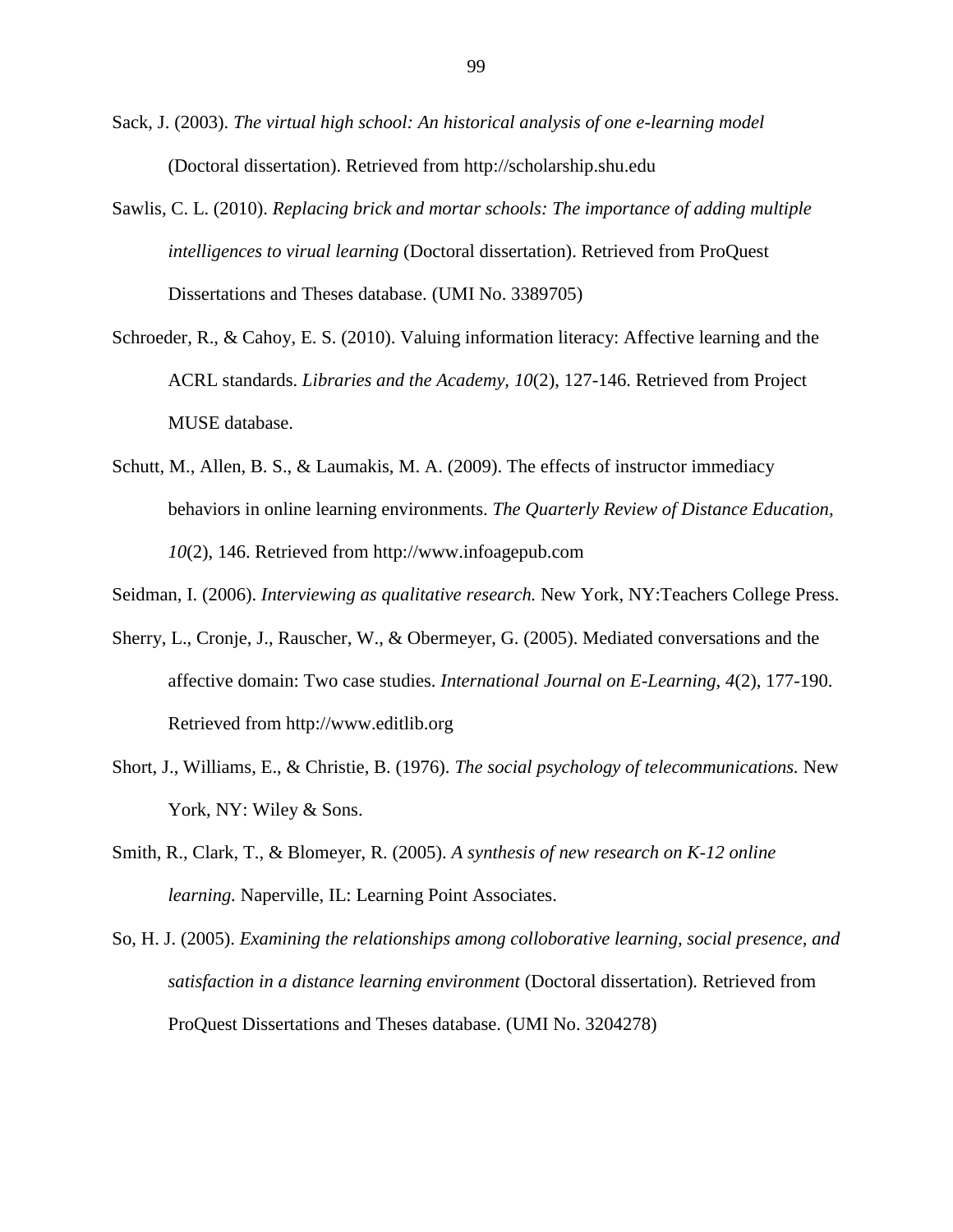Sack, J. (2003). *The virtual high school: An historical analysis of one e-learning model* (Doctoral dissertation). Retrieved from http://scholarship.shu.edu

Sawlis, C. L. (2010). *Replacing brick and mortar schools: The importance of adding multiple intelligences to virual learning* (Doctoral dissertation). Retrieved from ProQuest Dissertations and Theses database. (UMI No. 3389705)

Schroeder, R., & Cahoy, E. S. (2010). Valuing information literacy: Affective learning and the ACRL standards. *Libraries and the Academy, 10*(2), 127-146. Retrieved from Project MUSE database.

Schutt, M., Allen, B. S., & Laumakis, M. A. (2009). The effects of instructor immediacy behaviors in online learning environments. *The Quarterly Review of Distance Education, 10*(2), 146. Retrieved from http://www.infoagepub.com

Seidman, I. (2006). *Interviewing as qualitative research.* New York, NY:Teachers College Press.

Sherry, L., Cronje, J., Rauscher, W., & Obermeyer, G. (2005). Mediated conversations and the affective domain: Two case studies. *International Journal on E-Learning, 4*(2), 177-190. Retrieved from http://www.editlib.org

Short, J., Williams, E., & Christie, B. (1976). *The social psychology of telecommunications.* New York, NY: Wiley & Sons.

Smith, R., Clark, T., & Blomeyer, R. (2005). *A synthesis of new research on K-12 online learning.* Naperville, IL: Learning Point Associates.

So, H. J. (2005). *Examining the relationships among colloborative learning, social presence, and satisfaction in a distance learning environment* (Doctoral dissertation). Retrieved from ProQuest Dissertations and Theses database. (UMI No. 3204278)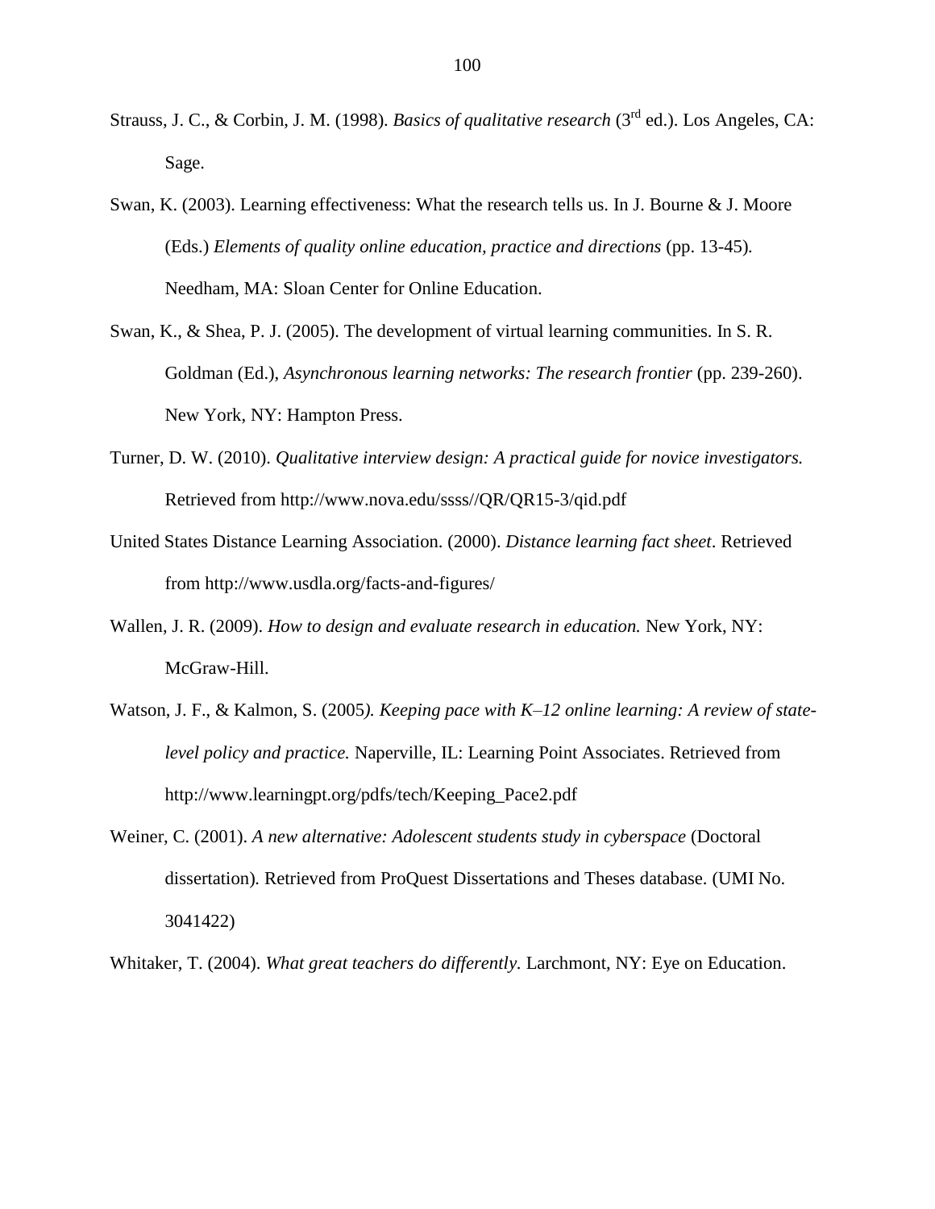Strauss, J. C., & Corbin, J. M. (1998). *Basics of qualitative research* (3rd ed.). Los Angeles, CA: Sage.

Swan, K. (2003). Learning effectiveness: What the research tells us. In J. Bourne & J. Moore (Eds.) *Elements of quality online education, practice and directions* (pp. 13-45). Needham, MA: Sloan Center for Online Education.

Swan, K., & Shea, P. J. (2005). The development of virtual learning communities. In S. R. Goldman (Ed.), *Asynchronous learning networks: The research frontier* (pp. 239-260). New York, NY: Hampton Press.

Turner, D. W. (2010). *Qualitative interview design: A practical guide for novice investigators.* Retrieved from http://www.nova.edu/ssss//QR/QR15-3/qid.pdf

United States Distance Learning Association. (2000). *Distance learning fact sheet*. Retrieved from http://www.usdla.org/facts-and-figures/

Wallen, J. R. (2009). *How to design and evaluate research in education.* New York, NY: McGraw-Hill.

Watson, J. F., & Kalmon, S. (2005*). Keeping pace with K–12 online learning: A review of state-level policy and practice.* Naperville, IL: Learning Point Associates. Retrieved from http://www.learningpt.org/pdfs/tech/Keeping_Pace2.pdf

Weiner, C. (2001). *A new alternative: Adolescent students study in cyberspace* (Doctoral dissertation)*.* Retrieved from ProQuest Dissertations and Theses database. (UMI No. 3041422)

Whitaker, T. (2004). *What great teachers do differently.* Larchmont, NY: Eye on Education.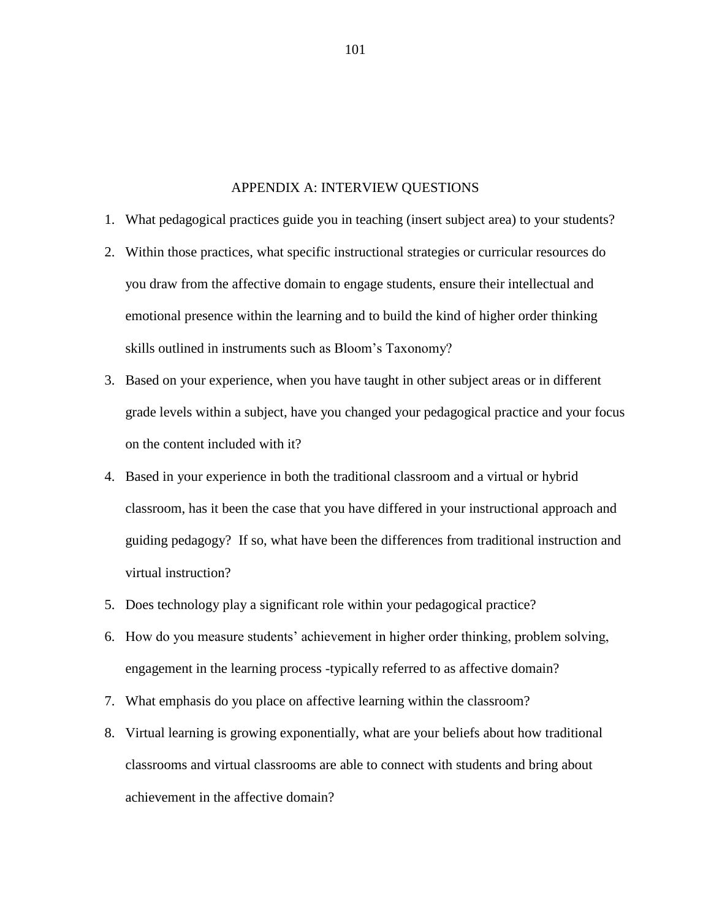# APPENDIX A: INTERVIEW QUESTIONS

1. What pedagogical practices guide you in teaching (insert subject area) to your students?
2. Within those practices, what specific instructional strategies or curricular resources do you draw from the affective domain to engage students, ensure their intellectual and emotional presence within the learning and to build the kind of higher order thinking skills outlined in instruments such as Bloom's Taxonomy?
3. Based on your experience, when you have taught in other subject areas or in different grade levels within a subject, have you changed your pedagogical practice and your focus on the content included with it?
4. Based in your experience in both the traditional classroom and a virtual or hybrid classroom, has it been the case that you have differed in your instructional approach and guiding pedagogy? If so, what have been the differences from traditional instruction and virtual instruction?
5. Does technology play a significant role within your pedagogical practice?
6. How do you measure students' achievement in higher order thinking, problem solving, engagement in the learning process -typically referred to as affective domain?
7. What emphasis do you place on affective learning within the classroom?
8. Virtual learning is growing exponentially, what are your beliefs about how traditional classrooms and virtual classrooms are able to connect with students and bring about achievement in the affective domain?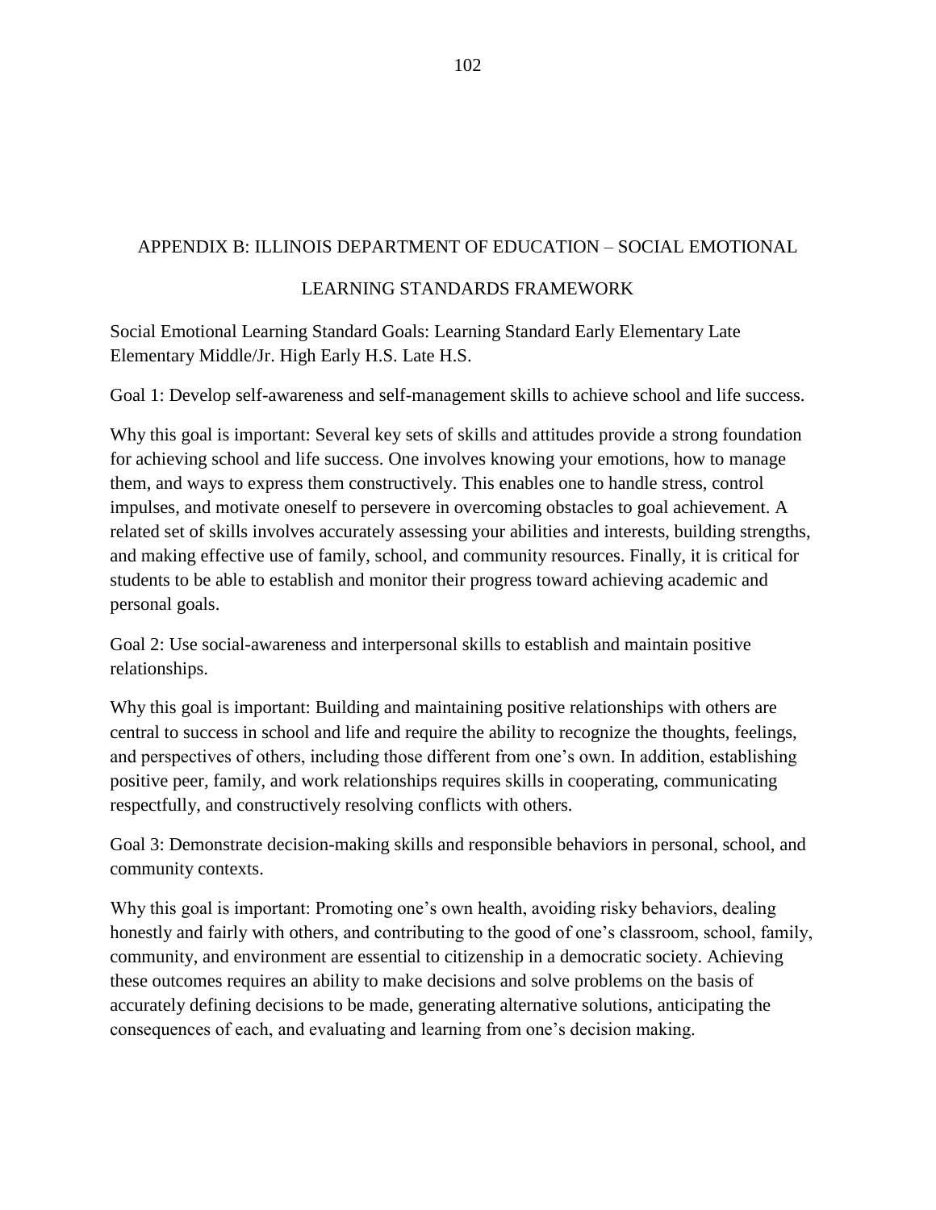## APPENDIX B: ILLINOIS DEPARTMENT OF EDUCATION – SOCIAL EMOTIONAL LEARNING STANDARDS FRAMEWORK

Social Emotional Learning Standard Goals: Learning Standard Early Elementary Late Elementary Middle/Jr. High Early H.S. Late H.S.

Goal 1: Develop self-awareness and self-management skills to achieve school and life success.

Why this goal is important: Several key sets of skills and attitudes provide a strong foundation for achieving school and life success. One involves knowing your emotions, how to manage them, and ways to express them constructively. This enables one to handle stress, control impulses, and motivate oneself to persevere in overcoming obstacles to goal achievement. A related set of skills involves accurately assessing your abilities and interests, building strengths, and making effective use of family, school, and community resources. Finally, it is critical for students to be able to establish and monitor their progress toward achieving academic and personal goals.

Goal 2: Use social-awareness and interpersonal skills to establish and maintain positive relationships.

Why this goal is important: Building and maintaining positive relationships with others are central to success in school and life and require the ability to recognize the thoughts, feelings, and perspectives of others, including those different from one's own. In addition, establishing positive peer, family, and work relationships requires skills in cooperating, communicating respectfully, and constructively resolving conflicts with others.

Goal 3: Demonstrate decision-making skills and responsible behaviors in personal, school, and community contexts.

Why this goal is important: Promoting one's own health, avoiding risky behaviors, dealing honestly and fairly with others, and contributing to the good of one's classroom, school, family, community, and environment are essential to citizenship in a democratic society. Achieving these outcomes requires an ability to make decisions and solve problems on the basis of accurately defining decisions to be made, generating alternative solutions, anticipating the consequences of each, and evaluating and learning from one's decision making.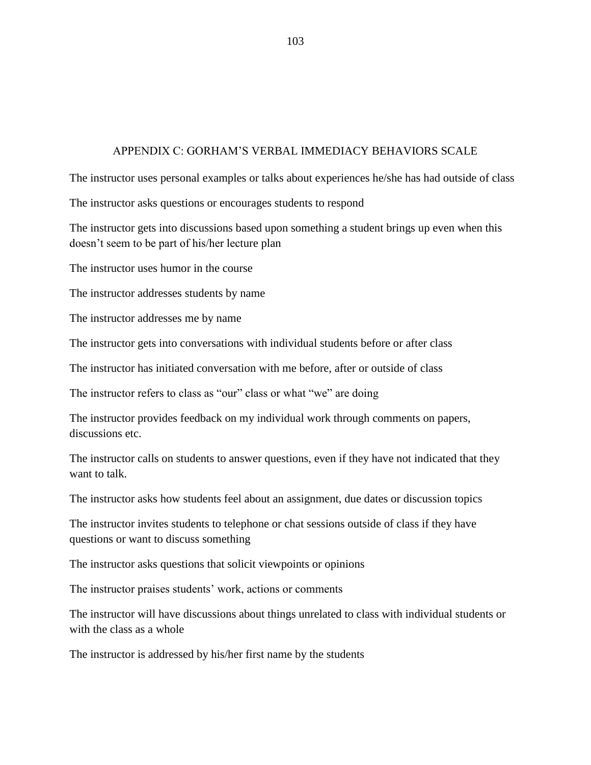## APPENDIX C: GORHAM'S VERBAL IMMEDIACY BEHAVIORS SCALE

The instructor uses personal examples or talks about experiences he/she has had outside of class

The instructor asks questions or encourages students to respond

The instructor gets into discussions based upon something a student brings up even when this doesn't seem to be part of his/her lecture plan

The instructor uses humor in the course

The instructor addresses students by name

The instructor addresses me by name

The instructor gets into conversations with individual students before or after class

The instructor has initiated conversation with me before, after or outside of class

The instructor refers to class as "our" class or what "we" are doing

The instructor provides feedback on my individual work through comments on papers, discussions etc.

The instructor calls on students to answer questions, even if they have not indicated that they want to talk.

The instructor asks how students feel about an assignment, due dates or discussion topics

The instructor invites students to telephone or chat sessions outside of class if they have questions or want to discuss something

The instructor asks questions that solicit viewpoints or opinions

The instructor praises students' work, actions or comments

The instructor will have discussions about things unrelated to class with individual students or with the class as a whole

The instructor is addressed by his/her first name by the students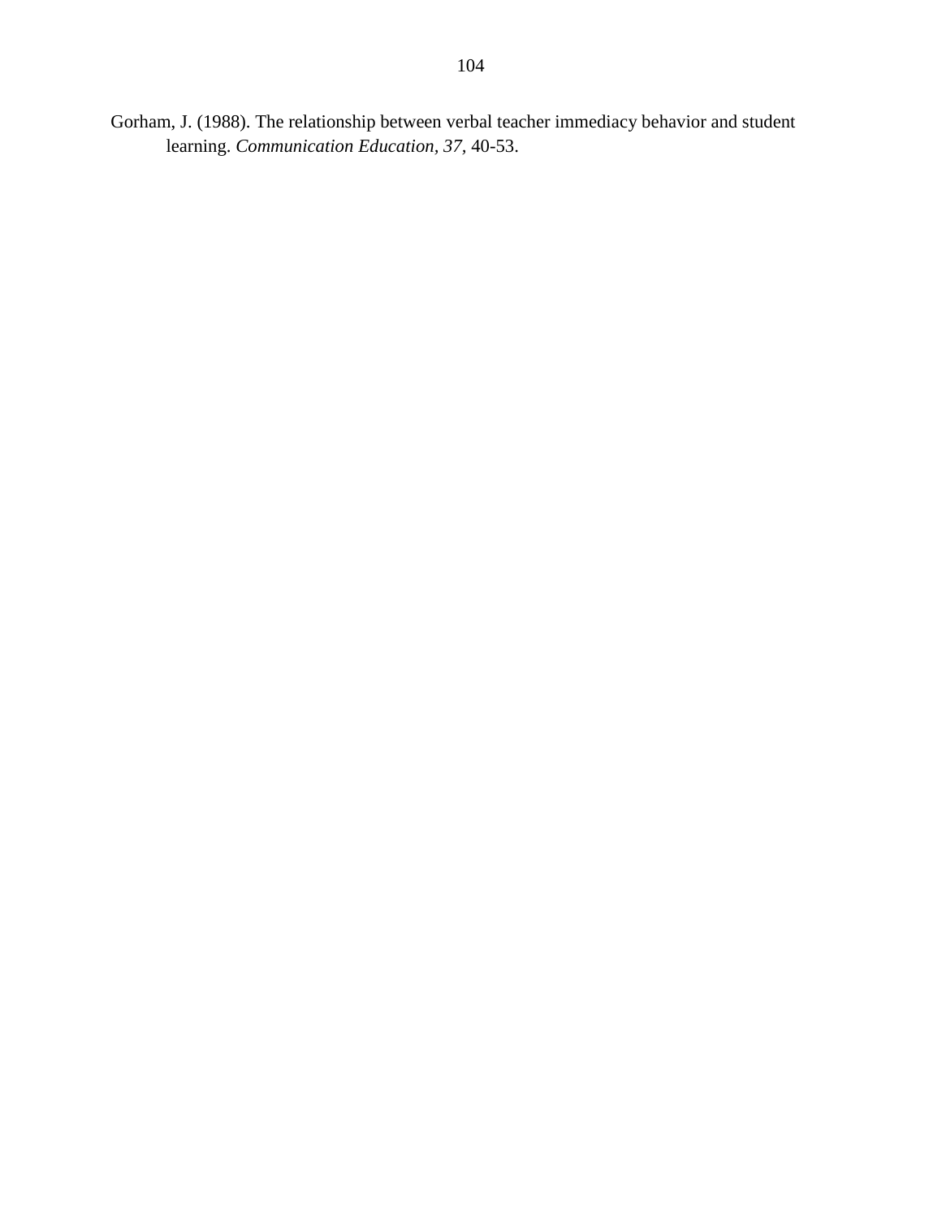Gorham, J. (1988). The relationship between verbal teacher immediacy behavior and student learning. *Communication Education, 37,* 40-53.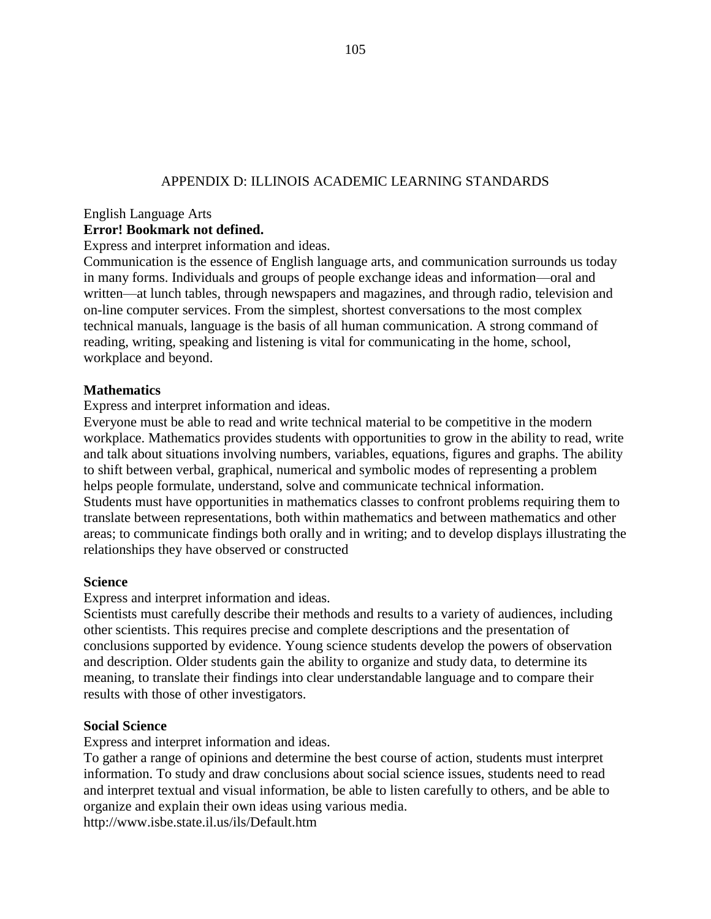# APPENDIX D: ILLINOIS ACADEMIC LEARNING STANDARDS

English Language Arts

**Error! Bookmark not defined.**

Express and interpret information and ideas.

Communication is the essence of English language arts, and communication surrounds us today in many forms. Individuals and groups of people exchange ideas and information—oral and written—at lunch tables, through newspapers and magazines, and through radio, television and on-line computer services. From the simplest, shortest conversations to the most complex technical manuals, language is the basis of all human communication. A strong command of reading, writing, speaking and listening is vital for communicating in the home, school, workplace and beyond.

**Mathematics**

Express and interpret information and ideas.

Everyone must be able to read and write technical material to be competitive in the modern workplace. Mathematics provides students with opportunities to grow in the ability to read, write and talk about situations involving numbers, variables, equations, figures and graphs. The ability to shift between verbal, graphical, numerical and symbolic modes of representing a problem helps people formulate, understand, solve and communicate technical information.

Students must have opportunities in mathematics classes to confront problems requiring them to translate between representations, both within mathematics and between mathematics and other areas; to communicate findings both orally and in writing; and to develop displays illustrating the relationships they have observed or constructed

**Science**

Express and interpret information and ideas.

Scientists must carefully describe their methods and results to a variety of audiences, including other scientists. This requires precise and complete descriptions and the presentation of conclusions supported by evidence. Young science students develop the powers of observation and description. Older students gain the ability to organize and study data, to determine its meaning, to translate their findings into clear understandable language and to compare their results with those of other investigators.

**Social Science**

Express and interpret information and ideas.

To gather a range of opinions and determine the best course of action, students must interpret information. To study and draw conclusions about social science issues, students need to read and interpret textual and visual information, be able to listen carefully to others, and be able to organize and explain their own ideas using various media.

http://www.isbe.state.il.us/ils/Default.htm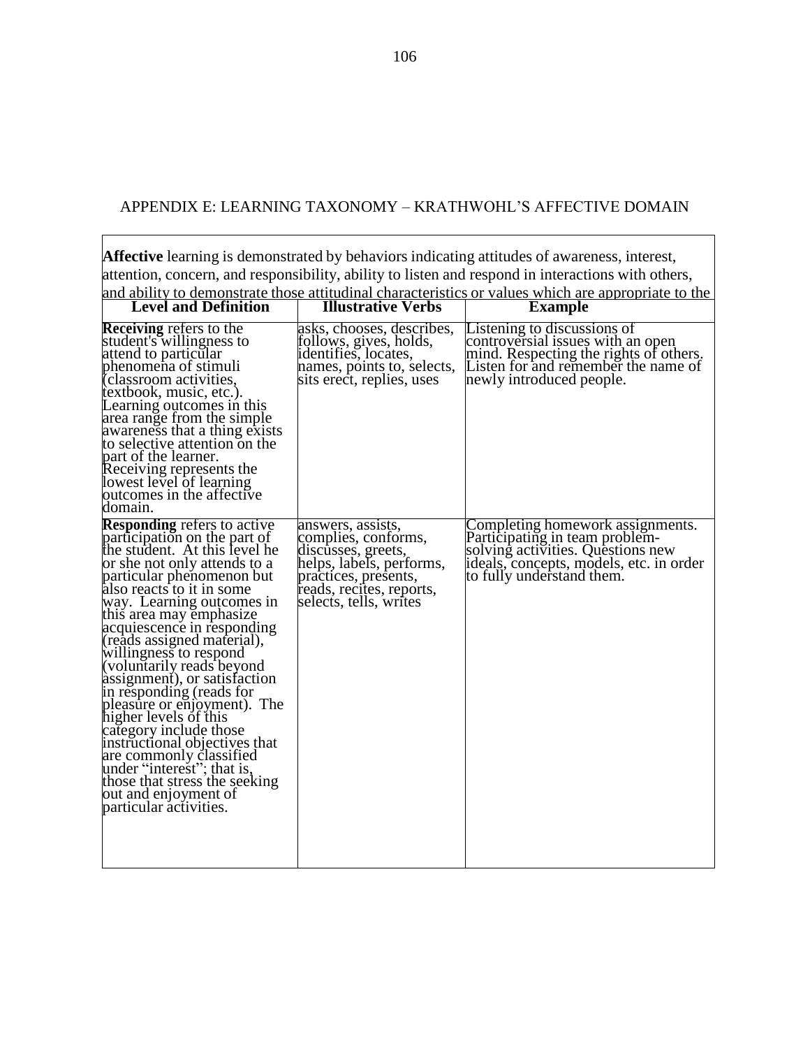## APPENDIX E: LEARNING TAXONOMY – KRATHWOHL'S AFFECTIVE DOMAIN

**Affective** learning is demonstrated by behaviors indicating attitudes of awareness, interest, attention, concern, and responsibility, ability to listen and respond in interactions with others, and ability to demonstrate those attitudinal characteristics or values which are appropriate to the

| Level and Definition | Illustrative Verbs | Example |
|---|---|---|
| **Receiving** refers to the student's willingness to attend to particular phenomena of stimuli (classroom activities, textbook, music, etc.). Learning outcomes in this area range from the simple awareness that a thing exists to selective attention on the part of the learner. Receiving represents the lowest level of learning outcomes in the affective domain. | asks, chooses, describes, follows, gives, holds, identifies, locates, names, points to, selects, sits erect, replies, uses | Listening to discussions of controversial issues with an open mind. Respecting the rights of others. Listen for and remember the name of newly introduced people. |
| **Responding** refers to active participation on the part of the student. At this level he or she not only attends to a particular phenomenon but also reacts to it in some way. Learning outcomes in this area may emphasize acquiescence in responding (reads assigned material), willingness to respond (voluntarily reads beyond assignment), or satisfaction in responding (reads for pleasure or enjoyment). The higher levels of this category include those instructional objectives that are commonly classified under "interest"; that is, those that stress the seeking out and enjoyment of particular activities. | answers, assists, complies, conforms, discusses, greets, helps, labels, performs, practices, presents, reads, recites, reports, selects, tells, writes | Completing homework assignments. Participating in team problem-solving activities. Questions new ideals, concepts, models, etc. in order to fully understand them. |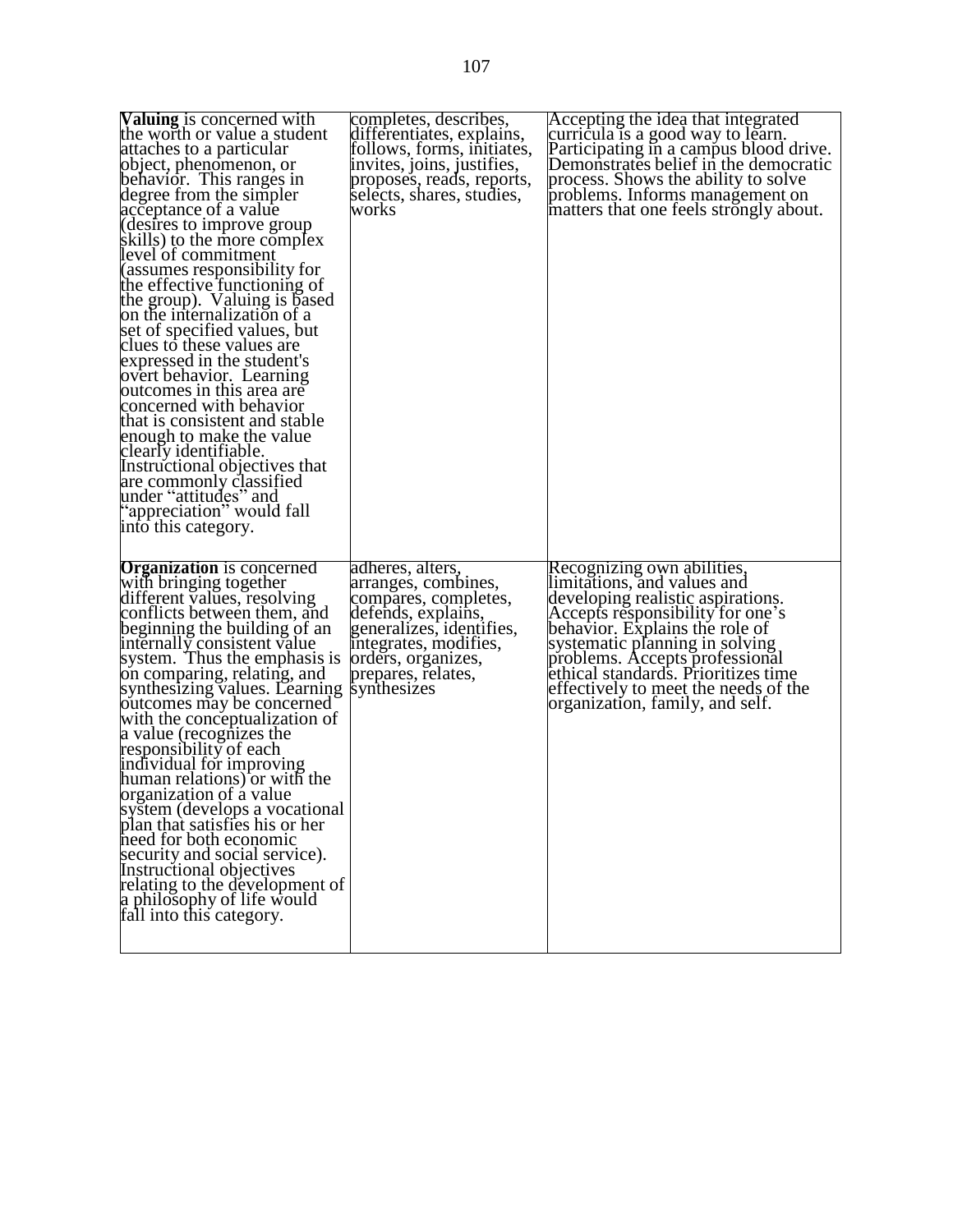| | | |
|---|---|---|
| **Valuing** is concerned with the worth or value a student attaches to a particular object, phenomenon, or behavior. This ranges in degree from the simpler acceptance of a value (desires to improve group skills) to the more complex level of commitment (assumes responsibility for the effective functioning of the group). Valuing is based on the internalization of a set of specified values, but clues to these values are expressed in the student's overt behavior. Learning outcomes in this area are concerned with behavior that is consistent and stable enough to make the value clearly identifiable. Instructional objectives that are commonly classified under "attitudes" and "appreciation" would fall into this category. | completes, describes, differentiates, explains, follows, forms, initiates, invites, joins, justifies, proposes, reads, reports, selects, shares, studies, works | Accepting the idea that integrated curricula is a good way to learn. Participating in a campus blood drive. Demonstrates belief in the democratic process. Shows the ability to solve problems. Informs management on matters that one feels strongly about. |
| **Organization** is concerned with bringing together different values, resolving conflicts between them, and beginning the building of an internally consistent value system. Thus the emphasis is on comparing, relating, and synthesizing values. Learning outcomes may be concerned with the conceptualization of a value (recognizes the responsibility of each individual for improving human relations) or with the organization of a value system (develops a vocational plan that satisfies his or her need for both economic security and social service). Instructional objectives relating to the development of a philosophy of life would fall into this category. | adheres, alters, arranges, combines, compares, completes, defends, explains, generalizes, identifies, integrates, modifies, orders, organizes, prepares, relates, synthesizes | Recognizing own abilities, limitations, and values and developing realistic aspirations. Accepts responsibility for one's behavior. Explains the role of systematic planning in solving problems. Accepts professional ethical standards. Prioritizes time effectively to meet the needs of the organization, family, and self. |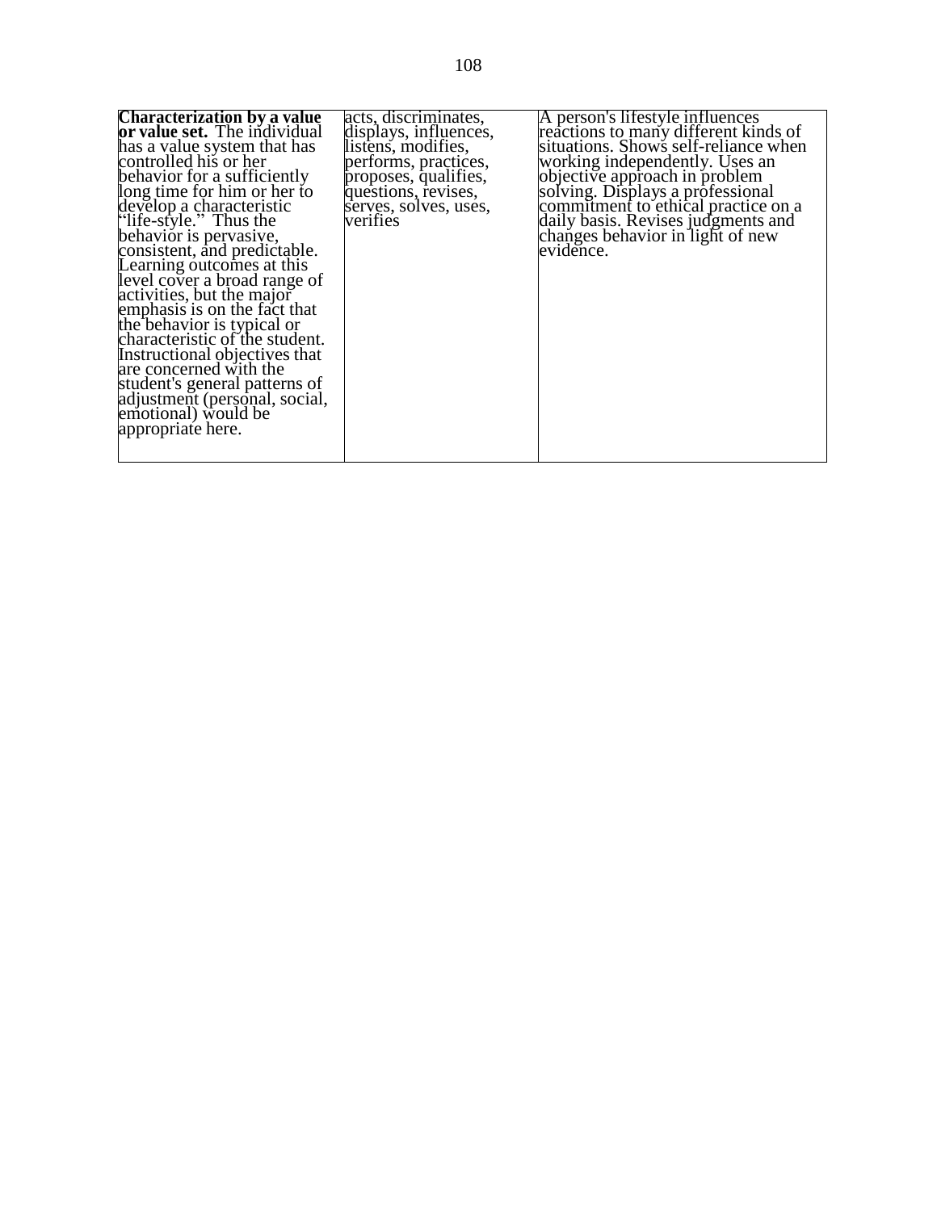| **Characterization by a value or value set.** The individual has a value system that has controlled his or her behavior for a sufficiently long time for him or her to develop a characteristic "life-style." Thus the behavior is pervasive, consistent, and predictable. Learning outcomes at this level cover a broad range of activities, but the major emphasis is on the fact that the behavior is typical or characteristic of the student. Instructional objectives that are concerned with the student's general patterns of adjustment (personal, social, emotional) would be appropriate here. | acts, discriminates, displays, influences, listens, modifies, performs, practices, proposes, qualifies, questions, revises, serves, solves, uses, verifies | A person's lifestyle influences reactions to many different kinds of situations. Shows self-reliance when working independently. Uses an objective approach in problem solving. Displays a professional commitment to ethical practice on a daily basis. Revises judgments and changes behavior in light of new evidence. |
|---|---|---|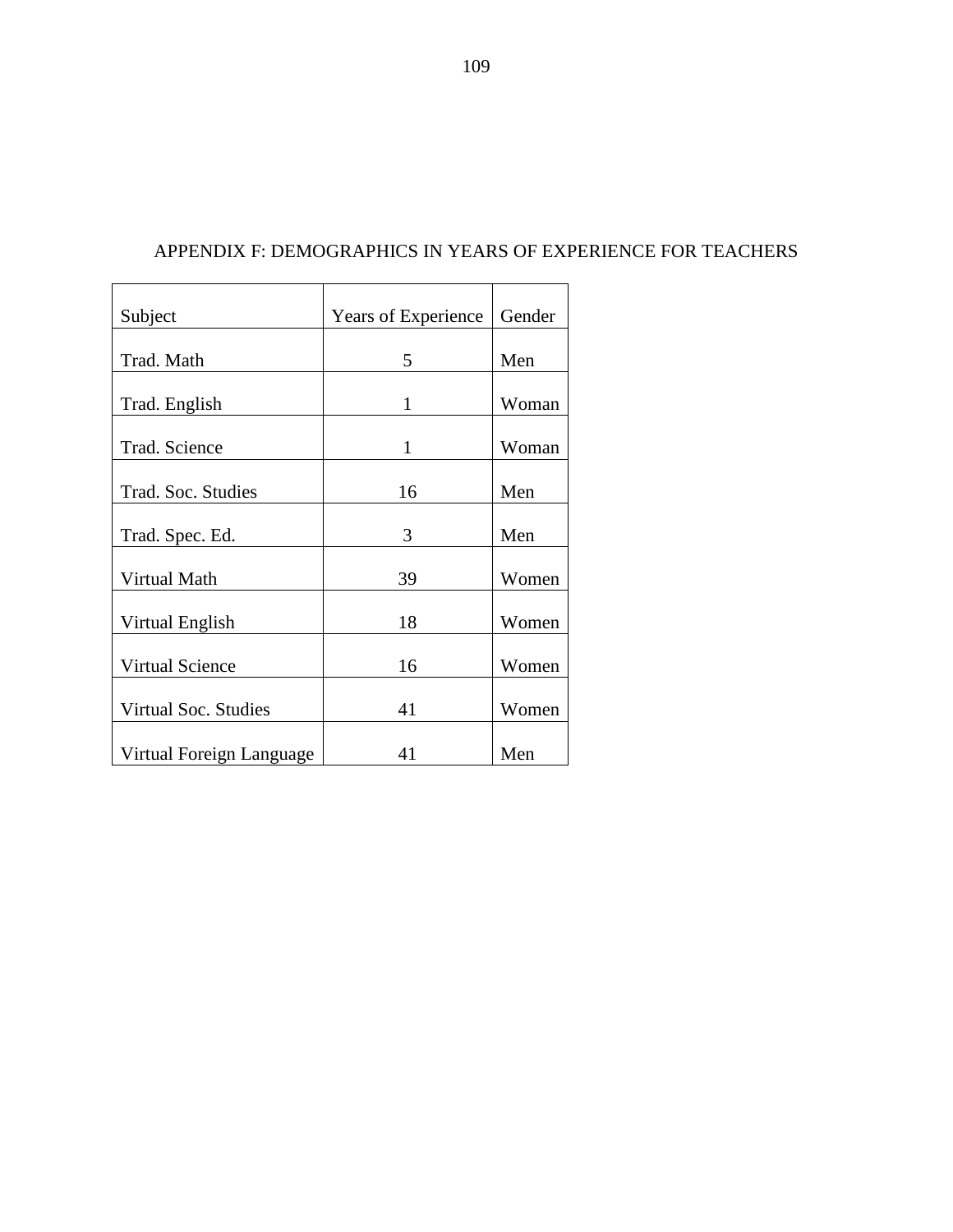# APPENDIX F: DEMOGRAPHICS IN YEARS OF EXPERIENCE FOR TEACHERS

| Subject | Years of Experience | Gender |
|---|---|---|
| Trad. Math | 5 | Men |
| Trad. English | 1 | Woman |
| Trad. Science | 1 | Woman |
| Trad. Soc. Studies | 16 | Men |
| Trad. Spec. Ed. | 3 | Men |
| Virtual Math | 39 | Women |
| Virtual English | 18 | Women |
| Virtual Science | 16 | Women |
| Virtual Soc. Studies | 41 | Women |
| Virtual Foreign Language | 41 | Men |